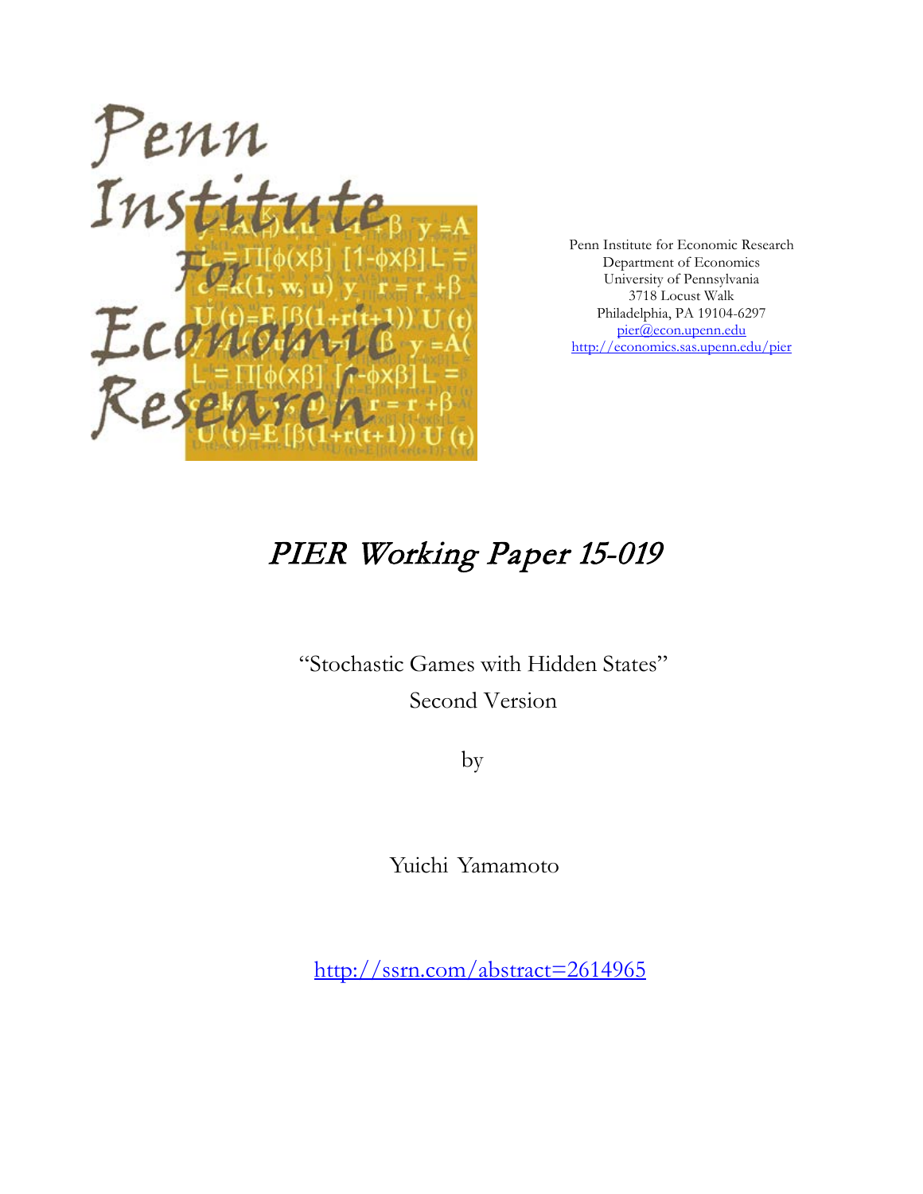Penn Institute for Economic Research
Department of Economics
University of Pennsylvania
3718 Locust Walk
Philadelphia, PA 19104-6297
pier@econ.upenn.edu
http://economics.sas.upenn.edu/pier

# PIER Working Paper 15-019

"Stochastic Games with Hidden States"
Second Version

by

Yuichi Yamamoto

http://ssrn.com/abstract=2614965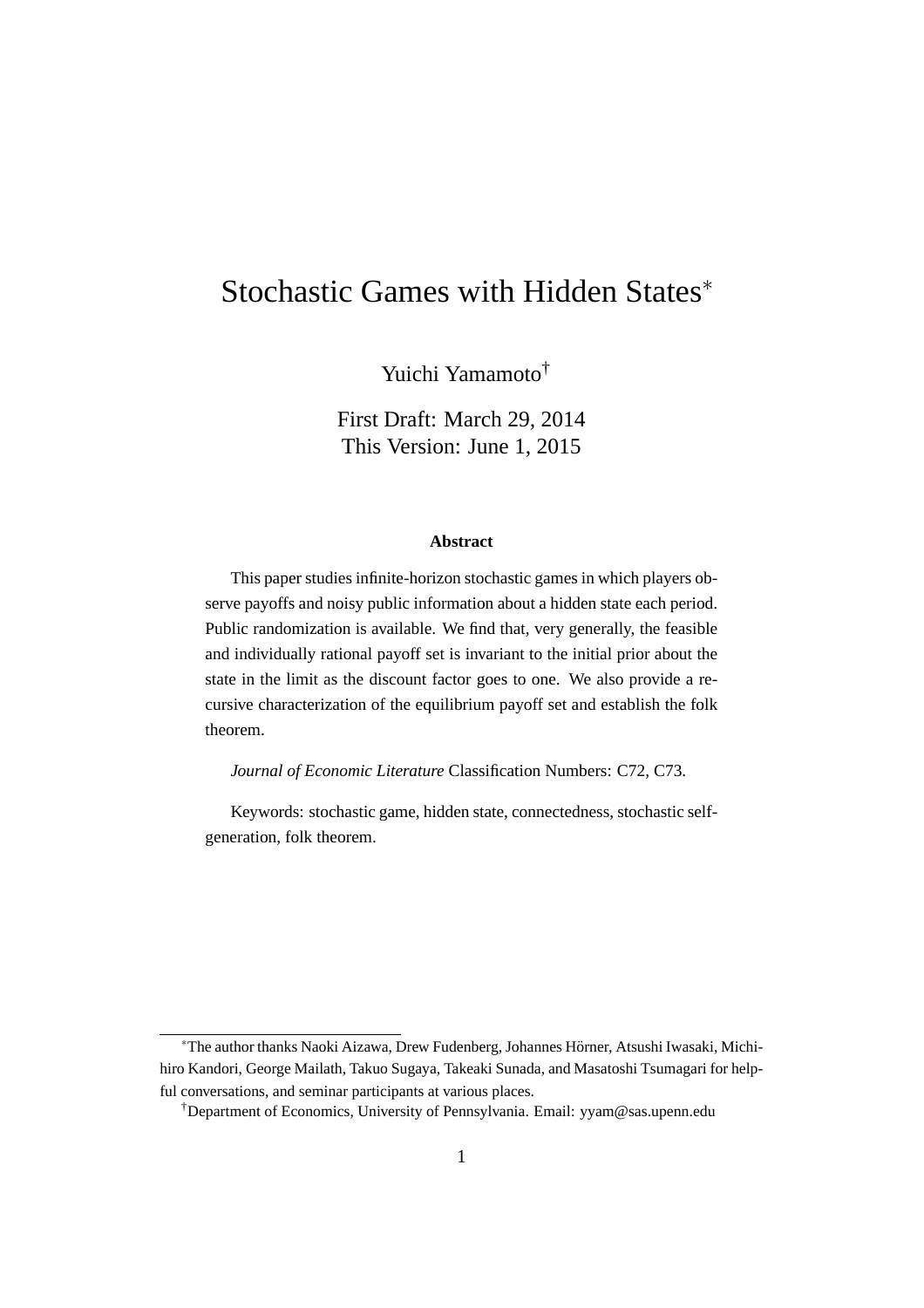# Stochastic Games with Hidden States*

Yuichi Yamamoto†

First Draft: March 29, 2014
This Version: June 1, 2015

**Abstract**

This paper studies infinite-horizon stochastic games in which players observe payoffs and noisy public information about a hidden state each period. Public randomization is available. We find that, very generally, the feasible and individually rational payoff set is invariant to the initial prior about the state in the limit as the discount factor goes to one. We also provide a recursive characterization of the equilibrium payoff set and establish the folk theorem.

*Journal of Economic Literature* Classification Numbers: C72, C73.

Keywords: stochastic game, hidden state, connectedness, stochastic self-generation, folk theorem.

---

*The author thanks Naoki Aizawa, Drew Fudenberg, Johannes Hörner, Atsushi Iwasaki, Michihiro Kandori, George Mailath, Takuo Sugaya, Takeaki Sunada, and Masatoshi Tsumagari for helpful conversations, and seminar participants at various places.

†Department of Economics, University of Pennsylvania. Email: yyam@sas.upenn.edu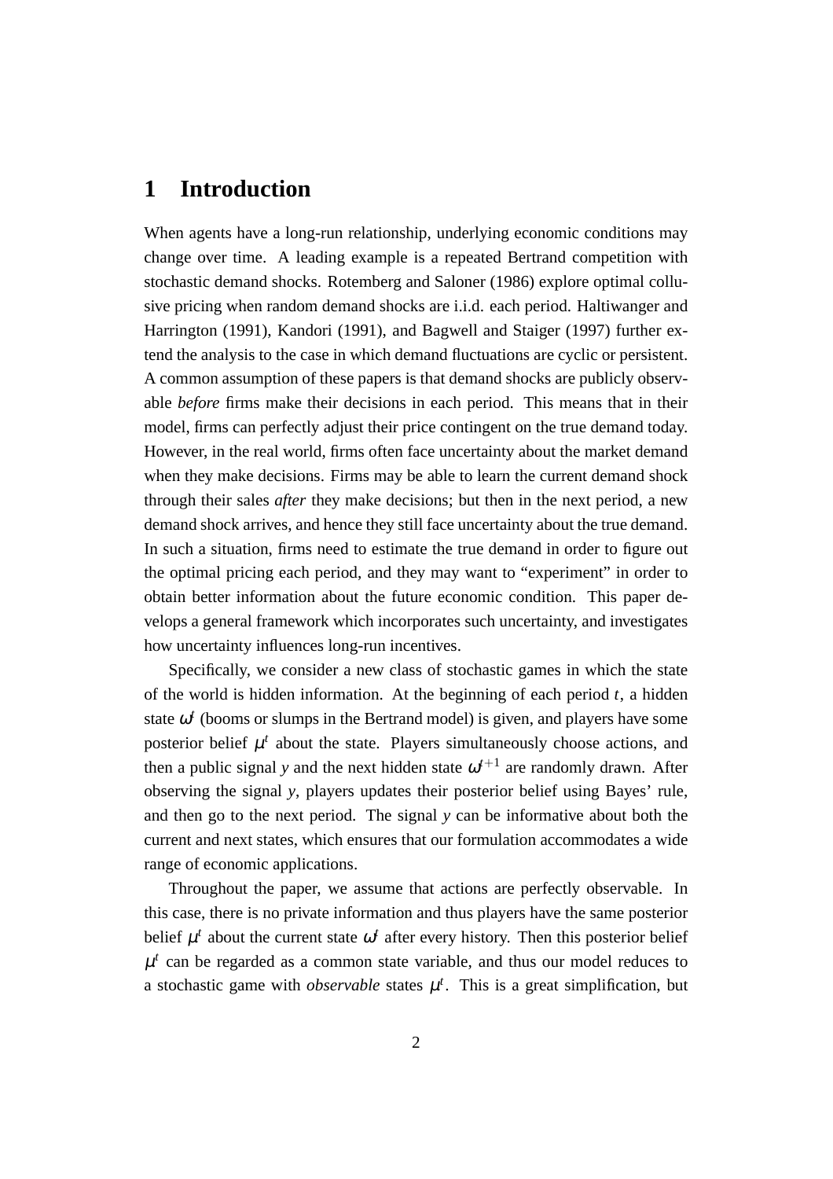# 1 Introduction

When agents have a long-run relationship, underlying economic conditions may change over time. A leading example is a repeated Bertrand competition with stochastic demand shocks. Rotemberg and Saloner (1986) explore optimal collusive pricing when random demand shocks are i.i.d. each period. Haltiwanger and Harrington (1991), Kandori (1991), and Bagwell and Staiger (1997) further extend the analysis to the case in which demand fluctuations are cyclic or persistent. A common assumption of these papers is that demand shocks are publicly observable *before* firms make their decisions in each period. This means that in their model, firms can perfectly adjust their price contingent on the true demand today. However, in the real world, firms often face uncertainty about the market demand when they make decisions. Firms may be able to learn the current demand shock through their sales *after* they make decisions; but then in the next period, a new demand shock arrives, and hence they still face uncertainty about the true demand. In such a situation, firms need to estimate the true demand in order to figure out the optimal pricing each period, and they may want to "experiment" in order to obtain better information about the future economic condition. This paper develops a general framework which incorporates such uncertainty, and investigates how uncertainty influences long-run incentives.

Specifically, we consider a new class of stochastic games in which the state of the world is hidden information. At the beginning of each period $t$, a hidden state $\omega^t$ (booms or slumps in the Bertrand model) is given, and players have some posterior belief $\mu^t$ about the state. Players simultaneously choose actions, and then a public signal $y$ and the next hidden state $\omega^{t+1}$ are randomly drawn. After observing the signal $y$, players updates their posterior belief using Bayes' rule, and then go to the next period. The signal $y$ can be informative about both the current and next states, which ensures that our formulation accommodates a wide range of economic applications.

Throughout the paper, we assume that actions are perfectly observable. In this case, there is no private information and thus players have the same posterior belief $\mu^t$ about the current state $\omega^t$ after every history. Then this posterior belief $\mu^t$ can be regarded as a common state variable, and thus our model reduces to a stochastic game with *observable* states $\mu^t$. This is a great simplification, but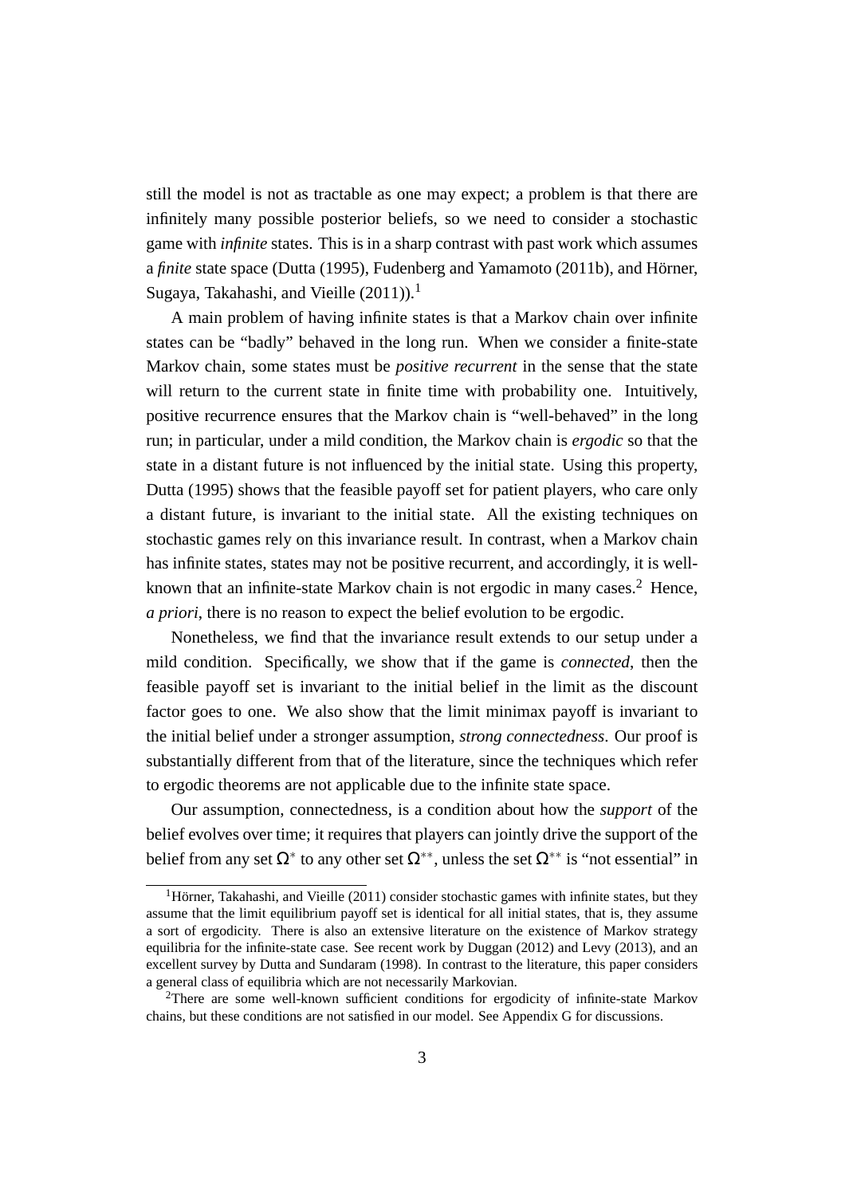still the model is not as tractable as one may expect; a problem is that there are infinitely many possible posterior beliefs, so we need to consider a stochastic game with *infinite* states. This is in a sharp contrast with past work which assumes a *finite* state space (Dutta (1995), Fudenberg and Yamamoto (2011b), and Hörner, Sugaya, Takahashi, and Vieille (2011)).[1]

A main problem of having infinite states is that a Markov chain over infinite states can be "badly" behaved in the long run. When we consider a finite-state Markov chain, some states must be *positive recurrent* in the sense that the state will return to the current state in finite time with probability one. Intuitively, positive recurrence ensures that the Markov chain is "well-behaved" in the long run; in particular, under a mild condition, the Markov chain is *ergodic* so that the state in a distant future is not influenced by the initial state. Using this property, Dutta (1995) shows that the feasible payoff set for patient players, who care only a distant future, is invariant to the initial state. All the existing techniques on stochastic games rely on this invariance result. In contrast, when a Markov chain has infinite states, states may not be positive recurrent, and accordingly, it is well-known that an infinite-state Markov chain is not ergodic in many cases.[2] Hence, *a priori*, there is no reason to expect the belief evolution to be ergodic.

Nonetheless, we find that the invariance result extends to our setup under a mild condition. Specifically, we show that if the game is *connected*, then the feasible payoff set is invariant to the initial belief in the limit as the discount factor goes to one. We also show that the limit minimax payoff is invariant to the initial belief under a stronger assumption, *strong connectedness*. Our proof is substantially different from that of the literature, since the techniques which refer to ergodic theorems are not applicable due to the infinite state space.

Our assumption, connectedness, is a condition about how the *support* of the belief evolves over time; it requires that players can jointly drive the support of the belief from any set $\Omega^*$ to any other set $\Omega^{**}$, unless the set $\Omega^{**}$ is "not essential" in

[1] Hörner, Takahashi, and Vieille (2011) consider stochastic games with infinite states, but they assume that the limit equilibrium payoff set is identical for all initial states, that is, they assume a sort of ergodicity. There is also an extensive literature on the existence of Markov strategy equilibria for the infinite-state case. See recent work by Duggan (2012) and Levy (2013), and an excellent survey by Dutta and Sundaram (1998). In contrast to the literature, this paper considers a general class of equilibria which are not necessarily Markovian.

[2] There are some well-known sufficient conditions for ergodicity of infinite-state Markov chains, but these conditions are not satisfied in our model. See Appendix G for discussions.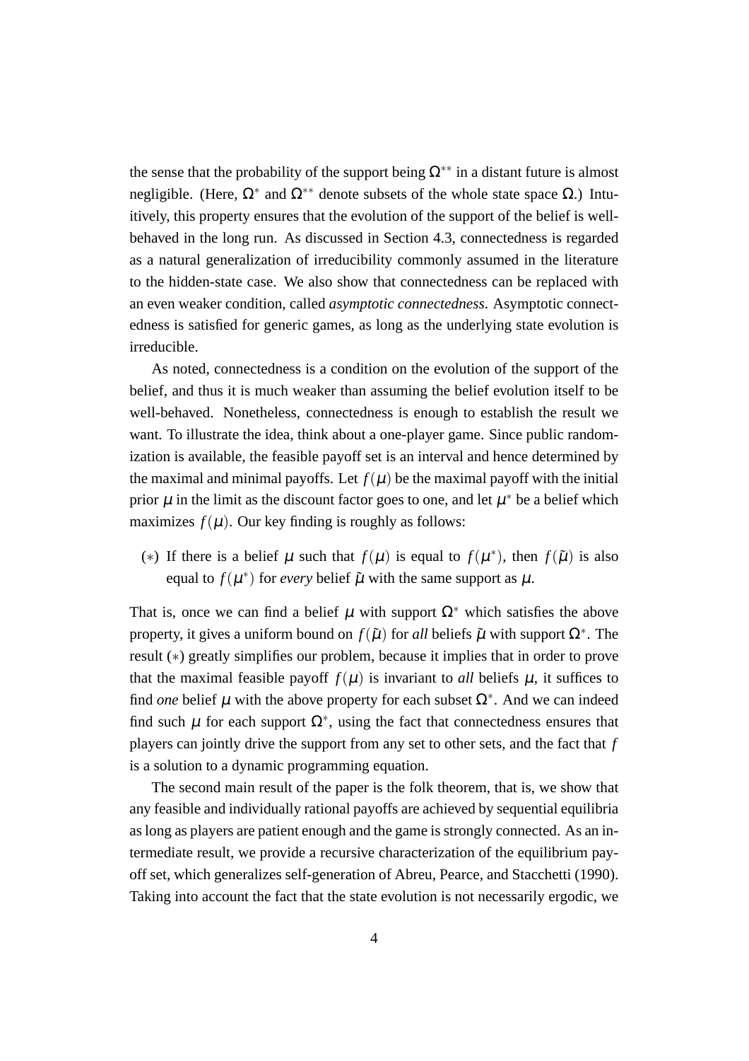the sense that the probability of the support being $\Omega^{**}$ in a distant future is almost negligible. (Here, $\Omega^*$ and $\Omega^{**}$ denote subsets of the whole state space $\Omega$.) Intuitively, this property ensures that the evolution of the support of the belief is well-behaved in the long run. As discussed in Section 4.3, connectedness is regarded as a natural generalization of irreducibility commonly assumed in the literature to the hidden-state case. We also show that connectedness can be replaced with an even weaker condition, called *asymptotic connectedness*. Asymptotic connectedness is satisfied for generic games, as long as the underlying state evolution is irreducible.

As noted, connectedness is a condition on the evolution of the support of the belief, and thus it is much weaker than assuming the belief evolution itself to be well-behaved. Nonetheless, connectedness is enough to establish the result we want. To illustrate the idea, think about a one-player game. Since public randomization is available, the feasible payoff set is an interval and hence determined by the maximal and minimal payoffs. Let $f(\mu)$ be the maximal payoff with the initial prior $\mu$ in the limit as the discount factor goes to one, and let $\mu^*$ be a belief which maximizes $f(\mu)$. Our key finding is roughly as follows:

($*$) If there is a belief $\mu$ such that $f(\mu)$ is equal to $f(\mu^*)$, then $f(\tilde{\mu})$ is also equal to $f(\mu^*)$ for *every* belief $\tilde{\mu}$ with the same support as $\mu$.

That is, once we can find a belief $\mu$ with support $\Omega^*$ which satisfies the above property, it gives a uniform bound on $f(\tilde{\mu})$ for *all* beliefs $\tilde{\mu}$ with support $\Omega^*$. The result ($*$) greatly simplifies our problem, because it implies that in order to prove that the maximal feasible payoff $f(\mu)$ is invariant to *all* beliefs $\mu$, it suffices to find *one* belief $\mu$ with the above property for each subset $\Omega^*$. And we can indeed find such $\mu$ for each support $\Omega^*$, using the fact that connectedness ensures that players can jointly drive the support from any set to other sets, and the fact that $f$ is a solution to a dynamic programming equation.

The second main result of the paper is the folk theorem, that is, we show that any feasible and individually rational payoffs are achieved by sequential equilibria as long as players are patient enough and the game is strongly connected. As an intermediate result, we provide a recursive characterization of the equilibrium payoff set, which generalizes self-generation of Abreu, Pearce, and Stacchetti (1990). Taking into account the fact that the state evolution is not necessarily ergodic, we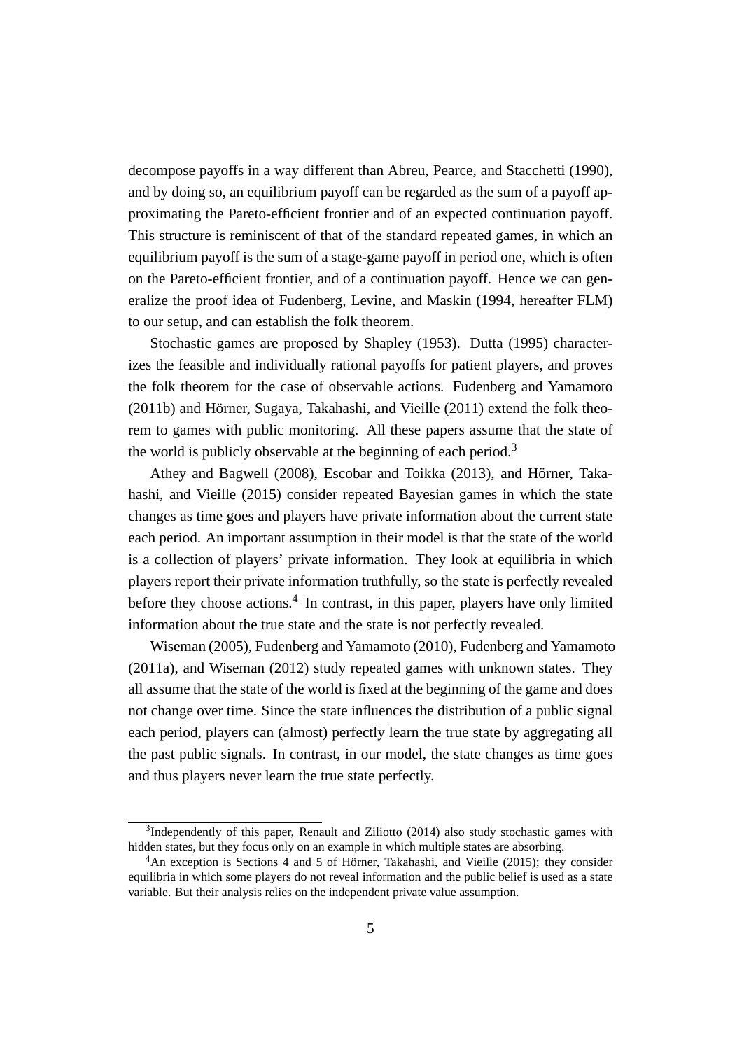decompose payoffs in a way different than Abreu, Pearce, and Stacchetti (1990), and by doing so, an equilibrium payoff can be regarded as the sum of a payoff approximating the Pareto-efficient frontier and of an expected continuation payoff. This structure is reminiscent of that of the standard repeated games, in which an equilibrium payoff is the sum of a stage-game payoff in period one, which is often on the Pareto-efficient frontier, and of a continuation payoff. Hence we can generalize the proof idea of Fudenberg, Levine, and Maskin (1994, hereafter FLM) to our setup, and can establish the folk theorem.

Stochastic games are proposed by Shapley (1953). Dutta (1995) characterizes the feasible and individually rational payoffs for patient players, and proves the folk theorem for the case of observable actions. Fudenberg and Yamamoto (2011b) and Hörner, Sugaya, Takahashi, and Vieille (2011) extend the folk theorem to games with public monitoring. All these papers assume that the state of the world is publicly observable at the beginning of each period.[3]

Athey and Bagwell (2008), Escobar and Toikka (2013), and Hörner, Takahashi, and Vieille (2015) consider repeated Bayesian games in which the state changes as time goes and players have private information about the current state each period. An important assumption in their model is that the state of the world is a collection of players' private information. They look at equilibria in which players report their private information truthfully, so the state is perfectly revealed before they choose actions.[4] In contrast, in this paper, players have only limited information about the true state and the state is not perfectly revealed.

Wiseman (2005), Fudenberg and Yamamoto (2010), Fudenberg and Yamamoto (2011a), and Wiseman (2012) study repeated games with unknown states. They all assume that the state of the world is fixed at the beginning of the game and does not change over time. Since the state influences the distribution of a public signal each period, players can (almost) perfectly learn the true state by aggregating all the past public signals. In contrast, in our model, the state changes as time goes and thus players never learn the true state perfectly.

[3]Independently of this paper, Renault and Ziliotto (2014) also study stochastic games with hidden states, but they focus only on an example in which multiple states are absorbing.

[4]An exception is Sections 4 and 5 of Hörner, Takahashi, and Vieille (2015); they consider equilibria in which some players do not reveal information and the public belief is used as a state variable. But their analysis relies on the independent private value assumption.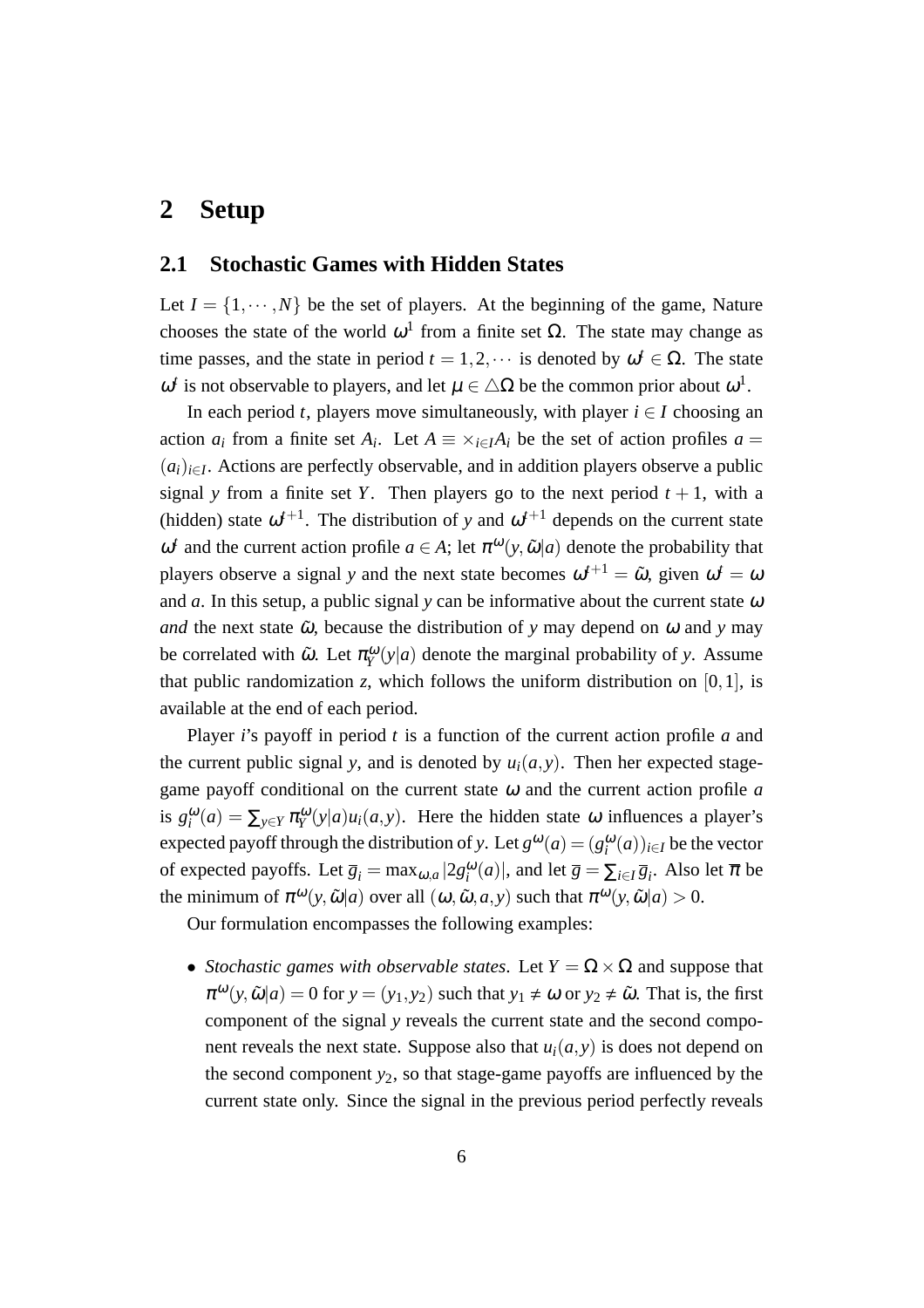# 2 Setup

## 2.1 Stochastic Games with Hidden States

Let $I = \{1, \cdots, N\}$ be the set of players. At the beginning of the game, Nature chooses the state of the world $\omega^1$ from a finite set $\Omega$. The state may change as time passes, and the state in period $t = 1, 2, \cdots$ is denoted by $\omega^t \in \Omega$. The state $\omega^t$ is not observable to players, and let $\mu \in \triangle\Omega$ be the common prior about $\omega^1$.

In each period $t$, players move simultaneously, with player $i \in I$ choosing an action $a_i$ from a finite set $A_i$. Let $A \equiv \times_{i \in I} A_i$ be the set of action profiles $a = (a_i)_{i \in I}$. Actions are perfectly observable, and in addition players observe a public signal $y$ from a finite set $Y$. Then players go to the next period $t+1$, with a (hidden) state $\omega^{t+1}$. The distribution of $y$ and $\omega^{t+1}$ depends on the current state $\omega^t$ and the current action profile $a \in A$; let $\pi^{\omega}(y, \tilde{\omega}|a)$ denote the probability that players observe a signal $y$ and the next state becomes $\omega^{t+1} = \tilde{\omega}$, given $\omega^t = \omega$ and $a$. In this setup, a public signal $y$ can be informative about the current state $\omega$ *and* the next state $\tilde{\omega}$, because the distribution of $y$ may depend on $\omega$ and $y$ may be correlated with $\tilde{\omega}$. Let $\pi_Y^{\omega}(y|a)$ denote the marginal probability of $y$. Assume that public randomization $z$, which follows the uniform distribution on $[0, 1]$, is available at the end of each period.

Player $i$'s payoff in period $t$ is a function of the current action profile $a$ and the current public signal $y$, and is denoted by $u_i(a, y)$. Then her expected stage-game payoff conditional on the current state $\omega$ and the current action profile $a$ is $g_i^{\omega}(a) = \sum_{y \in Y} \pi_Y^{\omega}(y|a) u_i(a, y)$. Here the hidden state $\omega$ influences a player's expected payoff through the distribution of $y$. Let $g^{\omega}(a) = (g_i^{\omega}(a))_{i \in I}$ be the vector of expected payoffs. Let $\overline{g}_i = \max_{\omega, a} |2 g_i^{\omega}(a)|$, and let $\overline{g} = \sum_{i \in I} \overline{g}_i$. Also let $\overline{\pi}$ be the minimum of $\pi^{\omega}(y, \tilde{\omega}|a)$ over all $(\omega, \tilde{\omega}, a, y)$ such that $\pi^{\omega}(y, \tilde{\omega}|a) > 0$.

Our formulation encompasses the following examples:

- *Stochastic games with observable states*. Let $Y = \Omega \times \Omega$ and suppose that $\pi^{\omega}(y, \tilde{\omega}|a) = 0$ for $y = (y_1, y_2)$ such that $y_1 \neq \omega$ or $y_2 \neq \tilde{\omega}$. That is, the first component of the signal $y$ reveals the current state and the second component reveals the next state. Suppose also that $u_i(a, y)$ is does not depend on the second component $y_2$, so that stage-game payoffs are influenced by the current state only. Since the signal in the previous period perfectly reveals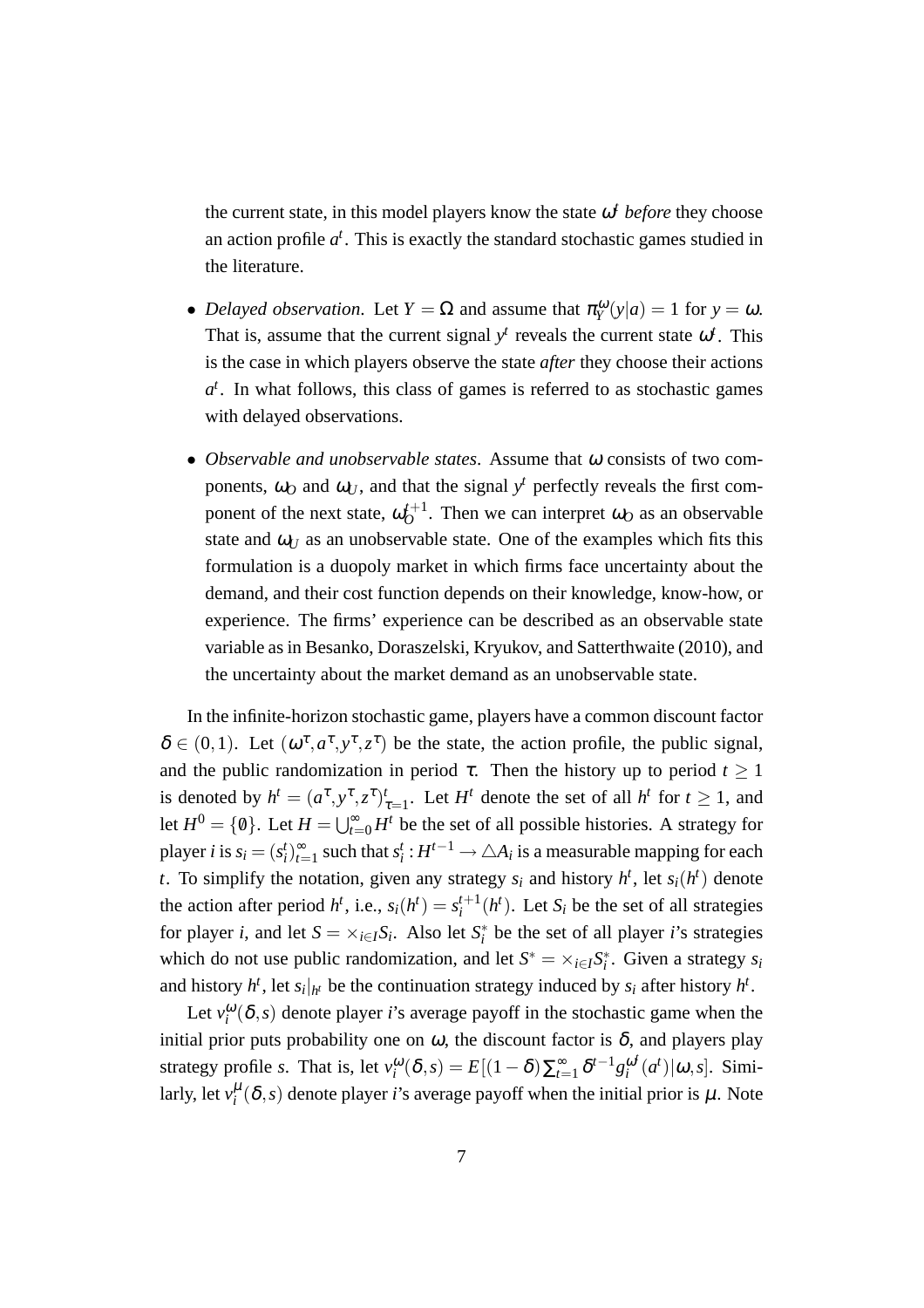the current state, in this model players know the state $\omega^t$ *before* they choose an action profile $a^t$. This is exactly the standard stochastic games studied in the literature.

- *Delayed observation*. Let $Y = \Omega$ and assume that $\pi_Y^\omega(y|a) = 1$ for $y = \omega$. That is, assume that the current signal $y^t$ reveals the current state $\omega^t$. This is the case in which players observe the state *after* they choose their actions $a^t$. In what follows, this class of games is referred to as stochastic games with delayed observations.

- *Observable and unobservable states*. Assume that $\omega$ consists of two components, $\omega_O$ and $\omega_U$, and that the signal $y^t$ perfectly reveals the first component of the next state, $\omega_O^{t+1}$. Then we can interpret $\omega_O$ as an observable state and $\omega_U$ as an unobservable state. One of the examples which fits this formulation is a duopoly market in which firms face uncertainty about the demand, and their cost function depends on their knowledge, know-how, or experience. The firms' experience can be described as an observable state variable as in Besanko, Doraszelski, Kryukov, and Satterthwaite (2010), and the uncertainty about the market demand as an unobservable state.

In the infinite-horizon stochastic game, players have a common discount factor $\delta \in (0,1)$. Let $(\omega^\tau, a^\tau, y^\tau, z^\tau)$ be the state, the action profile, the public signal, and the public randomization in period $\tau$. Then the history up to period $t \geq 1$ is denoted by $h^t = (a^\tau, y^\tau, z^\tau)_{\tau=1}^t$. Let $H^t$ denote the set of all $h^t$ for $t \geq 1$, and let $H^0 = \{\emptyset\}$. Let $H = \bigcup_{t=0}^\infty H^t$ be the set of all possible histories. A strategy for player $i$ is $s_i = (s_i^t)_{t=1}^\infty$ such that $s_i^t : H^{t-1} \to \triangle A_i$ is a measurable mapping for each $t$. To simplify the notation, given any strategy $s_i$ and history $h^t$, let $s_i(h^t)$ denote the action after period $h^t$, i.e., $s_i(h^t) = s_i^{t+1}(h^t)$. Let $S_i$ be the set of all strategies for player $i$, and let $S = \times_{i \in I} S_i$. Also let $S_i^*$ be the set of all player $i$'s strategies which do not use public randomization, and let $S^* = \times_{i \in I} S_i^*$. Given a strategy $s_i$ and history $h^t$, let $s_i|_{h^t}$ be the continuation strategy induced by $s_i$ after history $h^t$.

Let $v_i^\omega(\delta, s)$ denote player $i$'s average payoff in the stochastic game when the initial prior puts probability one on $\omega$, the discount factor is $\delta$, and players play strategy profile $s$. That is, let $v_i^\omega(\delta, s) = E[(1-\delta)\sum_{t=1}^\infty \delta^{t-1} g_i^{\omega^t}(a^t)|\omega, s]$. Similarly, let $v_i^\mu(\delta, s)$ denote player $i$'s average payoff when the initial prior is $\mu$. Note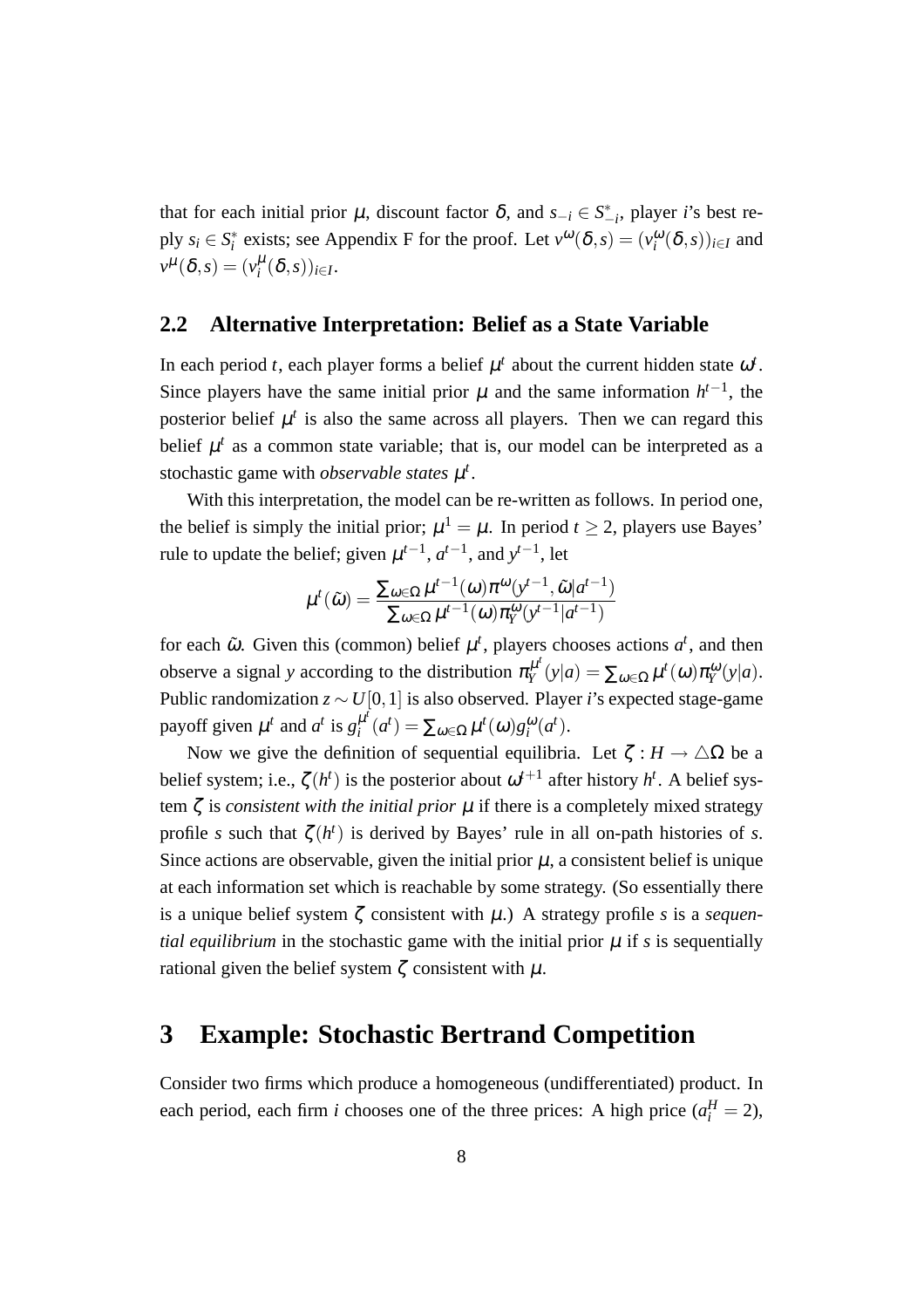that for each initial prior $\mu$, discount factor $\delta$, and $s_{-i} \in S^*_{-i}$, player $i$'s best reply $s_i \in S^*_i$ exists; see Appendix F for the proof. Let $v^{\omega}(\delta, s) = (v^{\omega}_i(\delta, s))_{i \in I}$ and $v^{\mu}(\delta, s) = (v^{\mu}_i(\delta, s))_{i \in I}$.

## 2.2 Alternative Interpretation: Belief as a State Variable

In each period $t$, each player forms a belief $\mu^t$ about the current hidden state $\omega^t$. Since players have the same initial prior $\mu$ and the same information $h^{t-1}$, the posterior belief $\mu^t$ is also the same across all players. Then we can regard this belief $\mu^t$ as a common state variable; that is, our model can be interpreted as a stochastic game with *observable states* $\mu^t$.

With this interpretation, the model can be re-written as follows. In period one, the belief is simply the initial prior; $\mu^1 = \mu$. In period $t \geq 2$, players use Bayes' rule to update the belief; given $\mu^{t-1}$, $a^{t-1}$, and $y^{t-1}$, let

$$\mu^t(\tilde{\omega}) = \frac{\sum_{\omega \in \Omega} \mu^{t-1}(\omega) \pi^{\omega}(y^{t-1}, \tilde{\omega} | a^{t-1})}{\sum_{\omega \in \Omega} \mu^{t-1}(\omega) \pi^{\omega}_Y(y^{t-1} | a^{t-1})}$$

for each $\tilde{\omega}$. Given this (common) belief $\mu^t$, players chooses actions $a^t$, and then observe a signal $y$ according to the distribution $\pi^{\mu^t}_Y(y|a) = \sum_{\omega \in \Omega} \mu^t(\omega) \pi^{\omega}_Y(y|a)$. Public randomization $z \sim U[0,1]$ is also observed. Player $i$'s expected stage-game payoff given $\mu^t$ and $a^t$ is $g^{\mu^t}_i(a^t) = \sum_{\omega \in \Omega} \mu^t(\omega) g^{\omega}_i(a^t)$.

Now we give the definition of sequential equilibria. Let $\zeta : H \to \triangle\Omega$ be a belief system; i.e., $\zeta(h^t)$ is the posterior about $\omega^{t+1}$ after history $h^t$. A belief system $\zeta$ is *consistent with the initial prior* $\mu$ if there is a completely mixed strategy profile $s$ such that $\zeta(h^t)$ is derived by Bayes' rule in all on-path histories of $s$. Since actions are observable, given the initial prior $\mu$, a consistent belief is unique at each information set which is reachable by some strategy. (So essentially there is a unique belief system $\zeta$ consistent with $\mu$.) A strategy profile $s$ is a *sequential equilibrium* in the stochastic game with the initial prior $\mu$ if $s$ is sequentially rational given the belief system $\zeta$ consistent with $\mu$.

# 3 Example: Stochastic Bertrand Competition

Consider two firms which produce a homogeneous (undifferentiated) product. In each period, each firm $i$ chooses one of the three prices: A high price ($a^H_i = 2$),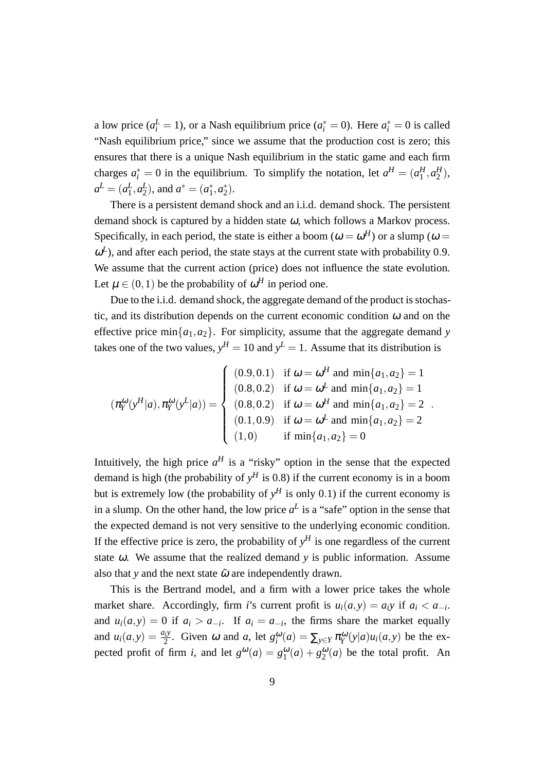a low price ($a_i^L = 1$), or a Nash equilibrium price ($a_i^* = 0$). Here $a_i^* = 0$ is called "Nash equilibrium price," since we assume that the production cost is zero; this ensures that there is a unique Nash equilibrium in the static game and each firm charges $a_i^* = 0$ in the equilibrium. To simplify the notation, let $a^H = (a_1^H, a_2^H)$, $a^L = (a_1^L, a_2^L)$, and $a^* = (a_1^*, a_2^*)$.

There is a persistent demand shock and an i.i.d. demand shock. The persistent demand shock is captured by a hidden state $\omega$, which follows a Markov process. Specifically, in each period, the state is either a boom ($\omega = \omega^H$) or a slump ($\omega = \omega^L$), and after each period, the state stays at the current state with probability 0.9. We assume that the current action (price) does not influence the state evolution. Let $\mu \in (0,1)$ be the probability of $\omega^H$ in period one.

Due to the i.i.d. demand shock, the aggregate demand of the product is stochastic, and its distribution depends on the current economic condition $\omega$ and on the effective price $\min\{a_1, a_2\}$. For simplicity, assume that the aggregate demand $y$ takes one of the two values, $y^H = 10$ and $y^L = 1$. Assume that its distribution is

$$(\pi_Y^\omega(y^H|a), \pi_Y^\omega(y^L|a)) = \begin{cases} (0.9, 0.1) & \text{if } \omega = \omega^H \text{ and } \min\{a_1, a_2\} = 1 \\ (0.8, 0.2) & \text{if } \omega = \omega^L \text{ and } \min\{a_1, a_2\} = 1 \\ (0.8, 0.2) & \text{if } \omega = \omega^H \text{ and } \min\{a_1, a_2\} = 2 \\ (0.1, 0.9) & \text{if } \omega = \omega^L \text{ and } \min\{a_1, a_2\} = 2 \\ (1, 0) & \text{if } \min\{a_1, a_2\} = 0 \end{cases}.$$

Intuitively, the high price $a^H$ is a "risky" option in the sense that the expected demand is high (the probability of $y^H$ is 0.8) if the current economy is in a boom but is extremely low (the probability of $y^H$ is only 0.1) if the current economy is in a slump. On the other hand, the low price $a^L$ is a "safe" option in the sense that the expected demand is not very sensitive to the underlying economic condition. If the effective price is zero, the probability of $y^H$ is one regardless of the current state $\omega$. We assume that the realized demand $y$ is public information. Assume also that $y$ and the next state $\tilde{\omega}$ are independently drawn.

This is the Bertrand model, and a firm with a lower price takes the whole market share. Accordingly, firm $i$'s current profit is $u_i(a,y) = a_i y$ if $a_i < a_{-i}$. and $u_i(a,y) = 0$ if $a_i > a_{-i}$. If $a_i = a_{-i}$, the firms share the market equally and $u_i(a,y) = \frac{a_i y}{2}$. Given $\omega$ and $a$, let $g_i^\omega(a) = \sum_{y \in Y} \pi_Y^\omega(y|a) u_i(a,y)$ be the expected profit of firm $i$, and let $g^\omega(a) = g_1^\omega(a) + g_2^\omega(a)$ be the total profit. An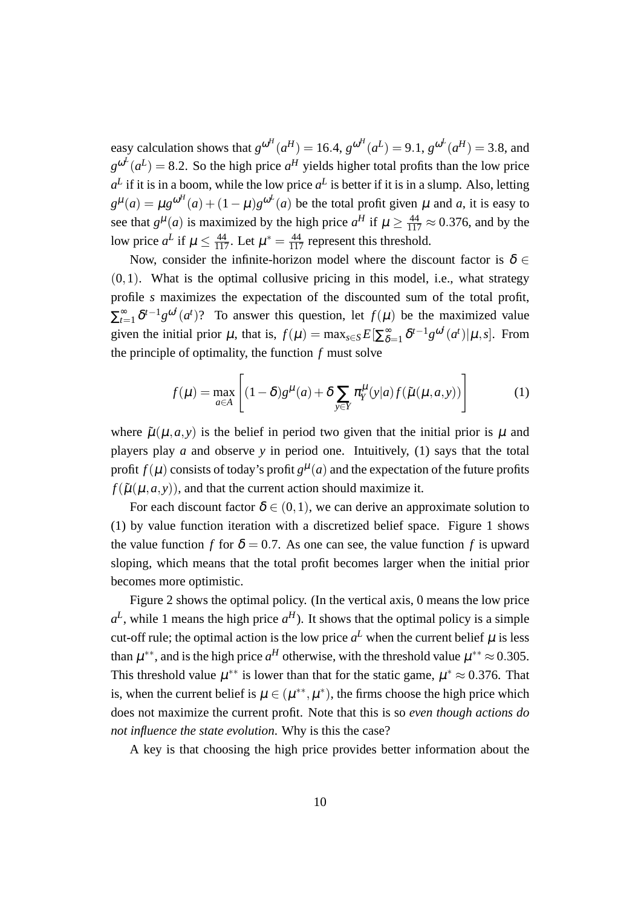easy calculation shows that $g^{\omega^H}(a^H) = 16.4$, $g^{\omega^H}(a^L) = 9.1$, $g^{\omega^L}(a^H) = 3.8$, and $g^{\omega^L}(a^L) = 8.2$. So the high price $a^H$ yields higher total profits than the low price $a^L$ if it is in a boom, while the low price $a^L$ is better if it is in a slump. Also, letting $g^{\mu}(a) = \mu g^{\omega^H}(a) + (1-\mu)g^{\omega^L}(a)$ be the total profit given $\mu$ and $a$, it is easy to see that $g^{\mu}(a)$ is maximized by the high price $a^H$ if $\mu \geq \frac{44}{117} \approx 0.376$, and by the low price $a^L$ if $\mu \leq \frac{44}{117}$. Let $\mu^* = \frac{44}{117}$ represent this threshold.

Now, consider the infinite-horizon model where the discount factor is $\delta \in (0,1)$. What is the optimal collusive pricing in this model, i.e., what strategy profile $s$ maximizes the expectation of the discounted sum of the total profit, $\sum_{t=1}^{\infty} \delta^{t-1} g^{\omega^t}(a^t)$? To answer this question, let $f(\mu)$ be the maximized value given the initial prior $\mu$, that is, $f(\mu) = \max_{s \in S} E[\sum_{\delta=1}^{\infty} \delta^{t-1} g^{\omega^t}(a^t) | \mu, s]$. From the principle of optimality, the function $f$ must solve

$$f(\mu) = \max_{a \in A} \left[ (1-\delta) g^{\mu}(a) + \delta \sum_{y \in Y} \pi_Y^{\mu}(y|a) f(\tilde{\mu}(\mu, a, y)) \right] \tag{1}$$

where $\tilde{\mu}(\mu, a, y)$ is the belief in period two given that the initial prior is $\mu$ and players play $a$ and observe $y$ in period one. Intuitively, (1) says that the total profit $f(\mu)$ consists of today's profit $g^{\mu}(a)$ and the expectation of the future profits $f(\tilde{\mu}(\mu, a, y))$, and that the current action should maximize it.

For each discount factor $\delta \in (0,1)$, we can derive an approximate solution to (1) by value function iteration with a discretized belief space. Figure 1 shows the value function $f$ for $\delta = 0.7$. As one can see, the value function $f$ is upward sloping, which means that the total profit becomes larger when the initial prior becomes more optimistic.

Figure 2 shows the optimal policy. (In the vertical axis, 0 means the low price $a^L$, while 1 means the high price $a^H$). It shows that the optimal policy is a simple cut-off rule; the optimal action is the low price $a^L$ when the current belief $\mu$ is less than $\mu^{**}$, and is the high price $a^H$ otherwise, with the threshold value $\mu^{**} \approx 0.305$. This threshold value $\mu^{**}$ is lower than that for the static game, $\mu^* \approx 0.376$. That is, when the current belief is $\mu \in (\mu^{**}, \mu^*)$, the firms choose the high price which does not maximize the current profit. Note that this is so *even though actions do not influence the state evolution*. Why is this the case?

A key is that choosing the high price provides better information about the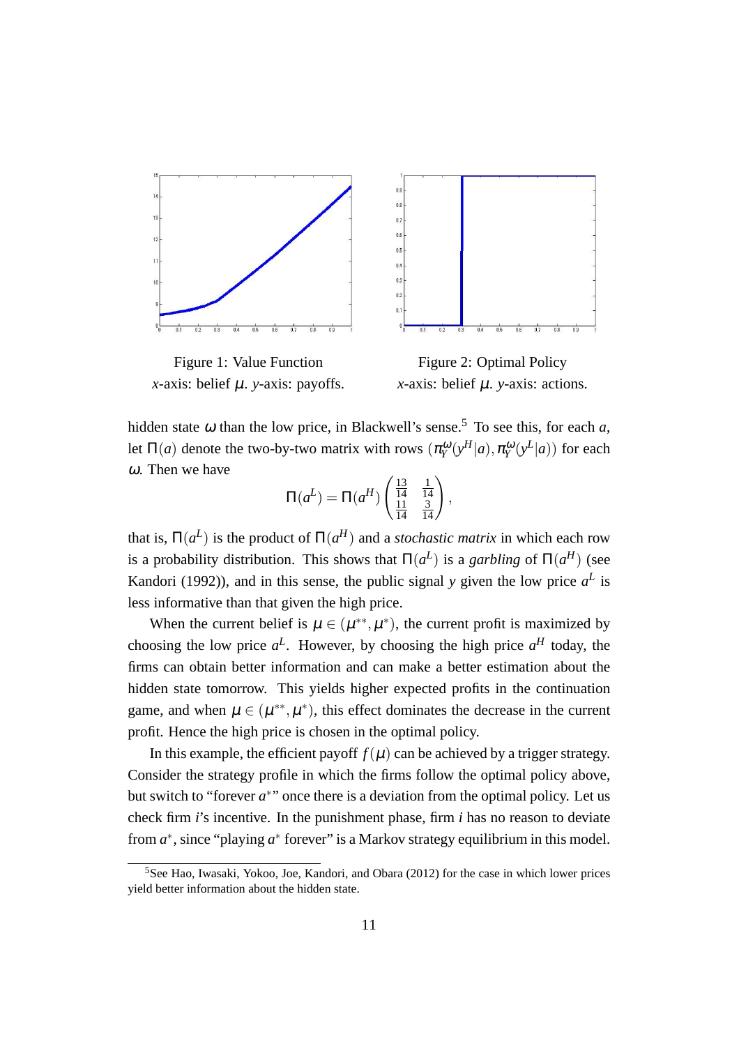Figure 1: Value Function
$x$-axis: belief $\mu$. $y$-axis: payoffs.

Figure 2: Optimal Policy
$x$-axis: belief $\mu$. $y$-axis: actions.

hidden state $\omega$ than the low price, in Blackwell's sense.[5] To see this, for each $a$, let $\Pi(a)$ denote the two-by-two matrix with rows $(\pi_Y^\omega(y^H|a), \pi_Y^\omega(y^L|a))$ for each $\omega$. Then we have

$$\Pi(a^L) = \Pi(a^H) \begin{pmatrix} \frac{13}{14} & \frac{1}{14} \\ \frac{11}{14} & \frac{3}{14} \end{pmatrix},$$

that is, $\Pi(a^L)$ is the product of $\Pi(a^H)$ and a *stochastic matrix* in which each row is a probability distribution. This shows that $\Pi(a^L)$ is a *garbling* of $\Pi(a^H)$ (see Kandori (1992)), and in this sense, the public signal $y$ given the low price $a^L$ is less informative than that given the high price.

When the current belief is $\mu \in (\mu^{**}, \mu^*)$, the current profit is maximized by choosing the low price $a^L$. However, by choosing the high price $a^H$ today, the firms can obtain better information and can make a better estimation about the hidden state tomorrow. This yields higher expected profits in the continuation game, and when $\mu \in (\mu^{**}, \mu^*)$, this effect dominates the decrease in the current profit. Hence the high price is chosen in the optimal policy.

In this example, the efficient payoff $f(\mu)$ can be achieved by a trigger strategy. Consider the strategy profile in which the firms follow the optimal policy above, but switch to "forever $a^*$" once there is a deviation from the optimal policy. Let us check firm $i$'s incentive. In the punishment phase, firm $i$ has no reason to deviate from $a^*$, since "playing $a^*$ forever" is a Markov strategy equilibrium in this model.

[5] See Hao, Iwasaki, Yokoo, Joe, Kandori, and Obara (2012) for the case in which lower prices yield better information about the hidden state.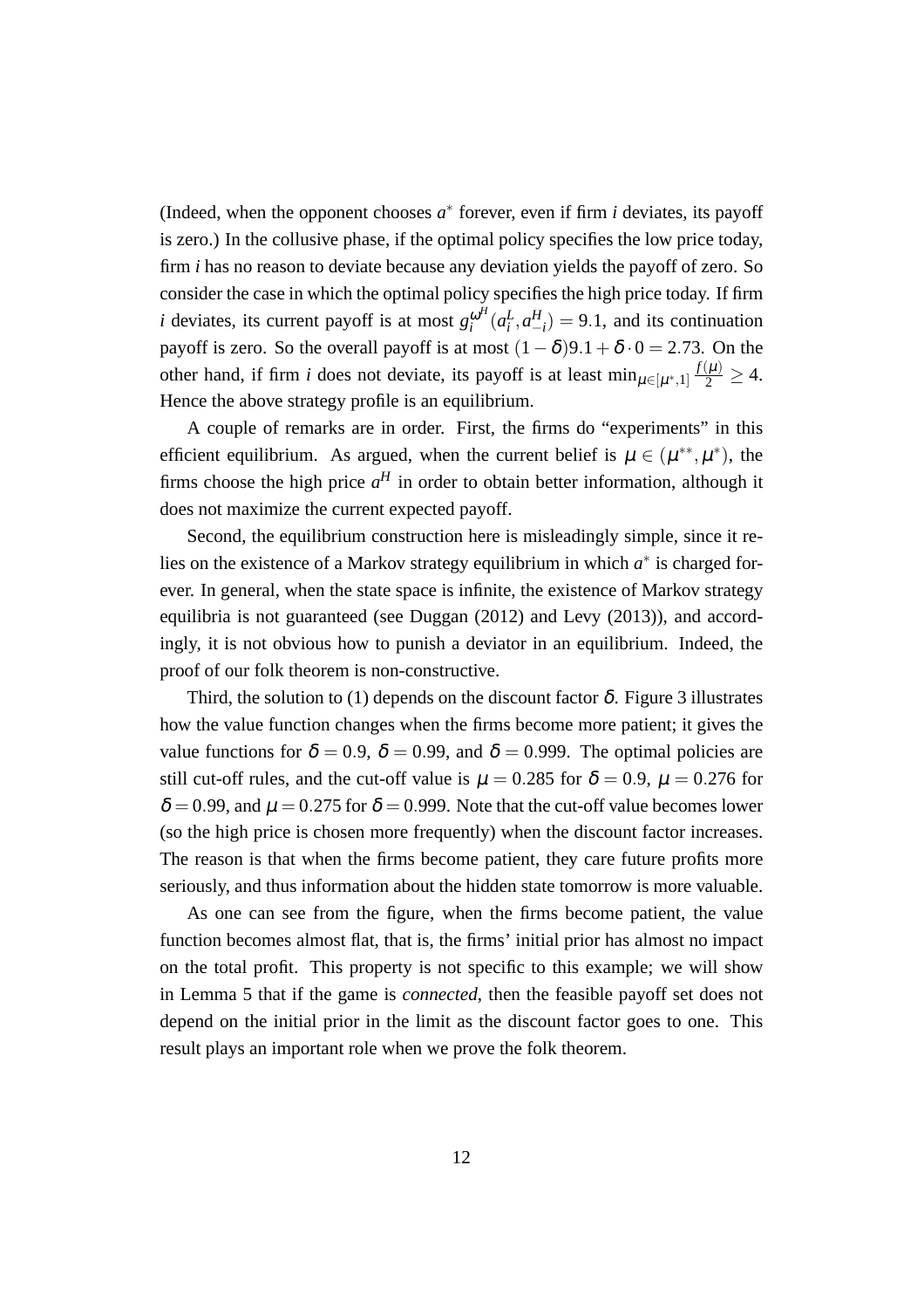(Indeed, when the opponent chooses $a^*$ forever, even if firm $i$ deviates, its payoff is zero.) In the collusive phase, if the optimal policy specifies the low price today, firm $i$ has no reason to deviate because any deviation yields the payoff of zero. So consider the case in which the optimal policy specifies the high price today. If firm $i$ deviates, its current payoff is at most $g_i^{\omega^H}(a_i^L, a_{-i}^H) = 9.1$, and its continuation payoff is zero. So the overall payoff is at most $(1-\delta)9.1 + \delta \cdot 0 = 2.73$. On the other hand, if firm $i$ does not deviate, its payoff is at least $\min_{\mu \in [\mu^*, 1]} \frac{f(\mu)}{2} \geq 4$. Hence the above strategy profile is an equilibrium.

A couple of remarks are in order. First, the firms do "experiments" in this efficient equilibrium. As argued, when the current belief is $\mu \in (\mu^{**}, \mu^*)$, the firms choose the high price $a^H$ in order to obtain better information, although it does not maximize the current expected payoff.

Second, the equilibrium construction here is misleadingly simple, since it relies on the existence of a Markov strategy equilibrium in which $a^*$ is charged forever. In general, when the state space is infinite, the existence of Markov strategy equilibria is not guaranteed (see Duggan (2012) and Levy (2013)), and accordingly, it is not obvious how to punish a deviator in an equilibrium. Indeed, the proof of our folk theorem is non-constructive.

Third, the solution to (1) depends on the discount factor $\delta$. Figure 3 illustrates how the value function changes when the firms become more patient; it gives the value functions for $\delta = 0.9$, $\delta = 0.99$, and $\delta = 0.999$. The optimal policies are still cut-off rules, and the cut-off value is $\mu = 0.285$ for $\delta = 0.9$, $\mu = 0.276$ for $\delta = 0.99$, and $\mu = 0.275$ for $\delta = 0.999$. Note that the cut-off value becomes lower (so the high price is chosen more frequently) when the discount factor increases. The reason is that when the firms become patient, they care future profits more seriously, and thus information about the hidden state tomorrow is more valuable.

As one can see from the figure, when the firms become patient, the value function becomes almost flat, that is, the firms' initial prior has almost no impact on the total profit. This property is not specific to this example; we will show in Lemma 5 that if the game is *connected*, then the feasible payoff set does not depend on the initial prior in the limit as the discount factor goes to one. This result plays an important role when we prove the folk theorem.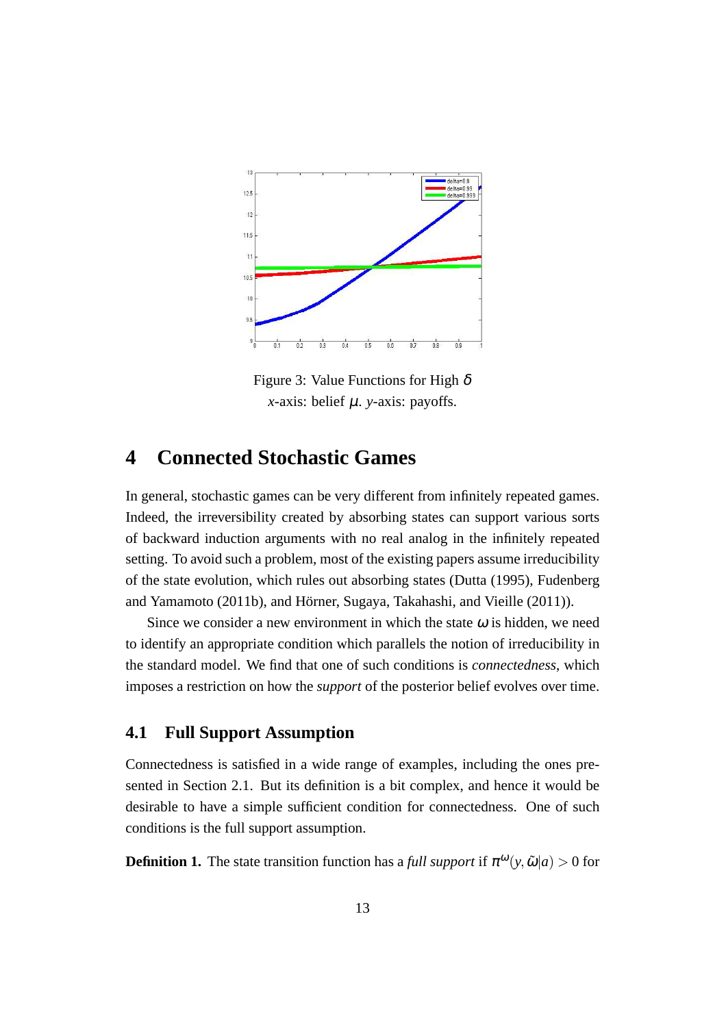Figure 3: Value Functions for High $\delta$
$x$-axis: belief $\mu$. $y$-axis: payoffs.

# 4 Connected Stochastic Games

In general, stochastic games can be very different from infinitely repeated games. Indeed, the irreversibility created by absorbing states can support various sorts of backward induction arguments with no real analog in the infinitely repeated setting. To avoid such a problem, most of the existing papers assume irreducibility of the state evolution, which rules out absorbing states (Dutta (1995), Fudenberg and Yamamoto (2011b), and Hörner, Sugaya, Takahashi, and Vieille (2011)).

Since we consider a new environment in which the state $\omega$ is hidden, we need to identify an appropriate condition which parallels the notion of irreducibility in the standard model. We find that one of such conditions is *connectedness*, which imposes a restriction on how the *support* of the posterior belief evolves over time.

## 4.1 Full Support Assumption

Connectedness is satisfied in a wide range of examples, including the ones presented in Section 2.1. But its definition is a bit complex, and hence it would be desirable to have a simple sufficient condition for connectedness. One of such conditions is the full support assumption.

**Definition 1.** The state transition function has a *full support* if $\pi^{\omega}(y, \tilde{\omega}|a) > 0$ for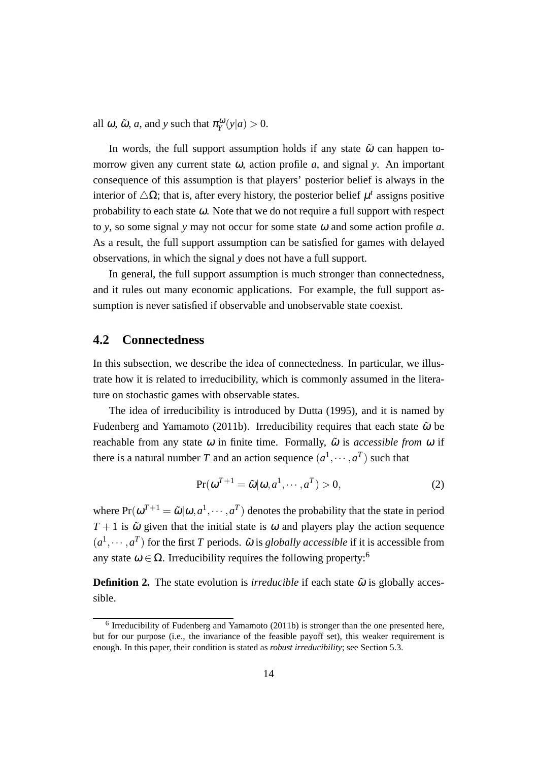all $\omega$, $\tilde{\omega}$, $a$, and $y$ such that $\pi_Y^{\omega}(y|a) > 0$.

In words, the full support assumption holds if any state $\tilde{\omega}$ can happen tomorrow given any current state $\omega$, action profile $a$, and signal $y$. An important consequence of this assumption is that players' posterior belief is always in the interior of $\triangle\Omega$; that is, after every history, the posterior belief $\mu^t$ assigns positive probability to each state $\omega$. Note that we do not require a full support with respect to $y$, so some signal $y$ may not occur for some state $\omega$ and some action profile $a$. As a result, the full support assumption can be satisfied for games with delayed observations, in which the signal $y$ does not have a full support.

In general, the full support assumption is much stronger than connectedness, and it rules out many economic applications. For example, the full support assumption is never satisfied if observable and unobservable state coexist.

## 4.2 Connectedness

In this subsection, we describe the idea of connectedness. In particular, we illustrate how it is related to irreducibility, which is commonly assumed in the literature on stochastic games with observable states.

The idea of irreducibility is introduced by Dutta (1995), and it is named by Fudenberg and Yamamoto (2011b). Irreducibility requires that each state $\tilde{\omega}$ be reachable from any state $\omega$ in finite time. Formally, $\tilde{\omega}$ is *accessible from* $\omega$ if there is a natural number $T$ and an action sequence $(a^1, \cdots, a^T)$ such that

$$\Pr(\omega^{T+1} = \tilde{\omega}|\omega, a^1, \cdots, a^T) > 0, \tag{2}$$

where $\Pr(\omega^{T+1} = \tilde{\omega}|\omega, a^1, \cdots, a^T)$ denotes the probability that the state in period $T+1$ is $\tilde{\omega}$ given that the initial state is $\omega$ and players play the action sequence $(a^1, \cdots, a^T)$ for the first $T$ periods. $\tilde{\omega}$ is *globally accessible* if it is accessible from any state $\omega \in \Omega$. Irreducibility requires the following property:[6]

**Definition 2.** The state evolution is *irreducible* if each state $\tilde{\omega}$ is globally accessible.

[6] Irreducibility of Fudenberg and Yamamoto (2011b) is stronger than the one presented here, but for our purpose (i.e., the invariance of the feasible payoff set), this weaker requirement is enough. In this paper, their condition is stated as *robust irreducibility*; see Section 5.3.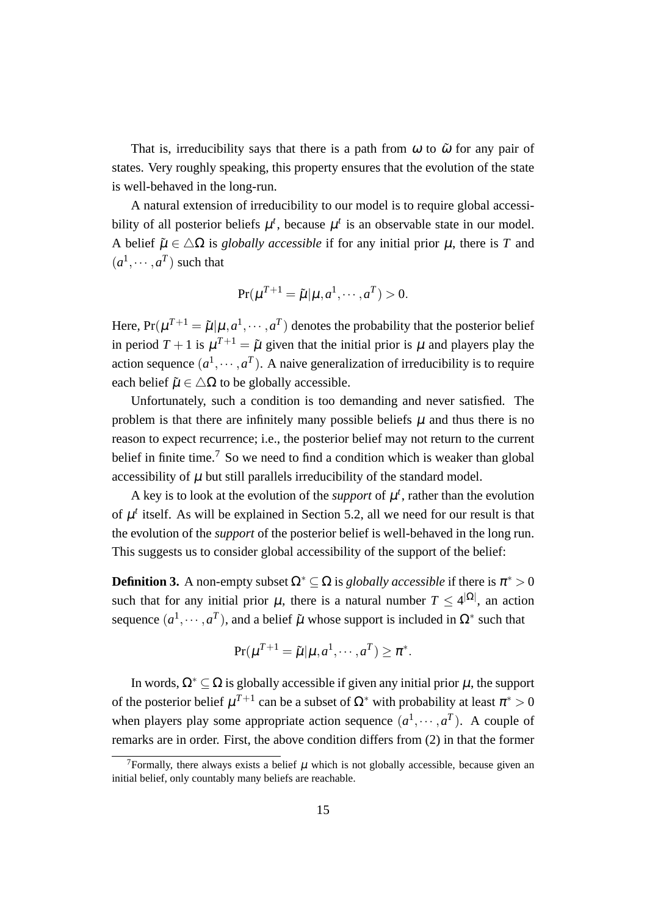That is, irreducibility says that there is a path from $\omega$ to $\tilde{\omega}$ for any pair of states. Very roughly speaking, this property ensures that the evolution of the state is well-behaved in the long-run.

A natural extension of irreducibility to our model is to require global accessibility of all posterior beliefs $\mu^t$, because $\mu^t$ is an observable state in our model. A belief $\tilde{\mu} \in \triangle\Omega$ is *globally accessible* if for any initial prior $\mu$, there is $T$ and $(a^1, \cdots, a^T)$ such that

$$\Pr(\mu^{T+1} = \tilde{\mu} | \mu, a^1, \cdots, a^T) > 0.$$

Here, $\Pr(\mu^{T+1} = \tilde{\mu} | \mu, a^1, \cdots, a^T)$ denotes the probability that the posterior belief in period $T+1$ is $\mu^{T+1} = \tilde{\mu}$ given that the initial prior is $\mu$ and players play the action sequence $(a^1, \cdots, a^T)$. A naive generalization of irreducibility is to require each belief $\tilde{\mu} \in \triangle\Omega$ to be globally accessible.

Unfortunately, such a condition is too demanding and never satisfied. The problem is that there are infinitely many possible beliefs $\mu$ and thus there is no reason to expect recurrence; i.e., the posterior belief may not return to the current belief in finite time.[7] So we need to find a condition which is weaker than global accessibility of $\mu$ but still parallels irreducibility of the standard model.

A key is to look at the evolution of the *support* of $\mu^t$, rather than the evolution of $\mu^t$ itself. As will be explained in Section 5.2, all we need for our result is that the evolution of the *support* of the posterior belief is well-behaved in the long run. This suggests us to consider global accessibility of the support of the belief:

**Definition 3.** A non-empty subset $\Omega^* \subseteq \Omega$ is *globally accessible* if there is $\pi^* > 0$ such that for any initial prior $\mu$, there is a natural number $T \leq 4^{|\Omega|}$, an action sequence $(a^1, \cdots, a^T)$, and a belief $\tilde{\mu}$ whose support is included in $\Omega^*$ such that

$$\Pr(\mu^{T+1} = \tilde{\mu} | \mu, a^1, \cdots, a^T) \geq \pi^*.$$

In words, $\Omega^* \subseteq \Omega$ is globally accessible if given any initial prior $\mu$, the support of the posterior belief $\mu^{T+1}$ can be a subset of $\Omega^*$ with probability at least $\pi^* > 0$ when players play some appropriate action sequence $(a^1, \cdots, a^T)$. A couple of remarks are in order. First, the above condition differs from (2) in that the former

[7] Formally, there always exists a belief $\mu$ which is not globally accessible, because given an initial belief, only countably many beliefs are reachable.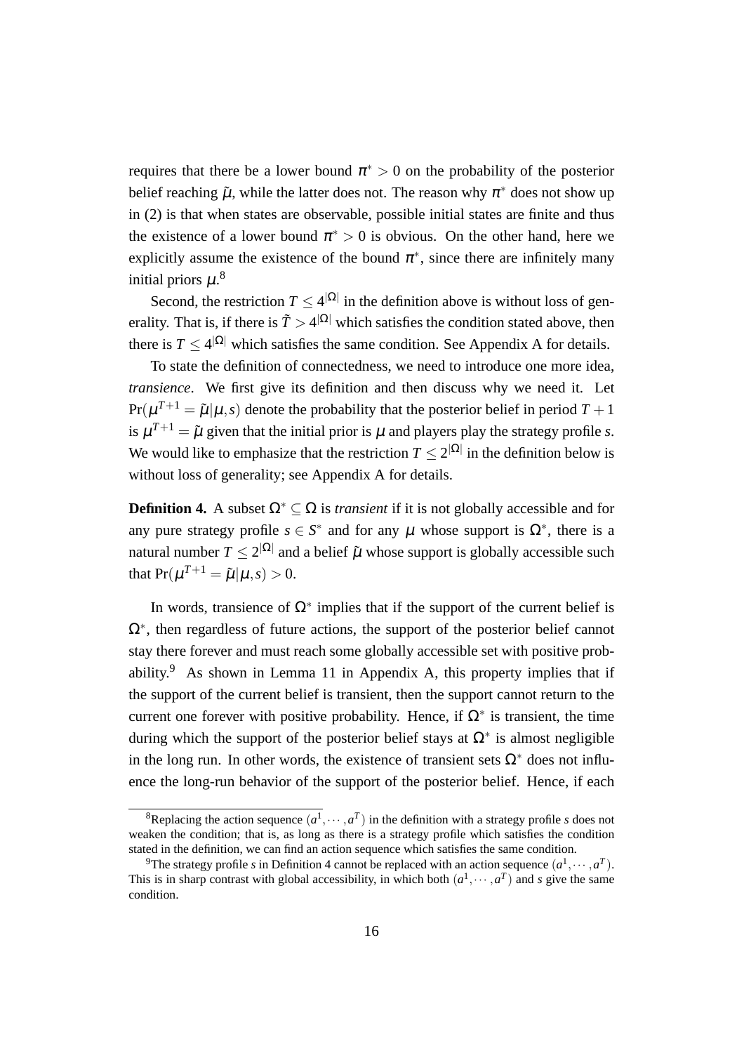requires that there be a lower bound $\pi^* > 0$ on the probability of the posterior belief reaching $\tilde{\mu}$, while the latter does not. The reason why $\pi^*$ does not show up in (2) is that when states are observable, possible initial states are finite and thus the existence of a lower bound $\pi^* > 0$ is obvious. On the other hand, here we explicitly assume the existence of the bound $\pi^*$, since there are infinitely many initial priors $\mu$.[8]

Second, the restriction $T \leq 4^{|\Omega|}$ in the definition above is without loss of generality. That is, if there is $\tilde{T} > 4^{|\Omega|}$ which satisfies the condition stated above, then there is $T \leq 4^{|\Omega|}$ which satisfies the same condition. See Appendix A for details.

To state the definition of connectedness, we need to introduce one more idea, *transience*. We first give its definition and then discuss why we need it. Let $\Pr(\mu^{T+1} = \tilde{\mu}|\mu, s)$ denote the probability that the posterior belief in period $T+1$ is $\mu^{T+1} = \tilde{\mu}$ given that the initial prior is $\mu$ and players play the strategy profile $s$. We would like to emphasize that the restriction $T \leq 2^{|\Omega|}$ in the definition below is without loss of generality; see Appendix A for details.

**Definition 4.** A subset $\Omega^* \subseteq \Omega$ is *transient* if it is not globally accessible and for any pure strategy profile $s \in S^*$ and for any $\mu$ whose support is $\Omega^*$, there is a natural number $T \leq 2^{|\Omega|}$ and a belief $\tilde{\mu}$ whose support is globally accessible such that $\Pr(\mu^{T+1} = \tilde{\mu}|\mu, s) > 0$.

In words, transience of $\Omega^*$ implies that if the support of the current belief is $\Omega^*$, then regardless of future actions, the support of the posterior belief cannot stay there forever and must reach some globally accessible set with positive probability.[9] As shown in Lemma 11 in Appendix A, this property implies that if the support of the current belief is transient, then the support cannot return to the current one forever with positive probability. Hence, if $\Omega^*$ is transient, the time during which the support of the posterior belief stays at $\Omega^*$ is almost negligible in the long run. In other words, the existence of transient sets $\Omega^*$ does not influence the long-run behavior of the support of the posterior belief. Hence, if each

[8] Replacing the action sequence $(a^1, \cdots, a^T)$ in the definition with a strategy profile $s$ does not weaken the condition; that is, as long as there is a strategy profile which satisfies the condition stated in the definition, we can find an action sequence which satisfies the same condition.

[9] The strategy profile $s$ in Definition 4 cannot be replaced with an action sequence $(a^1, \cdots, a^T)$. This is in sharp contrast with global accessibility, in which both $(a^1, \cdots, a^T)$ and $s$ give the same condition.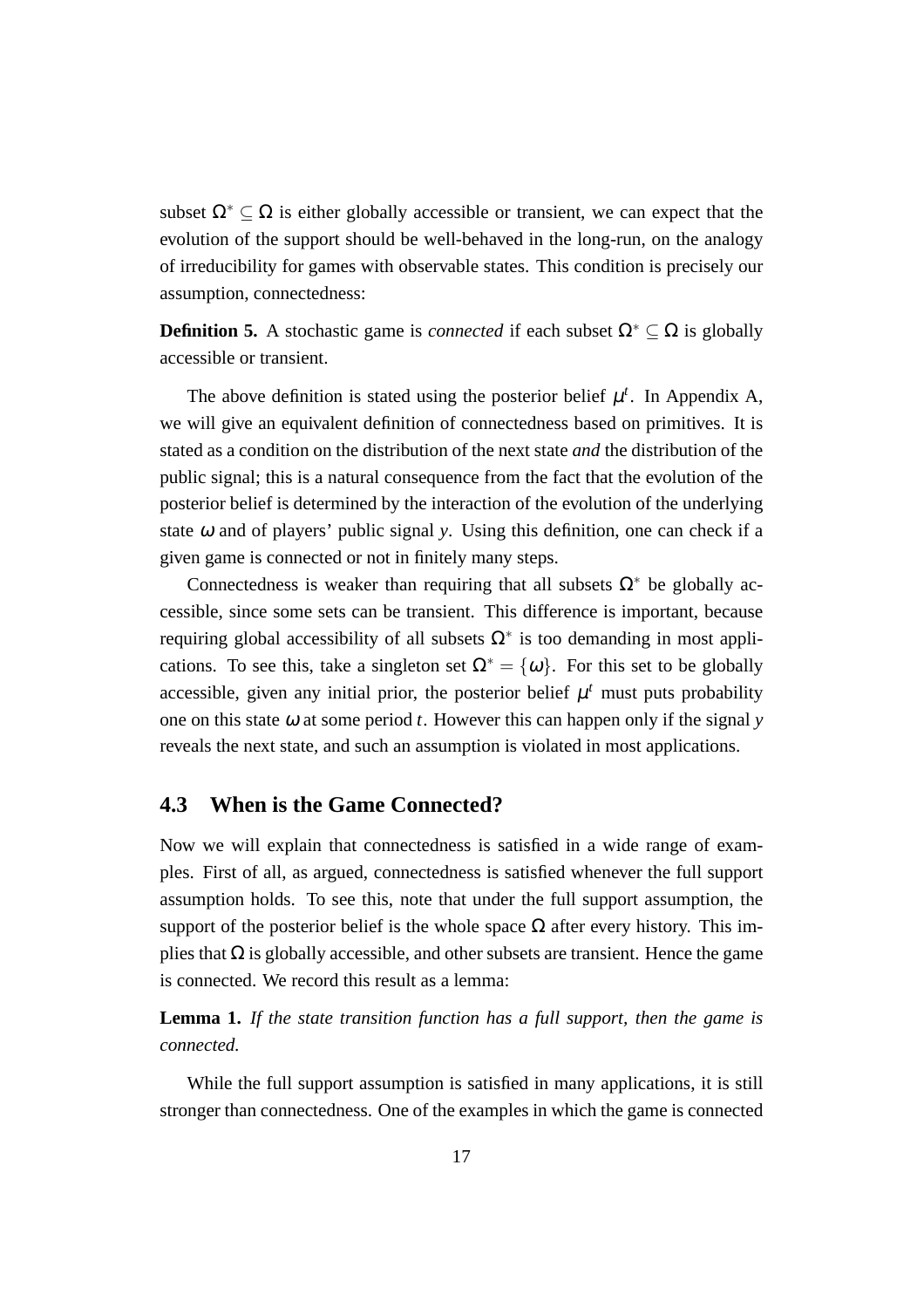subset $\Omega^* \subseteq \Omega$ is either globally accessible or transient, we can expect that the evolution of the support should be well-behaved in the long-run, on the analogy of irreducibility for games with observable states. This condition is precisely our assumption, connectedness:

**Definition 5.** A stochastic game is *connected* if each subset $\Omega^* \subseteq \Omega$ is globally accessible or transient.

The above definition is stated using the posterior belief $\mu^t$. In Appendix A, we will give an equivalent definition of connectedness based on primitives. It is stated as a condition on the distribution of the next state *and* the distribution of the public signal; this is a natural consequence from the fact that the evolution of the posterior belief is determined by the interaction of the evolution of the underlying state $\omega$ and of players' public signal $y$. Using this definition, one can check if a given game is connected or not in finitely many steps.

Connectedness is weaker than requiring that all subsets $\Omega^*$ be globally accessible, since some sets can be transient. This difference is important, because requiring global accessibility of all subsets $\Omega^*$ is too demanding in most applications. To see this, take a singleton set $\Omega^* = \{\omega\}$. For this set to be globally accessible, given any initial prior, the posterior belief $\mu^t$ must puts probability one on this state $\omega$ at some period $t$. However this can happen only if the signal $y$ reveals the next state, and such an assumption is violated in most applications.

## 4.3 When is the Game Connected?

Now we will explain that connectedness is satisfied in a wide range of examples. First of all, as argued, connectedness is satisfied whenever the full support assumption holds. To see this, note that under the full support assumption, the support of the posterior belief is the whole space $\Omega$ after every history. This implies that $\Omega$ is globally accessible, and other subsets are transient. Hence the game is connected. We record this result as a lemma:

**Lemma 1.** *If the state transition function has a full support, then the game is connected.*

While the full support assumption is satisfied in many applications, it is still stronger than connectedness. One of the examples in which the game is connected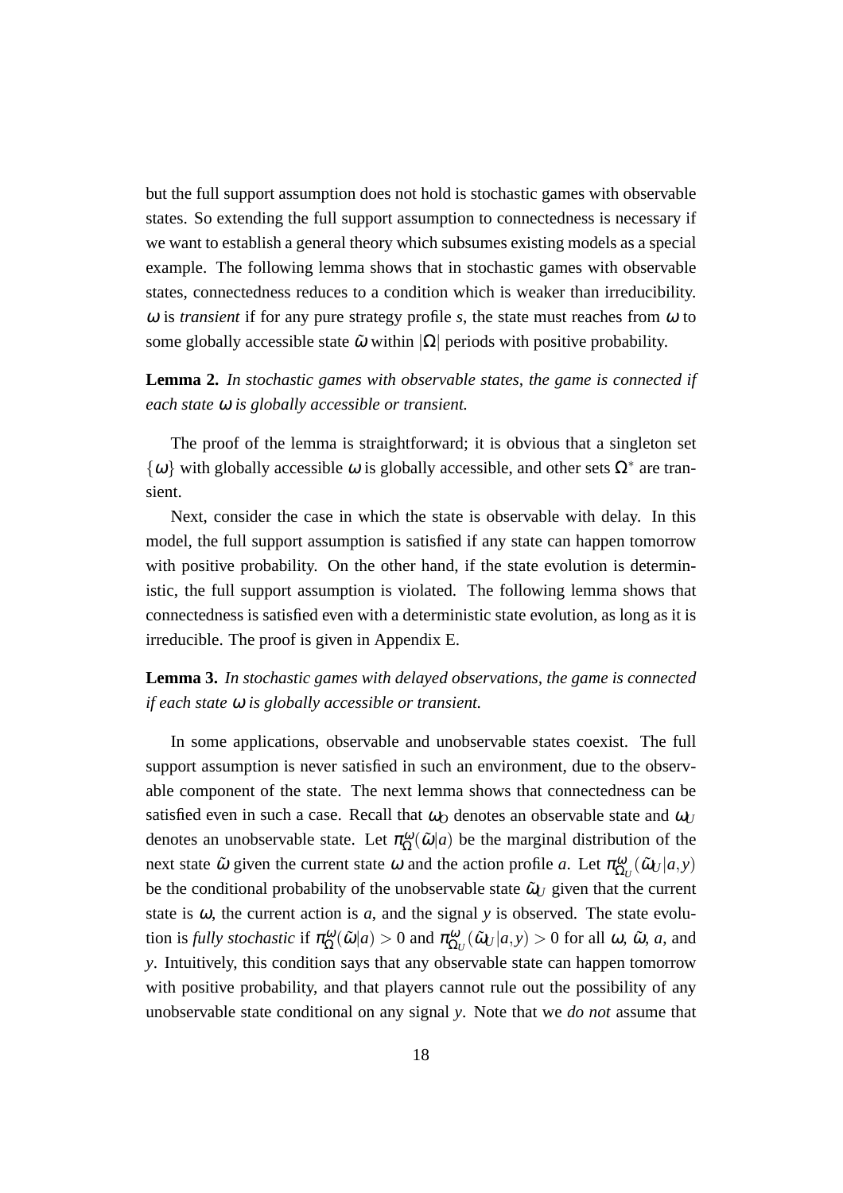but the full support assumption does not hold is stochastic games with observable states. So extending the full support assumption to connectedness is necessary if we want to establish a general theory which subsumes existing models as a special example. The following lemma shows that in stochastic games with observable states, connectedness reduces to a condition which is weaker than irreducibility. $\omega$ is *transient* if for any pure strategy profile $s$, the state must reaches from $\omega$ to some globally accessible state $\tilde{\omega}$ within $|\Omega|$ periods with positive probability.

**Lemma 2.** *In stochastic games with observable states, the game is connected if each state $\omega$ is globally accessible or transient.*

The proof of the lemma is straightforward; it is obvious that a singleton set $\{\omega\}$ with globally accessible $\omega$ is globally accessible, and other sets $\Omega^*$ are transient.

Next, consider the case in which the state is observable with delay. In this model, the full support assumption is satisfied if any state can happen tomorrow with positive probability. On the other hand, if the state evolution is deterministic, the full support assumption is violated. The following lemma shows that connectedness is satisfied even with a deterministic state evolution, as long as it is irreducible. The proof is given in Appendix E.

**Lemma 3.** *In stochastic games with delayed observations, the game is connected if each state $\omega$ is globally accessible or transient.*

In some applications, observable and unobservable states coexist. The full support assumption is never satisfied in such an environment, due to the observable component of the state. The next lemma shows that connectedness can be satisfied even in such a case. Recall that $\omega_O$ denotes an observable state and $\omega_U$ denotes an unobservable state. Let $\pi_{\Omega}^{\omega}(\tilde{\omega}|a)$ be the marginal distribution of the next state $\tilde{\omega}$ given the current state $\omega$ and the action profile $a$. Let $\pi_{\Omega_U}^{\omega}(\tilde{\omega}_U|a,y)$ be the conditional probability of the unobservable state $\tilde{\omega}_U$ given that the current state is $\omega$, the current action is $a$, and the signal $y$ is observed. The state evolution is *fully stochastic* if $\pi_{\Omega}^{\omega}(\tilde{\omega}|a) > 0$ and $\pi_{\Omega_U}^{\omega}(\tilde{\omega}_U|a,y) > 0$ for all $\omega$, $\tilde{\omega}$, $a$, and $y$. Intuitively, this condition says that any observable state can happen tomorrow with positive probability, and that players cannot rule out the possibility of any unobservable state conditional on any signal $y$. Note that we *do not* assume that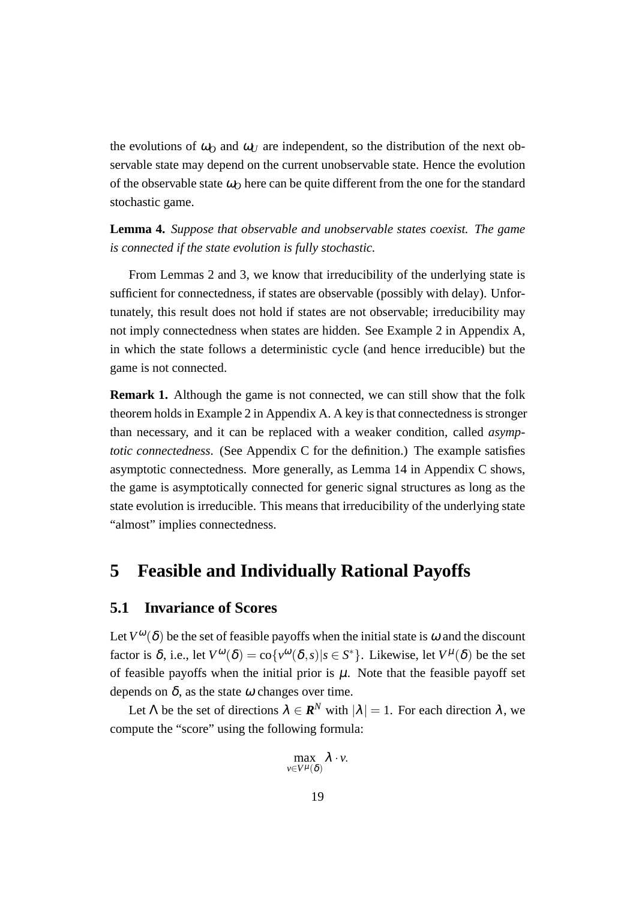the evolutions of $\omega_O$ and $\omega_U$ are independent, so the distribution of the next observable state may depend on the current unobservable state. Hence the evolution of the observable state $\omega_O$ here can be quite different from the one for the standard stochastic game.

**Lemma 4.** *Suppose that observable and unobservable states coexist. The game is connected if the state evolution is fully stochastic.*

From Lemmas 2 and 3, we know that irreducibility of the underlying state is sufficient for connectedness, if states are observable (possibly with delay). Unfortunately, this result does not hold if states are not observable; irreducibility may not imply connectedness when states are hidden. See Example 2 in Appendix A, in which the state follows a deterministic cycle (and hence irreducible) but the game is not connected.

**Remark 1.** Although the game is not connected, we can still show that the folk theorem holds in Example 2 in Appendix A. A key is that connectedness is stronger than necessary, and it can be replaced with a weaker condition, called *asymptotic connectedness*. (See Appendix C for the definition.) The example satisfies asymptotic connectedness. More generally, as Lemma 14 in Appendix C shows, the game is asymptotically connected for generic signal structures as long as the state evolution is irreducible. This means that irreducibility of the underlying state "almost" implies connectedness.

# 5 Feasible and Individually Rational Payoffs

## 5.1 Invariance of Scores

Let $V^{\omega}(\delta)$ be the set of feasible payoffs when the initial state is $\omega$ and the discount factor is $\delta$, i.e., let $V^{\omega}(\delta) = \text{co}\{v^{\omega}(\delta,s)|s \in S^*\}$. Likewise, let $V^{\mu}(\delta)$ be the set of feasible payoffs when the initial prior is $\mu$. Note that the feasible payoff set depends on $\delta$, as the state $\omega$ changes over time.

Let $\Lambda$ be the set of directions $\lambda \in \boldsymbol{R}^N$ with $|\lambda| = 1$. For each direction $\lambda$, we compute the "score" using the following formula:

$$\max_{v \in V^{\mu}(\delta)} \lambda \cdot v.$$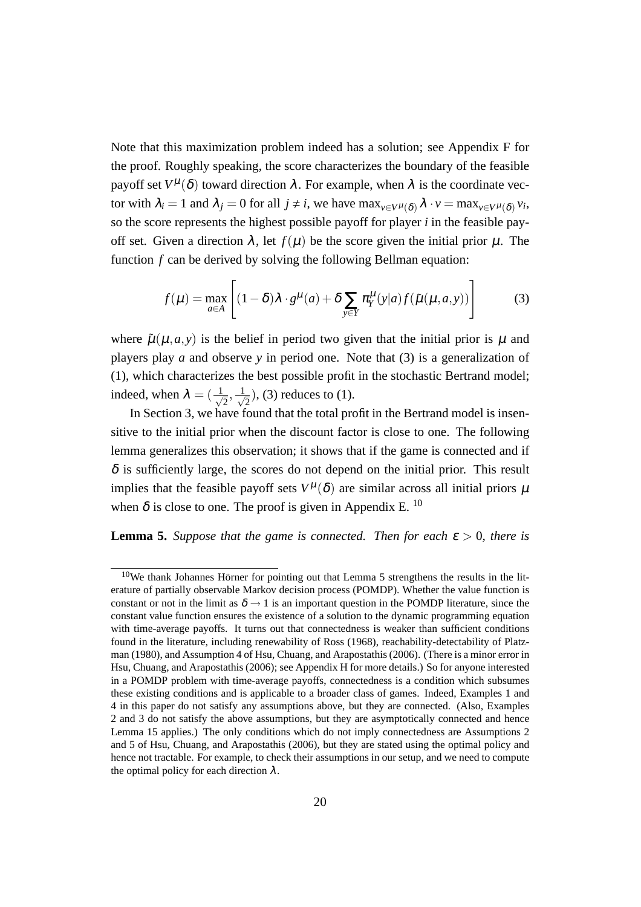Note that this maximization problem indeed has a solution; see Appendix F for the proof. Roughly speaking, the score characterizes the boundary of the feasible payoff set $V^{\mu}(\delta)$ toward direction $\lambda$. For example, when $\lambda$ is the coordinate vector with $\lambda_i = 1$ and $\lambda_j = 0$ for all $j \neq i$, we have $\max_{v \in V^{\mu}(\delta)} \lambda \cdot v = \max_{v \in V^{\mu}(\delta)} v_i$, so the score represents the highest possible payoff for player $i$ in the feasible payoff set. Given a direction $\lambda$, let $f(\mu)$ be the score given the initial prior $\mu$. The function $f$ can be derived by solving the following Bellman equation:

$$f(\mu) = \max_{a \in A} \left[ (1-\delta)\lambda \cdot g^{\mu}(a) + \delta \sum_{y \in Y} \pi_Y^{\mu}(y|a) f(\tilde{\mu}(\mu,a,y)) \right] \tag{3}$$

where $\tilde{\mu}(\mu,a,y)$ is the belief in period two given that the initial prior is $\mu$ and players play $a$ and observe $y$ in period one. Note that (3) is a generalization of (1), which characterizes the best possible profit in the stochastic Bertrand model; indeed, when $\lambda = (\frac{1}{\sqrt{2}}, \frac{1}{\sqrt{2}})$, (3) reduces to (1).

In Section 3, we have found that the total profit in the Bertrand model is insensitive to the initial prior when the discount factor is close to one. The following lemma generalizes this observation; it shows that if the game is connected and if $\delta$ is sufficiently large, the scores do not depend on the initial prior. This result implies that the feasible payoff sets $V^{\mu}(\delta)$ are similar across all initial priors $\mu$ when $\delta$ is close to one. The proof is given in Appendix E. [10]

**Lemma 5.** *Suppose that the game is connected. Then for each $\varepsilon > 0$, there is*

[10] We thank Johannes Hörner for pointing out that Lemma 5 strengthens the results in the literature of partially observable Markov decision process (POMDP). Whether the value function is constant or not in the limit as $\delta \to 1$ is an important question in the POMDP literature, since the constant value function ensures the existence of a solution to the dynamic programming equation with time-average payoffs. It turns out that connectedness is weaker than sufficient conditions found in the literature, including renewability of Ross (1968), reachability-detectability of Platzman (1980), and Assumption 4 of Hsu, Chuang, and Arapostathis (2006). (There is a minor error in Hsu, Chuang, and Arapostathis (2006); see Appendix H for more details.) So for anyone interested in a POMDP problem with time-average payoffs, connectedness is a condition which subsumes these existing conditions and is applicable to a broader class of games. Indeed, Examples 1 and 4 in this paper do not satisfy any assumptions above, but they are connected. (Also, Examples 2 and 3 do not satisfy the above assumptions, but they are asymptotically connected and hence Lemma 15 applies.) The only conditions which do not imply connectedness are Assumptions 2 and 5 of Hsu, Chuang, and Arapostathis (2006), but they are stated using the optimal policy and hence not tractable. For example, to check their assumptions in our setup, and we need to compute the optimal policy for each direction $\lambda$.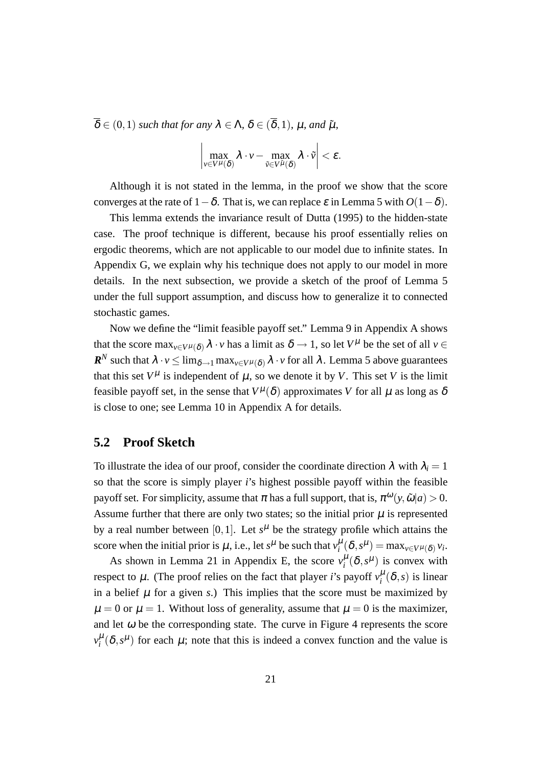$\overline{\delta} \in (0,1)$ *such that for any* $\lambda \in \Lambda$, $\delta \in (\overline{\delta}, 1)$, $\mu$, *and* $\tilde{\mu}$,

$$\left| \max_{v \in V^{\mu}(\delta)} \lambda \cdot v - \max_{\tilde{v} \in V^{\tilde{\mu}}(\delta)} \lambda \cdot \tilde{v} \right| < \varepsilon.$$

Although it is not stated in the lemma, in the proof we show that the score converges at the rate of $1-\delta$. That is, we can replace $\varepsilon$ in Lemma 5 with $O(1-\delta)$.

This lemma extends the invariance result of Dutta (1995) to the hidden-state case. The proof technique is different, because his proof essentially relies on ergodic theorems, which are not applicable to our model due to infinite states. In Appendix G, we explain why his technique does not apply to our model in more details. In the next subsection, we provide a sketch of the proof of Lemma 5 under the full support assumption, and discuss how to generalize it to connected stochastic games.

Now we define the "limit feasible payoff set." Lemma 9 in Appendix A shows that the score $\max_{v \in V^{\mu}(\delta)} \lambda \cdot v$ has a limit as $\delta \to 1$, so let $V^{\mu}$ be the set of all $v \in \mathbf{R}^N$ such that $\lambda \cdot v \leq \lim_{\delta \to 1} \max_{v \in V^{\mu}(\delta)} \lambda \cdot v$ for all $\lambda$. Lemma 5 above guarantees that this set $V^{\mu}$ is independent of $\mu$, so we denote it by $V$. This set $V$ is the limit feasible payoff set, in the sense that $V^{\mu}(\delta)$ approximates $V$ for all $\mu$ as long as $\delta$ is close to one; see Lemma 10 in Appendix A for details.

## 5.2 Proof Sketch

To illustrate the idea of our proof, consider the coordinate direction $\lambda$ with $\lambda_i = 1$ so that the score is simply player $i$'s highest possible payoff within the feasible payoff set. For simplicity, assume that $\pi$ has a full support, that is, $\pi^{\omega}(y, \tilde{\omega}|a) > 0$. Assume further that there are only two states; so the initial prior $\mu$ is represented by a real number between $[0,1]$. Let $s^{\mu}$ be the strategy profile which attains the score when the initial prior is $\mu$, i.e., let $s^{\mu}$ be such that $v_i^{\mu}(\delta, s^{\mu}) = \max_{v \in V^{\mu}(\delta)} v_i$.

As shown in Lemma 21 in Appendix E, the score $v_i^{\mu}(\delta, s^{\mu})$ is convex with respect to $\mu$. (The proof relies on the fact that player $i$'s payoff $v_i^{\mu}(\delta, s)$ is linear in a belief $\mu$ for a given $s$.) This implies that the score must be maximized by $\mu = 0$ or $\mu = 1$. Without loss of generality, assume that $\mu = 0$ is the maximizer, and let $\omega$ be the corresponding state. The curve in Figure 4 represents the score $v_i^{\mu}(\delta, s^{\mu})$ for each $\mu$; note that this is indeed a convex function and the value is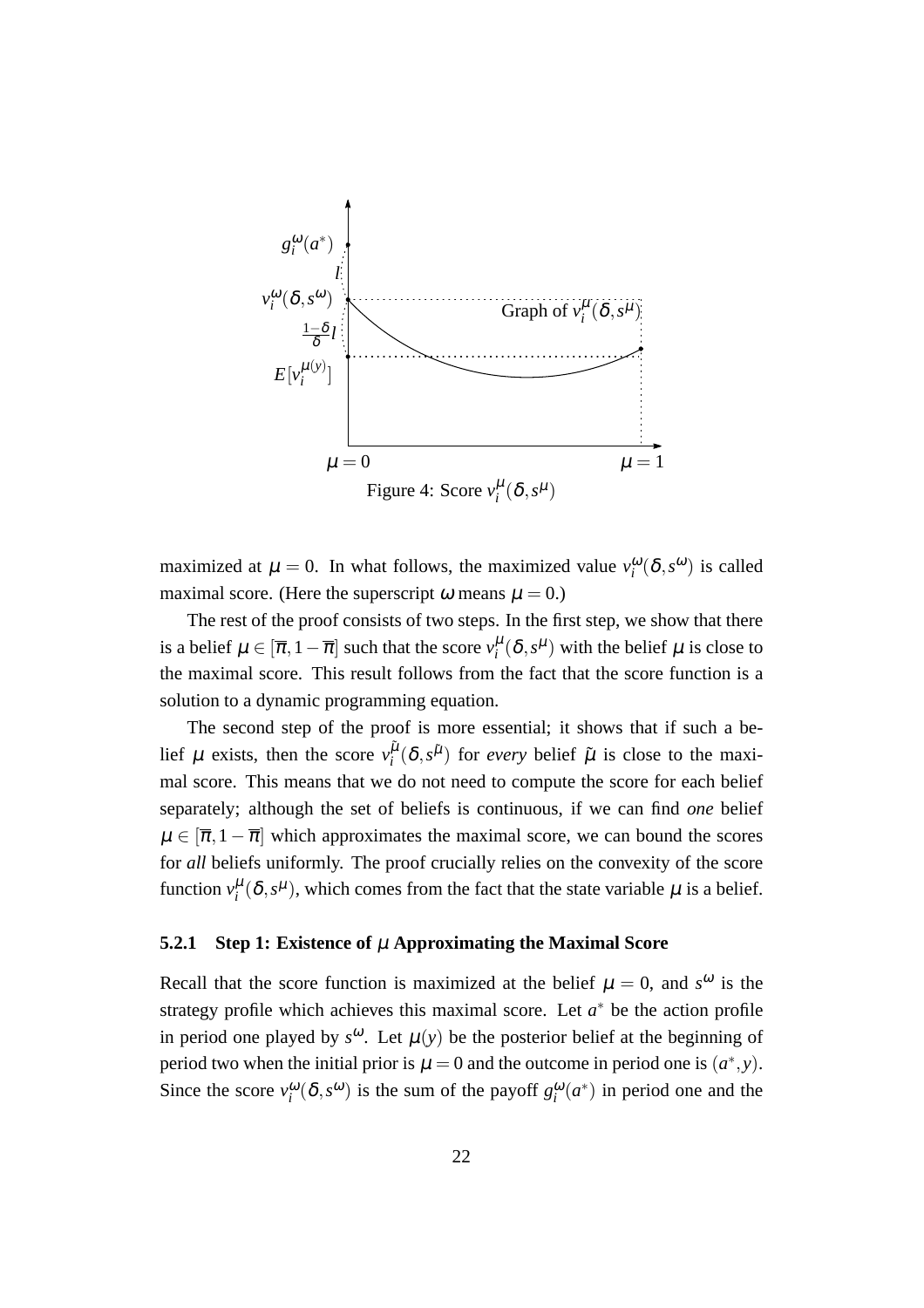Figure 4: Score $v_i^{\mu}(\delta, s^{\mu})$

maximized at $\mu = 0$. In what follows, the maximized value $v_i^{\omega}(\delta, s^{\omega})$ is called maximal score. (Here the superscript $\omega$ means $\mu = 0$.)

The rest of the proof consists of two steps. In the first step, we show that there is a belief $\mu \in [\overline{\pi}, 1 - \overline{\pi}]$ such that the score $v_i^{\mu}(\delta, s^{\mu})$ with the belief $\mu$ is close to the maximal score. This result follows from the fact that the score function is a solution to a dynamic programming equation.

The second step of the proof is more essential; it shows that if such a belief $\mu$ exists, then the score $v_i^{\tilde{\mu}}(\delta, s^{\tilde{\mu}})$ for *every* belief $\tilde{\mu}$ is close to the maximal score. This means that we do not need to compute the score for each belief separately; although the set of beliefs is continuous, if we can find *one* belief $\mu \in [\overline{\pi}, 1 - \overline{\pi}]$ which approximates the maximal score, we can bound the scores for *all* beliefs uniformly. The proof crucially relies on the convexity of the score function $v_i^{\mu}(\delta, s^{\mu})$, which comes from the fact that the state variable $\mu$ is a belief.

### 5.2.1 Step 1: Existence of $\mu$ Approximating the Maximal Score

Recall that the score function is maximized at the belief $\mu = 0$, and $s^{\omega}$ is the strategy profile which achieves this maximal score. Let $a^*$ be the action profile in period one played by $s^{\omega}$. Let $\mu(y)$ be the posterior belief at the beginning of period two when the initial prior is $\mu = 0$ and the outcome in period one is $(a^*, y)$. Since the score $v_i^{\omega}(\delta, s^{\omega})$ is the sum of the payoff $g_i^{\omega}(a^*)$ in period one and the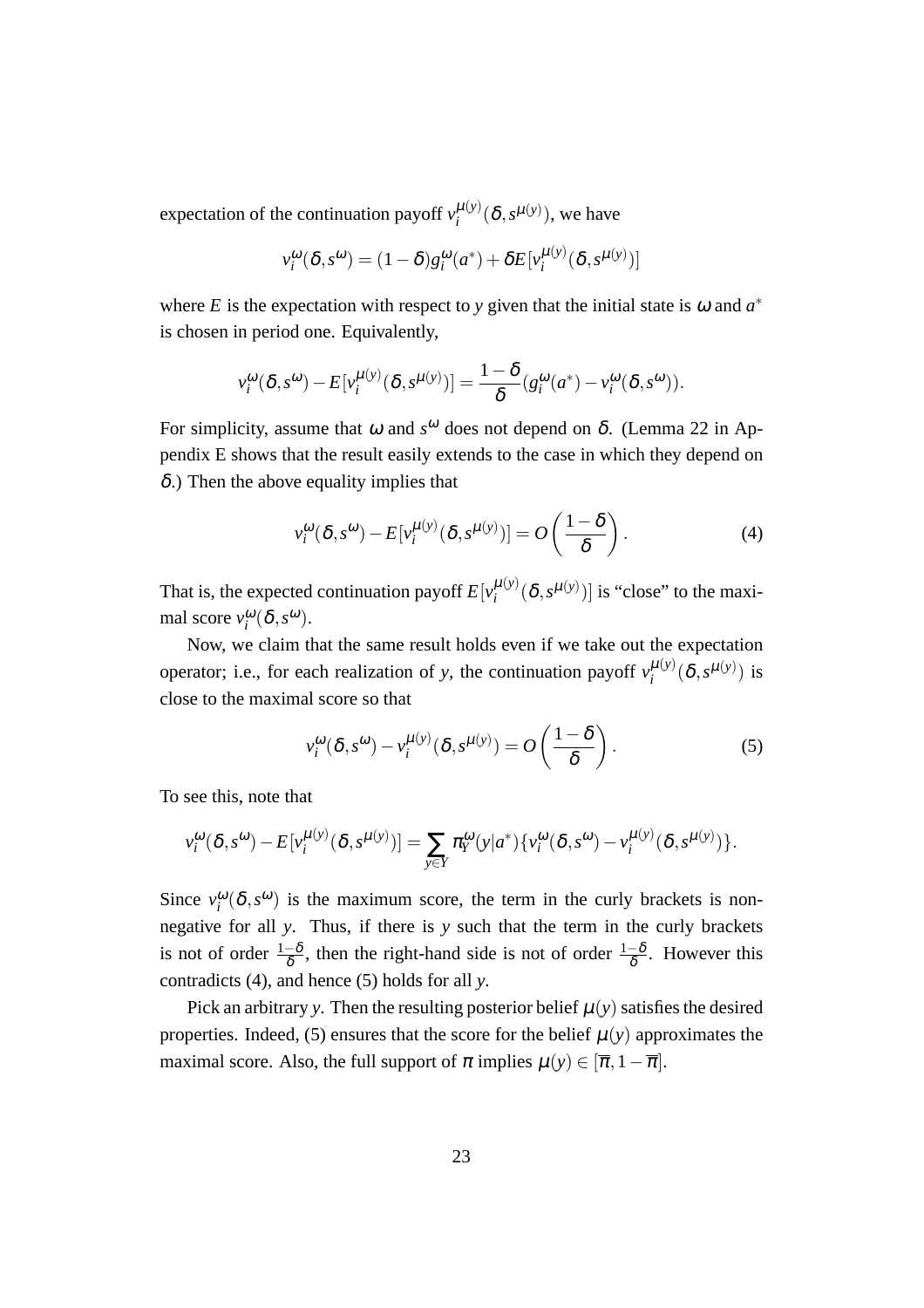expectation of the continuation payoff $v_i^{\mu(y)}(\delta, s^{\mu(y)})$, we have

$$v_i^{\omega}(\delta, s^{\omega}) = (1-\delta)g_i^{\omega}(a^*) + \delta E[v_i^{\mu(y)}(\delta, s^{\mu(y)})]$$

where $E$ is the expectation with respect to $y$ given that the initial state is $\omega$ and $a^*$ is chosen in period one. Equivalently,

$$v_i^{\omega}(\delta, s^{\omega}) - E[v_i^{\mu(y)}(\delta, s^{\mu(y)})] = \frac{1-\delta}{\delta}(g_i^{\omega}(a^*) - v_i^{\omega}(\delta, s^{\omega})).$$

For simplicity, assume that $\omega$ and $s^{\omega}$ does not depend on $\delta$. (Lemma 22 in Appendix E shows that the result easily extends to the case in which they depend on $\delta$.) Then the above equality implies that

$$v_i^{\omega}(\delta, s^{\omega}) - E[v_i^{\mu(y)}(\delta, s^{\mu(y)})] = O\left(\frac{1-\delta}{\delta}\right). \tag{4}$$

That is, the expected continuation payoff $E[v_i^{\mu(y)}(\delta, s^{\mu(y)})]$ is "close" to the maximal score $v_i^{\omega}(\delta, s^{\omega})$.

Now, we claim that the same result holds even if we take out the expectation operator; i.e., for each realization of $y$, the continuation payoff $v_i^{\mu(y)}(\delta, s^{\mu(y)})$ is close to the maximal score so that

$$v_i^{\omega}(\delta, s^{\omega}) - v_i^{\mu(y)}(\delta, s^{\mu(y)}) = O\left(\frac{1-\delta}{\delta}\right). \tag{5}$$

To see this, note that

$$v_i^{\omega}(\delta, s^{\omega}) - E[v_i^{\mu(y)}(\delta, s^{\mu(y)})] = \sum_{y \in Y} \pi_Y^{\omega}(y|a^*)\{v_i^{\omega}(\delta, s^{\omega}) - v_i^{\mu(y)}(\delta, s^{\mu(y)})\}.$$

Since $v_i^{\omega}(\delta, s^{\omega})$ is the maximum score, the term in the curly brackets is non-negative for all $y$. Thus, if there is $y$ such that the term in the curly brackets is not of order $\frac{1-\delta}{\delta}$, then the right-hand side is not of order $\frac{1-\delta}{\delta}$. However this contradicts (4), and hence (5) holds for all $y$.

Pick an arbitrary $y$. Then the resulting posterior belief $\mu(y)$ satisfies the desired properties. Indeed, (5) ensures that the score for the belief $\mu(y)$ approximates the maximal score. Also, the full support of $\pi$ implies $\mu(y) \in [\overline{\pi}, 1-\overline{\pi}]$.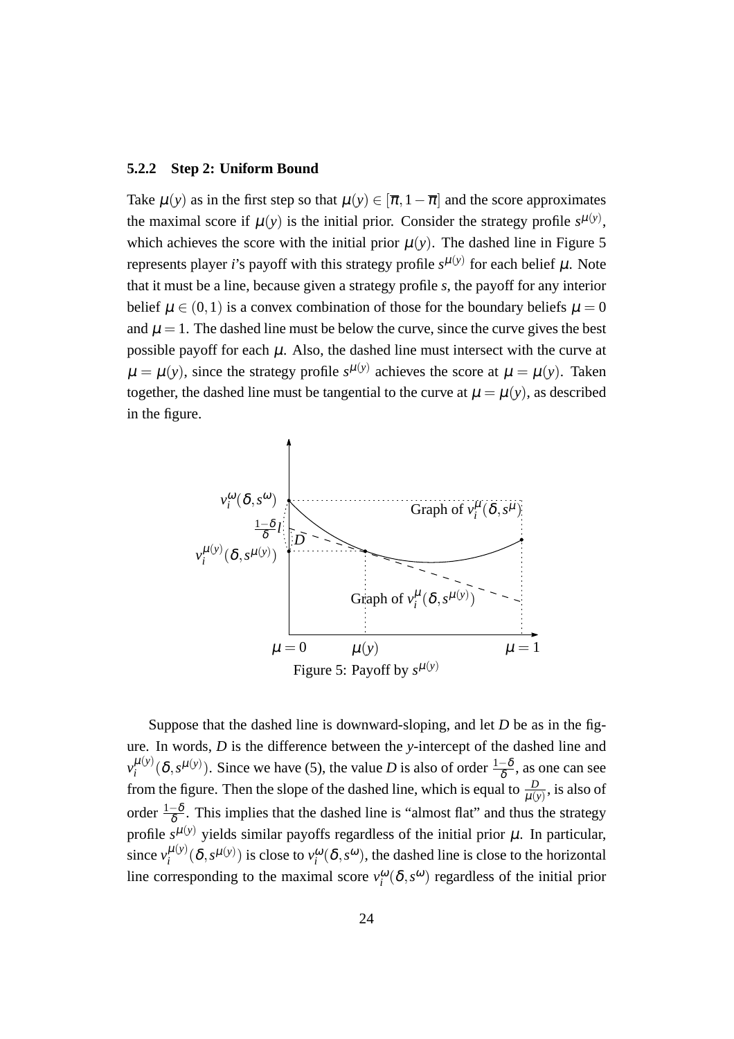### 5.2.2 Step 2: Uniform Bound

Take $\mu(y)$ as in the first step so that $\mu(y) \in [\overline{\pi}, 1-\overline{\pi}]$ and the score approximates the maximal score if $\mu(y)$ is the initial prior. Consider the strategy profile $s^{\mu(y)}$, which achieves the score with the initial prior $\mu(y)$. The dashed line in Figure 5 represents player $i$'s payoff with this strategy profile $s^{\mu(y)}$ for each belief $\mu$. Note that it must be a line, because given a strategy profile $s$, the payoff for any interior belief $\mu \in (0,1)$ is a convex combination of those for the boundary beliefs $\mu = 0$ and $\mu = 1$. The dashed line must be below the curve, since the curve gives the best possible payoff for each $\mu$. Also, the dashed line must intersect with the curve at $\mu = \mu(y)$, since the strategy profile $s^{\mu(y)}$ achieves the score at $\mu = \mu(y)$. Taken together, the dashed line must be tangential to the curve at $\mu = \mu(y)$, as described in the figure.

Figure 5: Payoff by $s^{\mu(y)}$

Suppose that the dashed line is downward-sloping, and let $D$ be as in the figure. In words, $D$ is the difference between the $y$-intercept of the dashed line and $v_i^{\mu(y)}(\delta, s^{\mu(y)})$. Since we have (5), the value $D$ is also of order $\frac{1-\delta}{\delta}$, as one can see from the figure. Then the slope of the dashed line, which is equal to $\frac{D}{\mu(y)}$, is also of order $\frac{1-\delta}{\delta}$. This implies that the dashed line is "almost flat" and thus the strategy profile $s^{\mu(y)}$ yields similar payoffs regardless of the initial prior $\mu$. In particular, since $v_i^{\mu(y)}(\delta, s^{\mu(y)})$ is close to $v_i^{\omega}(\delta, s^{\omega})$, the dashed line is close to the horizontal line corresponding to the maximal score $v_i^{\omega}(\delta, s^{\omega})$ regardless of the initial prior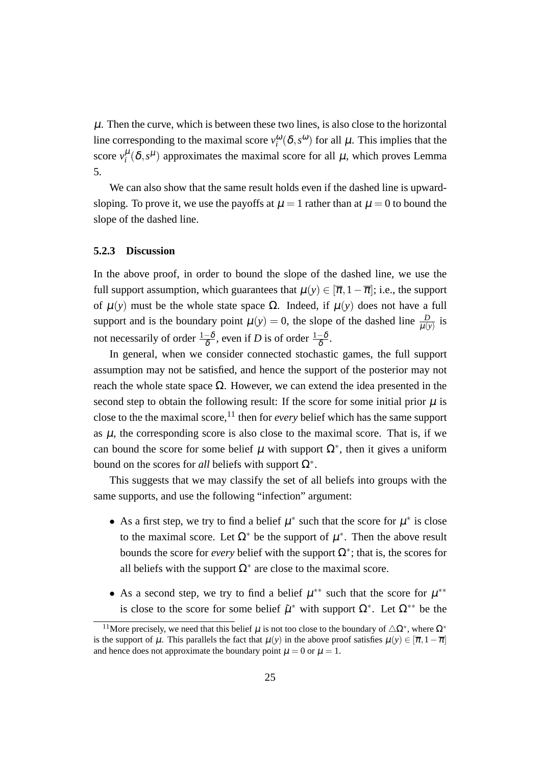$\mu$. Then the curve, which is between these two lines, is also close to the horizontal line corresponding to the maximal score $v_i^{\omega}(\delta, s^{\omega})$ for all $\mu$. This implies that the score $v_i^{\mu}(\delta, s^{\mu})$ approximates the maximal score for all $\mu$, which proves Lemma 5.

We can also show that the same result holds even if the dashed line is upward-sloping. To prove it, we use the payoffs at $\mu = 1$ rather than at $\mu = 0$ to bound the slope of the dashed line.

### 5.2.3 Discussion

In the above proof, in order to bound the slope of the dashed line, we use the full support assumption, which guarantees that $\mu(y) \in [\overline{\pi}, 1-\overline{\pi}]$; i.e., the support of $\mu(y)$ must be the whole state space $\Omega$. Indeed, if $\mu(y)$ does not have a full support and is the boundary point $\mu(y) = 0$, the slope of the dashed line $\frac{D}{\mu(y)}$ is not necessarily of order $\frac{1-\delta}{\delta}$, even if $D$ is of order $\frac{1-\delta}{\delta}$.

In general, when we consider connected stochastic games, the full support assumption may not be satisfied, and hence the support of the posterior may not reach the whole state space $\Omega$. However, we can extend the idea presented in the second step to obtain the following result: If the score for some initial prior $\mu$ is close to the the maximal score,[11] then for *every* belief which has the same support as $\mu$, the corresponding score is also close to the maximal score. That is, if we can bound the score for some belief $\mu$ with support $\Omega^*$, then it gives a uniform bound on the scores for *all* beliefs with support $\Omega^*$.

This suggests that we may classify the set of all beliefs into groups with the same supports, and use the following "infection" argument:

- As a first step, we try to find a belief $\mu^*$ such that the score for $\mu^*$ is close to the maximal score. Let $\Omega^*$ be the support of $\mu^*$. Then the above result bounds the score for *every* belief with the support $\Omega^*$; that is, the scores for all beliefs with the support $\Omega^*$ are close to the maximal score.
- As a second step, we try to find a belief $\mu^{**}$ such that the score for $\mu^{**}$ is close to the score for some belief $\tilde{\mu}^*$ with support $\Omega^*$. Let $\Omega^{**}$ be the

[11] More precisely, we need that this belief $\mu$ is not too close to the boundary of $\triangle\Omega^*$, where $\Omega^*$ is the support of $\mu$. This parallels the fact that $\mu(y)$ in the above proof satisfies $\mu(y) \in [\overline{\pi}, 1-\overline{\pi}]$ and hence does not approximate the boundary point $\mu = 0$ or $\mu = 1$.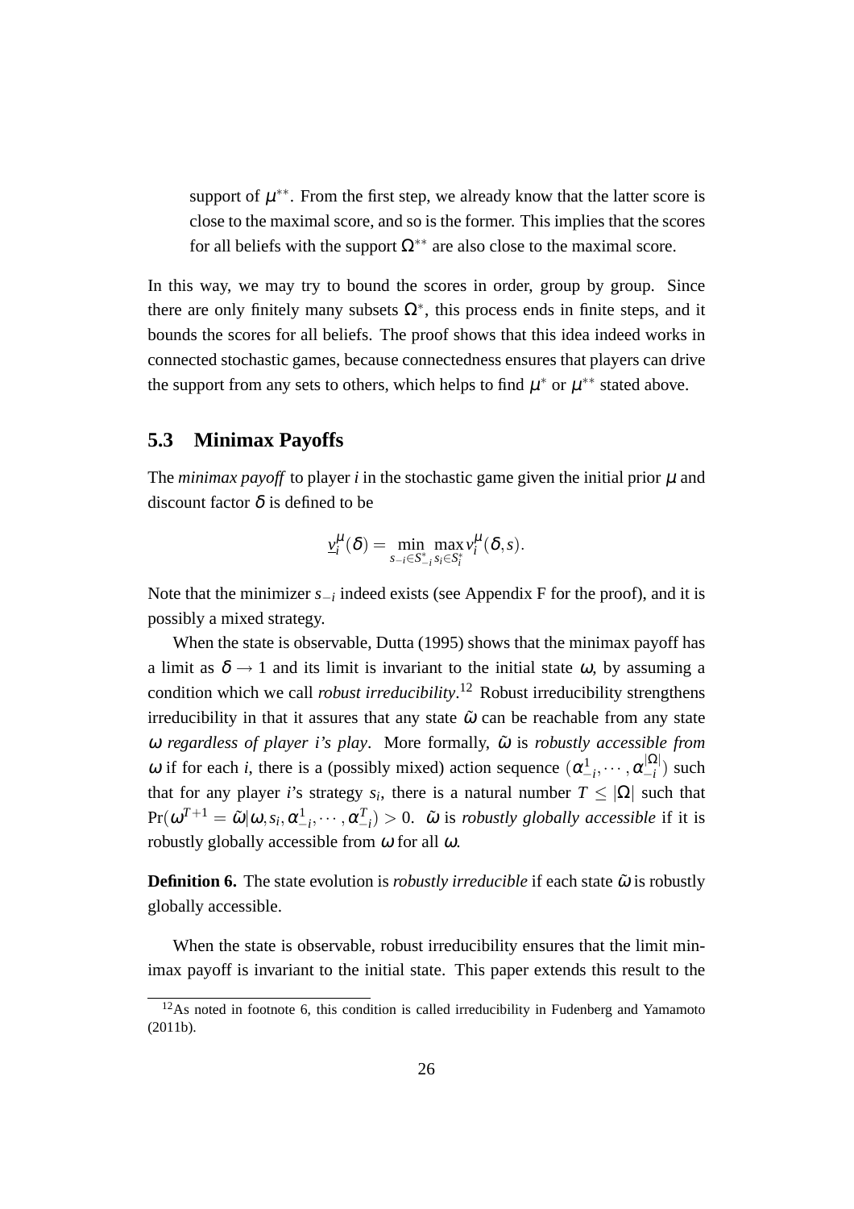support of $\mu^{**}$. From the first step, we already know that the latter score is close to the maximal score, and so is the former. This implies that the scores for all beliefs with the support $\Omega^{**}$ are also close to the maximal score.

In this way, we may try to bound the scores in order, group by group. Since there are only finitely many subsets $\Omega^*$, this process ends in finite steps, and it bounds the scores for all beliefs. The proof shows that this idea indeed works in connected stochastic games, because connectedness ensures that players can drive the support from any sets to others, which helps to find $\mu^*$ or $\mu^{**}$ stated above.

### 5.3 Minimax Payoffs

The *minimax payoff* to player $i$ in the stochastic game given the initial prior $\mu$ and discount factor $\delta$ is defined to be

$$\underline{v}_i^{\mu}(\delta) = \min_{s_{-i}\in S_{-i}^*} \max_{s_i \in S_i^*} v_i^{\mu}(\delta, s).$$

Note that the minimizer $s_{-i}$ indeed exists (see Appendix F for the proof), and it is possibly a mixed strategy.

When the state is observable, Dutta (1995) shows that the minimax payoff has a limit as $\delta \to 1$ and its limit is invariant to the initial state $\omega$, by assuming a condition which we call *robust irreducibility*.[12] Robust irreducibility strengthens irreducibility in that it assures that any state $\tilde{\omega}$ can be reachable from any state $\omega$ *regardless of player i's play*. More formally, $\tilde{\omega}$ is *robustly accessible from* $\omega$ if for each $i$, there is a (possibly mixed) action sequence $(\alpha_{-i}^1, \cdots, \alpha_{-i}^{|\Omega|})$ such that for any player $i$'s strategy $s_i$, there is a natural number $T \leq |\Omega|$ such that $\Pr(\omega^{T+1} = \tilde{\omega}|\omega, s_i, \alpha_{-i}^1, \cdots, \alpha_{-i}^T) > 0$. $\tilde{\omega}$ is *robustly globally accessible* if it is robustly globally accessible from $\omega$ for all $\omega$.

**Definition 6.** The state evolution is *robustly irreducible* if each state $\tilde{\omega}$ is robustly globally accessible.

When the state is observable, robust irreducibility ensures that the limit minimax payoff is invariant to the initial state. This paper extends this result to the

[12] As noted in footnote 6, this condition is called irreducibility in Fudenberg and Yamamoto (2011b).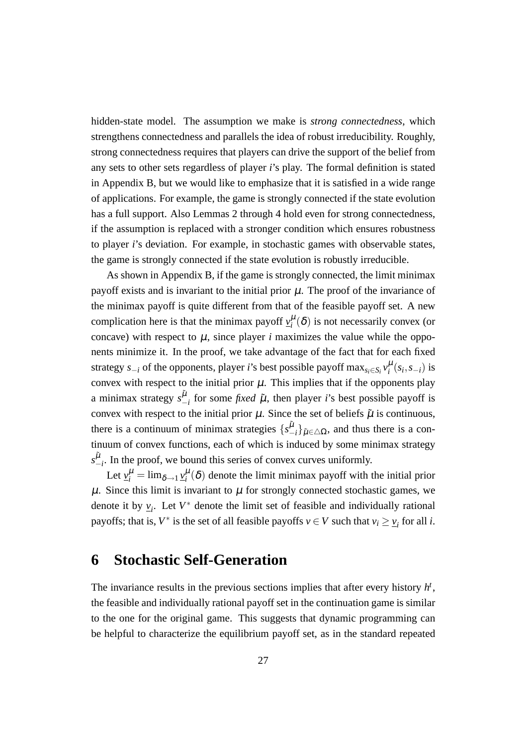hidden-state model. The assumption we make is *strong connectedness*, which strengthens connectedness and parallels the idea of robust irreducibility. Roughly, strong connectedness requires that players can drive the support of the belief from any sets to other sets regardless of player $i$'s play. The formal definition is stated in Appendix B, but we would like to emphasize that it is satisfied in a wide range of applications. For example, the game is strongly connected if the state evolution has a full support. Also Lemmas 2 through 4 hold even for strong connectedness, if the assumption is replaced with a stronger condition which ensures robustness to player $i$'s deviation. For example, in stochastic games with observable states, the game is strongly connected if the state evolution is robustly irreducible.

As shown in Appendix B, if the game is strongly connected, the limit minimax payoff exists and is invariant to the initial prior $\mu$. The proof of the invariance of the minimax payoff is quite different from that of the feasible payoff set. A new complication here is that the minimax payoff $\underline{v}_i^{\mu}(\delta)$ is not necessarily convex (or concave) with respect to $\mu$, since player $i$ maximizes the value while the opponents minimize it. In the proof, we take advantage of the fact that for each fixed strategy $s_{-i}$ of the opponents, player $i$'s best possible payoff $\max_{s_i \in S_i} v_i^{\mu}(s_i, s_{-i})$ is convex with respect to the initial prior $\mu$. This implies that if the opponents play a minimax strategy $s_{-i}^{\tilde{\mu}}$ for some *fixed* $\tilde{\mu}$, then player $i$'s best possible payoff is convex with respect to the initial prior $\mu$. Since the set of beliefs $\tilde{\mu}$ is continuous, there is a continuum of minimax strategies $\{s_{-i}^{\tilde{\mu}}\}_{\tilde{\mu} \in \triangle\Omega}$, and thus there is a continuum of convex functions, each of which is induced by some minimax strategy $s_{-i}^{\tilde{\mu}}$. In the proof, we bound this series of convex curves uniformly.

Let $\underline{v}_i^{\mu} = \lim_{\delta \to 1} \underline{v}_i^{\mu}(\delta)$ denote the limit minimax payoff with the initial prior $\mu$. Since this limit is invariant to $\mu$ for strongly connected stochastic games, we denote it by $\underline{v}_i$. Let $V^*$ denote the limit set of feasible and individually rational payoffs; that is, $V^*$ is the set of all feasible payoffs $v \in V$ such that $v_i \geq \underline{v}_i$ for all $i$.

# 6 Stochastic Self-Generation

The invariance results in the previous sections implies that after every history $h^t$, the feasible and individually rational payoff set in the continuation game is similar to the one for the original game. This suggests that dynamic programming can be helpful to characterize the equilibrium payoff set, as in the standard repeated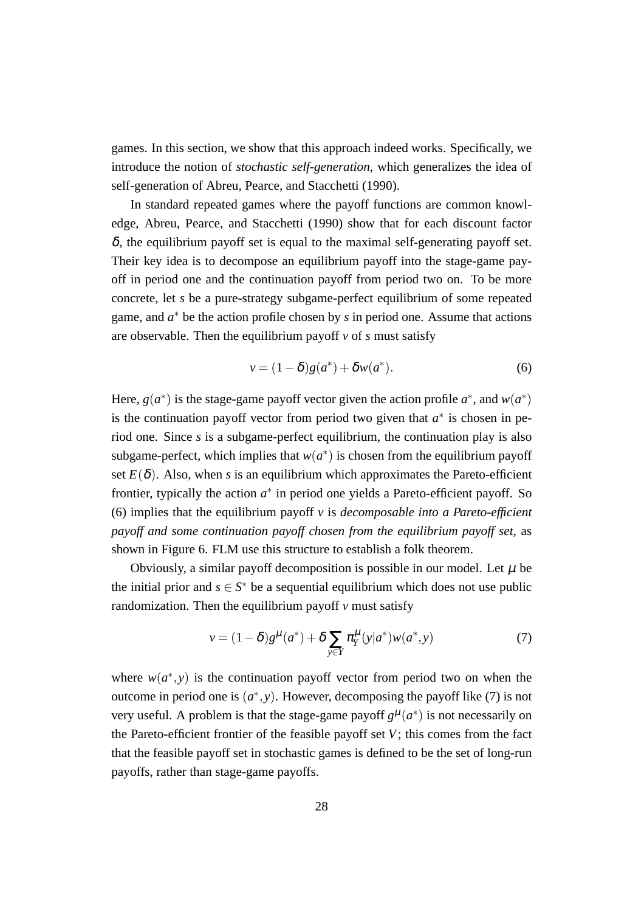games. In this section, we show that this approach indeed works. Specifically, we introduce the notion of *stochastic self-generation*, which generalizes the idea of self-generation of Abreu, Pearce, and Stacchetti (1990).

In standard repeated games where the payoff functions are common knowledge, Abreu, Pearce, and Stacchetti (1990) show that for each discount factor $\delta$, the equilibrium payoff set is equal to the maximal self-generating payoff set. Their key idea is to decompose an equilibrium payoff into the stage-game payoff in period one and the continuation payoff from period two on. To be more concrete, let $s$ be a pure-strategy subgame-perfect equilibrium of some repeated game, and $a^*$ be the action profile chosen by $s$ in period one. Assume that actions are observable. Then the equilibrium payoff $v$ of $s$ must satisfy

$$v = (1-\delta)g(a^*) + \delta w(a^*). \tag{6}$$

Here, $g(a^*)$ is the stage-game payoff vector given the action profile $a^*$, and $w(a^*)$ is the continuation payoff vector from period two given that $a^*$ is chosen in period one. Since $s$ is a subgame-perfect equilibrium, the continuation play is also subgame-perfect, which implies that $w(a^*)$ is chosen from the equilibrium payoff set $E(\delta)$. Also, when $s$ is an equilibrium which approximates the Pareto-efficient frontier, typically the action $a^*$ in period one yields a Pareto-efficient payoff. So (6) implies that the equilibrium payoff $v$ is *decomposable into a Pareto-efficient payoff and some continuation payoff chosen from the equilibrium payoff set*, as shown in Figure 6. FLM use this structure to establish a folk theorem.

Obviously, a similar payoff decomposition is possible in our model. Let $\mu$ be the initial prior and $s \in S^*$ be a sequential equilibrium which does not use public randomization. Then the equilibrium payoff $v$ must satisfy

$$v = (1-\delta)g^{\mu}(a^*) + \delta \sum_{y \in Y} \pi_Y^{\mu}(y|a^*) w(a^*, y) \tag{7}$$

where $w(a^*, y)$ is the continuation payoff vector from period two on when the outcome in period one is $(a^*, y)$. However, decomposing the payoff like (7) is not very useful. A problem is that the stage-game payoff $g^{\mu}(a^*)$ is not necessarily on the Pareto-efficient frontier of the feasible payoff set $V$; this comes from the fact that the feasible payoff set in stochastic games is defined to be the set of long-run payoffs, rather than stage-game payoffs.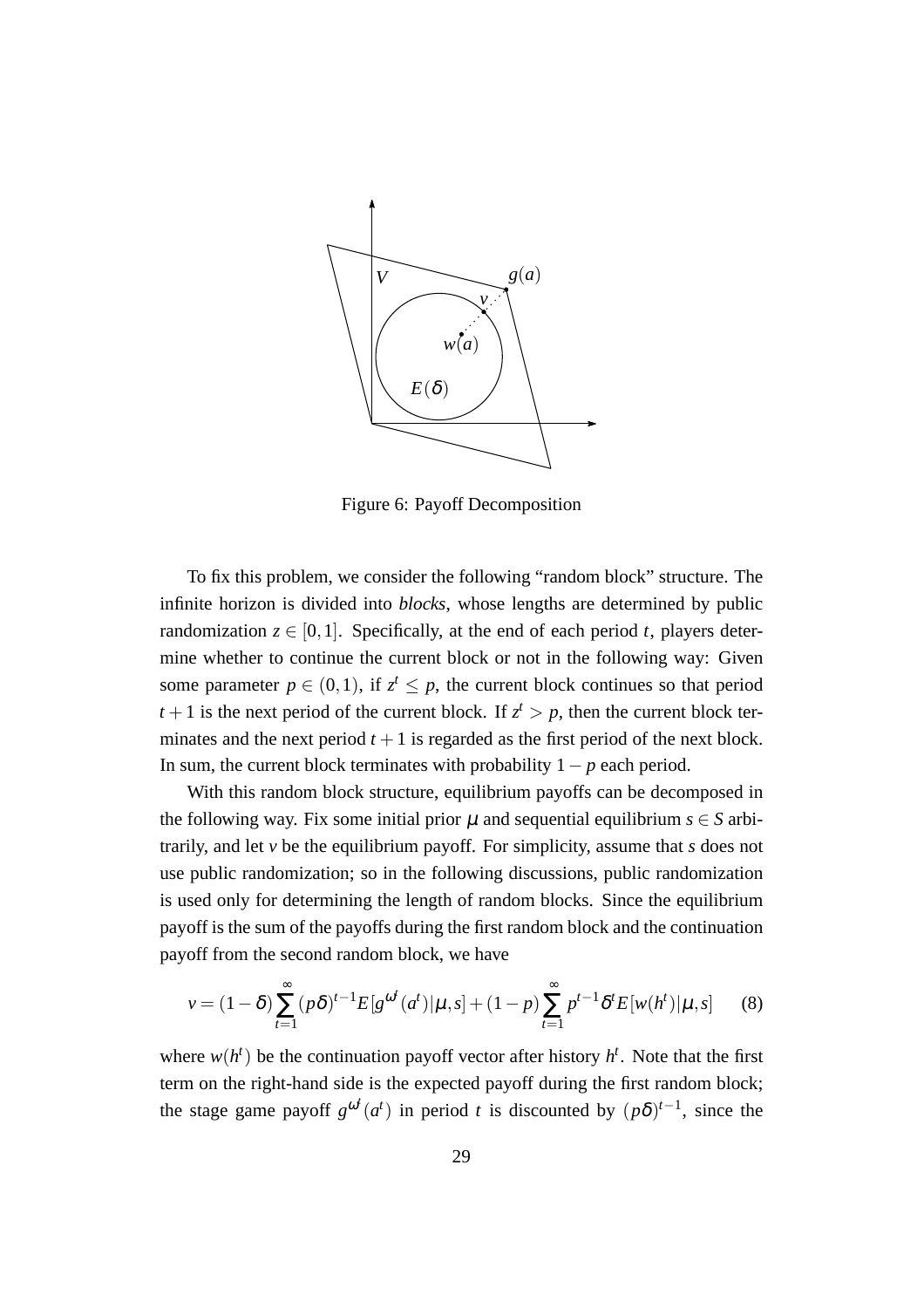Figure 6: Payoff Decomposition

To fix this problem, we consider the following "random block" structure. The infinite horizon is divided into *blocks*, whose lengths are determined by public randomization $z \in [0,1]$. Specifically, at the end of each period $t$, players determine whether to continue the current block or not in the following way: Given some parameter $p \in (0,1)$, if $z^t \leq p$, the current block continues so that period $t+1$ is the next period of the current block. If $z^t > p$, then the current block terminates and the next period $t+1$ is regarded as the first period of the next block. In sum, the current block terminates with probability $1-p$ each period.

With this random block structure, equilibrium payoffs can be decomposed in the following way. Fix some initial prior $\mu$ and sequential equilibrium $s \in S$ arbitrarily, and let $v$ be the equilibrium payoff. For simplicity, assume that $s$ does not use public randomization; so in the following discussions, public randomization is used only for determining the length of random blocks. Since the equilibrium payoff is the sum of the payoffs during the first random block and the continuation payoff from the second random block, we have

$$v = (1-\delta)\sum_{t=1}^{\infty}(p\delta)^{t-1}E[g^{\omega^t}(a^t)|\mu,s] + (1-p)\sum_{t=1}^{\infty}p^{t-1}\delta^t E[w(h^t)|\mu,s] \qquad (8)$$

where $w(h^t)$ be the continuation payoff vector after history $h^t$. Note that the first term on the right-hand side is the expected payoff during the first random block; the stage game payoff $g^{\omega^t}(a^t)$ in period $t$ is discounted by $(p\delta)^{t-1}$, since the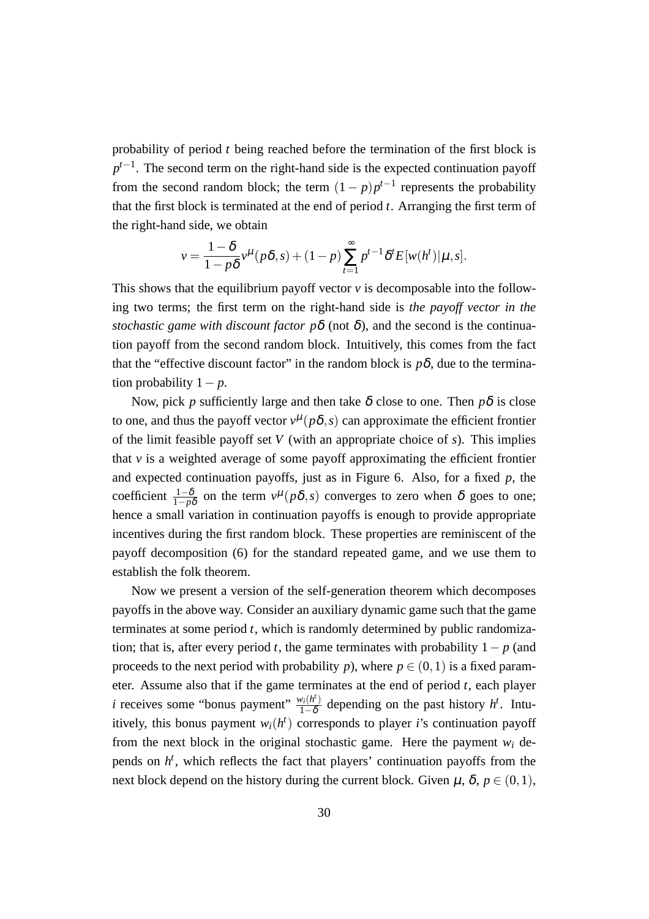probability of period $t$ being reached before the termination of the first block is $p^{t-1}$. The second term on the right-hand side is the expected continuation payoff from the second random block; the term $(1-p)p^{t-1}$ represents the probability that the first block is terminated at the end of period $t$. Arranging the first term of the right-hand side, we obtain

$$v = \frac{1-\delta}{1-p\delta} v^{\mu}(p\delta, s) + (1-p)\sum_{t=1}^{\infty} p^{t-1}\delta^{t} E[w(h^t)|\mu, s].$$

This shows that the equilibrium payoff vector $v$ is decomposable into the following two terms; the first term on the right-hand side is *the payoff vector in the stochastic game with discount factor* $p\delta$ (not $\delta$), and the second is the continuation payoff from the second random block. Intuitively, this comes from the fact that the "effective discount factor" in the random block is $p\delta$, due to the termination probability $1-p$.

Now, pick $p$ sufficiently large and then take $\delta$ close to one. Then $p\delta$ is close to one, and thus the payoff vector $v^{\mu}(p\delta, s)$ can approximate the efficient frontier of the limit feasible payoff set $V$ (with an appropriate choice of $s$). This implies that $v$ is a weighted average of some payoff approximating the efficient frontier and expected continuation payoffs, just as in Figure 6. Also, for a fixed $p$, the coefficient $\frac{1-\delta}{1-p\delta}$ on the term $v^{\mu}(p\delta, s)$ converges to zero when $\delta$ goes to one; hence a small variation in continuation payoffs is enough to provide appropriate incentives during the first random block. These properties are reminiscent of the payoff decomposition (6) for the standard repeated game, and we use them to establish the folk theorem.

Now we present a version of the self-generation theorem which decomposes payoffs in the above way. Consider an auxiliary dynamic game such that the game terminates at some period $t$, which is randomly determined by public randomization; that is, after every period $t$, the game terminates with probability $1-p$ (and proceeds to the next period with probability $p$), where $p \in (0,1)$ is a fixed parameter. Assume also that if the game terminates at the end of period $t$, each player $i$ receives some "bonus payment" $\frac{w_i(h^t)}{1-\delta}$ depending on the past history $h^t$. Intuitively, this bonus payment $w_i(h^t)$ corresponds to player $i$'s continuation payoff from the next block in the original stochastic game. Here the payment $w_i$ depends on $h^t$, which reflects the fact that players' continuation payoffs from the next block depend on the history during the current block. Given $\mu$, $\delta$, $p \in (0,1)$,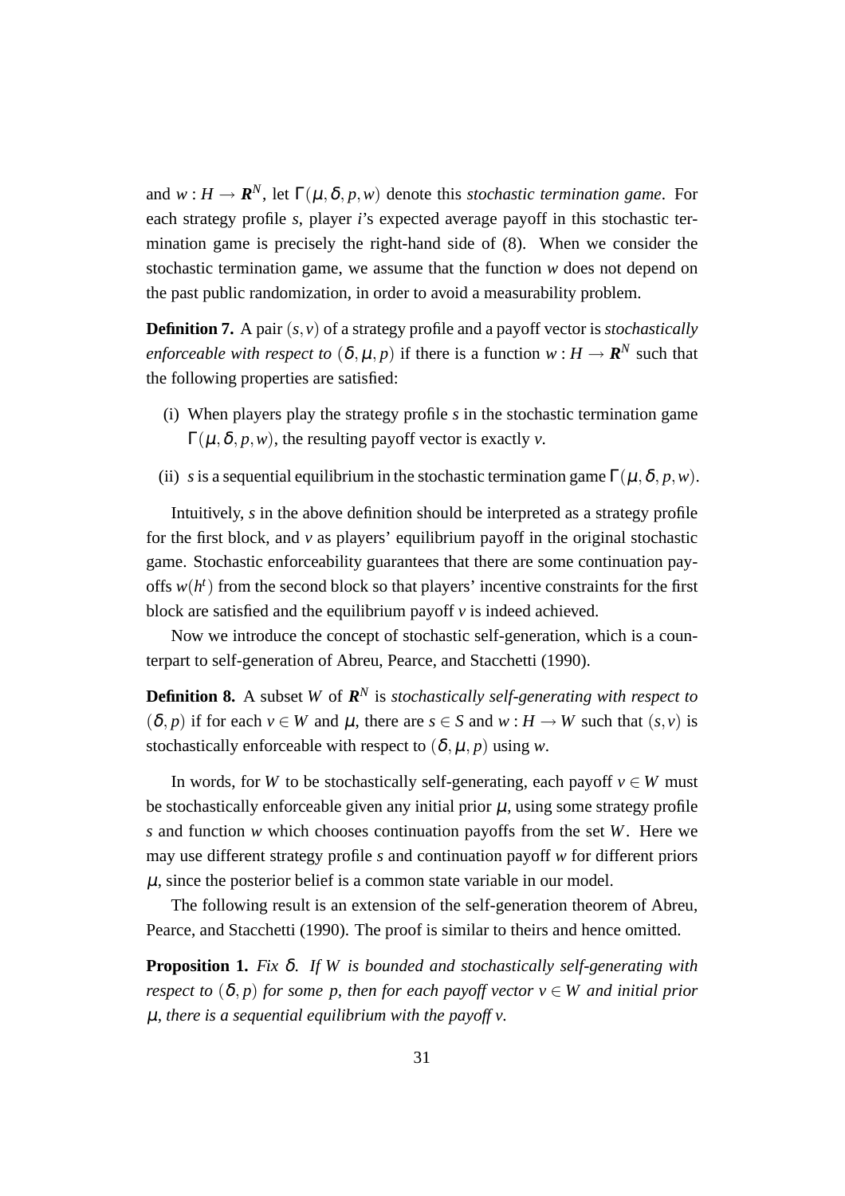and $w : H \to \boldsymbol{R}^N$, let $\Gamma(\mu, \delta, p, w)$ denote this *stochastic termination game*. For each strategy profile $s$, player $i$'s expected average payoff in this stochastic termination game is precisely the right-hand side of (8). When we consider the stochastic termination game, we assume that the function $w$ does not depend on the past public randomization, in order to avoid a measurability problem.

**Definition 7.** A pair $(s, v)$ of a strategy profile and a payoff vector is *stochastically enforceable with respect to* $(\delta, \mu, p)$ if there is a function $w : H \to \boldsymbol{R}^N$ such that the following properties are satisfied:

(i) When players play the strategy profile $s$ in the stochastic termination game $\Gamma(\mu, \delta, p, w)$, the resulting payoff vector is exactly $v$.

(ii) $s$ is a sequential equilibrium in the stochastic termination game $\Gamma(\mu, \delta, p, w)$.

Intuitively, $s$ in the above definition should be interpreted as a strategy profile for the first block, and $v$ as players' equilibrium payoff in the original stochastic game. Stochastic enforceability guarantees that there are some continuation payoffs $w(h^t)$ from the second block so that players' incentive constraints for the first block are satisfied and the equilibrium payoff $v$ is indeed achieved.

Now we introduce the concept of stochastic self-generation, which is a counterpart to self-generation of Abreu, Pearce, and Stacchetti (1990).

**Definition 8.** A subset $W$ of $\boldsymbol{R}^N$ is *stochastically self-generating with respect to* $(\delta, p)$ if for each $v \in W$ and $\mu$, there are $s \in S$ and $w : H \to W$ such that $(s, v)$ is stochastically enforceable with respect to $(\delta, \mu, p)$ using $w$.

In words, for $W$ to be stochastically self-generating, each payoff $v \in W$ must be stochastically enforceable given any initial prior $\mu$, using some strategy profile $s$ and function $w$ which chooses continuation payoffs from the set $W$. Here we may use different strategy profile $s$ and continuation payoff $w$ for different priors $\mu$, since the posterior belief is a common state variable in our model.

The following result is an extension of the self-generation theorem of Abreu, Pearce, and Stacchetti (1990). The proof is similar to theirs and hence omitted.

**Proposition 1.** *Fix $\delta$. If $W$ is bounded and stochastically self-generating with respect to $(\delta, p)$ for some $p$, then for each payoff vector $v \in W$ and initial prior $\mu$, there is a sequential equilibrium with the payoff $v$.*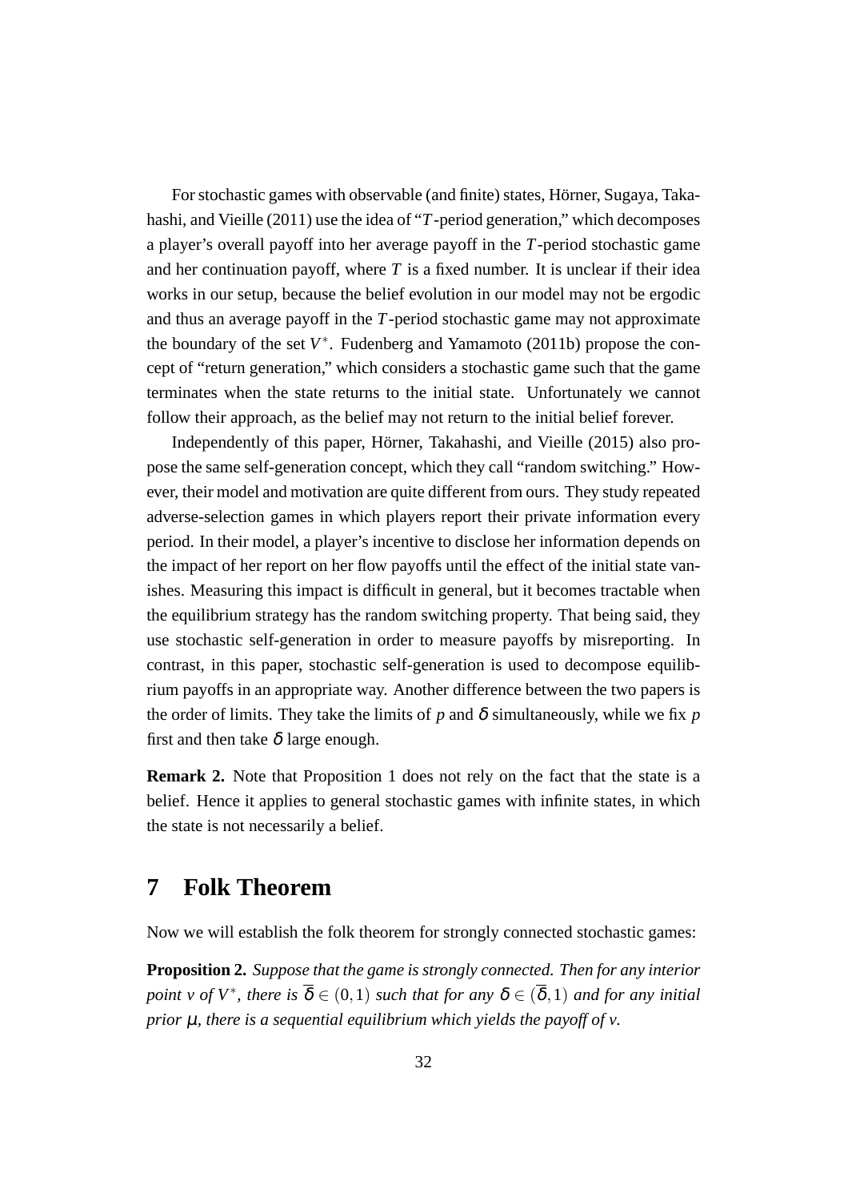For stochastic games with observable (and finite) states, Hörner, Sugaya, Takahashi, and Vieille (2011) use the idea of "$T$-period generation," which decomposes a player's overall payoff into her average payoff in the $T$-period stochastic game and her continuation payoff, where $T$ is a fixed number. It is unclear if their idea works in our setup, because the belief evolution in our model may not be ergodic and thus an average payoff in the $T$-period stochastic game may not approximate the boundary of the set $V^*$. Fudenberg and Yamamoto (2011b) propose the concept of "return generation," which considers a stochastic game such that the game terminates when the state returns to the initial state. Unfortunately we cannot follow their approach, as the belief may not return to the initial belief forever.

Independently of this paper, Hörner, Takahashi, and Vieille (2015) also propose the same self-generation concept, which they call "random switching." However, their model and motivation are quite different from ours. They study repeated adverse-selection games in which players report their private information every period. In their model, a player's incentive to disclose her information depends on the impact of her report on her flow payoffs until the effect of the initial state vanishes. Measuring this impact is difficult in general, but it becomes tractable when the equilibrium strategy has the random switching property. That being said, they use stochastic self-generation in order to measure payoffs by misreporting. In contrast, in this paper, stochastic self-generation is used to decompose equilibrium payoffs in an appropriate way. Another difference between the two papers is the order of limits. They take the limits of $p$ and $\delta$ simultaneously, while we fix $p$ first and then take $\delta$ large enough.

**Remark 2.** Note that Proposition 1 does not rely on the fact that the state is a belief. Hence it applies to general stochastic games with infinite states, in which the state is not necessarily a belief.

# 7 Folk Theorem

Now we will establish the folk theorem for strongly connected stochastic games:

**Proposition 2.** *Suppose that the game is strongly connected. Then for any interior point $v$ of $V^*$, there is $\overline{\delta} \in (0,1)$ such that for any $\delta \in (\overline{\delta}, 1)$ and for any initial prior $\mu$, there is a sequential equilibrium which yields the payoff of $v$.*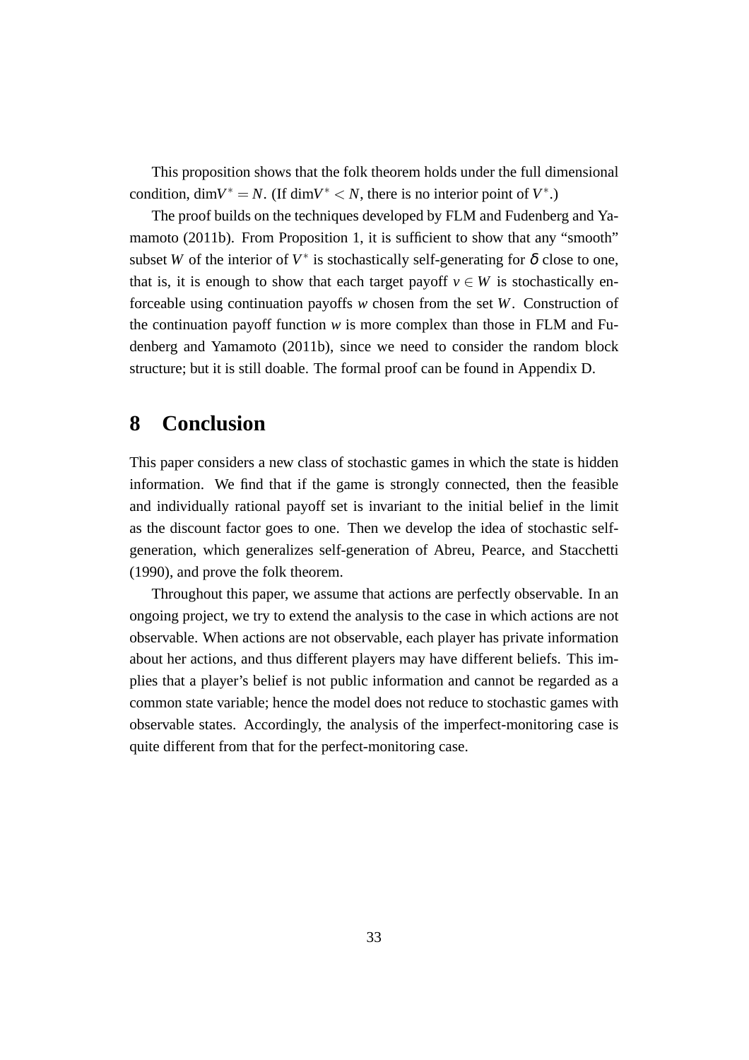This proposition shows that the folk theorem holds under the full dimensional condition, $\dim V^* = N$. (If $\dim V^* < N$, there is no interior point of $V^*$.)

The proof builds on the techniques developed by FLM and Fudenberg and Yamamoto (2011b). From Proposition 1, it is sufficient to show that any "smooth" subset $W$ of the interior of $V^*$ is stochastically self-generating for $\delta$ close to one, that is, it is enough to show that each target payoff $v \in W$ is stochastically enforceable using continuation payoffs $w$ chosen from the set $W$. Construction of the continuation payoff function $w$ is more complex than those in FLM and Fudenberg and Yamamoto (2011b), since we need to consider the random block structure; but it is still doable. The formal proof can be found in Appendix D.

# 8 Conclusion

This paper considers a new class of stochastic games in which the state is hidden information. We find that if the game is strongly connected, then the feasible and individually rational payoff set is invariant to the initial belief in the limit as the discount factor goes to one. Then we develop the idea of stochastic self-generation, which generalizes self-generation of Abreu, Pearce, and Stacchetti (1990), and prove the folk theorem.

Throughout this paper, we assume that actions are perfectly observable. In an ongoing project, we try to extend the analysis to the case in which actions are not observable. When actions are not observable, each player has private information about her actions, and thus different players may have different beliefs. This implies that a player's belief is not public information and cannot be regarded as a common state variable; hence the model does not reduce to stochastic games with observable states. Accordingly, the analysis of the imperfect-monitoring case is quite different from that for the perfect-monitoring case.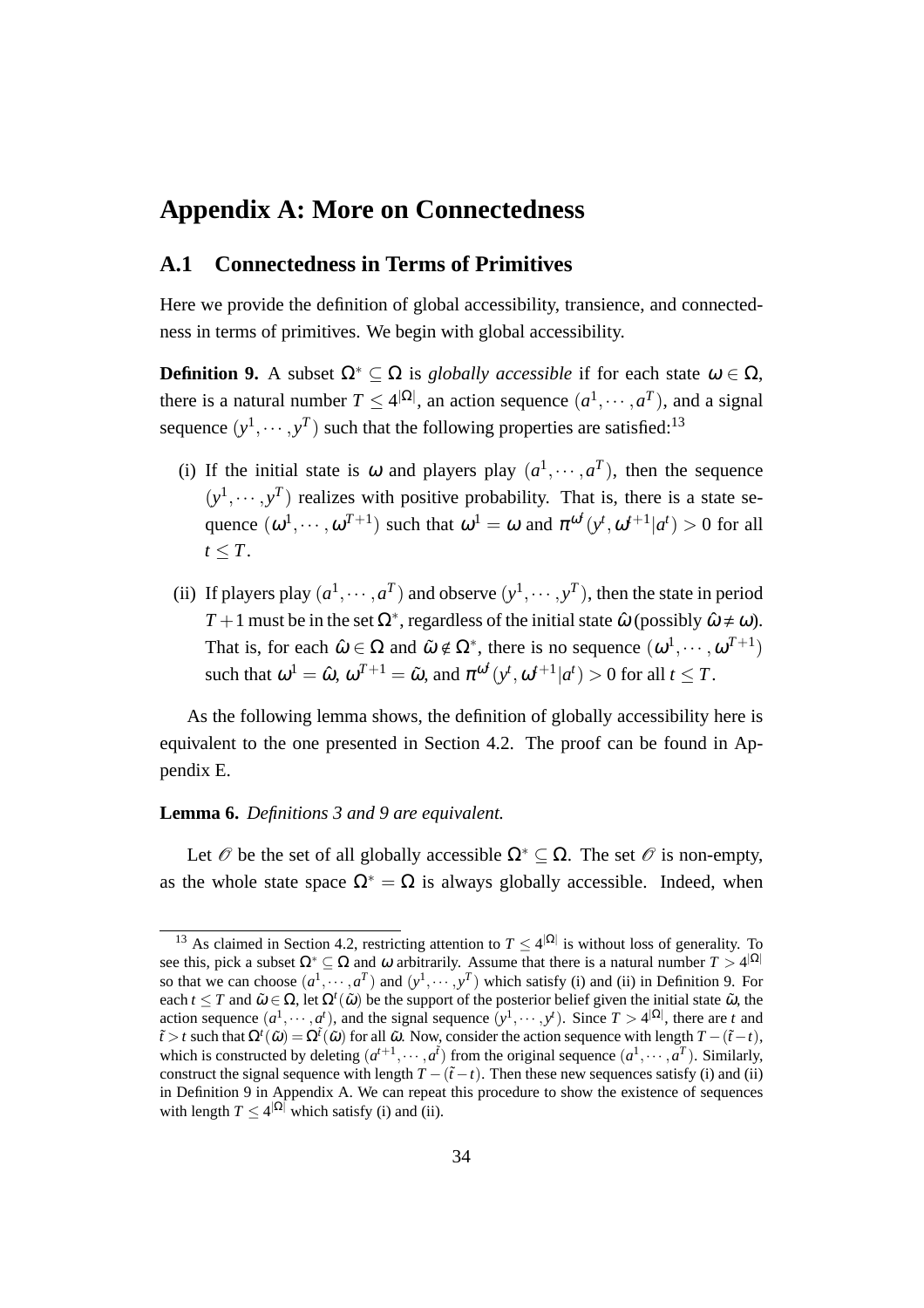# Appendix A: More on Connectedness

## A.1 Connectedness in Terms of Primitives

Here we provide the definition of global accessibility, transience, and connectedness in terms of primitives. We begin with global accessibility.

**Definition 9.** A subset $\Omega^* \subseteq \Omega$ is *globally accessible* if for each state $\omega \in \Omega$, there is a natural number $T \leq 4^{|\Omega|}$, an action sequence $(a^1, \cdots, a^T)$, and a signal sequence $(y^1, \cdots, y^T)$ such that the following properties are satisfied:[13]

(i) If the initial state is $\omega$ and players play $(a^1, \cdots, a^T)$, then the sequence $(y^1, \cdots, y^T)$ realizes with positive probability. That is, there is a state sequence $(\omega^1, \cdots, \omega^{T+1})$ such that $\omega^1 = \omega$ and $\pi^{\omega^t}(y^t, \omega^{t+1}|a^t) > 0$ for all $t \leq T$.

(ii) If players play $(a^1, \cdots, a^T)$ and observe $(y^1, \cdots, y^T)$, then the state in period $T+1$ must be in the set $\Omega^*$, regardless of the initial state $\hat{\omega}$ (possibly $\hat{\omega} \neq \omega$). That is, for each $\hat{\omega} \in \Omega$ and $\tilde{\omega} \notin \Omega^*$, there is no sequence $(\omega^1, \cdots, \omega^{T+1})$ such that $\omega^1 = \hat{\omega}$, $\omega^{T+1} = \tilde{\omega}$, and $\pi^{\omega^t}(y^t, \omega^{t+1}|a^t) > 0$ for all $t \leq T$.

As the following lemma shows, the definition of globally accessibility here is equivalent to the one presented in Section 4.2. The proof can be found in Appendix E.

**Lemma 6.** *Definitions 3 and 9 are equivalent.*

Let $\mathscr{O}$ be the set of all globally accessible $\Omega^* \subseteq \Omega$. The set $\mathscr{O}$ is non-empty, as the whole state space $\Omega^* = \Omega$ is always globally accessible. Indeed, when

---

[13] As claimed in Section 4.2, restricting attention to $T \leq 4^{|\Omega|}$ is without loss of generality. To see this, pick a subset $\Omega^* \subseteq \Omega$ and $\omega$ arbitrarily. Assume that there is a natural number $T > 4^{|\Omega|}$ so that we can choose $(a^1, \cdots, a^T)$ and $(y^1, \cdots, y^T)$ which satisfy (i) and (ii) in Definition 9. For each $t \leq T$ and $\tilde{\omega} \in \Omega$, let $\Omega^t(\tilde{\omega})$ be the support of the posterior belief given the initial state $\tilde{\omega}$, the action sequence $(a^1, \cdots, a^t)$, and the signal sequence $(y^1, \cdots, y^t)$. Since $T > 4^{|\Omega|}$, there are $t$ and $\tilde{t} > t$ such that $\Omega^t(\tilde{\omega}) = \Omega^{\tilde{t}}(\tilde{\omega})$ for all $\tilde{\omega}$. Now, consider the action sequence with length $T - (\tilde{t} - t)$, which is constructed by deleting $(a^{t+1}, \cdots, a^{\tilde{t}})$ from the original sequence $(a^1, \cdots, a^T)$. Similarly, construct the signal sequence with length $T - (\tilde{t} - t)$. Then these new sequences satisfy (i) and (ii) in Definition 9 in Appendix A. We can repeat this procedure to show the existence of sequences with length $T \leq 4^{|\Omega|}$ which satisfy (i) and (ii).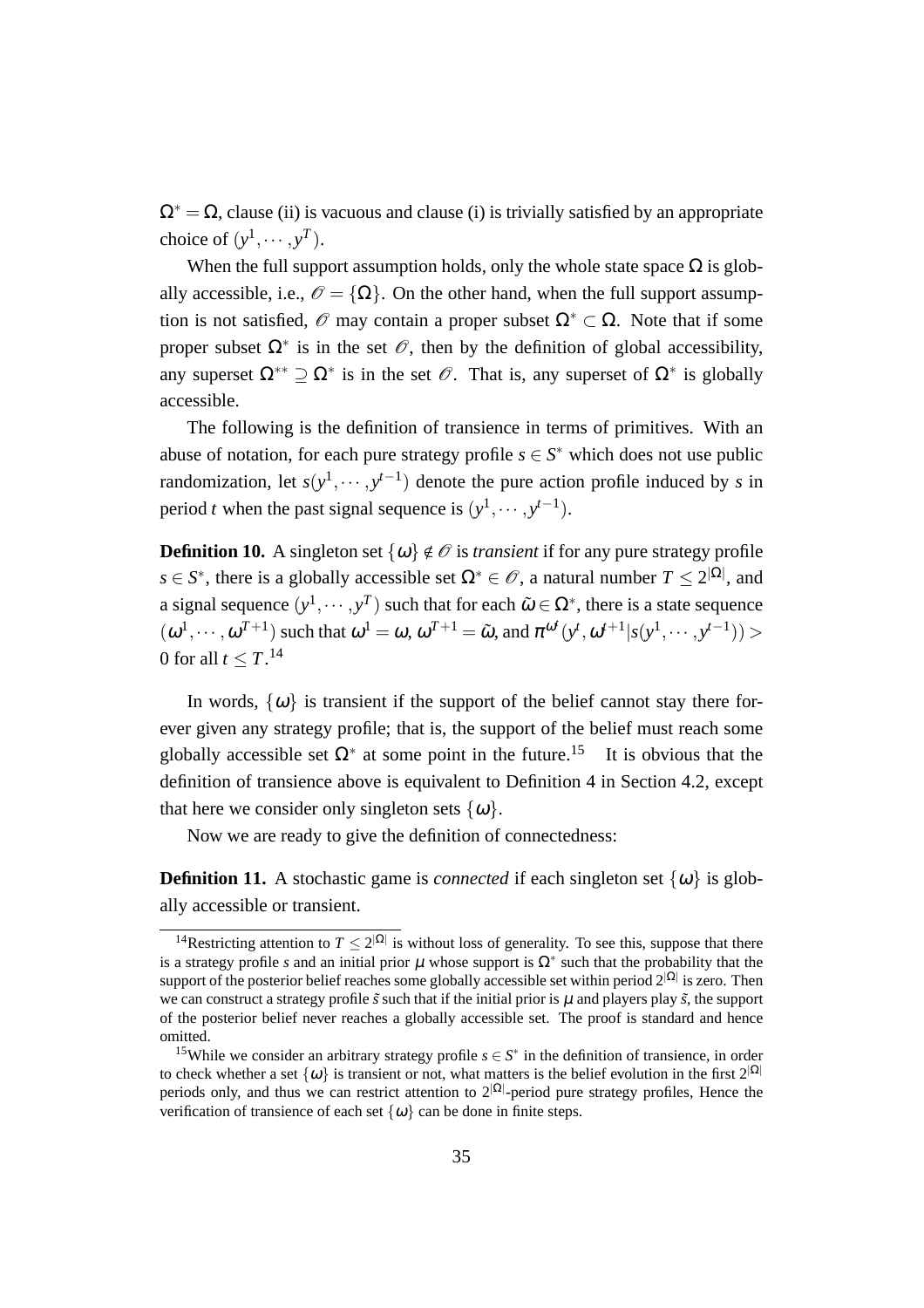$\Omega^* = \Omega$, clause (ii) is vacuous and clause (i) is trivially satisfied by an appropriate choice of $(y^1, \cdots, y^T)$.

When the full support assumption holds, only the whole state space $\Omega$ is globally accessible, i.e., $\mathscr{O} = \{\Omega\}$. On the other hand, when the full support assumption is not satisfied, $\mathscr{O}$ may contain a proper subset $\Omega^* \subset \Omega$. Note that if some proper subset $\Omega^*$ is in the set $\mathscr{O}$, then by the definition of global accessibility, any superset $\Omega^{**} \supseteq \Omega^*$ is in the set $\mathscr{O}$. That is, any superset of $\Omega^*$ is globally accessible.

The following is the definition of transience in terms of primitives. With an abuse of notation, for each pure strategy profile $s \in S^*$ which does not use public randomization, let $s(y^1, \cdots, y^{t-1})$ denote the pure action profile induced by $s$ in period $t$ when the past signal sequence is $(y^1, \cdots, y^{t-1})$.

**Definition 10.** A singleton set $\{\omega\} \notin \mathscr{O}$ is *transient* if for any pure strategy profile $s \in S^*$, there is a globally accessible set $\Omega^* \in \mathscr{O}$, a natural number $T \leq 2^{|\Omega|}$, and a signal sequence $(y^1, \cdots, y^T)$ such that for each $\tilde{\omega} \in \Omega^*$, there is a state sequence $(\omega^1, \cdots, \omega^{T+1})$ such that $\omega^1 = \omega$, $\omega^{T+1} = \tilde{\omega}$, and $\pi^{\omega^t}(y^t, \omega^{t+1} | s(y^1, \cdots, y^{t-1})) > 0$ for all $t \leq T$.[14]

In words, $\{\omega\}$ is transient if the support of the belief cannot stay there forever given any strategy profile; that is, the support of the belief must reach some globally accessible set $\Omega^*$ at some point in the future.[15] It is obvious that the definition of transience above is equivalent to Definition 4 in Section 4.2, except that here we consider only singleton sets $\{\omega\}$.

Now we are ready to give the definition of connectedness:

**Definition 11.** A stochastic game is *connected* if each singleton set $\{\omega\}$ is globally accessible or transient.

[14] Restricting attention to $T \leq 2^{|\Omega|}$ is without loss of generality. To see this, suppose that there is a strategy profile $s$ and an initial prior $\mu$ whose support is $\Omega^*$ such that the probability that the support of the posterior belief reaches some globally accessible set within period $2^{|\Omega|}$ is zero. Then we can construct a strategy profile $\tilde{s}$ such that if the initial prior is $\mu$ and players play $\tilde{s}$, the support of the posterior belief never reaches a globally accessible set. The proof is standard and hence omitted.

[15] While we consider an arbitrary strategy profile $s \in S^*$ in the definition of transience, in order to check whether a set $\{\omega\}$ is transient or not, what matters is the belief evolution in the first $2^{|\Omega|}$ periods only, and thus we can restrict attention to $2^{|\Omega|}$-period pure strategy profiles, Hence the verification of transience of each set $\{\omega\}$ can be done in finite steps.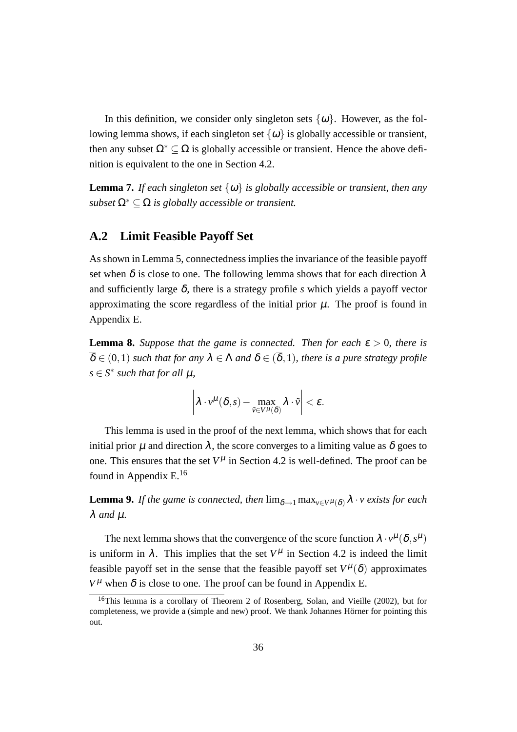In this definition, we consider only singleton sets $\{\omega\}$. However, as the following lemma shows, if each singleton set $\{\omega\}$ is globally accessible or transient, then any subset $\Omega^* \subseteq \Omega$ is globally accessible or transient. Hence the above definition is equivalent to the one in Section 4.2.

**Lemma 7.** *If each singleton set $\{\omega\}$ is globally accessible or transient, then any subset $\Omega^* \subseteq \Omega$ is globally accessible or transient.*

## A.2 Limit Feasible Payoff Set

As shown in Lemma 5, connectedness implies the invariance of the feasible payoff set when $\delta$ is close to one. The following lemma shows that for each direction $\lambda$ and sufficiently large $\delta$, there is a strategy profile $s$ which yields a payoff vector approximating the score regardless of the initial prior $\mu$. The proof is found in Appendix E.

**Lemma 8.** *Suppose that the game is connected. Then for each $\varepsilon > 0$, there is $\overline{\delta} \in (0,1)$ such that for any $\lambda \in \Lambda$ and $\delta \in (\overline{\delta}, 1)$, there is a pure strategy profile $s \in S^*$ such that for all $\mu$,*

$$\left| \lambda \cdot v^{\mu}(\delta, s) - \max_{\tilde{v} \in V^{\mu}(\delta)} \lambda \cdot \tilde{v} \right| < \varepsilon.$$

This lemma is used in the proof of the next lemma, which shows that for each initial prior $\mu$ and direction $\lambda$, the score converges to a limiting value as $\delta$ goes to one. This ensures that the set $V^{\mu}$ in Section 4.2 is well-defined. The proof can be found in Appendix E.[16]

**Lemma 9.** *If the game is connected, then $\lim_{\delta \to 1} \max_{v \in V^{\mu}(\delta)} \lambda \cdot v$ exists for each $\lambda$ and $\mu$.*

The next lemma shows that the convergence of the score function $\lambda \cdot v^{\mu}(\delta, s^{\mu})$ is uniform in $\lambda$. This implies that the set $V^{\mu}$ in Section 4.2 is indeed the limit feasible payoff set in the sense that the feasible payoff set $V^{\mu}(\delta)$ approximates $V^{\mu}$ when $\delta$ is close to one. The proof can be found in Appendix E.

[16] This lemma is a corollary of Theorem 2 of Rosenberg, Solan, and Vieille (2002), but for completeness, we provide a (simple and new) proof. We thank Johannes Hörner for pointing this out.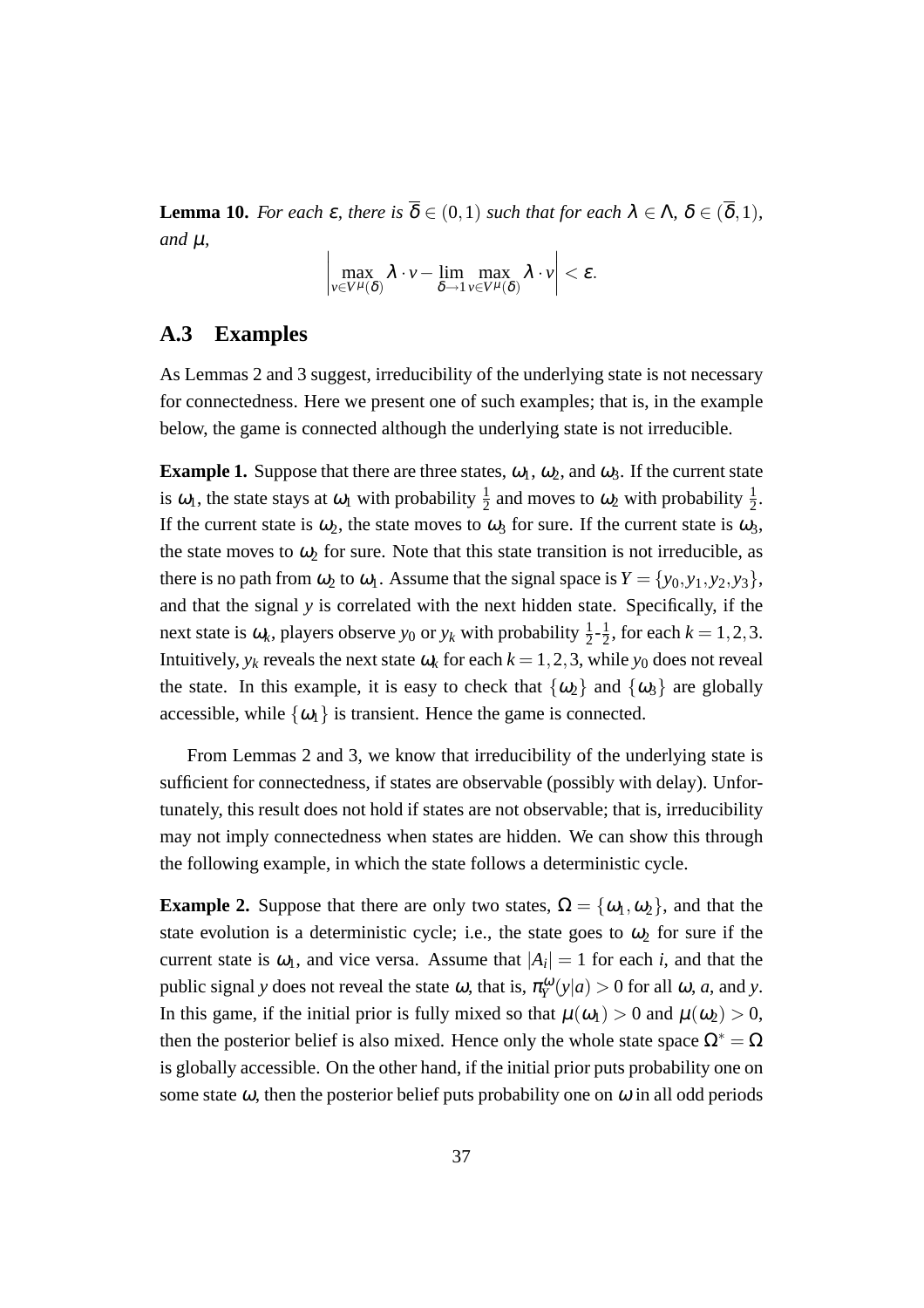**Lemma 10.** *For each $\varepsilon$, there is $\overline{\delta} \in (0,1)$ such that for each $\lambda \in \Lambda$, $\delta \in (\overline{\delta}, 1)$, and $\mu$,*

$$\left| \max_{v \in V^{\mu}(\delta)} \lambda \cdot v - \lim_{\delta \to 1} \max_{v \in V^{\mu}(\delta)} \lambda \cdot v \right| < \varepsilon.$$

## A.3 Examples

As Lemmas 2 and 3 suggest, irreducibility of the underlying state is not necessary for connectedness. Here we present one of such examples; that is, in the example below, the game is connected although the underlying state is not irreducible.

**Example 1.** Suppose that there are three states, $\omega_1$, $\omega_2$, and $\omega_3$. If the current state is $\omega_1$, the state stays at $\omega_1$ with probability $\frac{1}{2}$ and moves to $\omega_2$ with probability $\frac{1}{2}$. If the current state is $\omega_2$, the state moves to $\omega_3$ for sure. If the current state is $\omega_3$, the state moves to $\omega_2$ for sure. Note that this state transition is not irreducible, as there is no path from $\omega_2$ to $\omega_1$. Assume that the signal space is $Y = \{y_0, y_1, y_2, y_3\}$, and that the signal $y$ is correlated with the next hidden state. Specifically, if the next state is $\omega_k$, players observe $y_0$ or $y_k$ with probability $\frac{1}{2}$-$\frac{1}{2}$, for each $k = 1,2,3$. Intuitively, $y_k$ reveals the next state $\omega_k$ for each $k = 1,2,3$, while $y_0$ does not reveal the state. In this example, it is easy to check that $\{\omega_2\}$ and $\{\omega_3\}$ are globally accessible, while $\{\omega_1\}$ is transient. Hence the game is connected.

From Lemmas 2 and 3, we know that irreducibility of the underlying state is sufficient for connectedness, if states are observable (possibly with delay). Unfortunately, this result does not hold if states are not observable; that is, irreducibility may not imply connectedness when states are hidden. We can show this through the following example, in which the state follows a deterministic cycle.

**Example 2.** Suppose that there are only two states, $\Omega = \{\omega_1, \omega_2\}$, and that the state evolution is a deterministic cycle; i.e., the state goes to $\omega_2$ for sure if the current state is $\omega_1$, and vice versa. Assume that $|A_i| = 1$ for each $i$, and that the public signal $y$ does not reveal the state $\omega$, that is, $\pi_Y^{\omega}(y|a) > 0$ for all $\omega$, $a$, and $y$. In this game, if the initial prior is fully mixed so that $\mu(\omega_1) > 0$ and $\mu(\omega_2) > 0$, then the posterior belief is also mixed. Hence only the whole state space $\Omega^* = \Omega$ is globally accessible. On the other hand, if the initial prior puts probability one on some state $\omega$, then the posterior belief puts probability one on $\omega$ in all odd periods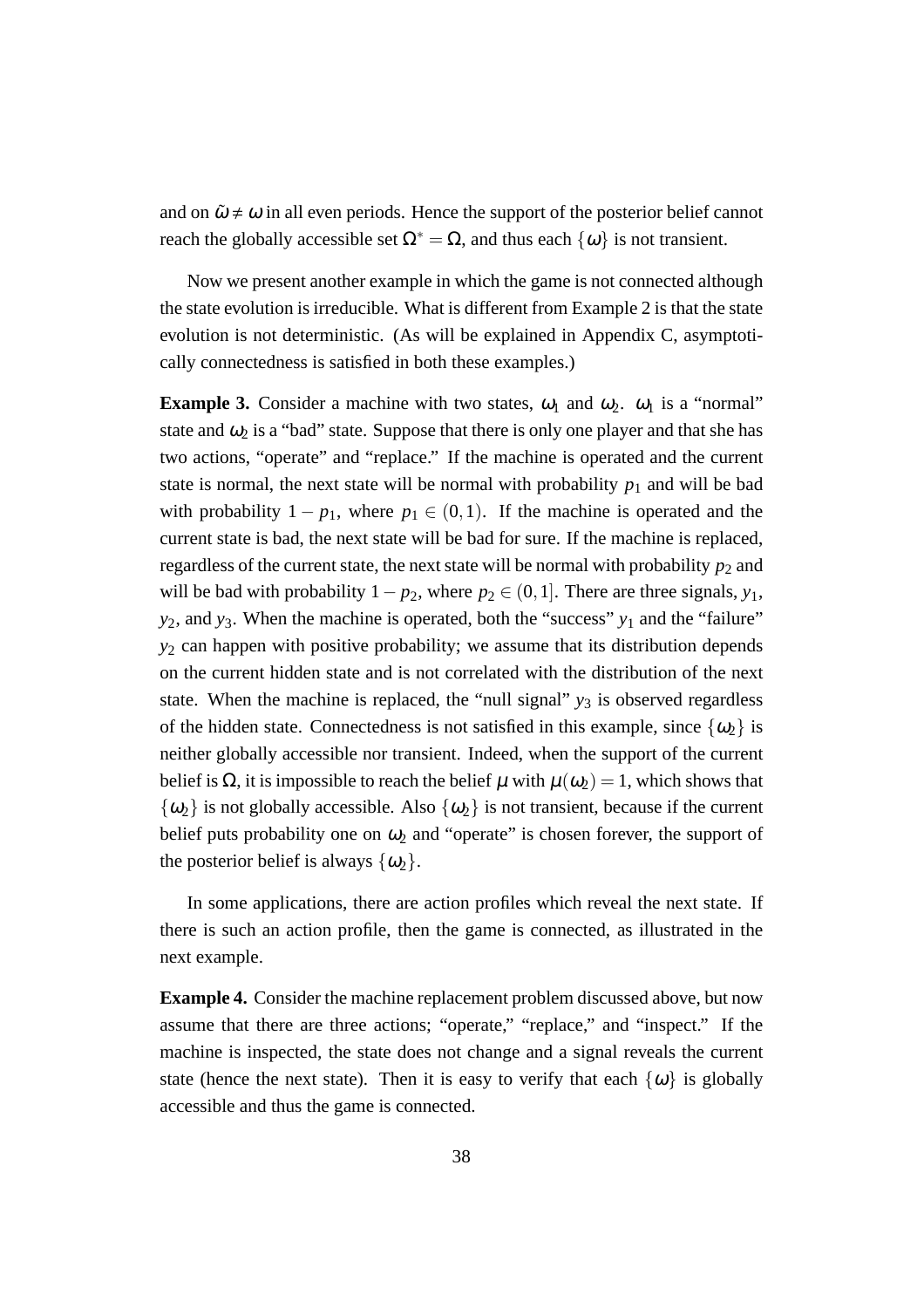and on $\tilde{\omega} \neq \omega$ in all even periods. Hence the support of the posterior belief cannot reach the globally accessible set $\Omega^* = \Omega$, and thus each $\{\omega\}$ is not transient.

Now we present another example in which the game is not connected although the state evolution is irreducible. What is different from Example 2 is that the state evolution is not deterministic. (As will be explained in Appendix C, asymptotically connectedness is satisfied in both these examples.)

**Example 3.** Consider a machine with two states, $\omega_1$ and $\omega_2$. $\omega_1$ is a "normal" state and $\omega_2$ is a "bad" state. Suppose that there is only one player and that she has two actions, "operate" and "replace." If the machine is operated and the current state is normal, the next state will be normal with probability $p_1$ and will be bad with probability $1 - p_1$, where $p_1 \in (0,1)$. If the machine is operated and the current state is bad, the next state will be bad for sure. If the machine is replaced, regardless of the current state, the next state will be normal with probability $p_2$ and will be bad with probability $1 - p_2$, where $p_2 \in (0,1]$. There are three signals, $y_1$, $y_2$, and $y_3$. When the machine is operated, both the "success" $y_1$ and the "failure" $y_2$ can happen with positive probability; we assume that its distribution depends on the current hidden state and is not correlated with the distribution of the next state. When the machine is replaced, the "null signal" $y_3$ is observed regardless of the hidden state. Connectedness is not satisfied in this example, since $\{\omega_2\}$ is neither globally accessible nor transient. Indeed, when the support of the current belief is $\Omega$, it is impossible to reach the belief $\mu$ with $\mu(\omega_2) = 1$, which shows that $\{\omega_2\}$ is not globally accessible. Also $\{\omega_2\}$ is not transient, because if the current belief puts probability one on $\omega_2$ and "operate" is chosen forever, the support of the posterior belief is always $\{\omega_2\}$.

In some applications, there are action profiles which reveal the next state. If there is such an action profile, then the game is connected, as illustrated in the next example.

**Example 4.** Consider the machine replacement problem discussed above, but now assume that there are three actions; "operate," "replace," and "inspect." If the machine is inspected, the state does not change and a signal reveals the current state (hence the next state). Then it is easy to verify that each $\{\omega\}$ is globally accessible and thus the game is connected.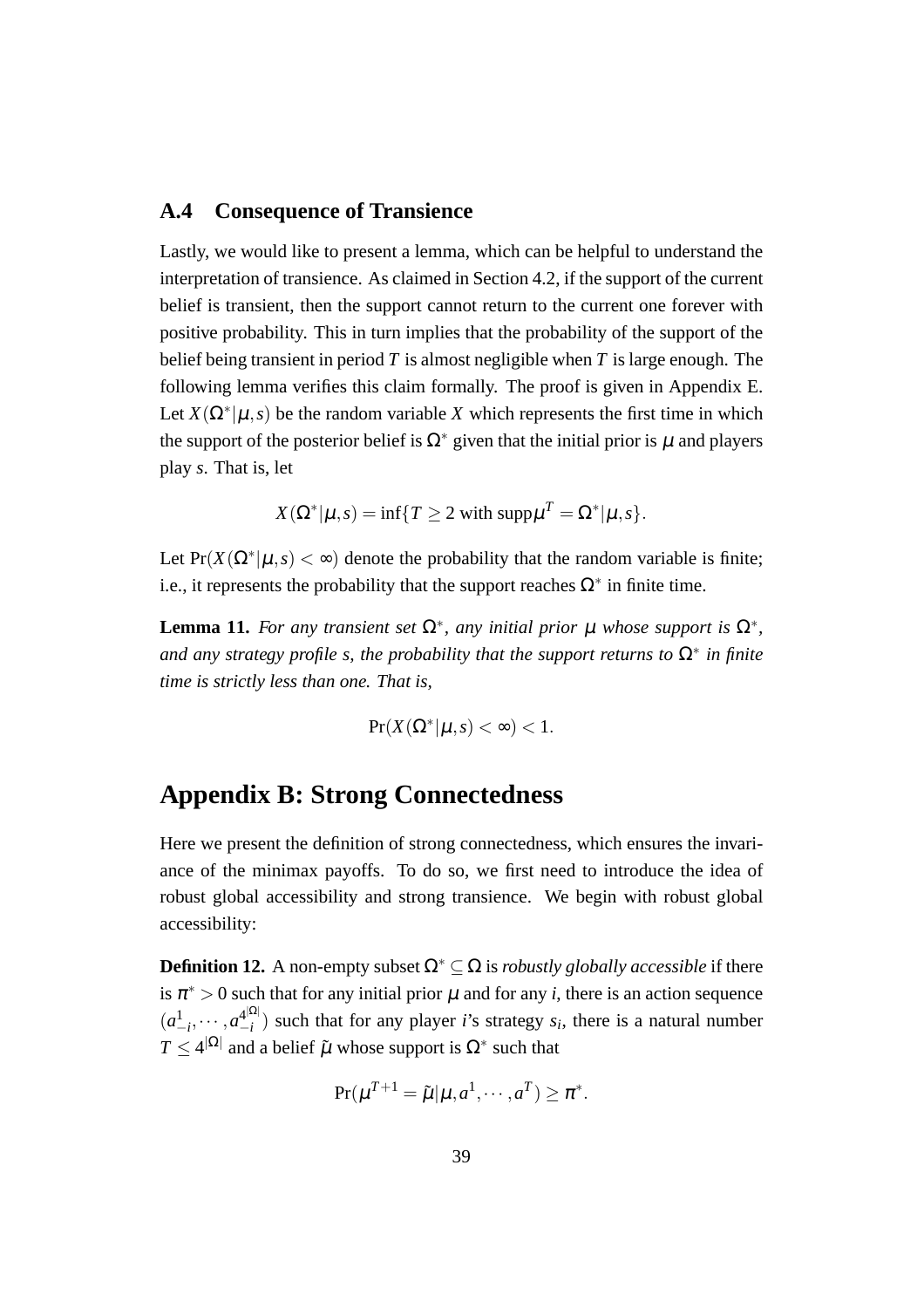### A.4 Consequence of Transience

Lastly, we would like to present a lemma, which can be helpful to understand the interpretation of transience. As claimed in Section 4.2, if the support of the current belief is transient, then the support cannot return to the current one forever with positive probability. This in turn implies that the probability of the support of the belief being transient in period $T$ is almost negligible when $T$ is large enough. The following lemma verifies this claim formally. The proof is given in Appendix E. Let $X(\Omega^*|\mu,s)$ be the random variable $X$ which represents the first time in which the support of the posterior belief is $\Omega^*$ given that the initial prior is $\mu$ and players play $s$. That is, let

$$X(\Omega^*|\mu,s) = \inf\{T \geq 2 \text{ with } \text{supp}\mu^T = \Omega^*|\mu,s\}.$$

Let $\Pr(X(\Omega^*|\mu,s) < \infty)$ denote the probability that the random variable is finite; i.e., it represents the probability that the support reaches $\Omega^*$ in finite time.

**Lemma 11.** *For any transient set $\Omega^*$, any initial prior $\mu$ whose support is $\Omega^*$, and any strategy profile $s$, the probability that the support returns to $\Omega^*$ in finite time is strictly less than one. That is,*

$$\Pr(X(\Omega^*|\mu,s) < \infty) < 1.$$

# Appendix B: Strong Connectedness

Here we present the definition of strong connectedness, which ensures the invariance of the minimax payoffs. To do so, we first need to introduce the idea of robust global accessibility and strong transience. We begin with robust global accessibility:

**Definition 12.** A non-empty subset $\Omega^* \subseteq \Omega$ is *robustly globally accessible* if there is $\pi^* > 0$ such that for any initial prior $\mu$ and for any $i$, there is an action sequence $(a_{-i}^1, \cdots, a_{-i}^{4^{|\Omega|}})$ such that for any player $i$'s strategy $s_i$, there is a natural number $T \leq 4^{|\Omega|}$ and a belief $\tilde{\mu}$ whose support is $\Omega^*$ such that

$$\Pr(\mu^{T+1} = \tilde{\mu}|\mu, a^1, \cdots, a^T) \geq \pi^*.$$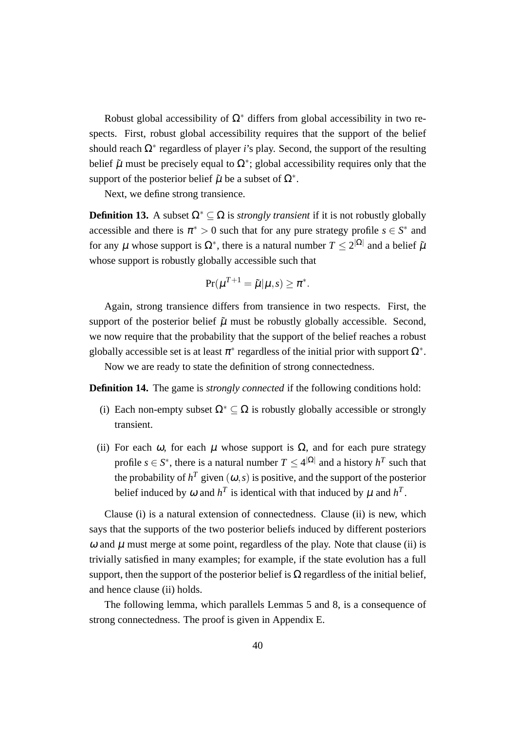Robust global accessibility of $\Omega^*$ differs from global accessibility in two respects. First, robust global accessibility requires that the support of the belief should reach $\Omega^*$ regardless of player $i$'s play. Second, the support of the resulting belief $\tilde{\mu}$ must be precisely equal to $\Omega^*$; global accessibility requires only that the support of the posterior belief $\tilde{\mu}$ be a subset of $\Omega^*$.

Next, we define strong transience.

**Definition 13.** A subset $\Omega^* \subseteq \Omega$ is *strongly transient* if it is not robustly globally accessible and there is $\pi^* > 0$ such that for any pure strategy profile $s \in S^*$ and for any $\mu$ whose support is $\Omega^*$, there is a natural number $T \leq 2^{|\Omega|}$ and a belief $\tilde{\mu}$ whose support is robustly globally accessible such that

$$\Pr(\mu^{T+1} = \tilde{\mu} | \mu, s) \geq \pi^*.$$

Again, strong transience differs from transience in two respects. First, the support of the posterior belief $\tilde{\mu}$ must be robustly globally accessible. Second, we now require that the probability that the support of the belief reaches a robust globally accessible set is at least $\pi^*$ regardless of the initial prior with support $\Omega^*$.

Now we are ready to state the definition of strong connectedness.

**Definition 14.** The game is *strongly connected* if the following conditions hold:

(i) Each non-empty subset $\Omega^* \subseteq \Omega$ is robustly globally accessible or strongly transient.

(ii) For each $\omega$, for each $\mu$ whose support is $\Omega$, and for each pure strategy profile $s \in S^*$, there is a natural number $T \leq 4^{|\Omega|}$ and a history $h^T$ such that the probability of $h^T$ given $(\omega, s)$ is positive, and the support of the posterior belief induced by $\omega$ and $h^T$ is identical with that induced by $\mu$ and $h^T$.

Clause (i) is a natural extension of connectedness. Clause (ii) is new, which says that the supports of the two posterior beliefs induced by different posteriors $\omega$ and $\mu$ must merge at some point, regardless of the play. Note that clause (ii) is trivially satisfied in many examples; for example, if the state evolution has a full support, then the support of the posterior belief is $\Omega$ regardless of the initial belief, and hence clause (ii) holds.

The following lemma, which parallels Lemmas 5 and 8, is a consequence of strong connectedness. The proof is given in Appendix E.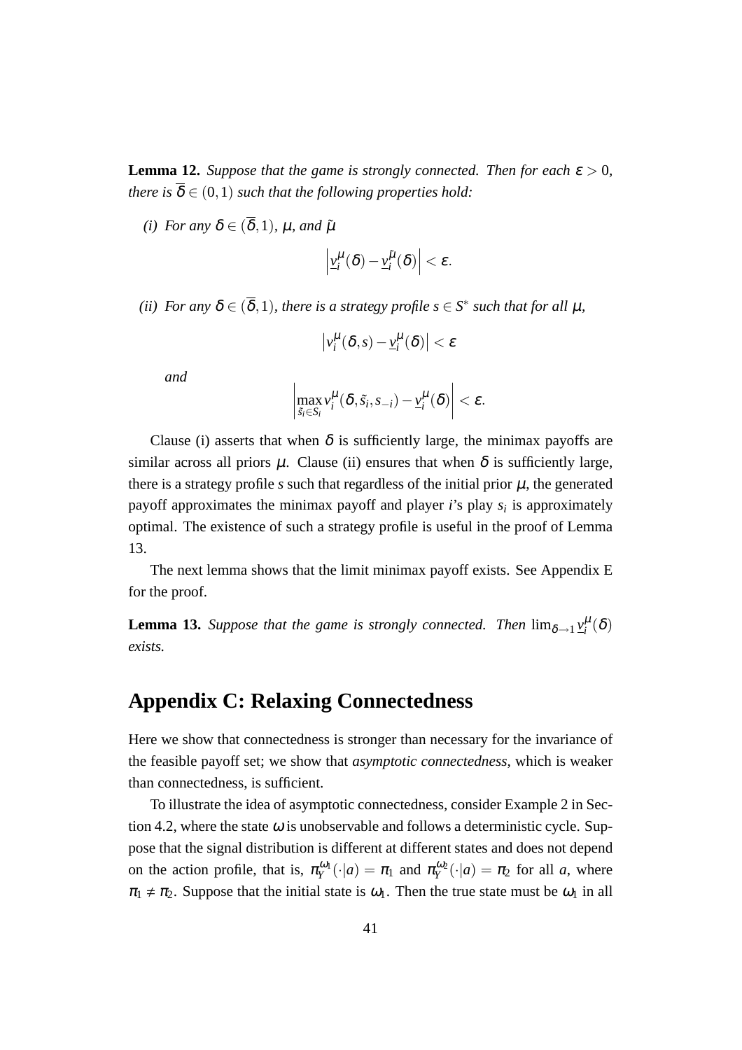**Lemma 12.** *Suppose that the game is strongly connected. Then for each $\varepsilon > 0$, there is $\overline{\delta} \in (0,1)$ such that the following properties hold:*

*(i) For any $\delta \in (\overline{\delta}, 1)$, $\mu$, and $\tilde{\mu}$*

$$\left| \underline{v}_i^{\mu}(\delta) - \underline{v}_i^{\tilde{\mu}}(\delta) \right| < \varepsilon.$$

*(ii) For any $\delta \in (\overline{\delta}, 1)$, there is a strategy profile $s \in S^*$ such that for all $\mu$,*

$$\left| v_i^{\mu}(\delta, s) - \underline{v}_i^{\mu}(\delta) \right| < \varepsilon$$

*and*

$$\left| \max_{\tilde{s}_i \in S_i} v_i^{\mu}(\delta, \tilde{s}_i, s_{-i}) - \underline{v}_i^{\mu}(\delta) \right| < \varepsilon.$$

Clause (i) asserts that when $\delta$ is sufficiently large, the minimax payoffs are similar across all priors $\mu$. Clause (ii) ensures that when $\delta$ is sufficiently large, there is a strategy profile $s$ such that regardless of the initial prior $\mu$, the generated payoff approximates the minimax payoff and player $i$'s play $s_i$ is approximately optimal. The existence of such a strategy profile is useful in the proof of Lemma 13.

The next lemma shows that the limit minimax payoff exists. See Appendix E for the proof.

**Lemma 13.** *Suppose that the game is strongly connected. Then $\lim_{\delta \to 1} \underline{v}_i^{\mu}(\delta)$ exists.*

# Appendix C: Relaxing Connectedness

Here we show that connectedness is stronger than necessary for the invariance of the feasible payoff set; we show that *asymptotic connectedness*, which is weaker than connectedness, is sufficient.

To illustrate the idea of asymptotic connectedness, consider Example 2 in Section 4.2, where the state $\omega$ is unobservable and follows a deterministic cycle. Suppose that the signal distribution is different at different states and does not depend on the action profile, that is, $\pi_Y^{\omega_1}(\cdot|a) = \pi_1$ and $\pi_Y^{\omega_2}(\cdot|a) = \pi_2$ for all $a$, where $\pi_1 \neq \pi_2$. Suppose that the initial state is $\omega_1$. Then the true state must be $\omega_1$ in all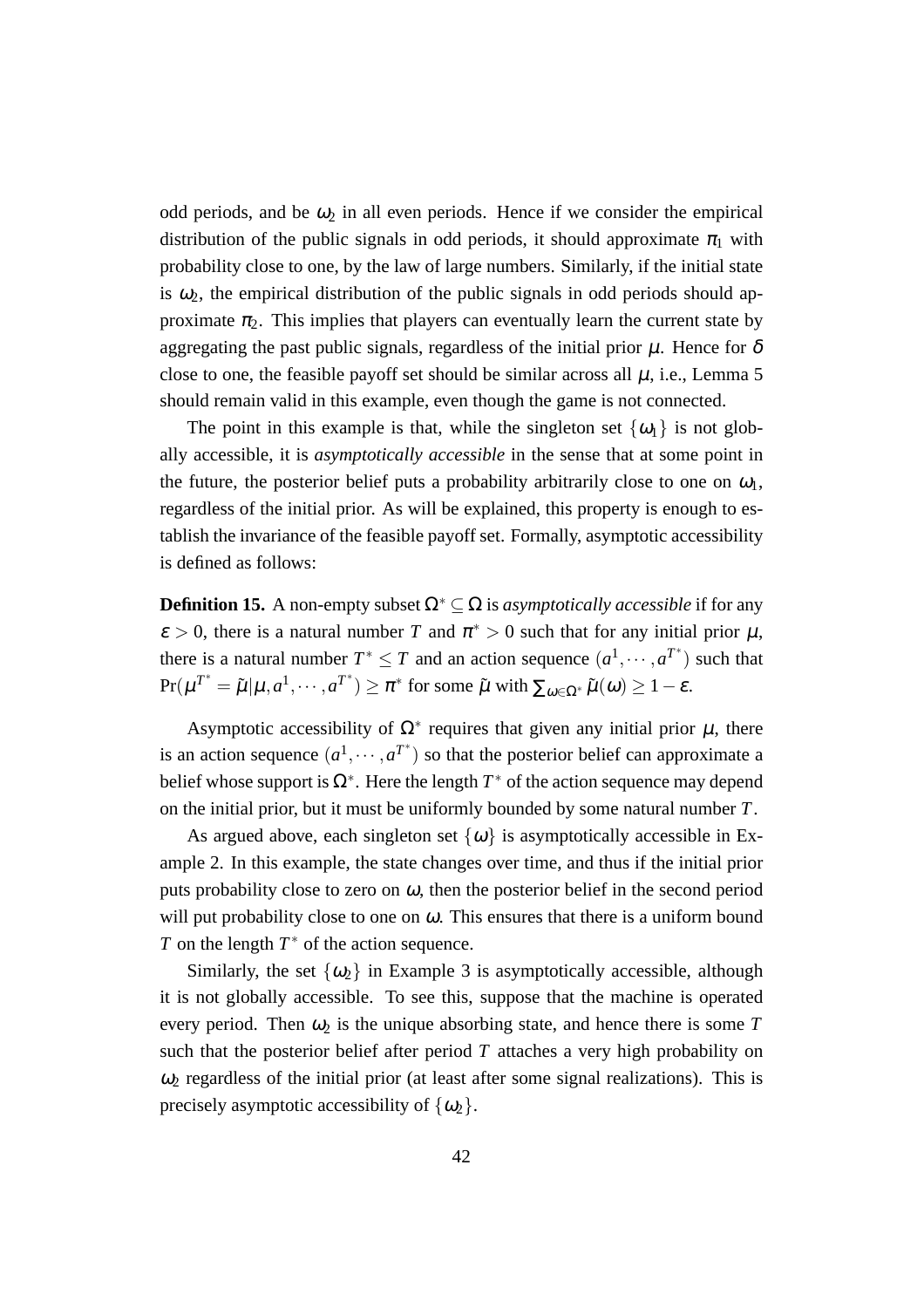odd periods, and be $\omega_2$ in all even periods. Hence if we consider the empirical distribution of the public signals in odd periods, it should approximate $\pi_1$ with probability close to one, by the law of large numbers. Similarly, if the initial state is $\omega_2$, the empirical distribution of the public signals in odd periods should approximate $\pi_2$. This implies that players can eventually learn the current state by aggregating the past public signals, regardless of the initial prior $\mu$. Hence for $\delta$ close to one, the feasible payoff set should be similar across all $\mu$, i.e., Lemma 5 should remain valid in this example, even though the game is not connected.

The point in this example is that, while the singleton set $\{\omega_1\}$ is not globally accessible, it is *asymptotically accessible* in the sense that at some point in the future, the posterior belief puts a probability arbitrarily close to one on $\omega_1$, regardless of the initial prior. As will be explained, this property is enough to establish the invariance of the feasible payoff set. Formally, asymptotic accessibility is defined as follows:

**Definition 15.** A non-empty subset $\Omega^* \subseteq \Omega$ is *asymptotically accessible* if for any $\varepsilon > 0$, there is a natural number $T$ and $\pi^* > 0$ such that for any initial prior $\mu$, there is a natural number $T^* \leq T$ and an action sequence $(a^1, \cdots, a^{T^*})$ such that $\Pr(\mu^{T^*} = \tilde{\mu}|\mu, a^1, \cdots, a^{T^*}) \geq \pi^*$ for some $\tilde{\mu}$ with $\sum_{\omega \in \Omega^*} \tilde{\mu}(\omega) \geq 1 - \varepsilon$.

Asymptotic accessibility of $\Omega^*$ requires that given any initial prior $\mu$, there is an action sequence $(a^1, \cdots, a^{T^*})$ so that the posterior belief can approximate a belief whose support is $\Omega^*$. Here the length $T^*$ of the action sequence may depend on the initial prior, but it must be uniformly bounded by some natural number $T$.

As argued above, each singleton set $\{\omega\}$ is asymptotically accessible in Example 2. In this example, the state changes over time, and thus if the initial prior puts probability close to zero on $\omega$, then the posterior belief in the second period will put probability close to one on $\omega$. This ensures that there is a uniform bound $T$ on the length $T^*$ of the action sequence.

Similarly, the set $\{\omega_2\}$ in Example 3 is asymptotically accessible, although it is not globally accessible. To see this, suppose that the machine is operated every period. Then $\omega_2$ is the unique absorbing state, and hence there is some $T$ such that the posterior belief after period $T$ attaches a very high probability on $\omega_2$ regardless of the initial prior (at least after some signal realizations). This is precisely asymptotic accessibility of $\{\omega_2\}$.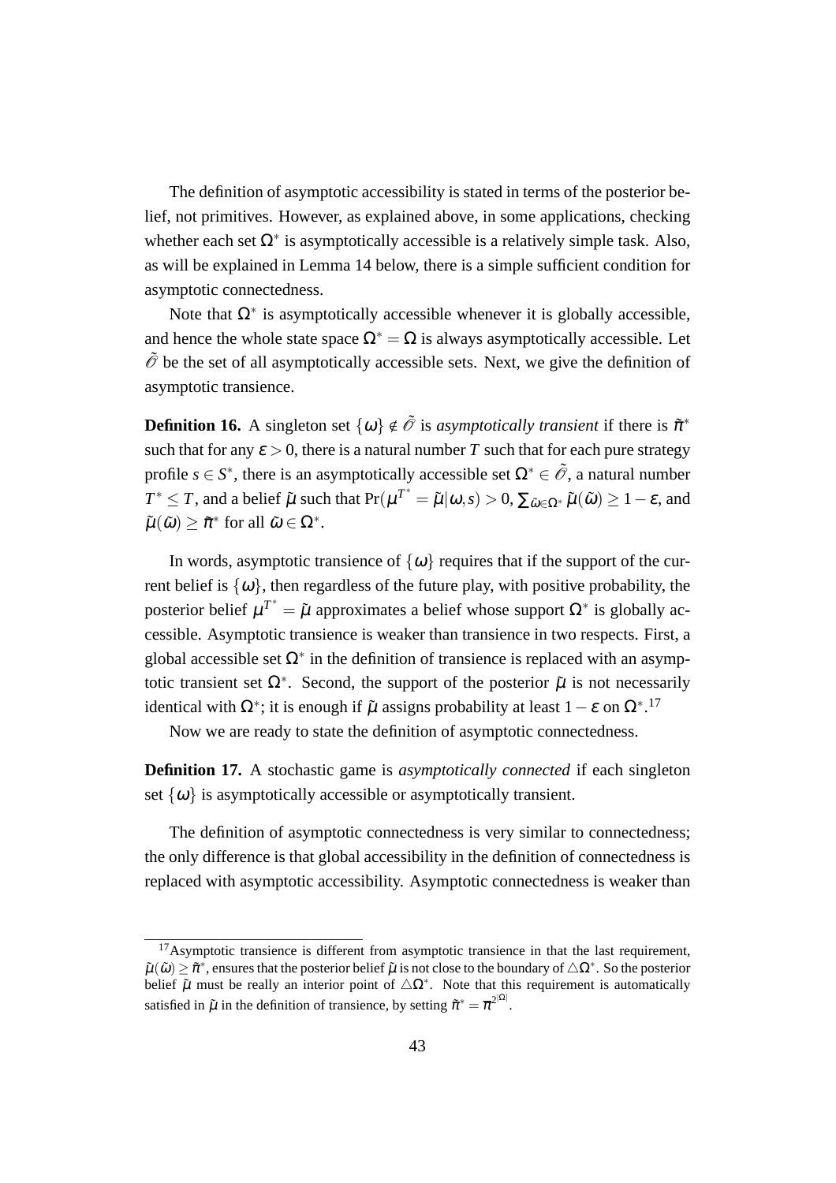The definition of asymptotic accessibility is stated in terms of the posterior belief, not primitives. However, as explained above, in some applications, checking whether each set $\Omega^*$ is asymptotically accessible is a relatively simple task. Also, as will be explained in Lemma 14 below, there is a simple sufficient condition for asymptotic connectedness.

Note that $\Omega^*$ is asymptotically accessible whenever it is globally accessible, and hence the whole state space $\Omega^* = \Omega$ is always asymptotically accessible. Let $\tilde{\mathscr{O}}$ be the set of all asymptotically accessible sets. Next, we give the definition of asymptotic transience.

**Definition 16.** A singleton set $\{\omega\} \notin \tilde{\mathscr{O}}$ is *asymptotically transient* if there is $\tilde{\pi}^*$ such that for any $\varepsilon > 0$, there is a natural number $T$ such that for each pure strategy profile $s \in S^*$, there is an asymptotically accessible set $\Omega^* \in \tilde{\mathscr{O}}$, a natural number $T^* \leq T$, and a belief $\tilde{\mu}$ such that $\Pr(\mu^{T^*} = \tilde{\mu}|\omega, s) > 0$, $\sum_{\tilde{\omega}\in\Omega^*} \tilde{\mu}(\tilde{\omega}) \geq 1-\varepsilon$, and $\tilde{\mu}(\tilde{\omega}) \geq \tilde{\pi}^*$ for all $\tilde{\omega} \in \Omega^*$.

In words, asymptotic transience of $\{\omega\}$ requires that if the support of the current belief is $\{\omega\}$, then regardless of the future play, with positive probability, the posterior belief $\mu^{T^*} = \tilde{\mu}$ approximates a belief whose support $\Omega^*$ is globally accessible. Asymptotic transience is weaker than transience in two respects. First, a global accessible set $\Omega^*$ in the definition of transience is replaced with an asymptotic transient set $\Omega^*$. Second, the support of the posterior $\tilde{\mu}$ is not necessarily identical with $\Omega^*$; it is enough if $\tilde{\mu}$ assigns probability at least $1-\varepsilon$ on $\Omega^*$.[17]

Now we are ready to state the definition of asymptotic connectedness.

**Definition 17.** A stochastic game is *asymptotically connected* if each singleton set $\{\omega\}$ is asymptotically accessible or asymptotically transient.

The definition of asymptotic connectedness is very similar to connectedness; the only difference is that global accessibility in the definition of connectedness is replaced with asymptotic accessibility. Asymptotic connectedness is weaker than

---

[17] Asymptotic transience is different from asymptotic transience in that the last requirement, $\tilde{\mu}(\tilde{\omega}) \geq \tilde{\pi}^*$, ensures that the posterior belief $\tilde{\mu}$ is not close to the boundary of $\triangle\Omega^*$. So the posterior belief $\tilde{\mu}$ must be really an interior point of $\triangle\Omega^*$. Note that this requirement is automatically satisfied in $\tilde{\mu}$ in the definition of transience, by setting $\tilde{\pi}^* = \overline{\pi}^{2^{|\Omega|}}$.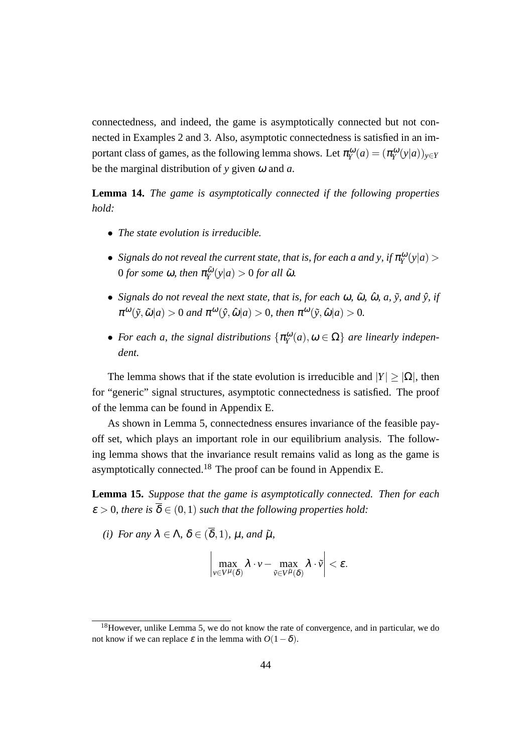connectedness, and indeed, the game is asymptotically connected but not connected in Examples 2 and 3. Also, asymptotic connectedness is satisfied in an important class of games, as the following lemma shows. Let $\pi_Y^\omega(a) = (\pi_Y^\omega(y|a))_{y \in Y}$ be the marginal distribution of $y$ given $\omega$ and $a$.

**Lemma 14.** *The game is asymptotically connected if the following properties hold:*

- *The state evolution is irreducible.*
- *Signals do not reveal the current state, that is, for each $a$ and $y$, if $\pi_Y^\omega(y|a) > 0$ for some $\omega$, then $\pi_Y^{\tilde{\omega}}(y|a) > 0$ for all $\tilde{\omega}$.*
- *Signals do not reveal the next state, that is, for each $\omega$, $\tilde{\omega}$, $\hat{\omega}$, $a$, $\tilde{y}$, and $\hat{y}$, if $\pi^\omega(\tilde{y}, \tilde{\omega}|a) > 0$ and $\pi^\omega(\hat{y}, \hat{\omega}|a) > 0$, then $\pi^\omega(\tilde{y}, \hat{\omega}|a) > 0$.*
- *For each $a$, the signal distributions $\{\pi_Y^\omega(a), \omega \in \Omega\}$ are linearly independent.*

The lemma shows that if the state evolution is irreducible and $|Y| \geq |\Omega|$, then for "generic" signal structures, asymptotic connectedness is satisfied. The proof of the lemma can be found in Appendix E.

As shown in Lemma 5, connectedness ensures invariance of the feasible payoff set, which plays an important role in our equilibrium analysis. The following lemma shows that the invariance result remains valid as long as the game is asymptotically connected.[18] The proof can be found in Appendix E.

**Lemma 15.** *Suppose that the game is asymptotically connected. Then for each $\varepsilon > 0$, there is $\overline{\delta} \in (0,1)$ such that the following properties hold:*

*(i) For any $\lambda \in \Lambda$, $\delta \in (\overline{\delta}, 1)$, $\mu$, and $\tilde{\mu}$,*

$$\left| \max_{v \in V^\mu(\delta)} \lambda \cdot v - \max_{\tilde{v} \in V^{\tilde{\mu}}(\delta)} \lambda \cdot \tilde{v} \right| < \varepsilon.$$

[18] However, unlike Lemma 5, we do not know the rate of convergence, and in particular, we do not know if we can replace $\varepsilon$ in the lemma with $O(1-\delta)$.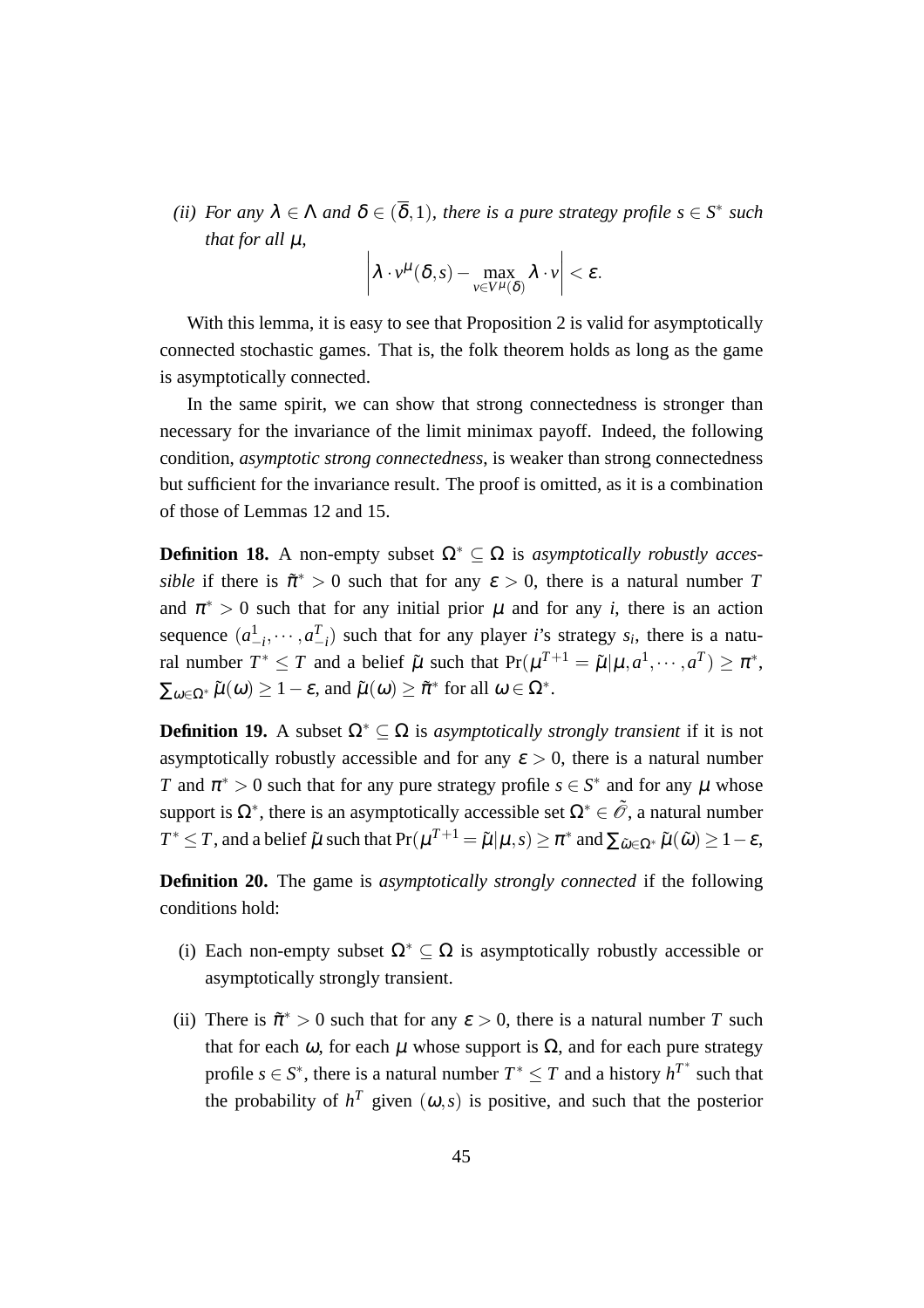*(ii) For any $\lambda \in \Lambda$ and $\delta \in (\overline{\delta}, 1)$, there is a pure strategy profile $s \in S^*$ such that for all $\mu$,*

$$\left| \lambda \cdot v^{\mu}(\delta, s) - \max_{v \in V^{\mu}(\delta)} \lambda \cdot v \right| < \varepsilon.$$

With this lemma, it is easy to see that Proposition 2 is valid for asymptotically connected stochastic games. That is, the folk theorem holds as long as the game is asymptotically connected.

In the same spirit, we can show that strong connectedness is stronger than necessary for the invariance of the limit minimax payoff. Indeed, the following condition, *asymptotic strong connectedness*, is weaker than strong connectedness but sufficient for the invariance result. The proof is omitted, as it is a combination of those of Lemmas 12 and 15.

**Definition 18.** A non-empty subset $\Omega^* \subseteq \Omega$ is *asymptotically robustly accessible* if there is $\tilde{\pi}^* > 0$ such that for any $\varepsilon > 0$, there is a natural number $T$ and $\pi^* > 0$ such that for any initial prior $\mu$ and for any $i$, there is an action sequence $(a_{-i}^1, \cdots, a_{-i}^T)$ such that for any player $i$'s strategy $s_i$, there is a natural number $T^* \leq T$ and a belief $\tilde{\mu}$ such that $\Pr(\mu^{T+1} = \tilde{\mu} | \mu, a^1, \cdots, a^T) \geq \pi^*$, $\sum_{\omega \in \Omega^*} \tilde{\mu}(\omega) \geq 1 - \varepsilon$, and $\tilde{\mu}(\omega) \geq \tilde{\pi}^*$ for all $\omega \in \Omega^*$.

**Definition 19.** A subset $\Omega^* \subseteq \Omega$ is *asymptotically strongly transient* if it is not asymptotically robustly accessible and for any $\varepsilon > 0$, there is a natural number $T$ and $\pi^* > 0$ such that for any pure strategy profile $s \in S^*$ and for any $\mu$ whose support is $\Omega^*$, there is an asymptotically accessible set $\Omega^* \in \tilde{\mathscr{O}}$, a natural number $T^* \leq T$, and a belief $\tilde{\mu}$ such that $\Pr(\mu^{T+1} = \tilde{\mu} | \mu, s) \geq \pi^*$ and $\sum_{\tilde{\omega} \in \Omega^*} \tilde{\mu}(\tilde{\omega}) \geq 1 - \varepsilon$,

**Definition 20.** The game is *asymptotically strongly connected* if the following conditions hold:

(i) Each non-empty subset $\Omega^* \subseteq \Omega$ is asymptotically robustly accessible or asymptotically strongly transient.

(ii) There is $\tilde{\pi}^* > 0$ such that for any $\varepsilon > 0$, there is a natural number $T$ such that for each $\omega$, for each $\mu$ whose support is $\Omega$, and for each pure strategy profile $s \in S^*$, there is a natural number $T^* \leq T$ and a history $h^{T^*}$ such that the probability of $h^T$ given $(\omega, s)$ is positive, and such that the posterior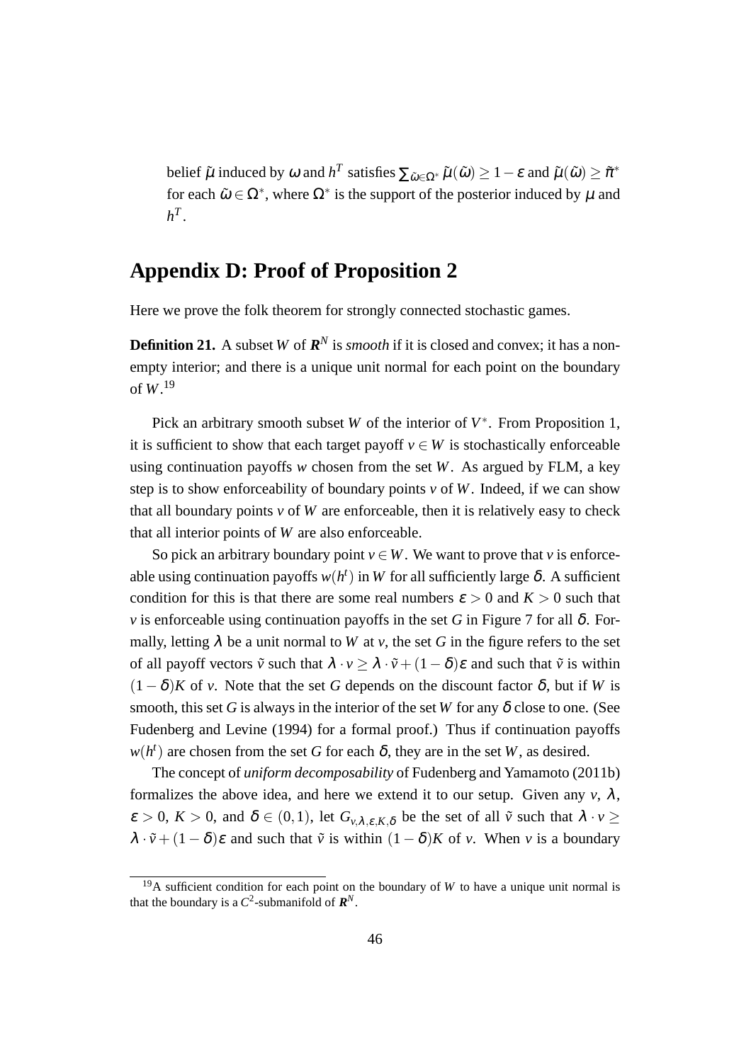belief $\tilde{\mu}$ induced by $\omega$ and $h^T$ satisfies $\sum_{\tilde{\omega}\in\Omega^*} \tilde{\mu}(\tilde{\omega}) \geq 1-\varepsilon$ and $\tilde{\mu}(\tilde{\omega}) \geq \tilde{\pi}^*$ for each $\tilde{\omega} \in \Omega^*$, where $\Omega^*$ is the support of the posterior induced by $\mu$ and $h^T$.

# Appendix D: Proof of Proposition 2

Here we prove the folk theorem for strongly connected stochastic games.

**Definition 21.** A subset $W$ of $\mathbf{R}^N$ is *smooth* if it is closed and convex; it has a non-empty interior; and there is a unique unit normal for each point on the boundary of $W$.[19]

Pick an arbitrary smooth subset $W$ of the interior of $V^*$. From Proposition 1, it is sufficient to show that each target payoff $v \in W$ is stochastically enforceable using continuation payoffs $w$ chosen from the set $W$. As argued by FLM, a key step is to show enforceability of boundary points $v$ of $W$. Indeed, if we can show that all boundary points $v$ of $W$ are enforceable, then it is relatively easy to check that all interior points of $W$ are also enforceable.

So pick an arbitrary boundary point $v \in W$. We want to prove that $v$ is enforceable using continuation payoffs $w(h^t)$ in $W$ for all sufficiently large $\delta$. A sufficient condition for this is that there are some real numbers $\varepsilon > 0$ and $K > 0$ such that $v$ is enforceable using continuation payoffs in the set $G$ in Figure 7 for all $\delta$. Formally, letting $\lambda$ be a unit normal to $W$ at $v$, the set $G$ in the figure refers to the set of all payoff vectors $\tilde{v}$ such that $\lambda \cdot v \geq \lambda \cdot \tilde{v} + (1-\delta)\varepsilon$ and such that $\tilde{v}$ is within $(1-\delta)K$ of $v$. Note that the set $G$ depends on the discount factor $\delta$, but if $W$ is smooth, this set $G$ is always in the interior of the set $W$ for any $\delta$ close to one. (See Fudenberg and Levine (1994) for a formal proof.) Thus if continuation payoffs $w(h^t)$ are chosen from the set $G$ for each $\delta$, they are in the set $W$, as desired.

The concept of *uniform decomposability* of Fudenberg and Yamamoto (2011b) formalizes the above idea, and here we extend it to our setup. Given any $v$, $\lambda$, $\varepsilon > 0$, $K > 0$, and $\delta \in (0,1)$, let $G_{v,\lambda,\varepsilon,K,\delta}$ be the set of all $\tilde{v}$ such that $\lambda \cdot v \geq \lambda \cdot \tilde{v} + (1-\delta)\varepsilon$ and such that $\tilde{v}$ is within $(1-\delta)K$ of $v$. When $v$ is a boundary

[19]A sufficient condition for each point on the boundary of $W$ to have a unique unit normal is that the boundary is a $C^2$-submanifold of $\mathbf{R}^N$.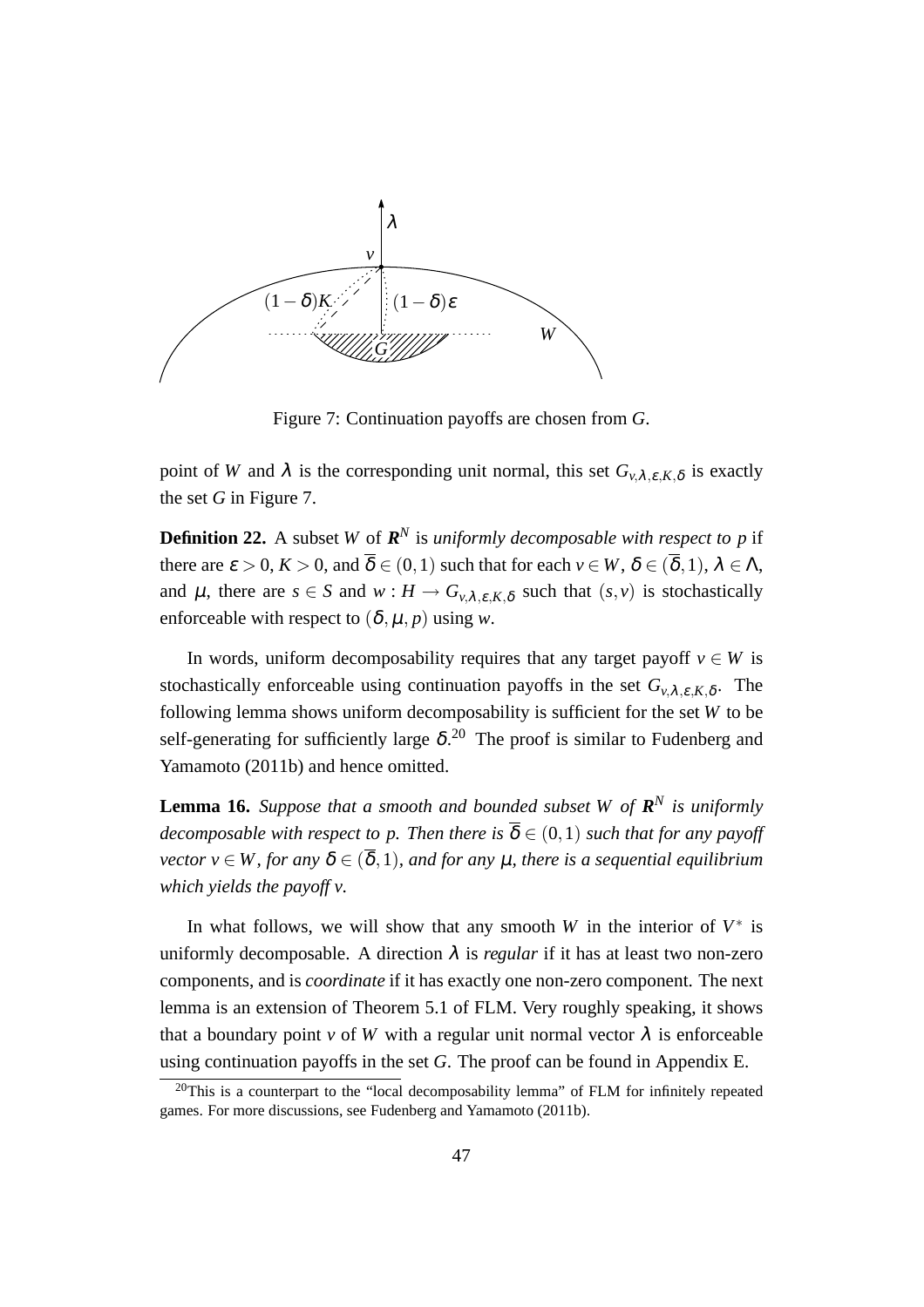Figure 7: Continuation payoffs are chosen from $G$.

point of $W$ and $\lambda$ is the corresponding unit normal, this set $G_{v,\lambda,\varepsilon,K,\delta}$ is exactly the set $G$ in Figure 7.

**Definition 22.** A subset $W$ of $\boldsymbol{R}^N$ is *uniformly decomposable with respect to $p$* if there are $\varepsilon > 0$, $K > 0$, and $\overline{\delta} \in (0,1)$ such that for each $v \in W$, $\delta \in (\overline{\delta}, 1)$, $\lambda \in \Lambda$, and $\mu$, there are $s \in S$ and $w : H \to G_{v,\lambda,\varepsilon,K,\delta}$ such that $(s,v)$ is stochastically enforceable with respect to $(\delta, \mu, p)$ using $w$.

In words, uniform decomposability requires that any target payoff $v \in W$ is stochastically enforceable using continuation payoffs in the set $G_{v,\lambda,\varepsilon,K,\delta}$. The following lemma shows uniform decomposability is sufficient for the set $W$ to be self-generating for sufficiently large $\delta$.[20] The proof is similar to Fudenberg and Yamamoto (2011b) and hence omitted.

**Lemma 16.** *Suppose that a smooth and bounded subset $W$ of $\boldsymbol{R}^N$ is uniformly decomposable with respect to $p$. Then there is $\overline{\delta} \in (0,1)$ such that for any payoff vector $v \in W$, for any $\delta \in (\overline{\delta}, 1)$, and for any $\mu$, there is a sequential equilibrium which yields the payoff $v$.*

In what follows, we will show that any smooth $W$ in the interior of $V^*$ is uniformly decomposable. A direction $\lambda$ is *regular* if it has at least two non-zero components, and is *coordinate* if it has exactly one non-zero component. The next lemma is an extension of Theorem 5.1 of FLM. Very roughly speaking, it shows that a boundary point $v$ of $W$ with a regular unit normal vector $\lambda$ is enforceable using continuation payoffs in the set $G$. The proof can be found in Appendix E.

[20] This is a counterpart to the "local decomposability lemma" of FLM for infinitely repeated games. For more discussions, see Fudenberg and Yamamoto (2011b).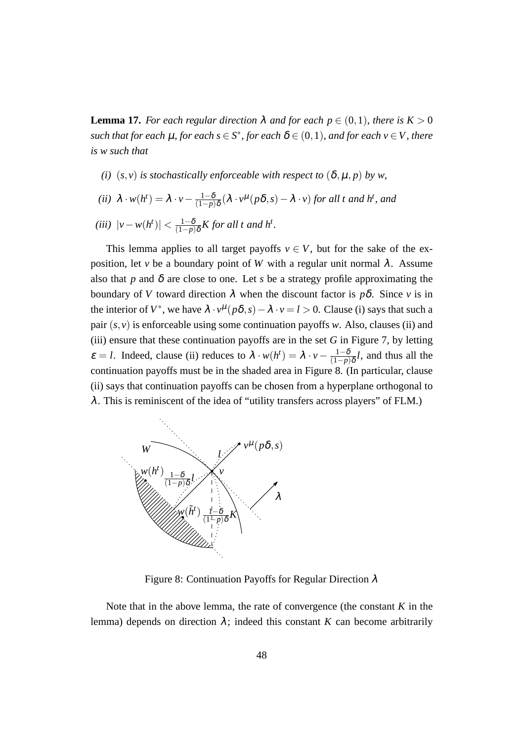**Lemma 17.** *For each regular direction $\lambda$ and for each $p \in (0,1)$, there is $K > 0$ such that for each $\mu$, for each $s \in S^*$, for each $\delta \in (0,1)$, and for each $v \in V$, there is $w$ such that*

*(i)* $(s,v)$ *is stochastically enforceable with respect to* $(\delta, \mu, p)$ *by* $w$,

*(ii)* $\lambda \cdot w(h^t) = \lambda \cdot v - \frac{1-\delta}{(1-p)\delta}(\lambda \cdot v^{\mu}(p\delta, s) - \lambda \cdot v)$ *for all* $t$ *and* $h^t$, *and*

*(iii)* $|v - w(h^t)| < \frac{1-\delta}{(1-p)\delta}K$ *for all* $t$ *and* $h^t$.

This lemma applies to all target payoffs $v \in V$, but for the sake of the exposition, let $v$ be a boundary point of $W$ with a regular unit normal $\lambda$. Assume also that $p$ and $\delta$ are close to one. Let $s$ be a strategy profile approximating the boundary of $V$ toward direction $\lambda$ when the discount factor is $p\delta$. Since $v$ is in the interior of $V^*$, we have $\lambda \cdot v^{\mu}(p\delta, s) - \lambda \cdot v = l > 0$. Clause (i) says that such a pair $(s,v)$ is enforceable using some continuation payoffs $w$. Also, clauses (ii) and (iii) ensure that these continuation payoffs are in the set $G$ in Figure 7, by letting $\varepsilon = l$. Indeed, clause (ii) reduces to $\lambda \cdot w(h^t) = \lambda \cdot v - \frac{1-\delta}{(1-p)\delta}l$, and thus all the continuation payoffs must be in the shaded area in Figure 8. (In particular, clause (ii) says that continuation payoffs can be chosen from a hyperplane orthogonal to $\lambda$. This is reminiscent of the idea of "utility transfers across players" of FLM.)

Figure 8: Continuation Payoffs for Regular Direction $\lambda$

Note that in the above lemma, the rate of convergence (the constant $K$ in the lemma) depends on direction $\lambda$; indeed this constant $K$ can become arbitrarily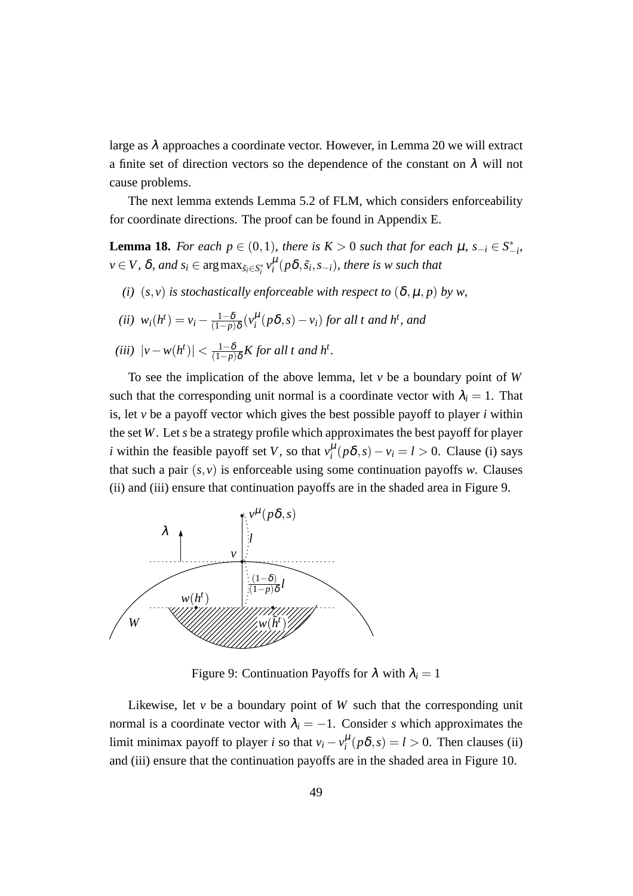large as $\lambda$ approaches a coordinate vector. However, in Lemma 20 we will extract a finite set of direction vectors so the dependence of the constant on $\lambda$ will not cause problems.

The next lemma extends Lemma 5.2 of FLM, which considers enforceability for coordinate directions. The proof can be found in Appendix E.

**Lemma 18.** *For each $p \in (0,1)$, there is $K > 0$ such that for each $\mu$, $s_{-i} \in S^*_{-i}$, $v \in V$, $\delta$, and $s_i \in \arg\max_{\tilde{s}_i \in S^*_i} v_i^{\mu}(p\delta, \tilde{s}_i, s_{-i})$, there is $w$ such that*

*(i) $(s,v)$ is stochastically enforceable with respect to $(\delta, \mu, p)$ by $w$,*

*(ii) $w_i(h^t) = v_i - \frac{1-\delta}{(1-p)\delta}(v_i^{\mu}(p\delta, s) - v_i)$ for all $t$ and $h^t$, and*

*(iii) $|v - w(h^t)| < \frac{1-\delta}{(1-p)\delta}K$ for all $t$ and $h^t$.*

To see the implication of the above lemma, let $v$ be a boundary point of $W$ such that the corresponding unit normal is a coordinate vector with $\lambda_i = 1$. That is, let $v$ be a payoff vector which gives the best possible payoff to player $i$ within the set $W$. Let $s$ be a strategy profile which approximates the best payoff for player $i$ within the feasible payoff set $V$, so that $v_i^{\mu}(p\delta, s) - v_i = l > 0$. Clause (i) says that such a pair $(s,v)$ is enforceable using some continuation payoffs $w$. Clauses (ii) and (iii) ensure that continuation payoffs are in the shaded area in Figure 9.

Figure 9: Continuation Payoffs for $\lambda$ with $\lambda_i = 1$

Likewise, let $v$ be a boundary point of $W$ such that the corresponding unit normal is a coordinate vector with $\lambda_i = -1$. Consider $s$ which approximates the limit minimax payoff to player $i$ so that $v_i - v_i^{\mu}(p\delta, s) = l > 0$. Then clauses (ii) and (iii) ensure that the continuation payoffs are in the shaded area in Figure 10.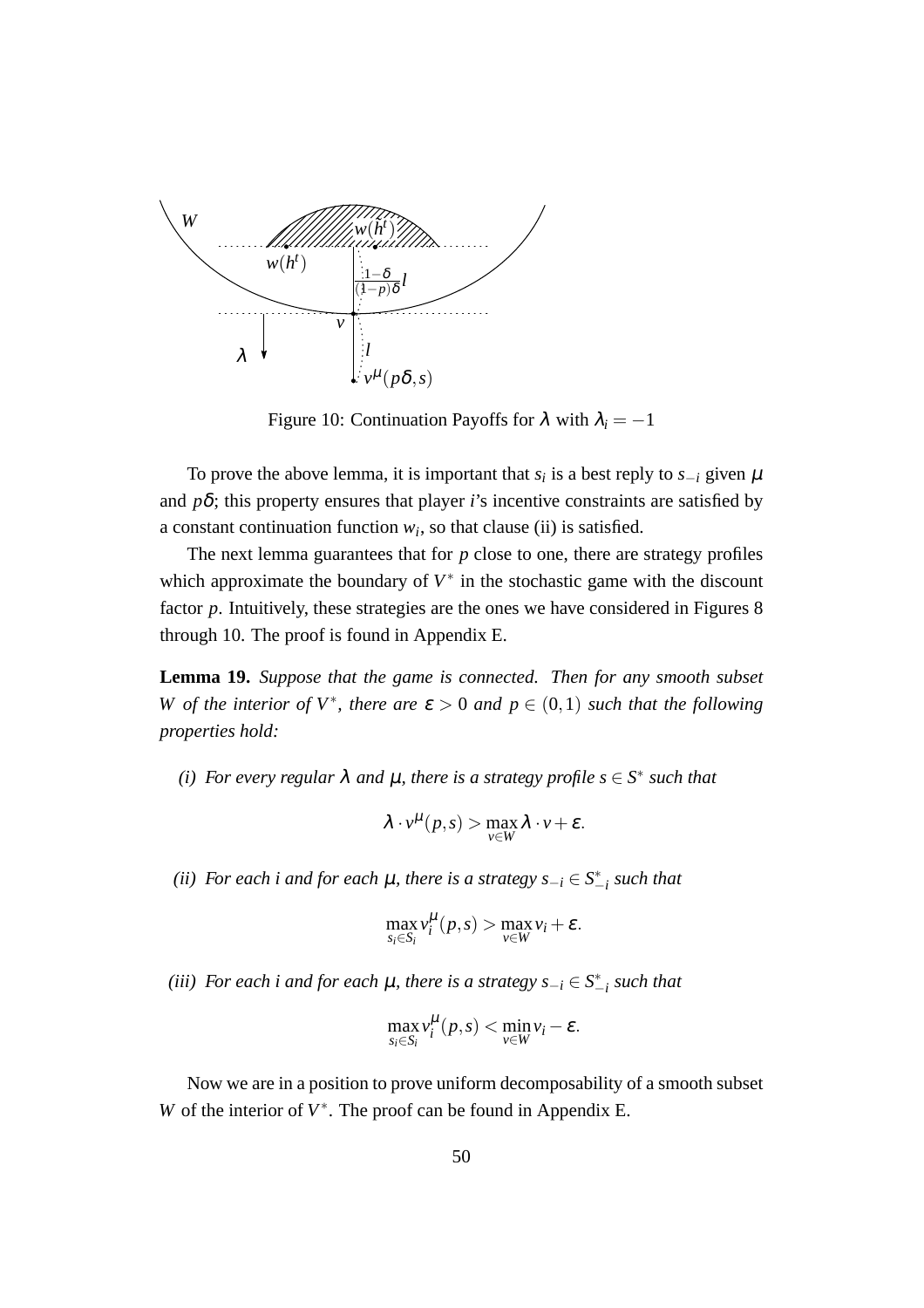Figure 10: Continuation Payoffs for $\lambda$ with $\lambda_i = -1$

To prove the above lemma, it is important that $s_i$ is a best reply to $s_{-i}$ given $\mu$ and $p\delta$; this property ensures that player $i$'s incentive constraints are satisfied by a constant continuation function $w_i$, so that clause (ii) is satisfied.

The next lemma guarantees that for $p$ close to one, there are strategy profiles which approximate the boundary of $V^*$ in the stochastic game with the discount factor $p$. Intuitively, these strategies are the ones we have considered in Figures 8 through 10. The proof is found in Appendix E.

**Lemma 19.** *Suppose that the game is connected. Then for any smooth subset $W$ of the interior of $V^*$, there are $\varepsilon > 0$ and $p \in (0,1)$ such that the following properties hold:*

*(i) For every regular $\lambda$ and $\mu$, there is a strategy profile $s \in S^*$ such that*

$$\lambda \cdot v^{\mu}(p,s) > \max_{v \in W} \lambda \cdot v + \varepsilon.$$

*(ii) For each $i$ and for each $\mu$, there is a strategy $s_{-i} \in S^*_{-i}$ such that*

$$\max_{s_i \in S_i} v_i^{\mu}(p,s) > \max_{v \in W} v_i + \varepsilon.$$

*(iii) For each $i$ and for each $\mu$, there is a strategy $s_{-i} \in S^*_{-i}$ such that*

$$\max_{s_i \in S_i} v_i^{\mu}(p,s) < \min_{v \in W} v_i - \varepsilon.$$

Now we are in a position to prove uniform decomposability of a smooth subset $W$ of the interior of $V^*$. The proof can be found in Appendix E.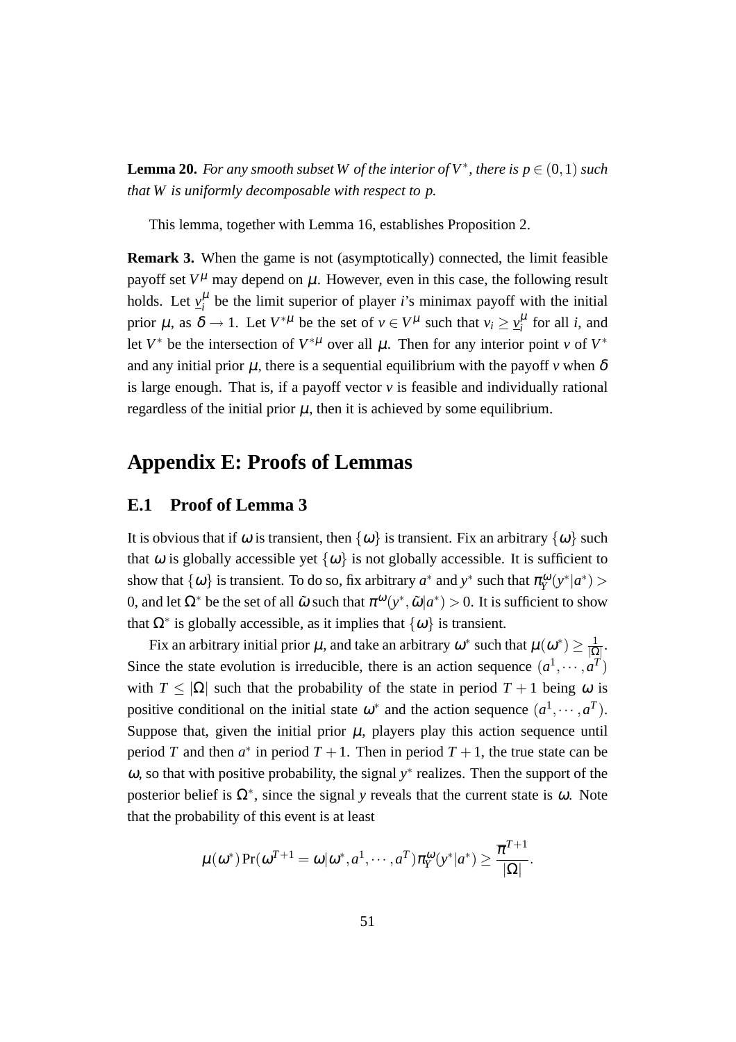**Lemma 20.** *For any smooth subset $W$ of the interior of $V^*$, there is $p \in (0,1)$ such that $W$ is uniformly decomposable with respect to $p$.*

This lemma, together with Lemma 16, establishes Proposition 2.

**Remark 3.** When the game is not (asymptotically) connected, the limit feasible payoff set $V^\mu$ may depend on $\mu$. However, even in this case, the following result holds. Let $\underline{v}_i^\mu$ be the limit superior of player $i$'s minimax payoff with the initial prior $\mu$, as $\delta \to 1$. Let $V^{*\mu}$ be the set of $v \in V^\mu$ such that $v_i \geq \underline{v}_i^\mu$ for all $i$, and let $V^*$ be the intersection of $V^{*\mu}$ over all $\mu$. Then for any interior point $v$ of $V^*$ and any initial prior $\mu$, there is a sequential equilibrium with the payoff $v$ when $\delta$ is large enough. That is, if a payoff vector $v$ is feasible and individually rational regardless of the initial prior $\mu$, then it is achieved by some equilibrium.

# Appendix E: Proofs of Lemmas

## E.1 Proof of Lemma 3

It is obvious that if $\omega$ is transient, then $\{\omega\}$ is transient. Fix an arbitrary $\{\omega\}$ such that $\omega$ is globally accessible yet $\{\omega\}$ is not globally accessible. It is sufficient to show that $\{\omega\}$ is transient. To do so, fix arbitrary $a^*$ and $y^*$ such that $\pi_Y^\omega(y^*|a^*) > 0$, and let $\Omega^*$ be the set of all $\tilde{\omega}$ such that $\pi^\omega(y^*, \tilde{\omega}|a^*) > 0$. It is sufficient to show that $\Omega^*$ is globally accessible, as it implies that $\{\omega\}$ is transient.

Fix an arbitrary initial prior $\mu$, and take an arbitrary $\omega^*$ such that $\mu(\omega^*) \geq \frac{1}{|\Omega|}$. Since the state evolution is irreducible, there is an action sequence $(a^1, \cdots, a^T)$ with $T \leq |\Omega|$ such that the probability of the state in period $T+1$ being $\omega$ is positive conditional on the initial state $\omega^*$ and the action sequence $(a^1, \cdots, a^T)$. Suppose that, given the initial prior $\mu$, players play this action sequence until period $T$ and then $a^*$ in period $T+1$. Then in period $T+1$, the true state can be $\omega$, so that with positive probability, the signal $y^*$ realizes. Then the support of the posterior belief is $\Omega^*$, since the signal $y$ reveals that the current state is $\omega$. Note that the probability of this event is at least

$$\mu(\omega^*) \Pr(\omega^{T+1} = \omega | \omega^*, a^1, \cdots, a^T) \pi_Y^\omega(y^*|a^*) \geq \frac{\overline{\pi}^{T+1}}{|\Omega|}.$$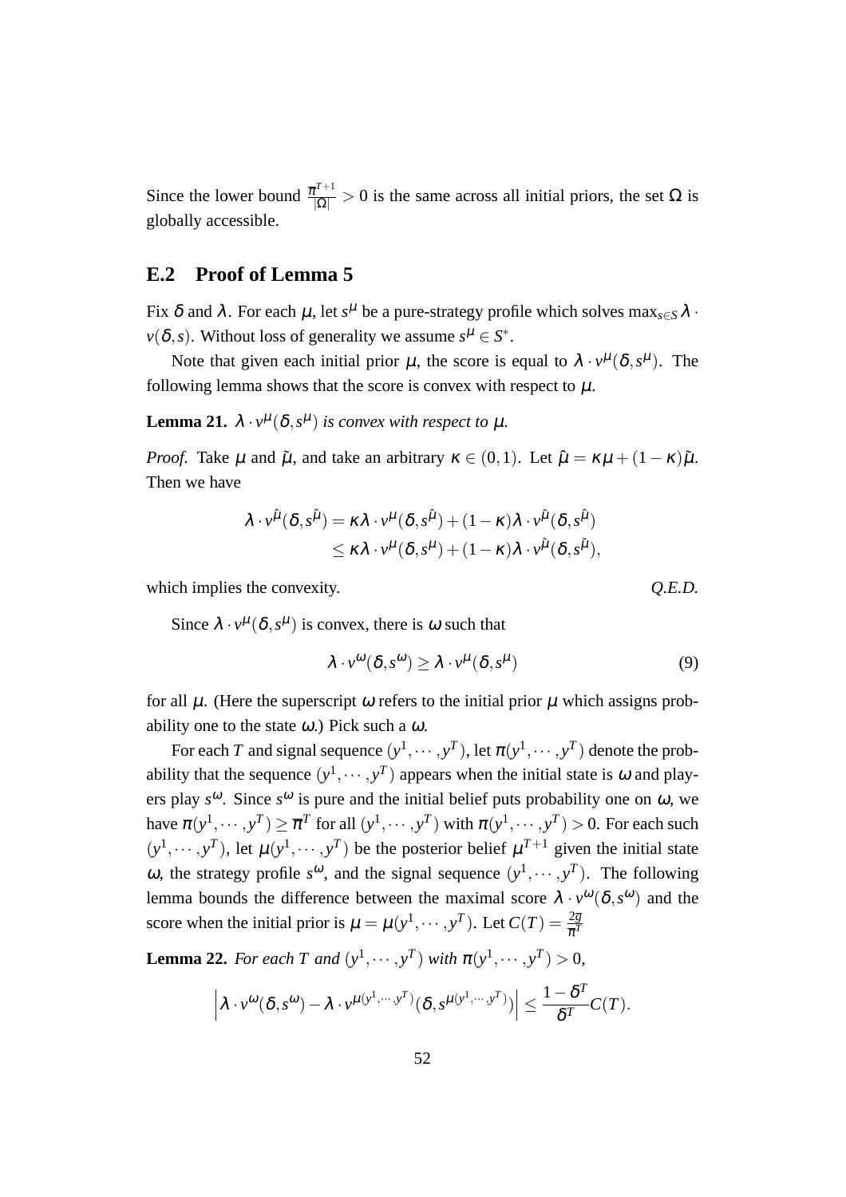Since the lower bound $\frac{\overline{\pi}^{T+1}}{|\Omega|} > 0$ is the same across all initial priors, the set $\Omega$ is globally accessible.

## E.2 Proof of Lemma 5

Fix $\delta$ and $\lambda$. For each $\mu$, let $s^{\mu}$ be a pure-strategy profile which solves $\max_{s \in S} \lambda \cdot v(\delta, s)$. Without loss of generality we assume $s^{\mu} \in S^*$.

Note that given each initial prior $\mu$, the score is equal to $\lambda \cdot v^{\mu}(\delta, s^{\mu})$. The following lemma shows that the score is convex with respect to $\mu$.

**Lemma 21.** *$\lambda \cdot v^{\mu}(\delta, s^{\mu})$ is convex with respect to $\mu$.*

*Proof.* Take $\mu$ and $\tilde{\mu}$, and take an arbitrary $\kappa \in (0,1)$. Let $\hat{\mu} = \kappa\mu + (1-\kappa)\tilde{\mu}$. Then we have

$$\begin{aligned}
\lambda \cdot v^{\hat{\mu}}(\delta, s^{\hat{\mu}}) &= \kappa\lambda \cdot v^{\mu}(\delta, s^{\hat{\mu}}) + (1-\kappa)\lambda \cdot v^{\tilde{\mu}}(\delta, s^{\hat{\mu}}) \\
&\leq \kappa\lambda \cdot v^{\mu}(\delta, s^{\mu}) + (1-\kappa)\lambda \cdot v^{\tilde{\mu}}(\delta, s^{\tilde{\mu}}),
\end{aligned}$$

which implies the convexity. *Q.E.D.*

Since $\lambda \cdot v^{\mu}(\delta, s^{\mu})$ is convex, there is $\omega$ such that

$$\lambda \cdot v^{\omega}(\delta, s^{\omega}) \geq \lambda \cdot v^{\mu}(\delta, s^{\mu}) \tag{9}$$

for all $\mu$. (Here the superscript $\omega$ refers to the initial prior $\mu$ which assigns probability one to the state $\omega$.) Pick such a $\omega$.

For each $T$ and signal sequence $(y^1, \cdots, y^T)$, let $\pi(y^1, \cdots, y^T)$ denote the probability that the sequence $(y^1, \cdots, y^T)$ appears when the initial state is $\omega$ and players play $s^{\omega}$. Since $s^{\omega}$ is pure and the initial belief puts probability one on $\omega$, we have $\pi(y^1, \cdots, y^T) \geq \overline{\pi}^T$ for all $(y^1, \cdots, y^T)$ with $\pi(y^1, \cdots, y^T) > 0$. For each such $(y^1, \cdots, y^T)$, let $\mu(y^1, \cdots, y^T)$ be the posterior belief $\mu^{T+1}$ given the initial state $\omega$, the strategy profile $s^{\omega}$, and the signal sequence $(y^1, \cdots, y^T)$. The following lemma bounds the difference between the maximal score $\lambda \cdot v^{\omega}(\delta, s^{\omega})$ and the score when the initial prior is $\mu = \mu(y^1, \cdots, y^T)$. Let $C(T) = \frac{2\overline{g}}{\overline{\pi}^T}$

**Lemma 22.** *For each $T$ and $(y^1, \cdots, y^T)$ with $\pi(y^1, \cdots, y^T) > 0$,*

$$\left| \lambda \cdot v^{\omega}(\delta, s^{\omega}) - \lambda \cdot v^{\mu(y^1, \cdots, y^T)}(\delta, s^{\mu(y^1, \cdots, y^T)}) \right| \leq \frac{1-\delta^T}{\delta^T} C(T).$$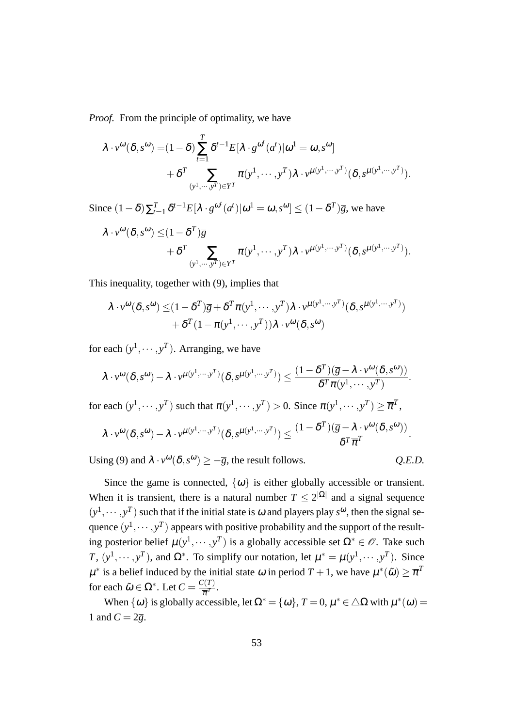*Proof.* From the principle of optimality, we have

$$
\begin{aligned}
\lambda \cdot v^{\omega}(\delta, s^{\omega}) =& (1-\delta)\sum_{t=1}^{T}\delta^{t-1}E[\lambda \cdot g^{\omega^t}(a^t)|\omega^1 = \omega, s^{\omega}] \\
&+ \delta^T \sum_{(y^1,\cdots,y^T)\in Y^T} \pi(y^1,\cdots,y^T)\lambda \cdot v^{\mu(y^1,\cdots y^T)}(\delta, s^{\mu(y^1,\cdots y^T)}).
\end{aligned}
$$

Since $(1-\delta)\sum_{t=1}^{T}\delta^{t-1}E[\lambda \cdot g^{\omega^t}(a^t)|\omega^1 = \omega, s^{\omega}] \leq (1-\delta^T)\overline{g}$, we have

$$
\begin{aligned}
\lambda \cdot v^{\omega}(\delta, s^{\omega}) \leq & (1-\delta^T)\overline{g} \\
&+ \delta^T \sum_{(y^1,\cdots,y^T)\in Y^T} \pi(y^1,\cdots,y^T)\lambda \cdot v^{\mu(y^1,\cdots y^T)}(\delta, s^{\mu(y^1,\cdots y^T)}).
\end{aligned}
$$

This inequality, together with (9), implies that

$$
\begin{aligned}
\lambda \cdot v^{\omega}(\delta, s^{\omega}) \leq & (1-\delta^T)\overline{g} + \delta^T\pi(y^1,\cdots,y^T)\lambda \cdot v^{\mu(y^1,\cdots y^T)}(\delta, s^{\mu(y^1,\cdots y^T)}) \\
&+ \delta^T(1-\pi(y^1,\cdots,y^T))\lambda \cdot v^{\omega}(\delta, s^{\omega})
\end{aligned}
$$

for each $(y^1,\cdots,y^T)$. Arranging, we have

$$
\lambda \cdot v^{\omega}(\delta, s^{\omega}) - \lambda \cdot v^{\mu(y^1,\cdots y^T)}(\delta, s^{\mu(y^1,\cdots y^T)}) \leq \frac{(1-\delta^T)(\overline{g} - \lambda \cdot v^{\omega}(\delta, s^{\omega}))}{\delta^T\pi(y^1,\cdots,y^T)}.
$$

for each $(y^1,\cdots,y^T)$ such that $\pi(y^1,\cdots,y^T) > 0$. Since $\pi(y^1,\cdots,y^T) \geq \overline{\pi}^T$,

$$
\lambda \cdot v^{\omega}(\delta, s^{\omega}) - \lambda \cdot v^{\mu(y^1,\cdots y^T)}(\delta, s^{\mu(y^1,\cdots y^T)}) \leq \frac{(1-\delta^T)(\overline{g} - \lambda \cdot v^{\omega}(\delta, s^{\omega}))}{\delta^T\overline{\pi}^T}.
$$

Using (9) and $\lambda \cdot v^{\omega}(\delta, s^{\omega}) \geq -\overline{g}$, the result follows. *Q.E.D.*

Since the game is connected, $\{\omega\}$ is either globally accessible or transient. When it is transient, there is a natural number $T \leq 2^{|\Omega|}$ and a signal sequence $(y^1,\cdots,y^T)$ such that if the initial state is $\omega$ and players play $s^{\omega}$, then the signal sequence $(y^1,\cdots,y^T)$ appears with positive probability and the support of the resulting posterior belief $\mu(y^1,\cdots,y^T)$ is a globally accessible set $\Omega^* \in \mathscr{O}$. Take such $T$, $(y^1,\cdots,y^T)$, and $\Omega^*$. To simplify our notation, let $\mu^* = \mu(y^1,\cdots,y^T)$. Since $\mu^*$ is a belief induced by the initial state $\omega$ in period $T+1$, we have $\mu^*(\tilde{\omega}) \geq \overline{\pi}^T$ for each $\tilde{\omega} \in \Omega^*$. Let $C = \frac{C(T)}{\overline{\pi}^T}$.

When $\{\omega\}$ is globally accessible, let $\Omega^* = \{\omega\}$, $T = 0$, $\mu^* \in \triangle\Omega$ with $\mu^*(\omega) = 1$ and $C = 2\overline{g}$.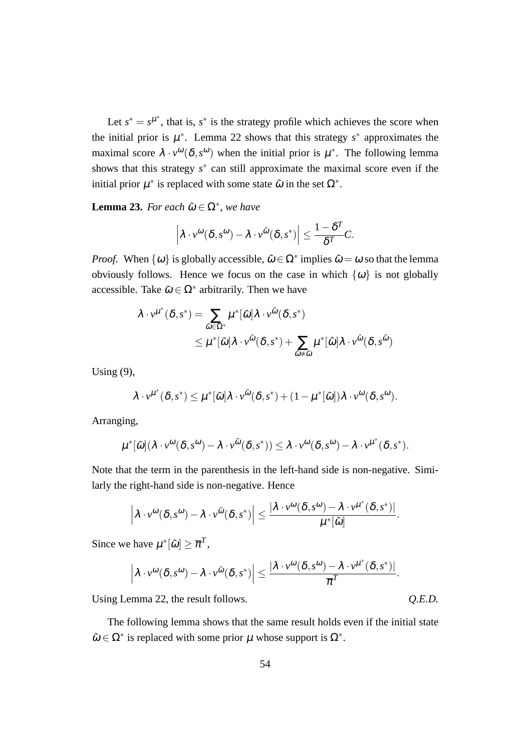Let $s^* = s^{\mu^*}$, that is, $s^*$ is the strategy profile which achieves the score when the initial prior is $\mu^*$. Lemma 22 shows that this strategy $s^*$ approximates the maximal score $\lambda \cdot v^{\omega}(\delta, s^{\omega})$ when the initial prior is $\mu^*$. The following lemma shows that this strategy $s^*$ can still approximate the maximal score even if the initial prior $\mu^*$ is replaced with some state $\tilde{\omega}$ in the set $\Omega^*$.

**Lemma 23.** *For each $\tilde{\omega} \in \Omega^*$, we have*

$$\left| \lambda \cdot v^{\omega}(\delta, s^{\omega}) - \lambda \cdot v^{\tilde{\omega}}(\delta, s^*) \right| \leq \frac{1-\delta^T}{\delta^T} C.$$

*Proof.* When $\{\omega\}$ is globally accessible, $\tilde{\omega} \in \Omega^*$ implies $\tilde{\omega} = \omega$ so that the lemma obviously follows. Hence we focus on the case in which $\{\omega\}$ is not globally accessible. Take $\tilde{\omega} \in \Omega^*$ arbitrarily. Then we have

$$\begin{aligned} \lambda \cdot v^{\mu^*}(\delta, s^*) &= \sum_{\hat{\omega} \in \Omega^*} \mu^*[\hat{\omega}] \lambda \cdot v^{\hat{\omega}}(\delta, s^*) \\ &\leq \mu^*[\tilde{\omega}] \lambda \cdot v^{\tilde{\omega}}(\delta, s^*) + \sum_{\hat{\omega} \neq \tilde{\omega}} \mu^*[\hat{\omega}] \lambda \cdot v^{\hat{\omega}}(\delta, s^{\hat{\omega}}) \end{aligned}$$

Using (9),

$$\lambda \cdot v^{\mu^*}(\delta, s^*) \leq \mu^*[\tilde{\omega}] \lambda \cdot v^{\tilde{\omega}}(\delta, s^*) + (1 - \mu^*[\tilde{\omega}]) \lambda \cdot v^{\omega}(\delta, s^{\omega}).$$

Arranging,

$$\mu^*[\tilde{\omega}](\lambda \cdot v^{\omega}(\delta, s^{\omega}) - \lambda \cdot v^{\tilde{\omega}}(\delta, s^*)) \leq \lambda \cdot v^{\omega}(\delta, s^{\omega}) - \lambda \cdot v^{\mu^*}(\delta, s^*).$$

Note that the term in the parenthesis in the left-hand side is non-negative. Similarly the right-hand side is non-negative. Hence

$$\left| \lambda \cdot v^{\omega}(\delta, s^{\omega}) - \lambda \cdot v^{\tilde{\omega}}(\delta, s^*) \right| \leq \frac{|\lambda \cdot v^{\omega}(\delta, s^{\omega}) - \lambda \cdot v^{\mu^*}(\delta, s^*)|}{\mu^*[\tilde{\omega}]}.$$

Since we have $\mu^*[\tilde{\omega}] \geq \overline{\pi}^T$,

$$\left| \lambda \cdot v^{\omega}(\delta, s^{\omega}) - \lambda \cdot v^{\tilde{\omega}}(\delta, s^*) \right| \leq \frac{|\lambda \cdot v^{\omega}(\delta, s^{\omega}) - \lambda \cdot v^{\mu^*}(\delta, s^*)|}{\overline{\pi}^T}.$$

Using Lemma 22, the result follows. *Q.E.D.*

The following lemma shows that the same result holds even if the initial state $\tilde{\omega} \in \Omega^*$ is replaced with some prior $\mu$ whose support is $\Omega^*$.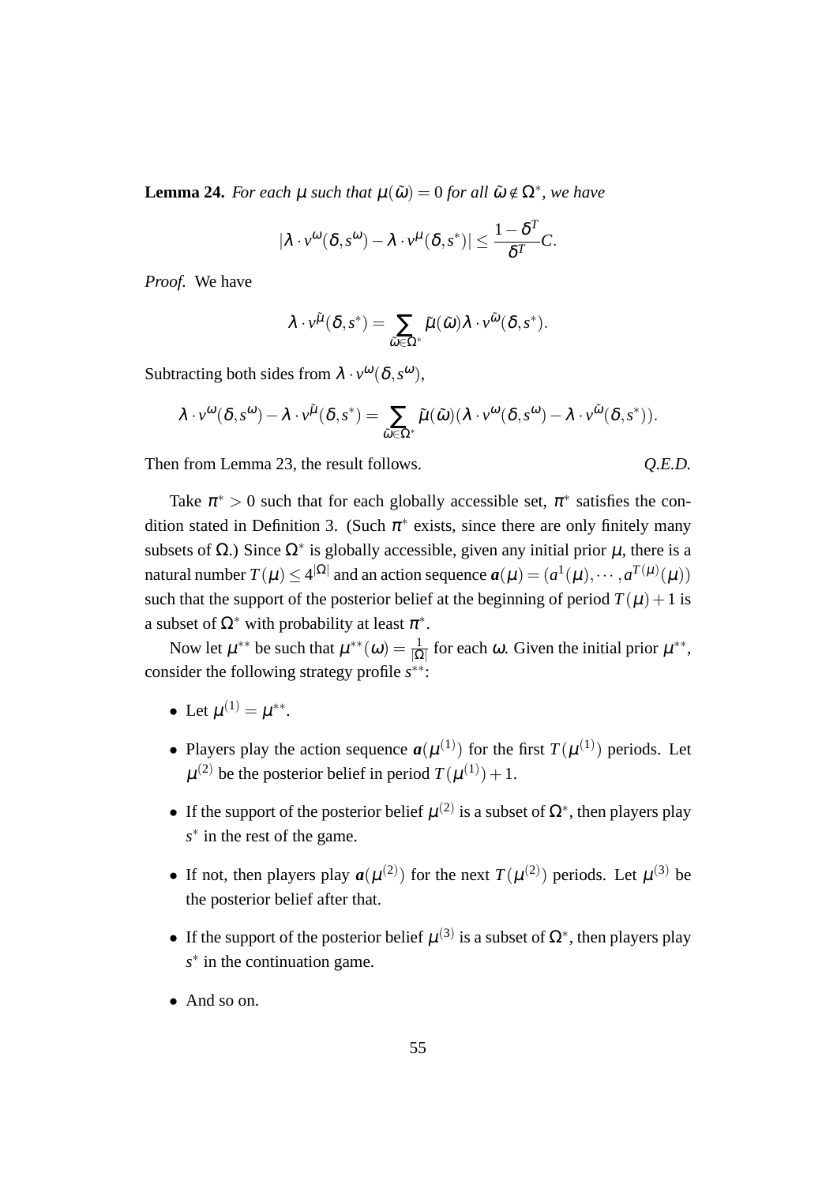**Lemma 24.** *For each $\mu$ such that $\mu(\tilde{\omega}) = 0$ for all $\tilde{\omega} \notin \Omega^*$, we have*

$$|\lambda \cdot v^{\omega}(\delta, s^{\omega}) - \lambda \cdot v^{\mu}(\delta, s^*)| \leq \frac{1-\delta^T}{\delta^T} C.$$

*Proof.* We have

$$\lambda \cdot v^{\tilde{\mu}}(\delta, s^*) = \sum_{\tilde{\omega} \in \Omega^*} \tilde{\mu}(\tilde{\omega}) \lambda \cdot v^{\tilde{\omega}}(\delta, s^*).$$

Subtracting both sides from $\lambda \cdot v^{\omega}(\delta, s^{\omega})$,

$$\lambda \cdot v^{\omega}(\delta, s^{\omega}) - \lambda \cdot v^{\tilde{\mu}}(\delta, s^*) = \sum_{\tilde{\omega} \in \Omega^*} \tilde{\mu}(\tilde{\omega})(\lambda \cdot v^{\omega}(\delta, s^{\omega}) - \lambda \cdot v^{\tilde{\omega}}(\delta, s^*)).$$

Then from Lemma 23, the result follows. *Q.E.D.*

Take $\pi^* > 0$ such that for each globally accessible set, $\pi^*$ satisfies the condition stated in Definition 3. (Such $\pi^*$ exists, since there are only finitely many subsets of $\Omega$.) Since $\Omega^*$ is globally accessible, given any initial prior $\mu$, there is a natural number $T(\mu) \leq 4^{|\Omega|}$ and an action sequence $\boldsymbol{a}(\mu) = (a^1(\mu), \cdots, a^{T(\mu)}(\mu))$ such that the support of the posterior belief at the beginning of period $T(\mu)+1$ is a subset of $\Omega^*$ with probability at least $\pi^*$.

Now let $\mu^{**}$ be such that $\mu^{**}(\omega) = \frac{1}{|\Omega|}$ for each $\omega$. Given the initial prior $\mu^{**}$, consider the following strategy profile $s^{**}$:

- Let $\mu^{(1)} = \mu^{**}$.
- Players play the action sequence $\boldsymbol{a}(\mu^{(1)})$ for the first $T(\mu^{(1)})$ periods. Let $\mu^{(2)}$ be the posterior belief in period $T(\mu^{(1)})+1$.
- If the support of the posterior belief $\mu^{(2)}$ is a subset of $\Omega^*$, then players play $s^*$ in the rest of the game.
- If not, then players play $\boldsymbol{a}(\mu^{(2)})$ for the next $T(\mu^{(2)})$ periods. Let $\mu^{(3)}$ be the posterior belief after that.
- If the support of the posterior belief $\mu^{(3)}$ is a subset of $\Omega^*$, then players play $s^*$ in the continuation game.
- And so on.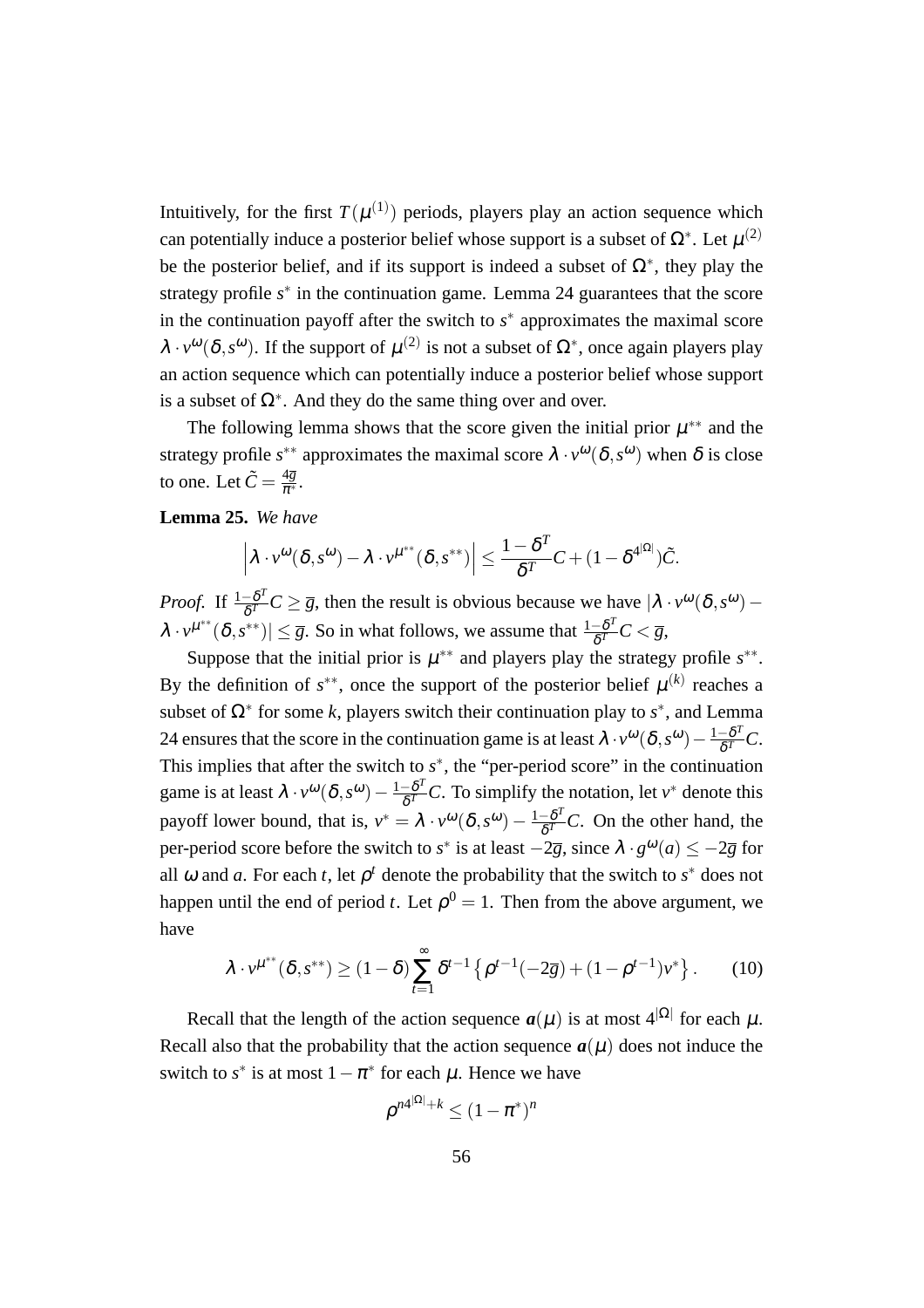Intuitively, for the first $T(\mu^{(1)})$ periods, players play an action sequence which can potentially induce a posterior belief whose support is a subset of $\Omega^*$. Let $\mu^{(2)}$ be the posterior belief, and if its support is indeed a subset of $\Omega^*$, they play the strategy profile $s^*$ in the continuation game. Lemma 24 guarantees that the score in the continuation payoff after the switch to $s^*$ approximates the maximal score $\lambda \cdot v^{\omega}(\delta, s^{\omega})$. If the support of $\mu^{(2)}$ is not a subset of $\Omega^*$, once again players play an action sequence which can potentially induce a posterior belief whose support is a subset of $\Omega^*$. And they do the same thing over and over.

The following lemma shows that the score given the initial prior $\mu^{**}$ and the strategy profile $s^{**}$ approximates the maximal score $\lambda \cdot v^{\omega}(\delta, s^{\omega})$ when $\delta$ is close to one. Let $\tilde{C} = \frac{4\overline{g}}{\pi^*}$.

**Lemma 25.** *We have*

$$\left| \lambda \cdot v^{\omega}(\delta, s^{\omega}) - \lambda \cdot v^{\mu^{**}}(\delta, s^{**}) \right| \leq \frac{1-\delta^T}{\delta^T} C + (1 - \delta^{4^{|\Omega|}})\tilde{C}.$$

*Proof.* If $\frac{1-\delta^T}{\delta^T} C \geq \overline{g}$, then the result is obvious because we have $|\lambda \cdot v^{\omega}(\delta, s^{\omega}) - \lambda \cdot v^{\mu^{**}}(\delta, s^{**})| \leq \overline{g}$. So in what follows, we assume that $\frac{1-\delta^T}{\delta^T} C < \overline{g}$,

Suppose that the initial prior is $\mu^{**}$ and players play the strategy profile $s^{**}$. By the definition of $s^{**}$, once the support of the posterior belief $\mu^{(k)}$ reaches a subset of $\Omega^*$ for some $k$, players switch their continuation play to $s^*$, and Lemma 24 ensures that the score in the continuation game is at least $\lambda \cdot v^{\omega}(\delta, s^{\omega}) - \frac{1-\delta^T}{\delta^T} C$. This implies that after the switch to $s^*$, the "per-period score" in the continuation game is at least $\lambda \cdot v^{\omega}(\delta, s^{\omega}) - \frac{1-\delta^T}{\delta^T} C$. To simplify the notation, let $v^*$ denote this payoff lower bound, that is, $v^* = \lambda \cdot v^{\omega}(\delta, s^{\omega}) - \frac{1-\delta^T}{\delta^T} C$. On the other hand, the per-period score before the switch to $s^*$ is at least $-2\overline{g}$, since $\lambda \cdot g^{\omega}(a) \leq -2\overline{g}$ for all $\omega$ and $a$. For each $t$, let $\rho^t$ denote the probability that the switch to $s^*$ does not happen until the end of period $t$. Let $\rho^0 = 1$. Then from the above argument, we have

$$\lambda \cdot v^{\mu^{**}}(\delta, s^{**}) \geq (1-\delta) \sum_{t=1}^{\infty} \delta^{t-1} \left\{ \rho^{t-1}(-2\overline{g}) + (1 - \rho^{t-1}) v^* \right\}. \tag{10}$$

Recall that the length of the action sequence $\boldsymbol{a}(\mu)$ is at most $4^{|\Omega|}$ for each $\mu$. Recall also that the probability that the action sequence $\boldsymbol{a}(\mu)$ does not induce the switch to $s^*$ is at most $1 - \pi^*$ for each $\mu$. Hence we have

$$\rho^{n4^{|\Omega|}+k} \leq (1 - \pi^*)^n$$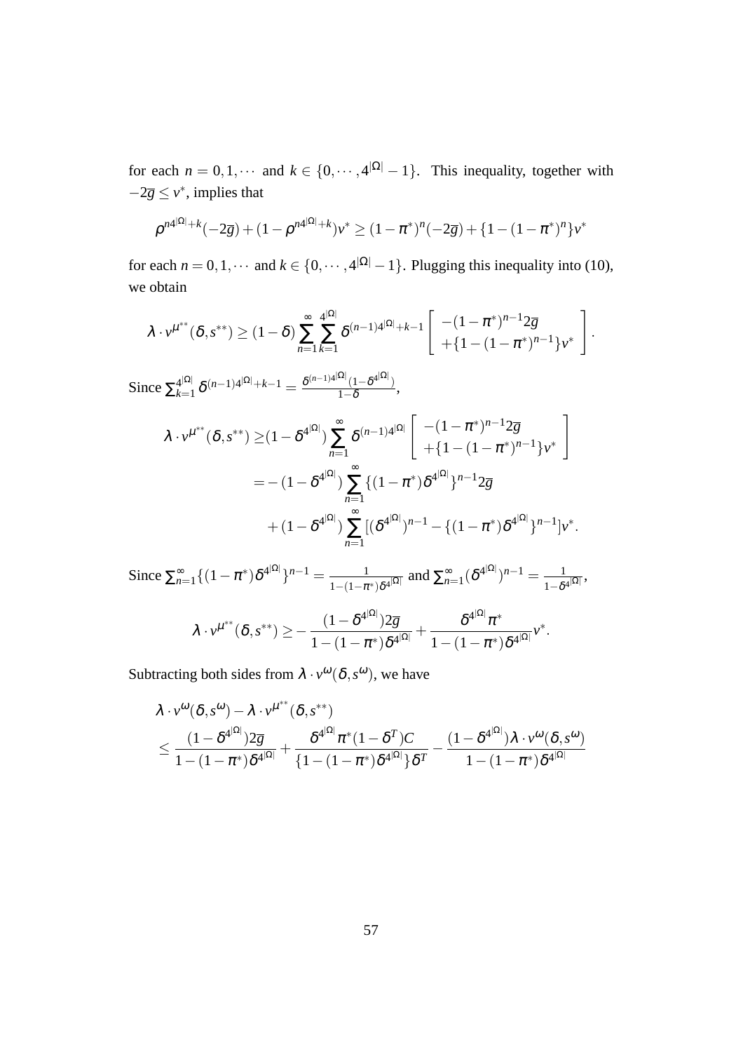for each $n = 0, 1, \cdots$ and $k \in \{0, \cdots, 4^{|\Omega|} - 1\}$. This inequality, together with $-2\overline{g} \leq v^*$, implies that

$$\rho^{n4^{|\Omega|}+k}(-2\overline{g}) + (1 - \rho^{n4^{|\Omega|}+k})v^* \geq (1 - \pi^*)^n(-2\overline{g}) + \{1 - (1 - \pi^*)^n\}v^*$$

for each $n = 0, 1, \cdots$ and $k \in \{0, \cdots, 4^{|\Omega|} - 1\}$. Plugging this inequality into (10), we obtain

$$\lambda \cdot v^{\mu^{**}}(\delta, s^{**}) \geq (1 - \delta) \sum_{n=1}^{\infty} \sum_{k=1}^{4^{|\Omega|}} \delta^{(n-1)4^{|\Omega|}+k-1} \left[ \begin{array}{l} -(1 - \pi^*)^{n-1}2\overline{g} \\ +\{1 - (1 - \pi^*)^{n-1}\}v^* \end{array} \right].$$

Since $\sum_{k=1}^{4^{|\Omega|}} \delta^{(n-1)4^{|\Omega|}+k-1} = \frac{\delta^{(n-1)4^{|\Omega|}}(1-\delta^{4^{|\Omega|}})}{1-\delta}$,

$$\begin{aligned}
\lambda \cdot v^{\mu^{**}}(\delta, s^{**}) \geq & (1 - \delta^{4^{|\Omega|}}) \sum_{n=1}^{\infty} \delta^{(n-1)4^{|\Omega|}} \left[ \begin{array}{l} -(1 - \pi^*)^{n-1}2\overline{g} \\ +\{1 - (1 - \pi^*)^{n-1}\}v^* \end{array} \right] \\
= & -(1 - \delta^{4^{|\Omega|}}) \sum_{n=1}^{\infty} \{(1 - \pi^*)\delta^{4^{|\Omega|}}\}^{n-1}2\overline{g} \\
& + (1 - \delta^{4^{|\Omega|}}) \sum_{n=1}^{\infty} [(\delta^{4^{|\Omega|}})^{n-1} - \{(1 - \pi^*)\delta^{4^{|\Omega|}}\}^{n-1}]v^*.
\end{aligned}$$

Since $\sum_{n=1}^{\infty} \{(1 - \pi^*)\delta^{4^{|\Omega|}}\}^{n-1} = \frac{1}{1-(1-\pi^*)\delta^{4^{|\Omega|}}}$ and $\sum_{n=1}^{\infty} (\delta^{4^{|\Omega|}})^{n-1} = \frac{1}{1-\delta^{4^{|\Omega|}}}$,

$$\lambda \cdot v^{\mu^{**}}(\delta, s^{**}) \geq -\frac{(1 - \delta^{4^{|\Omega|}})2\overline{g}}{1 - (1 - \pi^*)\delta^{4^{|\Omega|}}} + \frac{\delta^{4^{|\Omega|}}\pi^*}{1 - (1 - \pi^*)\delta^{4^{|\Omega|}}}v^*.$$

Subtracting both sides from $\lambda \cdot v^{\omega}(\delta, s^{\omega})$, we have

$$\begin{aligned}
& \lambda \cdot v^{\omega}(\delta, s^{\omega}) - \lambda \cdot v^{\mu^{**}}(\delta, s^{**}) \\
\leq & \frac{(1 - \delta^{4^{|\Omega|}})2\overline{g}}{1 - (1 - \pi^*)\delta^{4^{|\Omega|}}} + \frac{\delta^{4^{|\Omega|}}\pi^*(1 - \delta^T)C}{\{1 - (1 - \pi^*)\delta^{4^{|\Omega|}}\}\delta^T} - \frac{(1 - \delta^{4^{|\Omega|}})\lambda \cdot v^{\omega}(\delta, s^{\omega})}{1 - (1 - \pi^*)\delta^{4^{|\Omega|}}}
\end{aligned}$$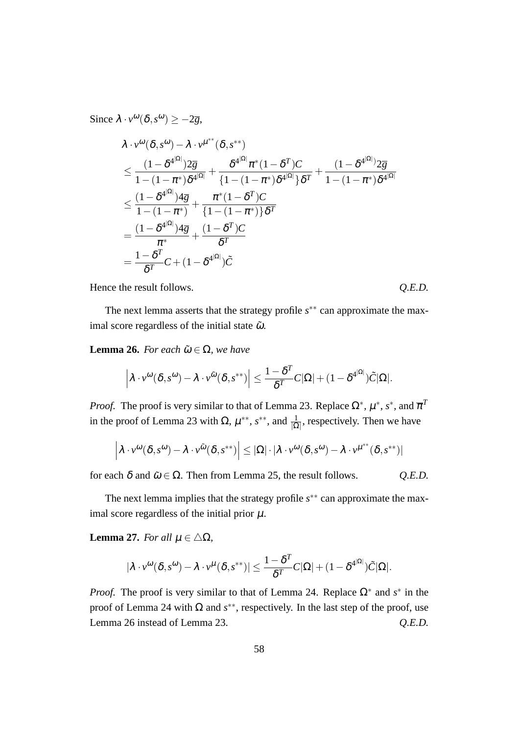Since $\lambda \cdot v^{\omega}(\delta, s^{\omega}) \geq -2\overline{g}$,

$$
\begin{aligned}
&\lambda \cdot v^{\omega}(\delta, s^{\omega}) - \lambda \cdot v^{\mu^{**}}(\delta, s^{**}) \\
&\leq \frac{(1-\delta^{4^{|\Omega|}})2\overline{g}}{1-(1-\pi^*)\delta^{4^{|\Omega|}}} + \frac{\delta^{4^{|\Omega|}}\pi^*(1-\delta^T)C}{\{1-(1-\pi^*)\delta^{4^{|\Omega|}}\}\delta^T} + \frac{(1-\delta^{4^{|\Omega|}})2\overline{g}}{1-(1-\pi^*)\delta^{4^{|\Omega|}}} \\
&\leq \frac{(1-\delta^{4^{|\Omega|}})4\overline{g}}{1-(1-\pi^*)} + \frac{\pi^*(1-\delta^T)C}{\{1-(1-\pi^*)\}\delta^T} \\
&= \frac{(1-\delta^{4^{|\Omega|}})4\overline{g}}{\pi^*} + \frac{(1-\delta^T)C}{\delta^T} \\
&= \frac{1-\delta^T}{\delta^T}C + (1-\delta^{4^{|\Omega|}})\tilde{C}
\end{aligned}
$$

Hence the result follows. *Q.E.D.*

The next lemma asserts that the strategy profile $s^{**}$ can approximate the maximal score regardless of the initial state $\tilde{\omega}$.

**Lemma 26.** *For each $\tilde{\omega} \in \Omega$, we have*

$$
\left| \lambda \cdot v^{\omega}(\delta, s^{\omega}) - \lambda \cdot v^{\tilde{\omega}}(\delta, s^{**}) \right| \leq \frac{1-\delta^T}{\delta^T}C|\Omega| + (1-\delta^{4^{|\Omega|}})\tilde{C}|\Omega|.
$$

*Proof.* The proof is very similar to that of Lemma 23. Replace $\Omega^*$, $\mu^*$, $s^*$, and $\overline{\pi}^T$ in the proof of Lemma 23 with $\Omega$, $\mu^{**}$, $s^{**}$, and $\frac{1}{|\Omega|}$, respectively. Then we have

$$
\left| \lambda \cdot v^{\omega}(\delta, s^{\omega}) - \lambda \cdot v^{\tilde{\omega}}(\delta, s^{**}) \right| \leq |\Omega| \cdot |\lambda \cdot v^{\omega}(\delta, s^{\omega}) - \lambda \cdot v^{\mu^{**}}(\delta, s^{**})|
$$

for each $\delta$ and $\tilde{\omega} \in \Omega$. Then from Lemma 25, the result follows. *Q.E.D.*

The next lemma implies that the strategy profile $s^{**}$ can approximate the maximal score regardless of the initial prior $\mu$.

**Lemma 27.** *For all $\mu \in \triangle\Omega$,*

$$
|\lambda \cdot v^{\omega}(\delta, s^{\omega}) - \lambda \cdot v^{\mu}(\delta, s^{**})| \leq \frac{1-\delta^T}{\delta^T}C|\Omega| + (1-\delta^{4^{|\Omega|}})\tilde{C}|\Omega|.
$$

*Proof.* The proof is very similar to that of Lemma 24. Replace $\Omega^*$ and $s^*$ in the proof of Lemma 24 with $\Omega$ and $s^{**}$, respectively. In the last step of the proof, use Lemma 26 instead of Lemma 23. *Q.E.D.*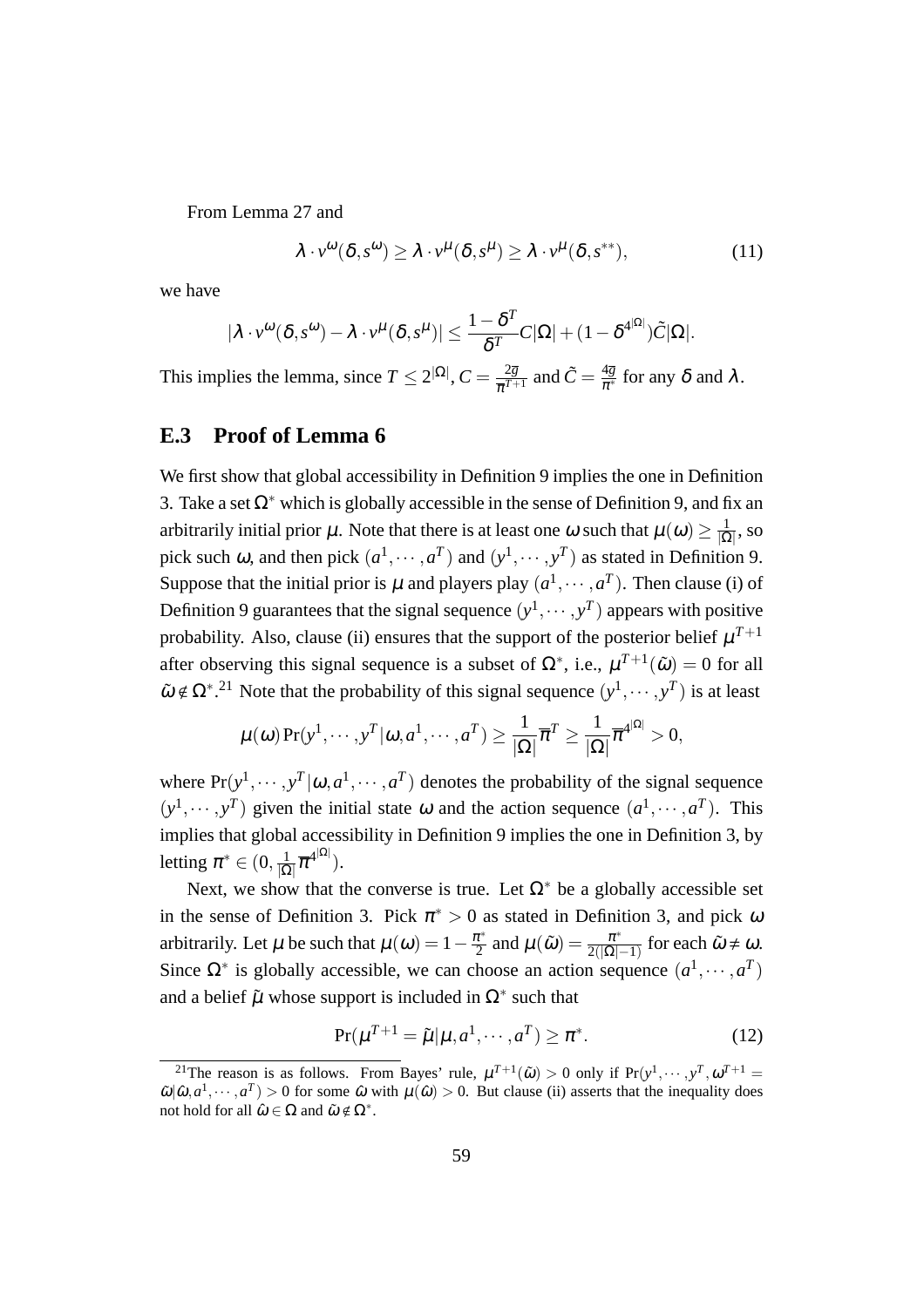From Lemma 27 and

$$\lambda \cdot v^{\omega}(\delta, s^{\omega}) \geq \lambda \cdot v^{\mu}(\delta, s^{\mu}) \geq \lambda \cdot v^{\mu}(\delta, s^{**}), \tag{11}$$

we have

$$|\lambda \cdot v^{\omega}(\delta, s^{\omega}) - \lambda \cdot v^{\mu}(\delta, s^{\mu})| \leq \frac{1-\delta^T}{\delta^T} C|\Omega| + (1-\delta^{4^{|\Omega|}})\tilde{C}|\Omega|.$$

This implies the lemma, since $T \leq 2^{|\Omega|}$, $C = \frac{2\overline{g}}{\overline{\pi}^{T+1}}$ and $\tilde{C} = \frac{4\overline{g}}{\pi^*}$ for any $\delta$ and $\lambda$.

## E.3 Proof of Lemma 6

We first show that global accessibility in Definition 9 implies the one in Definition 3. Take a set $\Omega^*$ which is globally accessible in the sense of Definition 9, and fix an arbitrarily initial prior $\mu$. Note that there is at least one $\omega$ such that $\mu(\omega) \geq \frac{1}{|\Omega|}$, so pick such $\omega$, and then pick $(a^1, \cdots, a^T)$ and $(y^1, \cdots, y^T)$ as stated in Definition 9. Suppose that the initial prior is $\mu$ and players play $(a^1, \cdots, a^T)$. Then clause (i) of Definition 9 guarantees that the signal sequence $(y^1, \cdots, y^T)$ appears with positive probability. Also, clause (ii) ensures that the support of the posterior belief $\mu^{T+1}$ after observing this signal sequence is a subset of $\Omega^*$, i.e., $\mu^{T+1}(\tilde{\omega}) = 0$ for all $\tilde{\omega} \notin \Omega^*$.[21] Note that the probability of this signal sequence $(y^1, \cdots, y^T)$ is at least

$$\mu(\omega) \Pr(y^1, \cdots, y^T | \omega, a^1, \cdots, a^T) \geq \frac{1}{|\Omega|}\overline{\pi}^T \geq \frac{1}{|\Omega|}\overline{\pi}^{4^{|\Omega|}} > 0,$$

where $\Pr(y^1, \cdots, y^T | \omega, a^1, \cdots, a^T)$ denotes the probability of the signal sequence $(y^1, \cdots, y^T)$ given the initial state $\omega$ and the action sequence $(a^1, \cdots, a^T)$. This implies that global accessibility in Definition 9 implies the one in Definition 3, by letting $\pi^* \in (0, \frac{1}{|\Omega|}\overline{\pi}^{4^{|\Omega|}})$.

Next, we show that the converse is true. Let $\Omega^*$ be a globally accessible set in the sense of Definition 3. Pick $\pi^* > 0$ as stated in Definition 3, and pick $\omega$ arbitrarily. Let $\mu$ be such that $\mu(\omega) = 1 - \frac{\pi^*}{2}$ and $\mu(\tilde{\omega}) = \frac{\pi^*}{2(|\Omega|-1)}$ for each $\tilde{\omega} \neq \omega$. Since $\Omega^*$ is globally accessible, we can choose an action sequence $(a^1, \cdots, a^T)$ and a belief $\tilde{\mu}$ whose support is included in $\Omega^*$ such that

$$\Pr(\mu^{T+1} = \tilde{\mu} | \mu, a^1, \cdots, a^T) \geq \pi^*. \tag{12}$$

[21] The reason is as follows. From Bayes' rule, $\mu^{T+1}(\tilde{\omega}) > 0$ only if $\Pr(y^1, \cdots, y^T, \omega^{T+1} = \tilde{\omega} | \hat{\omega}, a^1, \cdots, a^T) > 0$ for some $\hat{\omega}$ with $\mu(\hat{\omega}) > 0$. But clause (ii) asserts that the inequality does not hold for all $\hat{\omega} \in \Omega$ and $\tilde{\omega} \notin \Omega^*$.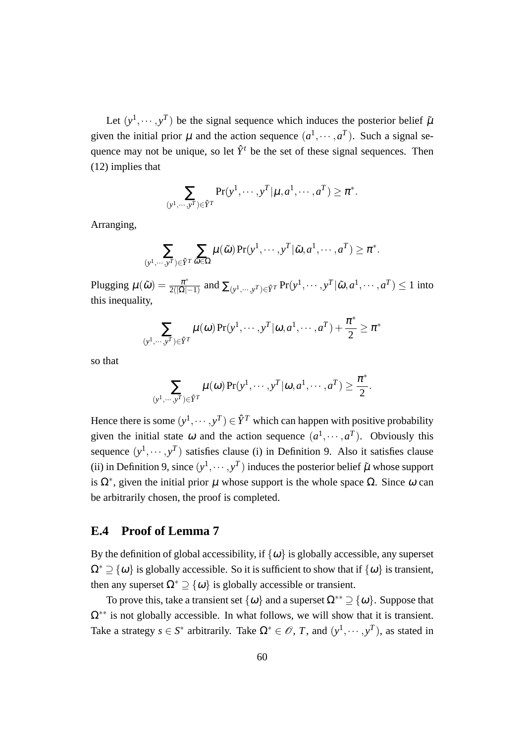Let $(y^1, \cdots, y^T)$ be the signal sequence which induces the posterior belief $\tilde{\mu}$ given the initial prior $\mu$ and the action sequence $(a^1, \cdots, a^T)$. Such a signal sequence may not be unique, so let $\hat{Y}^t$ be the set of these signal sequences. Then (12) implies that

$$\sum_{(y^1,\cdots,y^T)\in\hat{Y}^T} \Pr(y^1, \cdots, y^T | \mu, a^1, \cdots, a^T) \geq \pi^*.$$

Arranging,

$$\sum_{(y^1,\cdots,y^T)\in\hat{Y}^T} \sum_{\tilde{\omega}\in\Omega} \mu(\tilde{\omega}) \Pr(y^1, \cdots, y^T | \tilde{\omega}, a^1, \cdots, a^T) \geq \pi^*.$$

Plugging $\mu(\tilde{\omega}) = \frac{\pi^*}{2(|\Omega|-1)}$ and $\sum_{(y^1,\cdots,y^T)\in\hat{Y}^T} \Pr(y^1, \cdots, y^T | \tilde{\omega}, a^1, \cdots, a^T) \leq 1$ into this inequality,

$$\sum_{(y^1,\cdots,y^T)\in\hat{Y}^T} \mu(\omega) \Pr(y^1, \cdots, y^T | \omega, a^1, \cdots, a^T) + \frac{\pi^*}{2} \geq \pi^*$$

so that

$$\sum_{(y^1,\cdots,y^T)\in\hat{Y}^T} \mu(\omega) \Pr(y^1, \cdots, y^T | \omega, a^1, \cdots, a^T) \geq \frac{\pi^*}{2}.$$

Hence there is some $(y^1, \cdots, y^T) \in \hat{Y}^T$ which can happen with positive probability given the initial state $\omega$ and the action sequence $(a^1, \cdots, a^T)$. Obviously this sequence $(y^1, \cdots, y^T)$ satisfies clause (i) in Definition 9. Also it satisfies clause (ii) in Definition 9, since $(y^1, \cdots, y^T)$ induces the posterior belief $\tilde{\mu}$ whose support is $\Omega^*$, given the initial prior $\mu$ whose support is the whole space $\Omega$. Since $\omega$ can be arbitrarily chosen, the proof is completed.

### E.4 Proof of Lemma 7

By the definition of global accessibility, if $\{\omega\}$ is globally accessible, any superset $\Omega^* \supseteq \{\omega\}$ is globally accessible. So it is sufficient to show that if $\{\omega\}$ is transient, then any superset $\Omega^* \supseteq \{\omega\}$ is globally accessible or transient.

To prove this, take a transient set $\{\omega\}$ and a superset $\Omega^{**} \supseteq \{\omega\}$. Suppose that $\Omega^{**}$ is not globally accessible. In what follows, we will show that it is transient. Take a strategy $s \in S^*$ arbitrarily. Take $\Omega^* \in \mathcal{O}$, $T$, and $(y^1, \cdots, y^T)$, as stated in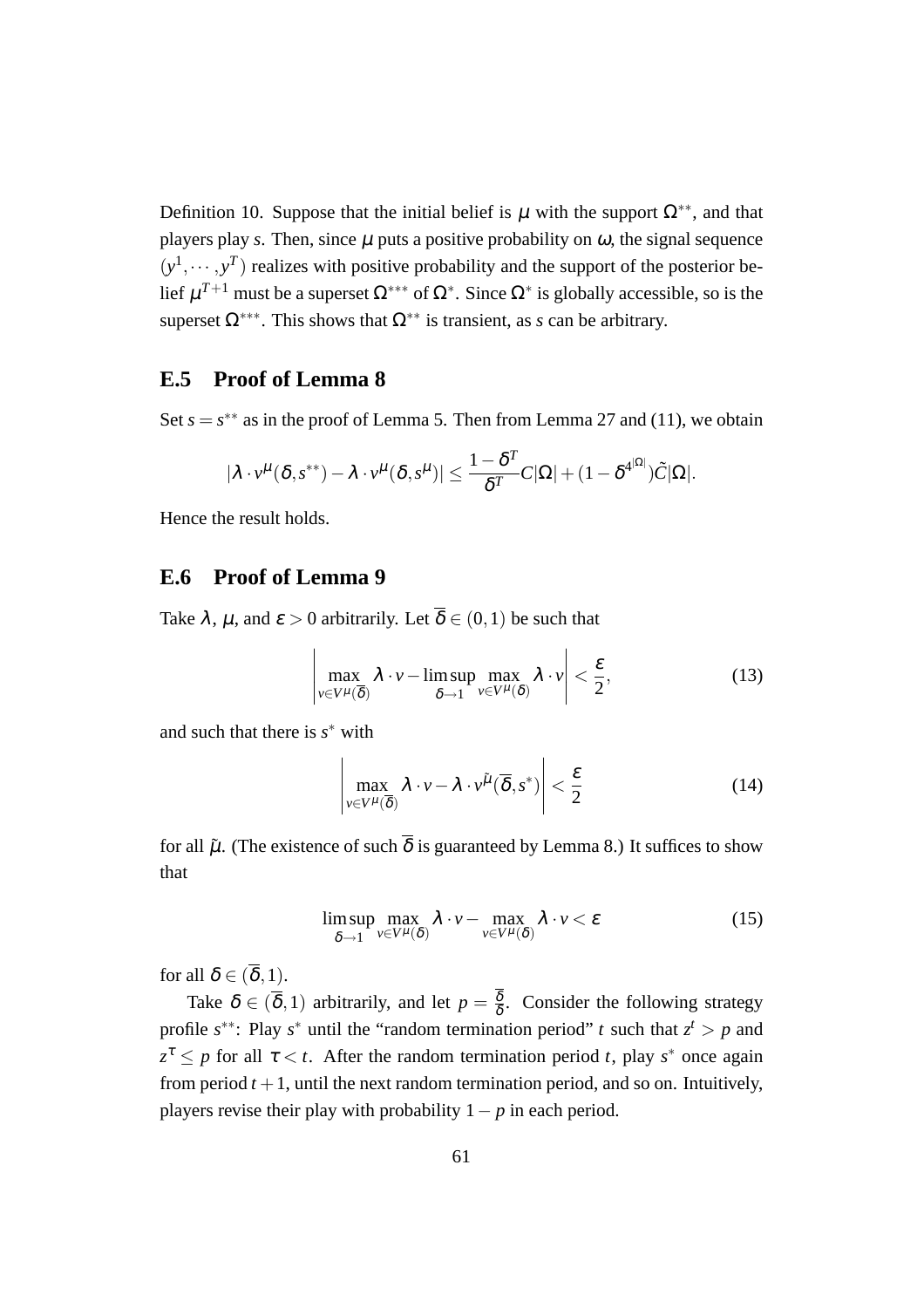Definition 10. Suppose that the initial belief is $\mu$ with the support $\Omega^{**}$, and that players play $s$. Then, since $\mu$ puts a positive probability on $\omega$, the signal sequence $(y^1, \cdots, y^T)$ realizes with positive probability and the support of the posterior belief $\mu^{T+1}$ must be a superset $\Omega^{***}$ of $\Omega^*$. Since $\Omega^*$ is globally accessible, so is the superset $\Omega^{***}$. This shows that $\Omega^{**}$ is transient, as $s$ can be arbitrary.

## E.5 Proof of Lemma 8

Set $s = s^{**}$ as in the proof of Lemma 5. Then from Lemma 27 and (11), we obtain

$$|\lambda \cdot v^{\mu}(\delta, s^{**}) - \lambda \cdot v^{\mu}(\delta, s^{\mu})| \leq \frac{1-\delta^T}{\delta^T} C|\Omega| + (1-\delta^{4^{|\Omega|}})\tilde{C}|\Omega|.$$

Hence the result holds.

## E.6 Proof of Lemma 9

Take $\lambda$, $\mu$, and $\varepsilon > 0$ arbitrarily. Let $\overline{\delta} \in (0,1)$ be such that

$$\left| \max_{v \in V^{\mu}(\overline{\delta})} \lambda \cdot v - \limsup_{\delta \to 1} \max_{v \in V^{\mu}(\delta)} \lambda \cdot v \right| < \frac{\varepsilon}{2}, \tag{13}$$

and such that there is $s^*$ with

$$\left| \max_{v \in V^{\mu}(\overline{\delta})} \lambda \cdot v - \lambda \cdot v^{\tilde{\mu}}(\overline{\delta}, s^*) \right| < \frac{\varepsilon}{2} \tag{14}$$

for all $\tilde{\mu}$. (The existence of such $\overline{\delta}$ is guaranteed by Lemma 8.) It suffices to show that

$$\limsup_{\delta \to 1} \max_{v \in V^{\mu}(\delta)} \lambda \cdot v - \max_{v \in V^{\mu}(\delta)} \lambda \cdot v < \varepsilon \tag{15}$$

for all $\delta \in (\overline{\delta}, 1)$.

Take $\delta \in (\overline{\delta}, 1)$ arbitrarily, and let $p = \frac{\overline{\delta}}{\delta}$. Consider the following strategy profile $s^{**}$: Play $s^*$ until the "random termination period" $t$ such that $z^t > p$ and $z^\tau \leq p$ for all $\tau < t$. After the random termination period $t$, play $s^*$ once again from period $t+1$, until the next random termination period, and so on. Intuitively, players revise their play with probability $1-p$ in each period.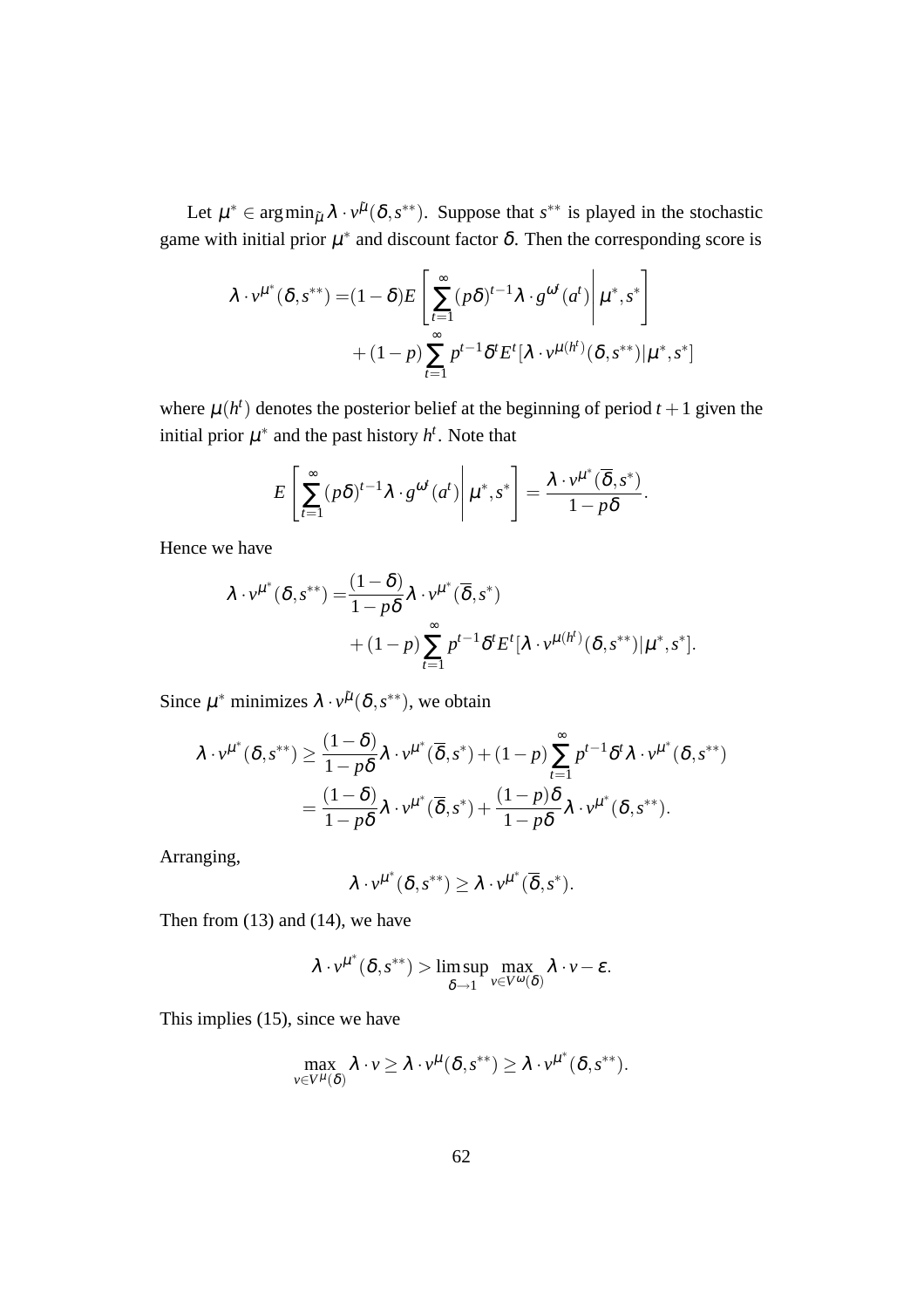Let $\mu^* \in \arg\min_{\tilde{\mu}} \lambda \cdot v^{\tilde{\mu}}(\delta, s^{**})$. Suppose that $s^{**}$ is played in the stochastic game with initial prior $\mu^*$ and discount factor $\delta$. Then the corresponding score is

$$
\begin{aligned}
\lambda \cdot v^{\mu^*}(\delta, s^{**}) =& (1-\delta) E\left[ \sum_{t=1}^{\infty} (p\delta)^{t-1} \lambda \cdot g^{\omega^t}(a^t) \middle| \mu^*, s^* \right] \\
&+ (1-p) \sum_{t=1}^{\infty} p^{t-1} \delta^t E^t [\lambda \cdot v^{\mu(h^t)}(\delta, s^{**}) | \mu^*, s^*]
\end{aligned}
$$

where $\mu(h^t)$ denotes the posterior belief at the beginning of period $t+1$ given the initial prior $\mu^*$ and the past history $h^t$. Note that

$$
E\left[ \sum_{t=1}^{\infty} (p\delta)^{t-1} \lambda \cdot g^{\omega^t}(a^t) \middle| \mu^*, s^* \right] = \frac{\lambda \cdot v^{\mu^*}(\overline{\delta}, s^*)}{1-p\delta}.
$$

Hence we have

$$
\begin{aligned}
\lambda \cdot v^{\mu^*}(\delta, s^{**}) =& \frac{(1-\delta)}{1-p\delta} \lambda \cdot v^{\mu^*}(\overline{\delta}, s^*) \\
&+ (1-p) \sum_{t=1}^{\infty} p^{t-1} \delta^t E^t [\lambda \cdot v^{\mu(h^t)}(\delta, s^{**}) | \mu^*, s^*].
\end{aligned}
$$

Since $\mu^*$ minimizes $\lambda \cdot v^{\tilde{\mu}}(\delta, s^{**})$, we obtain

$$
\begin{aligned}
\lambda \cdot v^{\mu^*}(\delta, s^{**}) &\geq \frac{(1-\delta)}{1-p\delta} \lambda \cdot v^{\mu^*}(\overline{\delta}, s^*) + (1-p) \sum_{t=1}^{\infty} p^{t-1} \delta^t \lambda \cdot v^{\mu^*}(\delta, s^{**}) \\
&= \frac{(1-\delta)}{1-p\delta} \lambda \cdot v^{\mu^*}(\overline{\delta}, s^*) + \frac{(1-p)\delta}{1-p\delta} \lambda \cdot v^{\mu^*}(\delta, s^{**}).
\end{aligned}
$$

Arranging,

$$
\lambda \cdot v^{\mu^*}(\delta, s^{**}) \geq \lambda \cdot v^{\mu^*}(\overline{\delta}, s^*).
$$

Then from (13) and (14), we have

$$
\lambda \cdot v^{\mu^*}(\delta, s^{**}) > \limsup_{\delta \to 1} \max_{v \in V^{\omega}(\delta)} \lambda \cdot v - \varepsilon.
$$

This implies (15), since we have

$$
\max_{v \in V^{\mu}(\delta)} \lambda \cdot v \geq \lambda \cdot v^{\mu}(\delta, s^{**}) \geq \lambda \cdot v^{\mu^*}(\delta, s^{**}).
$$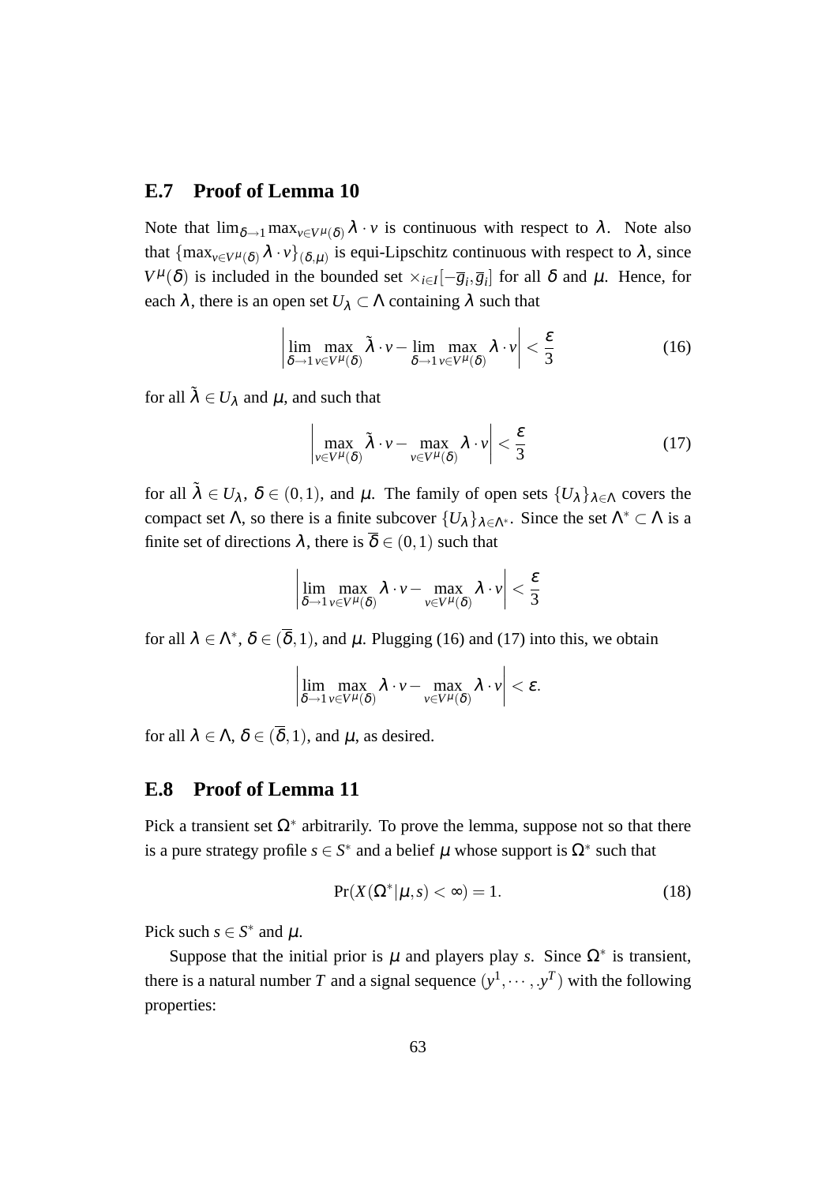## E.7 Proof of Lemma 10

Note that $\lim_{\delta \to 1} \max_{v \in V^{\mu}(\delta)} \lambda \cdot v$ is continuous with respect to $\lambda$. Note also that $\{\max_{v \in V^{\mu}(\delta)} \lambda \cdot v\}_{(\delta,\mu)}$ is equi-Lipschitz continuous with respect to $\lambda$, since $V^{\mu}(\delta)$ is included in the bounded set $\times_{i \in I}[-\overline{g}_i, \overline{g}_i]$ for all $\delta$ and $\mu$. Hence, for each $\lambda$, there is an open set $U_{\lambda} \subset \Lambda$ containing $\lambda$ such that

$$\left| \lim_{\delta \to 1} \max_{v \in V^{\mu}(\delta)} \tilde{\lambda} \cdot v - \lim_{\delta \to 1} \max_{v \in V^{\mu}(\delta)} \lambda \cdot v \right| < \frac{\varepsilon}{3} \tag{16}$$

for all $\tilde{\lambda} \in U_{\lambda}$ and $\mu$, and such that

$$\left| \max_{v \in V^{\mu}(\delta)} \tilde{\lambda} \cdot v - \max_{v \in V^{\mu}(\delta)} \lambda \cdot v \right| < \frac{\varepsilon}{3} \tag{17}$$

for all $\tilde{\lambda} \in U_{\lambda}$, $\delta \in (0,1)$, and $\mu$. The family of open sets $\{U_{\lambda}\}_{\lambda \in \Lambda}$ covers the compact set $\Lambda$, so there is a finite subcover $\{U_{\lambda}\}_{\lambda \in \Lambda^*}$. Since the set $\Lambda^* \subset \Lambda$ is a finite set of directions $\lambda$, there is $\overline{\delta} \in (0,1)$ such that

$$\left| \lim_{\delta \to 1} \max_{v \in V^{\mu}(\delta)} \lambda \cdot v - \max_{v \in V^{\mu}(\delta)} \lambda \cdot v \right| < \frac{\varepsilon}{3}$$

for all $\lambda \in \Lambda^*$, $\delta \in (\overline{\delta}, 1)$, and $\mu$. Plugging (16) and (17) into this, we obtain

$$\left| \lim_{\delta \to 1} \max_{v \in V^{\mu}(\delta)} \lambda \cdot v - \max_{v \in V^{\mu}(\delta)} \lambda \cdot v \right| < \varepsilon.$$

for all $\lambda \in \Lambda$, $\delta \in (\overline{\delta}, 1)$, and $\mu$, as desired.

## E.8 Proof of Lemma 11

Pick a transient set $\Omega^*$ arbitrarily. To prove the lemma, suppose not so that there is a pure strategy profile $s \in S^*$ and a belief $\mu$ whose support is $\Omega^*$ such that

$$\Pr(X(\Omega^*|\mu, s) < \infty) = 1. \tag{18}$$

Pick such $s \in S^*$ and $\mu$.

Suppose that the initial prior is $\mu$ and players play $s$. Since $\Omega^*$ is transient, there is a natural number $T$ and a signal sequence $(y^1, \cdots, y^T)$ with the following properties: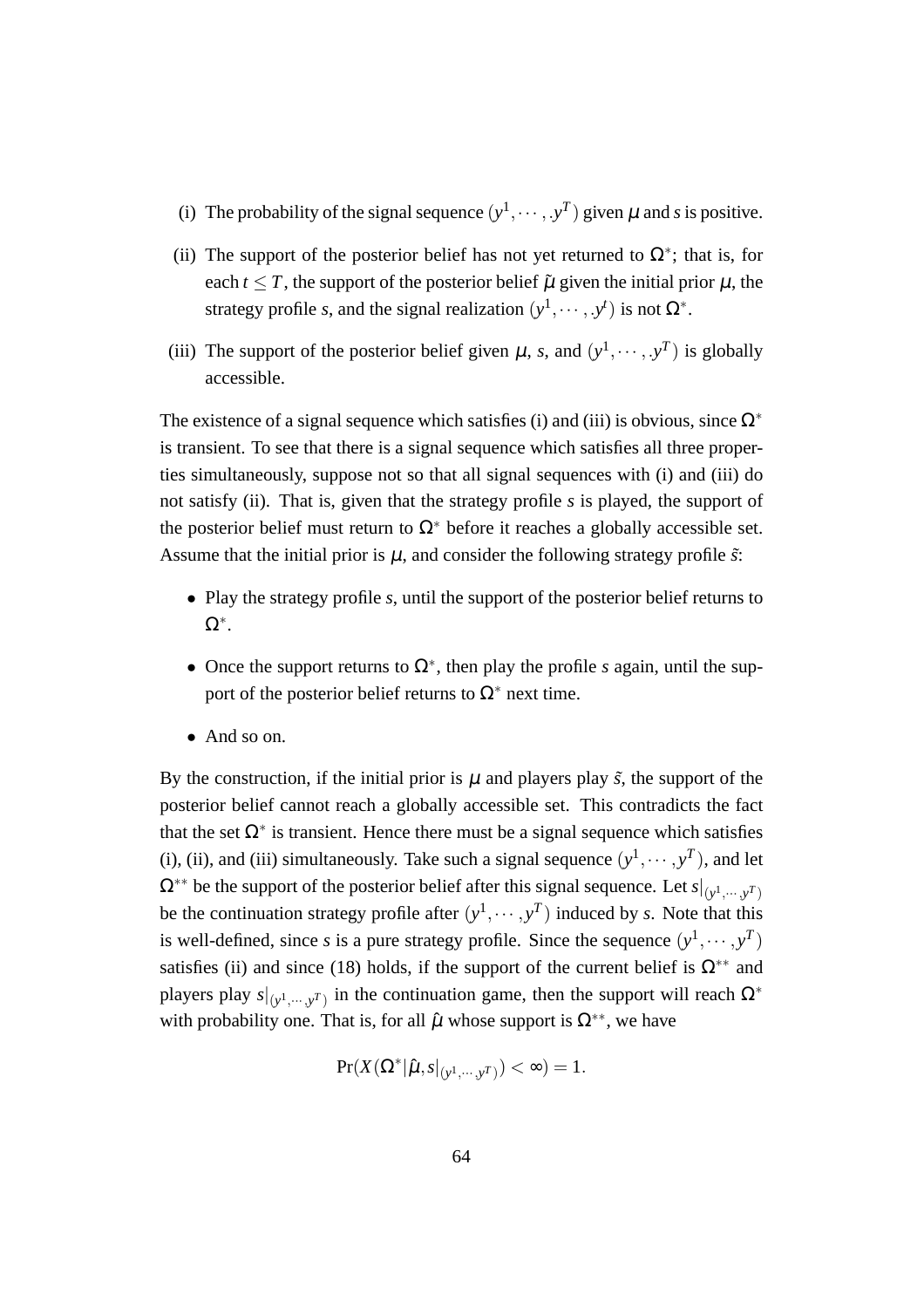(i) The probability of the signal sequence $(y^1, \cdots, .y^T)$ given $\mu$ and $s$ is positive.

(ii) The support of the posterior belief has not yet returned to $\Omega^*$; that is, for each $t \leq T$, the support of the posterior belief $\tilde{\mu}$ given the initial prior $\mu$, the strategy profile $s$, and the signal realization $(y^1, \cdots, .y^t)$ is not $\Omega^*$.

(iii) The support of the posterior belief given $\mu$, $s$, and $(y^1, \cdots, .y^T)$ is globally accessible.

The existence of a signal sequence which satisfies (i) and (iii) is obvious, since $\Omega^*$ is transient. To see that there is a signal sequence which satisfies all three properties simultaneously, suppose not so that all signal sequences with (i) and (iii) do not satisfy (ii). That is, given that the strategy profile $s$ is played, the support of the posterior belief must return to $\Omega^*$ before it reaches a globally accessible set. Assume that the initial prior is $\mu$, and consider the following strategy profile $\tilde{s}$:

- Play the strategy profile $s$, until the support of the posterior belief returns to $\Omega^*$.
- Once the support returns to $\Omega^*$, then play the profile $s$ again, until the support of the posterior belief returns to $\Omega^*$ next time.
- And so on.

By the construction, if the initial prior is $\mu$ and players play $\tilde{s}$, the support of the posterior belief cannot reach a globally accessible set. This contradicts the fact that the set $\Omega^*$ is transient. Hence there must be a signal sequence which satisfies (i), (ii), and (iii) simultaneously. Take such a signal sequence $(y^1, \cdots, y^T)$, and let $\Omega^{**}$ be the support of the posterior belief after this signal sequence. Let $s|_{(y^1, \cdots, y^T)}$ be the continuation strategy profile after $(y^1, \cdots, y^T)$ induced by $s$. Note that this is well-defined, since $s$ is a pure strategy profile. Since the sequence $(y^1, \cdots, y^T)$ satisfies (ii) and since (18) holds, if the support of the current belief is $\Omega^{**}$ and players play $s|_{(y^1, \cdots, y^T)}$ in the continuation game, then the support will reach $\Omega^*$ with probability one. That is, for all $\hat{\mu}$ whose support is $\Omega^{**}$, we have

$$\Pr(X(\Omega^* | \hat{\mu}, s|_{(y^1, \cdots, y^T)}) < \infty) = 1.$$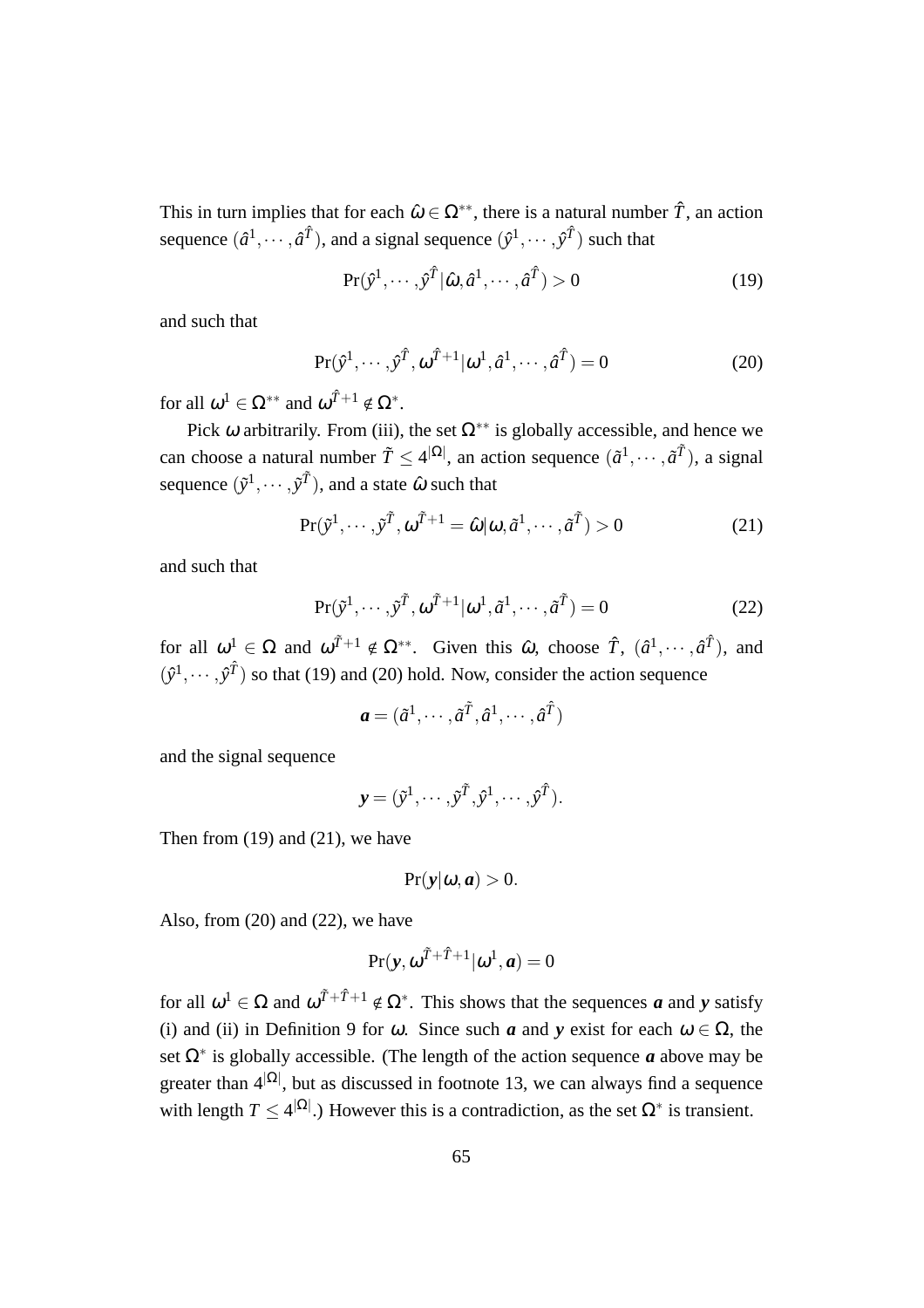This in turn implies that for each $\hat{\omega} \in \Omega^{**}$, there is a natural number $\hat{T}$, an action sequence $(\hat{a}^1, \cdots, \hat{a}^{\hat{T}})$, and a signal sequence $(\hat{y}^1, \cdots, \hat{y}^{\hat{T}})$ such that

$$\Pr(\hat{y}^1, \cdots, \hat{y}^{\hat{T}} | \hat{\omega}, \hat{a}^1, \cdots, \hat{a}^{\hat{T}}) > 0 \tag{19}$$

and such that

$$\Pr(\hat{y}^1, \cdots, \hat{y}^{\hat{T}}, \omega^{\hat{T}+1} | \omega^1, \hat{a}^1, \cdots, \hat{a}^{\hat{T}}) = 0 \tag{20}$$

for all $\omega^1 \in \Omega^{**}$ and $\omega^{\hat{T}+1} \notin \Omega^*$.

Pick $\omega$ arbitrarily. From (iii), the set $\Omega^{**}$ is globally accessible, and hence we can choose a natural number $\tilde{T} \leq 4^{|\Omega|}$, an action sequence $(\tilde{a}^1, \cdots, \tilde{a}^{\tilde{T}})$, a signal sequence $(\tilde{y}^1, \cdots, \tilde{y}^{\tilde{T}})$, and a state $\hat{\omega}$ such that

$$\Pr(\tilde{y}^1, \cdots, \tilde{y}^{\tilde{T}}, \omega^{\tilde{T}+1} = \hat{\omega} | \omega, \tilde{a}^1, \cdots, \tilde{a}^{\tilde{T}}) > 0 \tag{21}$$

and such that

$$\Pr(\tilde{y}^1, \cdots, \tilde{y}^{\tilde{T}}, \omega^{\tilde{T}+1} | \omega^1, \tilde{a}^1, \cdots, \tilde{a}^{\tilde{T}}) = 0 \tag{22}$$

for all $\omega^1 \in \Omega$ and $\omega^{\tilde{T}+1} \notin \Omega^{**}$. Given this $\hat{\omega}$, choose $\hat{T}$, $(\hat{a}^1, \cdots, \hat{a}^{\hat{T}})$, and $(\hat{y}^1, \cdots, \hat{y}^{\hat{T}})$ so that (19) and (20) hold. Now, consider the action sequence

$$\boldsymbol{a} = (\tilde{a}^1, \cdots, \tilde{a}^{\tilde{T}}, \hat{a}^1, \cdots, \hat{a}^{\hat{T}})$$

and the signal sequence

$$\boldsymbol{y} = (\tilde{y}^1, \cdots, \tilde{y}^{\tilde{T}}, \hat{y}^1, \cdots, \hat{y}^{\hat{T}}).$$

Then from (19) and (21), we have

$$\Pr(\boldsymbol{y} | \omega, \boldsymbol{a}) > 0.$$

Also, from (20) and (22), we have

$$\Pr(\boldsymbol{y}, \omega^{\tilde{T}+\hat{T}+1} | \omega^1, \boldsymbol{a}) = 0$$

for all $\omega^1 \in \Omega$ and $\omega^{\tilde{T}+\hat{T}+1} \notin \Omega^*$. This shows that the sequences $\boldsymbol{a}$ and $\boldsymbol{y}$ satisfy (i) and (ii) in Definition 9 for $\omega$. Since such $\boldsymbol{a}$ and $\boldsymbol{y}$ exist for each $\omega \in \Omega$, the set $\Omega^*$ is globally accessible. (The length of the action sequence $\boldsymbol{a}$ above may be greater than $4^{|\Omega|}$, but as discussed in footnote 13, we can always find a sequence with length $T \leq 4^{|\Omega|}$.) However this is a contradiction, as the set $\Omega^*$ is transient.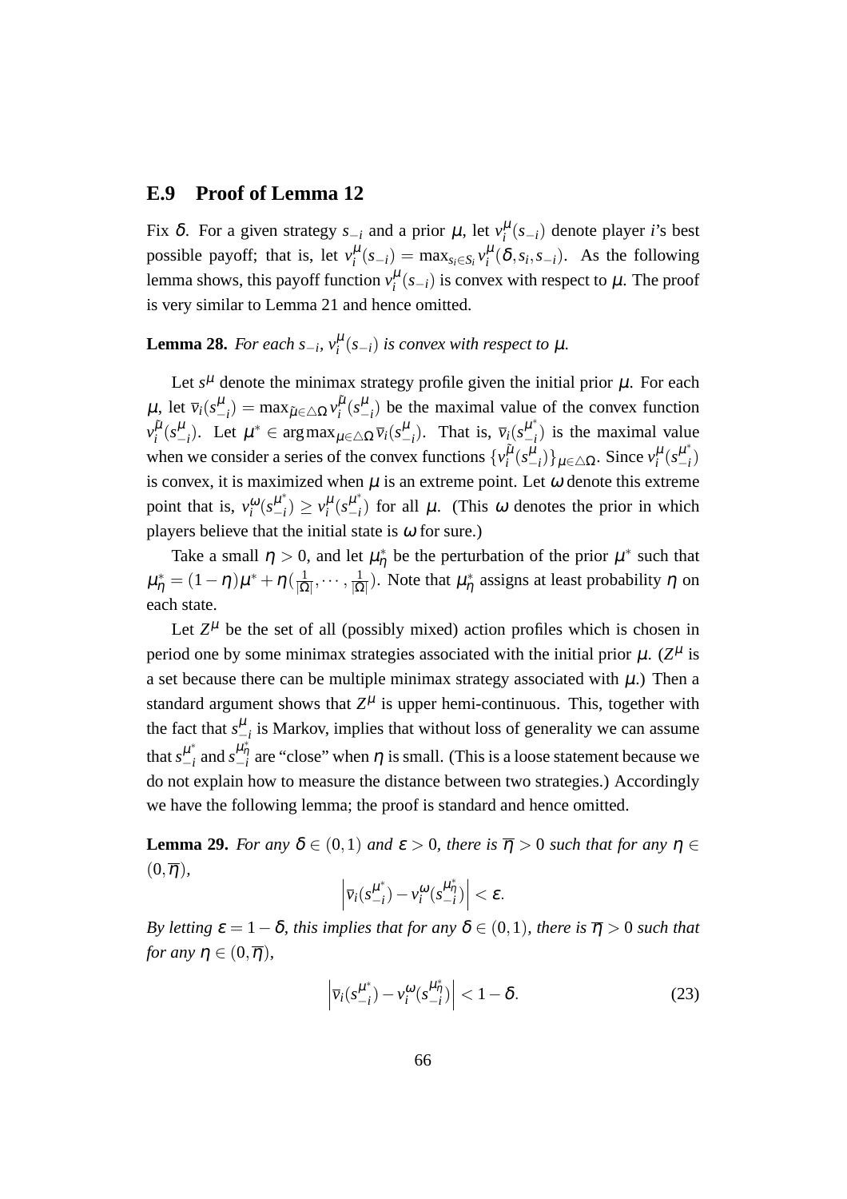### E.9 Proof of Lemma 12

Fix $\delta$. For a given strategy $s_{-i}$ and a prior $\mu$, let $v_i^{\mu}(s_{-i})$ denote player $i$'s best possible payoff; that is, let $v_i^{\mu}(s_{-i}) = \max_{s_i \in S_i} v_i^{\mu}(\delta, s_i, s_{-i})$. As the following lemma shows, this payoff function $v_i^{\mu}(s_{-i})$ is convex with respect to $\mu$. The proof is very similar to Lemma 21 and hence omitted.

**Lemma 28.** *For each $s_{-i}$, $v_i^{\mu}(s_{-i})$ is convex with respect to $\mu$.*

Let $s^{\mu}$ denote the minimax strategy profile given the initial prior $\mu$. For each $\mu$, let $\overline{v}_i(s_{-i}^{\mu}) = \max_{\tilde{\mu} \in \triangle\Omega} v_i^{\tilde{\mu}}(s_{-i}^{\mu})$ be the maximal value of the convex function $v_i^{\tilde{\mu}}(s_{-i}^{\mu})$. Let $\mu^* \in \arg\max_{\mu \in \triangle\Omega} \overline{v}_i(s_{-i}^{\mu})$. That is, $\overline{v}_i(s_{-i}^{\mu^*})$ is the maximal value when we consider a series of the convex functions $\{v_i^{\tilde{\mu}}(s_{-i}^{\mu})\}_{\mu \in \triangle\Omega}$. Since $v_i^{\mu}(s_{-i}^{\mu^*})$ is convex, it is maximized when $\mu$ is an extreme point. Let $\omega$ denote this extreme point that is, $v_i^{\omega}(s_{-i}^{\mu^*}) \geq v_i^{\mu}(s_{-i}^{\mu^*})$ for all $\mu$. (This $\omega$ denotes the prior in which players believe that the initial state is $\omega$ for sure.)

Take a small $\eta > 0$, and let $\mu_\eta^*$ be the perturbation of the prior $\mu^*$ such that $\mu_\eta^* = (1-\eta)\mu^* + \eta(\frac{1}{|\Omega|}, \cdots, \frac{1}{|\Omega|})$. Note that $\mu_\eta^*$ assigns at least probability $\eta$ on each state.

Let $Z^{\mu}$ be the set of all (possibly mixed) action profiles which is chosen in period one by some minimax strategies associated with the initial prior $\mu$. ($Z^{\mu}$ is a set because there can be multiple minimax strategy associated with $\mu$.) Then a standard argument shows that $Z^{\mu}$ is upper hemi-continuous. This, together with the fact that $s_{-i}^{\mu}$ is Markov, implies that without loss of generality we can assume that $s_{-i}^{\mu^*}$ and $s_{-i}^{\mu_\eta^*}$ are "close" when $\eta$ is small. (This is a loose statement because we do not explain how to measure the distance between two strategies.) Accordingly we have the following lemma; the proof is standard and hence omitted.

**Lemma 29.** *For any $\delta \in (0,1)$ and $\varepsilon > 0$, there is $\overline{\eta} > 0$ such that for any $\eta \in (0, \overline{\eta})$,*

$$\left| \overline{v}_i(s_{-i}^{\mu^*}) - v_i^{\omega}(s_{-i}^{\mu_\eta^*}) \right| < \varepsilon.$$

*By letting $\varepsilon = 1-\delta$, this implies that for any $\delta \in (0,1)$, there is $\overline{\eta} > 0$ such that for any $\eta \in (0, \overline{\eta})$,*

$$\left| \overline{v}_i(s_{-i}^{\mu^*}) - v_i^{\omega}(s_{-i}^{\mu_\eta^*}) \right| < 1-\delta. \tag{23}$$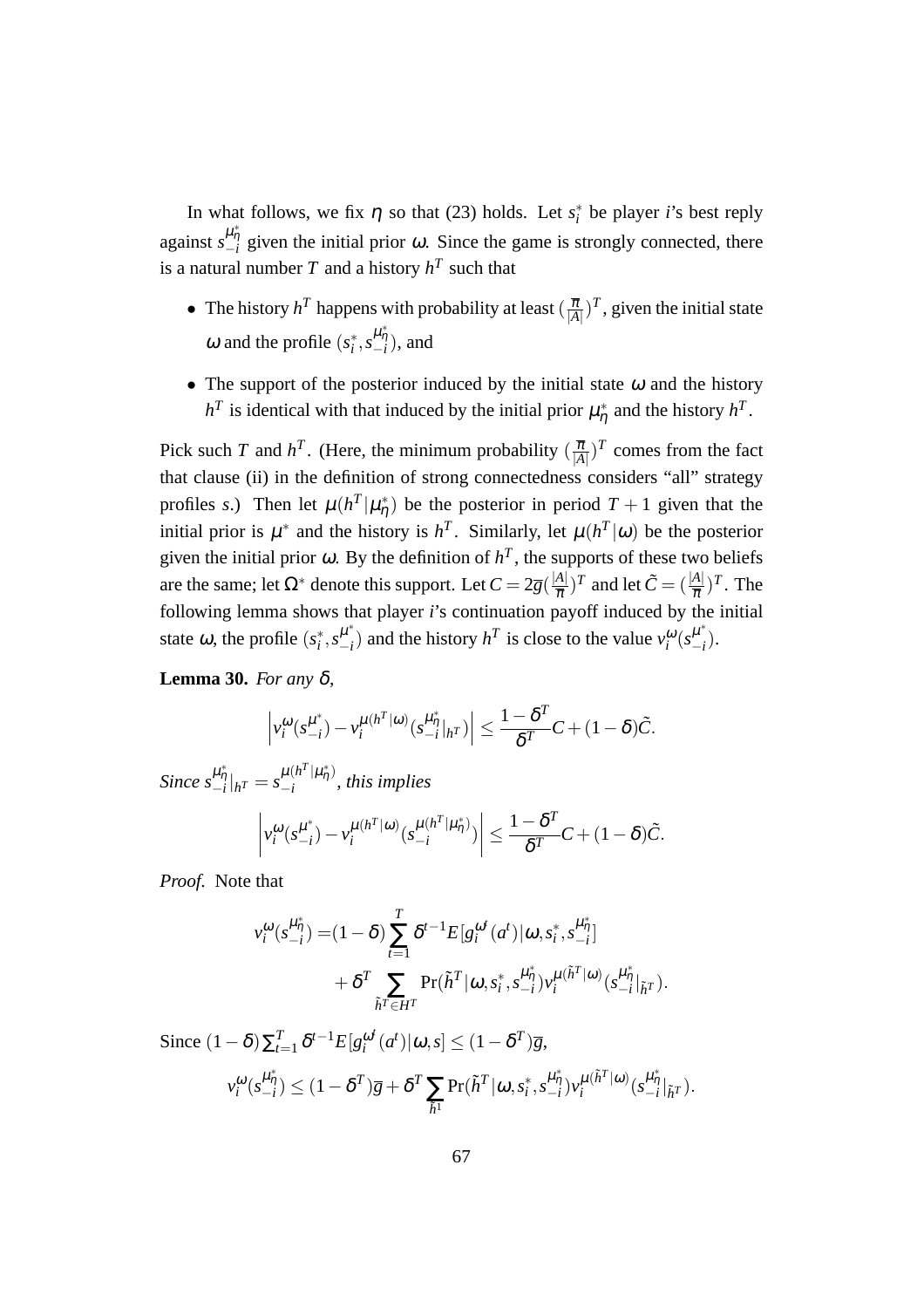In what follows, we fix $\eta$ so that (23) holds. Let $s_i^*$ be player $i$'s best reply against $s_{-i}^{\mu_\eta^*}$ given the initial prior $\omega$. Since the game is strongly connected, there is a natural number $T$ and a history $h^T$ such that

- The history $h^T$ happens with probability at least $(\frac{\overline{\pi}}{|A|})^T$, given the initial state $\omega$ and the profile $(s_i^*, s_{-i}^{\mu_\eta^*})$, and
- The support of the posterior induced by the initial state $\omega$ and the history $h^T$ is identical with that induced by the initial prior $\mu_\eta^*$ and the history $h^T$.

Pick such $T$ and $h^T$. (Here, the minimum probability $(\frac{\overline{\pi}}{|A|})^T$ comes from the fact that clause (ii) in the definition of strong connectedness considers "all" strategy profiles $s$.) Then let $\mu(h^T|\mu_\eta^*)$ be the posterior in period $T+1$ given that the initial prior is $\mu^*$ and the history is $h^T$. Similarly, let $\mu(h^T|\omega)$ be the posterior given the initial prior $\omega$. By the definition of $h^T$, the supports of these two beliefs are the same; let $\Omega^*$ denote this support. Let $C = 2\overline{g}(\frac{|A|}{\overline{\pi}})^T$ and let $\tilde{C} = (\frac{|A|}{\overline{\pi}})^T$. The following lemma shows that player $i$'s continuation payoff induced by the initial state $\omega$, the profile $(s_i^*, s_{-i}^{\mu^*})$ and the history $h^T$ is close to the value $v_i^\omega(s_{-i}^{\mu^*})$.

**Lemma 30.** *For any $\delta$,*

$$\left| v_i^\omega(s_{-i}^{\mu^*}) - v_i^{\mu(h^T|\omega)}(s_{-i}^{\mu_\eta^*}|_{h^T}) \right| \leq \frac{1-\delta^T}{\delta^T} C + (1-\delta)\tilde{C}.$$

*Since $s_{-i}^{\mu_\eta^*}|_{h^T} = s_{-i}^{\mu(h^T|\mu_\eta^*)}$, this implies*

$$\left| v_i^\omega(s_{-i}^{\mu^*}) - v_i^{\mu(h^T|\omega)}(s_{-i}^{\mu(h^T|\mu_\eta^*)}) \right| \leq \frac{1-\delta^T}{\delta^T} C + (1-\delta)\tilde{C}.$$

*Proof.* Note that

$$\begin{aligned} v_i^\omega(s_{-i}^{\mu_\eta^*}) =& (1-\delta)\sum_{t=1}^{T} \delta^{t-1} E[g_i^{\omega^t}(a^t)|\omega, s_i^*, s_{-i}^{\mu_\eta^*}] \\ &+ \delta^T \sum_{\tilde{h}^T \in H^T} \Pr(\tilde{h}^T|\omega, s_i^*, s_{-i}^{\mu_\eta^*}) v_i^{\mu(\tilde{h}^T|\omega)}(s_{-i}^{\mu_\eta^*}|_{\tilde{h}^T}). \end{aligned}$$

Since $(1-\delta)\sum_{t=1}^{T} \delta^{t-1} E[g_i^{\omega^t}(a^t)|\omega, s] \leq (1-\delta^T)\overline{g}$,

$$v_i^\omega(s_{-i}^{\mu_\eta^*}) \leq (1-\delta^T)\overline{g} + \delta^T \sum_{\tilde{h}^1} \Pr(\tilde{h}^T|\omega, s_i^*, s_{-i}^{\mu_\eta^*}) v_i^{\mu(\tilde{h}^T|\omega)}(s_{-i}^{\mu_\eta^*}|_{\tilde{h}^T}).$$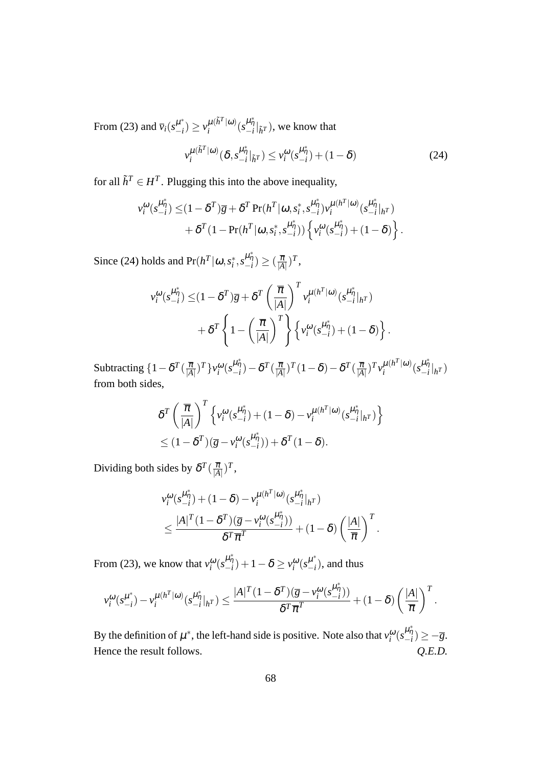From (23) and $\overline{v}_i(s_{-i}^{\mu^*}) \geq v_i^{\mu(\tilde{h}^T|\omega)}(s_{-i}^{\mu_\eta^*}|_{\tilde{h}^T})$, we know that

$$v_i^{\mu(\tilde{h}^T|\omega)}(\delta, s_{-i}^{\mu_\eta^*}|_{\tilde{h}^T}) \leq v_i^{\omega}(s_{-i}^{\mu_\eta^*}) + (1-\delta) \tag{24}$$

for all $\tilde{h}^T \in H^T$. Plugging this into the above inequality,

$$\begin{aligned} v_i^{\omega}(s_{-i}^{\mu_\eta^*}) \leq &(1-\delta^T)\overline{g} + \delta^T \Pr(h^T|\omega, s_i^*, s_{-i}^{\mu_\eta^*}) v_i^{\mu(h^T|\omega)}(s_{-i}^{\mu_\eta^*}|_{h^T}) \\ &+ \delta^T(1 - \Pr(h^T|\omega, s_i^*, s_{-i}^{\mu_\eta^*})) \left\{ v_i^{\omega}(s_{-i}^{\mu_\eta^*}) + (1-\delta) \right\}. \end{aligned}$$

Since (24) holds and $\Pr(h^T|\omega, s_i^*, s_{-i}^{\mu_\eta^*}) \geq (\frac{\overline{\pi}}{|A|})^T$,

$$\begin{aligned} v_i^{\omega}(s_{-i}^{\mu_\eta^*}) \leq &(1-\delta^T)\overline{g} + \delta^T \left(\frac{\overline{\pi}}{|A|}\right)^T v_i^{\mu(h^T|\omega)}(s_{-i}^{\mu_\eta^*}|_{h^T}) \\ &+ \delta^T \left\{ 1 - \left(\frac{\overline{\pi}}{|A|}\right)^T \right\} \left\{ v_i^{\omega}(s_{-i}^{\mu_\eta^*}) + (1-\delta) \right\}. \end{aligned}$$

Subtracting $\{1-\delta^T(\frac{\overline{\pi}}{|A|})^T\} v_i^{\omega}(s_{-i}^{\mu_\eta^*}) - \delta^T(\frac{\overline{\pi}}{|A|})^T(1-\delta) - \delta^T(\frac{\overline{\pi}}{|A|})^T v_i^{\mu(h^T|\omega)}(s_{-i}^{\mu_\eta^*}|_{h^T})$ from both sides,

$$\begin{aligned} &\delta^T \left(\frac{\overline{\pi}}{|A|}\right)^T \left\{ v_i^{\omega}(s_{-i}^{\mu_\eta^*}) + (1-\delta) - v_i^{\mu(h^T|\omega)}(s_{-i}^{\mu_\eta^*}|_{h^T}) \right\} \\ &\leq (1-\delta^T)(\overline{g} - v_i^{\omega}(s_{-i}^{\mu_\eta^*})) + \delta^T(1-\delta). \end{aligned}$$

Dividing both sides by $\delta^T(\frac{\overline{\pi}}{|A|})^T$,

$$\begin{aligned} &v_i^{\omega}(s_{-i}^{\mu_\eta^*}) + (1-\delta) - v_i^{\mu(h^T|\omega)}(s_{-i}^{\mu_\eta^*}|_{h^T}) \\ &\leq \frac{|A|^T(1-\delta^T)(\overline{g} - v_i^{\omega}(s_{-i}^{\mu_\eta^*}))}{\delta^T \overline{\pi}^T} + (1-\delta)\left(\frac{|A|}{\overline{\pi}}\right)^T. \end{aligned}$$

From (23), we know that $v_i^{\omega}(s_{-i}^{\mu_\eta^*}) + 1 - \delta \geq v_i^{\omega}(s_{-i}^{\mu^*})$, and thus

$$v_i^{\omega}(s_{-i}^{\mu^*}) - v_i^{\mu(h^T|\omega)}(s_{-i}^{\mu_\eta^*}|_{h^T}) \leq \frac{|A|^T(1-\delta^T)(\overline{g} - v_i^{\omega}(s_{-i}^{\mu_\eta^*}))}{\delta^T \overline{\pi}^T} + (1-\delta)\left(\frac{|A|}{\overline{\pi}}\right)^T.$$

By the definition of $\mu^*$, the left-hand side is positive. Note also that $v_i^{\omega}(s_{-i}^{\mu_\eta^*}) \geq -\overline{g}$. Hence the result follows. *Q.E.D.*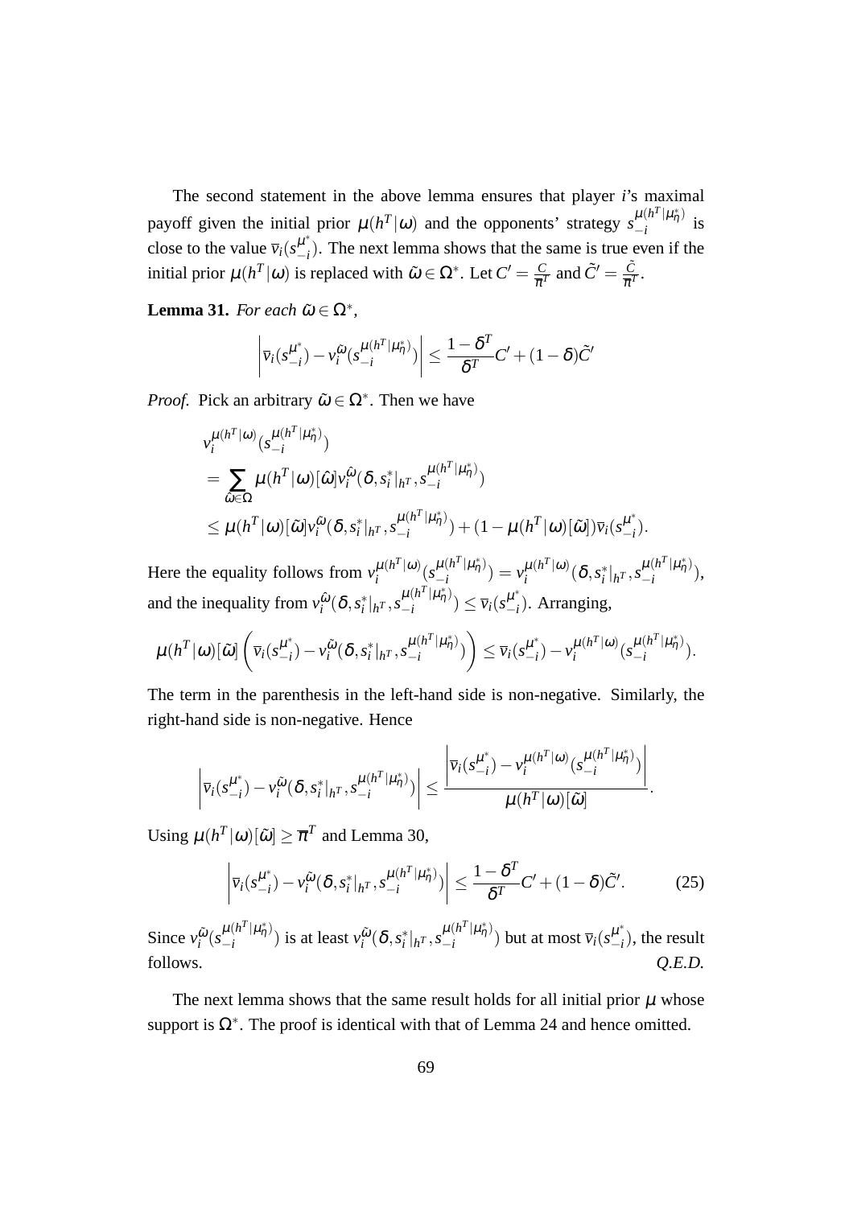The second statement in the above lemma ensures that player $i$'s maximal payoff given the initial prior $\mu(h^T|\omega)$ and the opponents' strategy $s_{-i}^{\mu(h^T|\mu_\eta^*)}$ is close to the value $\overline{v}_i(s_{-i}^{\mu^*})$. The next lemma shows that the same is true even if the initial prior $\mu(h^T|\omega)$ is replaced with $\tilde{\omega} \in \Omega^*$. Let $C' = \frac{C}{\overline{\pi}^T}$ and $\tilde{C}' = \frac{\tilde{C}}{\overline{\pi}^T}$.

**Lemma 31.** *For each* $\tilde{\omega} \in \Omega^*$,

$$\left| \overline{v}_i(s_{-i}^{\mu^*}) - v_i^{\tilde{\omega}}(s_{-i}^{\mu(h^T|\mu_\eta^*)}) \right| \leq \frac{1-\delta^T}{\delta^T} C' + (1-\delta)\tilde{C}'$$

*Proof.* Pick an arbitrary $\tilde{\omega} \in \Omega^*$. Then we have

$$\begin{aligned}
& v_i^{\mu(h^T|\omega)}(s_{-i}^{\mu(h^T|\mu_\eta^*)}) \\
&= \sum_{\hat{\omega} \in \Omega} \mu(h^T|\omega)[\hat{\omega}] v_i^{\hat{\omega}}(\delta, s_i^*|_{h^T}, s_{-i}^{\mu(h^T|\mu_\eta^*)}) \\
&\leq \mu(h^T|\omega)[\tilde{\omega}] v_i^{\tilde{\omega}}(\delta, s_i^*|_{h^T}, s_{-i}^{\mu(h^T|\mu_\eta^*)}) + (1 - \mu(h^T|\omega)[\tilde{\omega}]) \overline{v}_i(s_{-i}^{\mu^*}).
\end{aligned}$$

Here the equality follows from $v_i^{\mu(h^T|\omega)}(s_{-i}^{\mu(h^T|\mu_\eta^*)}) = v_i^{\mu(h^T|\omega)}(\delta, s_i^*|_{h^T}, s_{-i}^{\mu(h^T|\mu_\eta^*)})$, and the inequality from $v_i^{\hat{\omega}}(\delta, s_i^*|_{h^T}, s_{-i}^{\mu(h^T|\mu_\eta^*)}) \leq \overline{v}_i(s_{-i}^{\mu^*})$. Arranging,

$$\mu(h^T|\omega)[\tilde{\omega}] \left( \overline{v}_i(s_{-i}^{\mu^*}) - v_i^{\tilde{\omega}}(\delta, s_i^*|_{h^T}, s_{-i}^{\mu(h^T|\mu_\eta^*)}) \right) \leq \overline{v}_i(s_{-i}^{\mu^*}) - v_i^{\mu(h^T|\omega)}(s_{-i}^{\mu(h^T|\mu_\eta^*)}).$$

The term in the parenthesis in the left-hand side is non-negative. Similarly, the right-hand side is non-negative. Hence

$$\left| \overline{v}_i(s_{-i}^{\mu^*}) - v_i^{\tilde{\omega}}(\delta, s_i^*|_{h^T}, s_{-i}^{\mu(h^T|\mu_\eta^*)}) \right| \leq \frac{\left| \overline{v}_i(s_{-i}^{\mu^*}) - v_i^{\mu(h^T|\omega)}(s_{-i}^{\mu(h^T|\mu_\eta^*)}) \right|}{\mu(h^T|\omega)[\tilde{\omega}]}.$$

Using $\mu(h^T|\omega)[\tilde{\omega}] \geq \overline{\pi}^T$ and Lemma 30,

$$\left| \overline{v}_i(s_{-i}^{\mu^*}) - v_i^{\tilde{\omega}}(\delta, s_i^*|_{h^T}, s_{-i}^{\mu(h^T|\mu_\eta^*)}) \right| \leq \frac{1-\delta^T}{\delta^T} C' + (1-\delta)\tilde{C}'. \tag{25}$$

Since $v_i^{\tilde{\omega}}(s_{-i}^{\mu(h^T|\mu_\eta^*)})$ is at least $v_i^{\tilde{\omega}}(\delta, s_i^*|_{h^T}, s_{-i}^{\mu(h^T|\mu_\eta^*)})$ but at most $\overline{v}_i(s_{-i}^{\mu^*})$, the result follows. *Q.E.D.*

The next lemma shows that the same result holds for all initial prior $\mu$ whose support is $\Omega^*$. The proof is identical with that of Lemma 24 and hence omitted.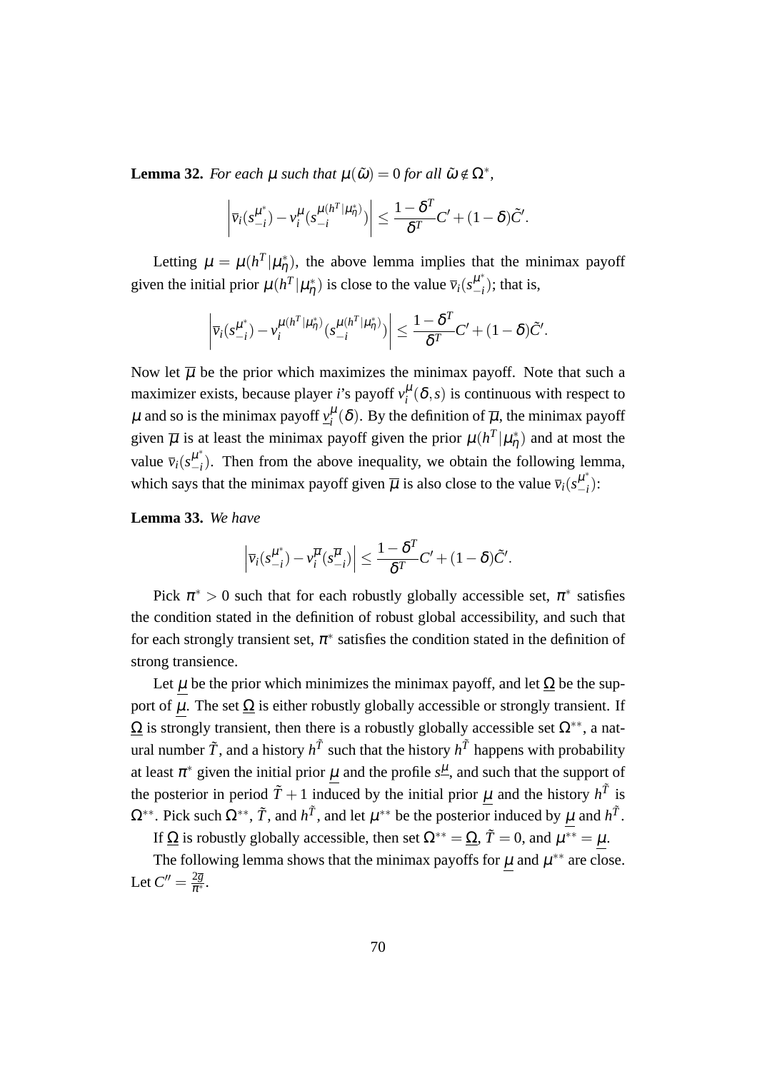**Lemma 32.** *For each $\mu$ such that $\mu(\tilde{\omega}) = 0$ for all $\tilde{\omega} \notin \Omega^*$,*

$$\left| \overline{v}_i(s_{-i}^{\mu^*}) - v_i^{\mu}(s_{-i}^{\mu(h^T|\mu_\eta^*)}) \right| \leq \frac{1-\delta^T}{\delta^T} C' + (1-\delta)\tilde{C}'.$$

Letting $\mu = \mu(h^T|\mu_\eta^*)$, the above lemma implies that the minimax payoff given the initial prior $\mu(h^T|\mu_\eta^*)$ is close to the value $\overline{v}_i(s_{-i}^{\mu^*})$; that is,

$$\left| \overline{v}_i(s_{-i}^{\mu^*}) - v_i^{\mu(h^T|\mu_\eta^*)}(s_{-i}^{\mu(h^T|\mu_\eta^*)}) \right| \leq \frac{1-\delta^T}{\delta^T} C' + (1-\delta)\tilde{C}'.$$

Now let $\overline{\mu}$ be the prior which maximizes the minimax payoff. Note that such a maximizer exists, because player $i$'s payoff $v_i^{\mu}(\delta, s)$ is continuous with respect to $\mu$ and so is the minimax payoff $\underline{v}_i^{\mu}(\delta)$. By the definition of $\overline{\mu}$, the minimax payoff given $\overline{\mu}$ is at least the minimax payoff given the prior $\mu(h^T|\mu_\eta^*)$ and at most the value $\overline{v}_i(s_{-i}^{\mu^*})$. Then from the above inequality, we obtain the following lemma, which says that the minimax payoff given $\overline{\mu}$ is also close to the value $\overline{v}_i(s_{-i}^{\mu^*})$:

**Lemma 33.** *We have*

$$\left| \overline{v}_i(s_{-i}^{\mu^*}) - v_i^{\overline{\mu}}(s_{-i}^{\overline{\mu}}) \right| \leq \frac{1-\delta^T}{\delta^T} C' + (1-\delta)\tilde{C}'.$$

Pick $\pi^* > 0$ such that for each robustly globally accessible set, $\pi^*$ satisfies the condition stated in the definition of robust global accessibility, and such that for each strongly transient set, $\pi^*$ satisfies the condition stated in the definition of strong transience.

Let $\underline{\mu}$ be the prior which minimizes the minimax payoff, and let $\underline{\Omega}$ be the support of $\underline{\mu}$. The set $\underline{\Omega}$ is either robustly globally accessible or strongly transient. If $\underline{\Omega}$ is strongly transient, then there is a robustly globally accessible set $\Omega^{**}$, a natural number $\tilde{T}$, and a history $h^{\tilde{T}}$ such that the history $h^{\tilde{T}}$ happens with probability at least $\pi^*$ given the initial prior $\underline{\mu}$ and the profile $s^{\underline{\mu}}$, and such that the support of the posterior in period $\tilde{T}+1$ induced by the initial prior $\underline{\mu}$ and the history $h^{\tilde{T}}$ is $\Omega^{**}$. Pick such $\Omega^{**}$, $\tilde{T}$, and $h^{\tilde{T}}$, and let $\mu^{**}$ be the posterior induced by $\underline{\mu}$ and $h^{\tilde{T}}$.

If $\underline{\Omega}$ is robustly globally accessible, then set $\Omega^{**} = \underline{\Omega}$, $\tilde{T} = 0$, and $\mu^{**} = \underline{\mu}$.

The following lemma shows that the minimax payoffs for $\underline{\mu}$ and $\mu^{**}$ are close. Let $C'' = \frac{2\overline{g}}{\pi^*}$.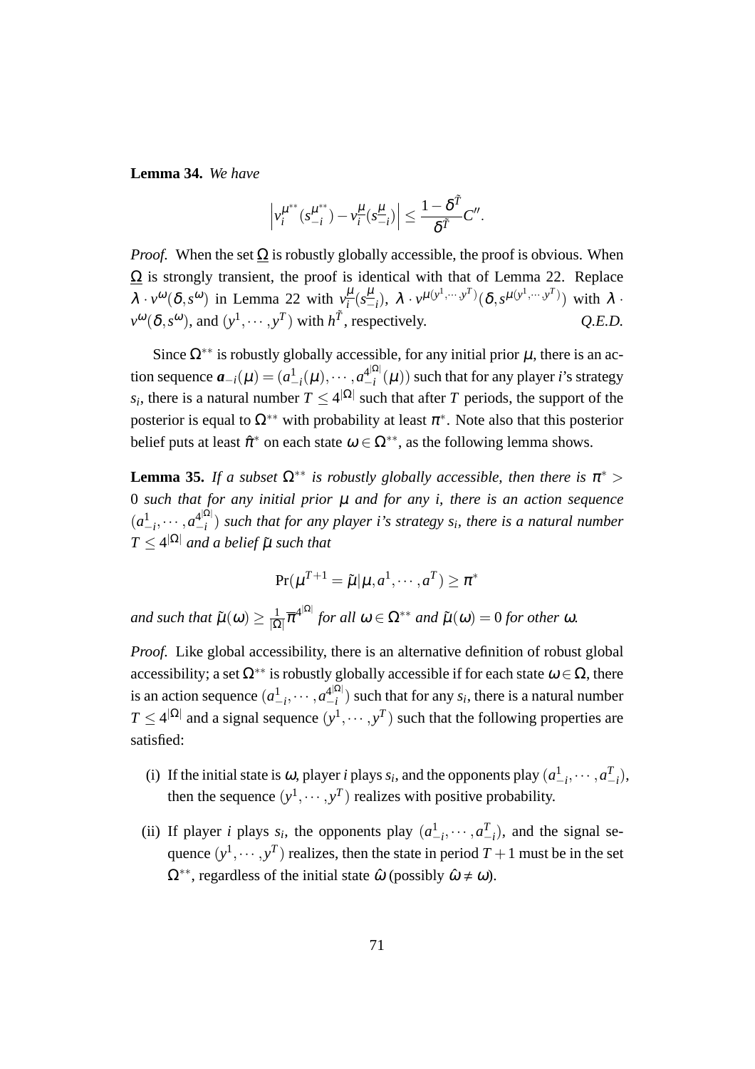**Lemma 34.** *We have*

$$\left| v_i^{\mu^{**}}(s_{-i}^{\mu^{**}}) - v_i^{\underline{\mu}}(s_{-i}^{\underline{\mu}}) \right| \leq \frac{1-\delta^{\tilde{T}}}{\delta^{\tilde{T}}} C''.$$

*Proof.* When the set $\underline{\Omega}$ is robustly globally accessible, the proof is obvious. When $\underline{\Omega}$ is strongly transient, the proof is identical with that of Lemma 22. Replace $\lambda \cdot v^{\omega}(\delta, s^{\omega})$ in Lemma 22 with $v_i^{\underline{\mu}}(s_{-i}^{\underline{\mu}})$, $\lambda \cdot v^{\mu(y^1,\cdots,y^T)}(\delta, s^{\mu(y^1,\cdots,y^T)})$ with $\lambda \cdot v^{\omega}(\delta, s^{\omega})$, and $(y^1,\cdots,y^T)$ with $h^{\tilde{T}}$, respectively. *Q.E.D.*

Since $\Omega^{**}$ is robustly globally accessible, for any initial prior $\mu$, there is an action sequence $\boldsymbol{a}_{-i}(\mu) = (a_{-i}^1(\mu),\cdots,a_{-i}^{4^{|\Omega|}}(\mu))$ such that for any player $i$'s strategy $s_i$, there is a natural number $T \leq 4^{|\Omega|}$ such that after $T$ periods, the support of the posterior is equal to $\Omega^{**}$ with probability at least $\pi^*$. Note also that this posterior belief puts at least $\hat{\pi}^*$ on each state $\omega \in \Omega^{**}$, as the following lemma shows.

**Lemma 35.** *If a subset $\Omega^{**}$ is robustly globally accessible, then there is $\pi^* > 0$ such that for any initial prior $\mu$ and for any $i$, there is an action sequence $(a_{-i}^1,\cdots,a_{-i}^{4^{|\Omega|}})$ such that for any player $i$'s strategy $s_i$, there is a natural number $T \leq 4^{|\Omega|}$ and a belief $\tilde{\mu}$ such that*

$$\Pr(\mu^{T+1} = \tilde{\mu} | \mu, a^1,\cdots,a^T) \geq \pi^*$$

*and such that $\tilde{\mu}(\omega) \geq \frac{1}{|\Omega|}\overline{\pi}^{4^{|\Omega|}}$ for all $\omega \in \Omega^{**}$ and $\tilde{\mu}(\omega) = 0$ for other $\omega$.*

*Proof.* Like global accessibility, there is an alternative definition of robust global accessibility; a set $\Omega^{**}$ is robustly globally accessible if for each state $\omega \in \Omega$, there is an action sequence $(a_{-i}^1,\cdots,a_{-i}^{4^{|\Omega|}})$ such that for any $s_i$, there is a natural number $T \leq 4^{|\Omega|}$ and a signal sequence $(y^1,\cdots,y^T)$ such that the following properties are satisfied:

(i) If the initial state is $\omega$, player $i$ plays $s_i$, and the opponents play $(a_{-i}^1,\cdots,a_{-i}^T)$, then the sequence $(y^1,\cdots,y^T)$ realizes with positive probability.

(ii) If player $i$ plays $s_i$, the opponents play $(a_{-i}^1,\cdots,a_{-i}^T)$, and the signal sequence $(y^1,\cdots,y^T)$ realizes, then the state in period $T+1$ must be in the set $\Omega^{**}$, regardless of the initial state $\hat{\omega}$ (possibly $\hat{\omega} \neq \omega$).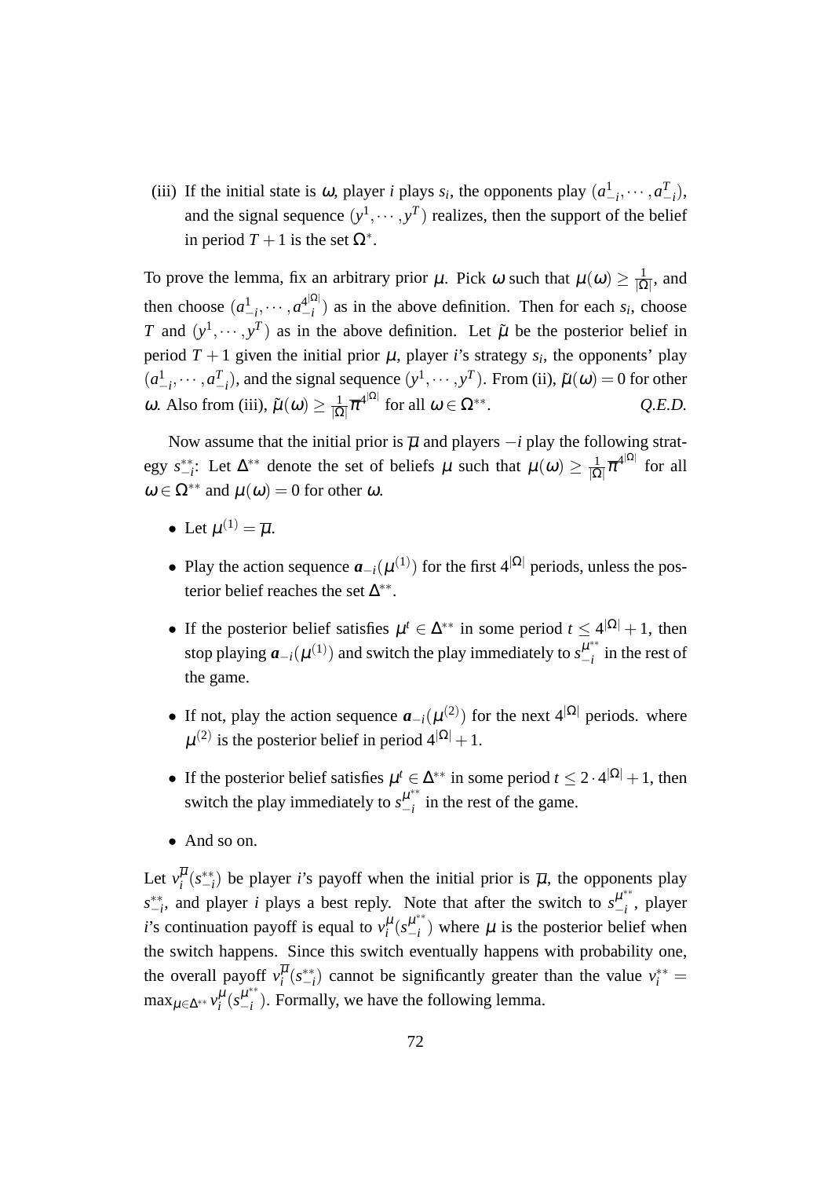(iii) If the initial state is $\omega$, player $i$ plays $s_i$, the opponents play $(a^1_{-i}, \cdots, a^T_{-i})$, and the signal sequence $(y^1, \cdots, y^T)$ realizes, then the support of the belief in period $T+1$ is the set $\Omega^*$.

To prove the lemma, fix an arbitrary prior $\mu$. Pick $\omega$ such that $\mu(\omega) \geq \frac{1}{|\Omega|}$, and then choose $(a^1_{-i}, \cdots, a^{4^{|\Omega|}}_{-i})$ as in the above definition. Then for each $s_i$, choose $T$ and $(y^1, \cdots, y^T)$ as in the above definition. Let $\tilde{\mu}$ be the posterior belief in period $T+1$ given the initial prior $\mu$, player $i$'s strategy $s_i$, the opponents' play $(a^1_{-i}, \cdots, a^T_{-i})$, and the signal sequence $(y^1, \cdots, y^T)$. From (ii), $\tilde{\mu}(\omega) = 0$ for other $\omega$. Also from (iii), $\tilde{\mu}(\omega) \geq \frac{1}{|\Omega|}\overline{\pi}^{4^{|\Omega|}}$ for all $\omega \in \Omega^{**}$. *Q.E.D.*

Now assume that the initial prior is $\overline{\mu}$ and players $-i$ play the following strategy $s^{**}_{-i}$: Let $\Delta^{**}$ denote the set of beliefs $\mu$ such that $\mu(\omega) \geq \frac{1}{|\Omega|}\overline{\pi}^{4^{|\Omega|}}$ for all $\omega \in \Omega^{**}$ and $\mu(\omega) = 0$ for other $\omega$.

- Let $\mu^{(1)} = \overline{\mu}$.
- Play the action sequence $\boldsymbol{a}_{-i}(\mu^{(1)})$ for the first $4^{|\Omega|}$ periods, unless the posterior belief reaches the set $\Delta^{**}$.
- If the posterior belief satisfies $\mu^t \in \Delta^{**}$ in some period $t \leq 4^{|\Omega|}+1$, then stop playing $\boldsymbol{a}_{-i}(\mu^{(1)})$ and switch the play immediately to $s^{\mu^{**}}_{-i}$ in the rest of the game.
- If not, play the action sequence $\boldsymbol{a}_{-i}(\mu^{(2)})$ for the next $4^{|\Omega|}$ periods. where $\mu^{(2)}$ is the posterior belief in period $4^{|\Omega|}+1$.
- If the posterior belief satisfies $\mu^t \in \Delta^{**}$ in some period $t \leq 2 \cdot 4^{|\Omega|}+1$, then switch the play immediately to $s^{\mu^{**}}_{-i}$ in the rest of the game.
- And so on.

Let $v^{\overline{\mu}}_i(s^{**}_{-i})$ be player $i$'s payoff when the initial prior is $\overline{\mu}$, the opponents play $s^{**}_{-i}$, and player $i$ plays a best reply. Note that after the switch to $s^{\mu^{**}}_{-i}$, player $i$'s continuation payoff is equal to $v^{\mu}_i(s^{\mu^{**}}_{-i})$ where $\mu$ is the posterior belief when the switch happens. Since this switch eventually happens with probability one, the overall payoff $v^{\overline{\mu}}_i(s^{**}_{-i})$ cannot be significantly greater than the value $v^{**}_i = \max_{\mu \in \Delta^{**}} v^{\mu}_i(s^{\mu^{**}}_{-i})$. Formally, we have the following lemma.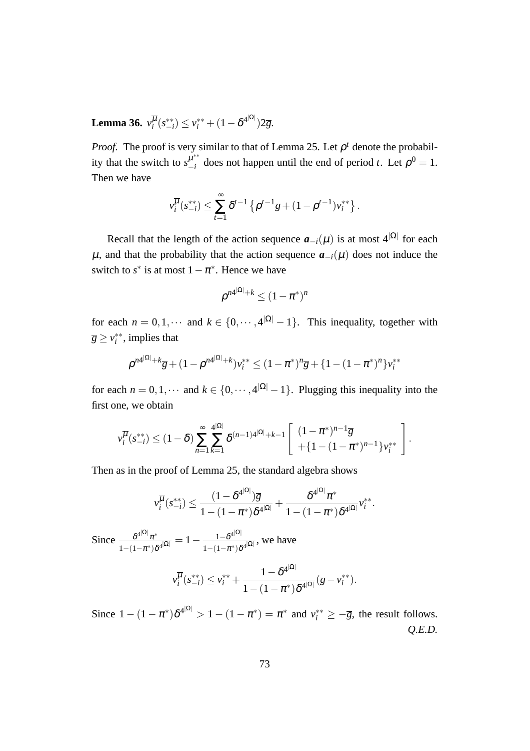**Lemma 36.** $v_i^{\overline{\mu}}(s_{-i}^{**}) \leq v_i^{**} + (1-\delta^{4^{|\Omega|}})2\overline{g}$.

*Proof.* The proof is very similar to that of Lemma 25. Let $\rho^t$ denote the probability that the switch to $s_{-i}^{\mu^{**}}$ does not happen until the end of period $t$. Let $\rho^0 = 1$. Then we have

$$v_i^{\overline{\mu}}(s_{-i}^{**}) \leq \sum_{t=1}^{\infty} \delta^{t-1}\left\{\rho^{t-1}\overline{g} + (1-\rho^{t-1})v_i^{**}\right\}.$$

Recall that the length of the action sequence $\boldsymbol{a}_{-i}(\mu)$ is at most $4^{|\Omega|}$ for each $\mu$, and that the probability that the action sequence $\boldsymbol{a}_{-i}(\mu)$ does not induce the switch to $s^*$ is at most $1-\pi^*$. Hence we have

$$\rho^{n4^{|\Omega|}+k} \leq (1-\pi^*)^n$$

for each $n = 0, 1, \cdots$ and $k \in \{0, \cdots, 4^{|\Omega|}-1\}$. This inequality, together with $\overline{g} \geq v_i^{**}$, implies that

$$\rho^{n4^{|\Omega|}+k}\overline{g} + (1-\rho^{n4^{|\Omega|}+k})v_i^{**} \leq (1-\pi^*)^n\overline{g} + \{1-(1-\pi^*)^n\}v_i^{**}$$

for each $n = 0, 1, \cdots$ and $k \in \{0, \cdots, 4^{|\Omega|}-1\}$. Plugging this inequality into the first one, we obtain

$$v_i^{\overline{\mu}}(s_{-i}^{**}) \leq (1-\delta)\sum_{n=1}^{\infty}\sum_{k=1}^{4^{|\Omega|}} \delta^{(n-1)4^{|\Omega|}+k-1}\left[\begin{array}{l}(1-\pi^*)^{n-1}\overline{g} \\ +\{1-(1-\pi^*)^{n-1}\}v_i^{**}\end{array}\right].$$

Then as in the proof of Lemma 25, the standard algebra shows

$$v_i^{\overline{\mu}}(s_{-i}^{**}) \leq \frac{(1-\delta^{4^{|\Omega|}})\overline{g}}{1-(1-\pi^*)\delta^{4^{|\Omega|}}} + \frac{\delta^{4^{|\Omega|}}\pi^*}{1-(1-\pi^*)\delta^{4^{|\Omega|}}}v_i^{**}.$$

Since $\frac{\delta^{4^{|\Omega|}}\pi^*}{1-(1-\pi^*)\delta^{4^{|\Omega|}}} = 1 - \frac{1-\delta^{4^{|\Omega|}}}{1-(1-\pi^*)\delta^{4^{|\Omega|}}}$, we have

$$v_i^{\overline{\mu}}(s_{-i}^{**}) \leq v_i^{**} + \frac{1-\delta^{4^{|\Omega|}}}{1-(1-\pi^*)\delta^{4^{|\Omega|}}}(\overline{g} - v_i^{**}).$$

Since $1-(1-\pi^*)\delta^{4^{|\Omega|}} > 1-(1-\pi^*) = \pi^*$ and $v_i^{**} \geq -\overline{g}$, the result follows. *Q.E.D.*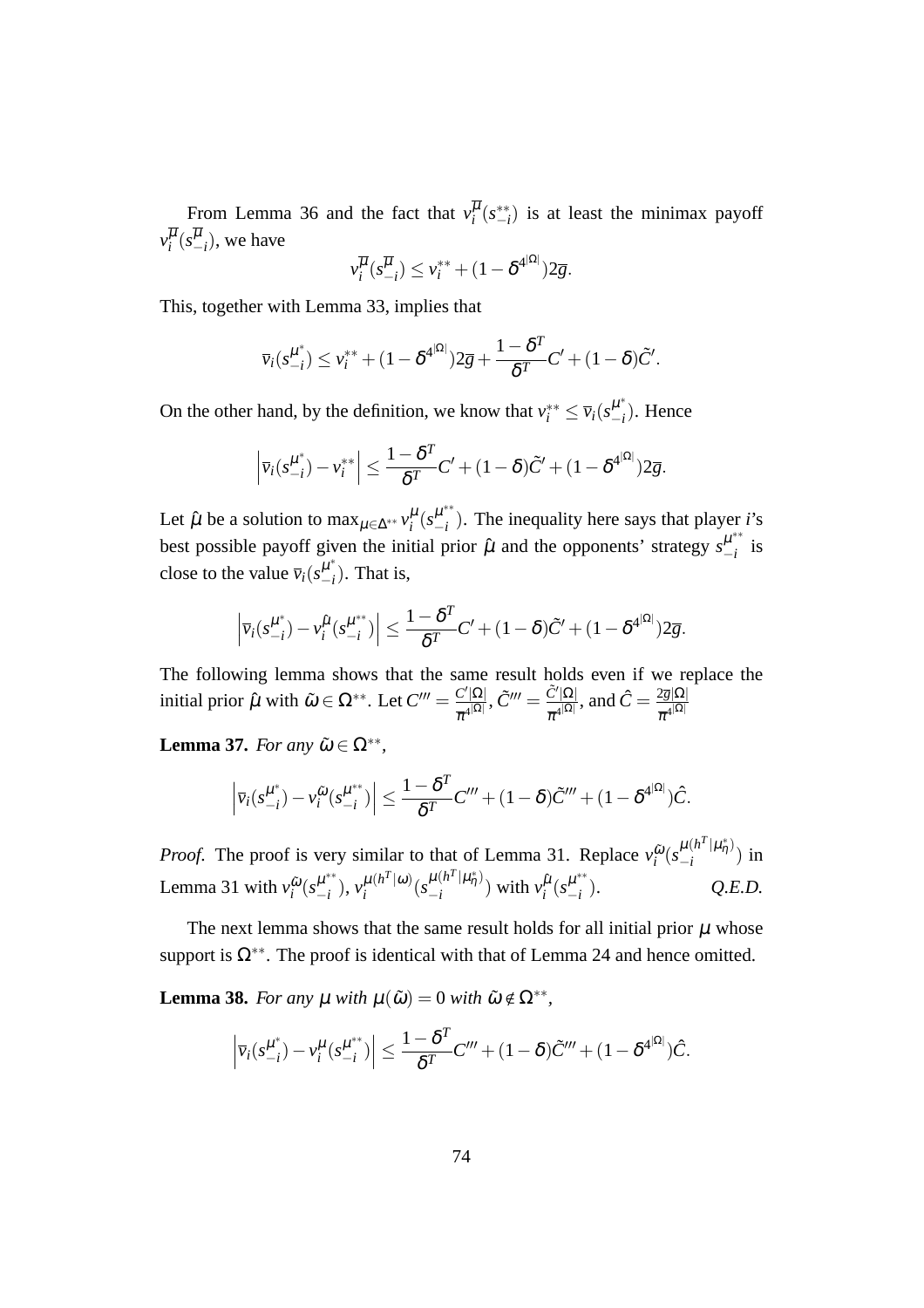From Lemma 36 and the fact that $v_i^{\overline{\mu}}(s_{-i}^{**})$ is at least the minimax payoff $v_i^{\overline{\mu}}(s_{-i}^{\overline{\mu}})$, we have

$$v_i^{\overline{\mu}}(s_{-i}^{\overline{\mu}}) \leq v_i^{**} + (1-\delta^{4^{|\Omega|}})2\overline{g}.$$

This, together with Lemma 33, implies that

$$\overline{v}_i(s_{-i}^{\mu^*}) \leq v_i^{**} + (1-\delta^{4^{|\Omega|}})2\overline{g} + \frac{1-\delta^T}{\delta^T}C' + (1-\delta)\tilde{C}'.$$

On the other hand, by the definition, we know that $v_i^{**} \leq \overline{v}_i(s_{-i}^{\mu^*})$. Hence

$$\left|\overline{v}_i(s_{-i}^{\mu^*}) - v_i^{**}\right| \leq \frac{1-\delta^T}{\delta^T}C' + (1-\delta)\tilde{C}' + (1-\delta^{4^{|\Omega|}})2\overline{g}.$$

Let $\hat{\mu}$ be a solution to $\max_{\mu \in \Delta^{**}} v_i^{\mu}(s_{-i}^{\mu^{**}})$. The inequality here says that player $i$'s best possible payoff given the initial prior $\hat{\mu}$ and the opponents' strategy $s_{-i}^{\mu^{**}}$ is close to the value $\overline{v}_i(s_{-i}^{\mu^*})$. That is,

$$\left|\overline{v}_i(s_{-i}^{\mu^*}) - v_i^{\hat{\mu}}(s_{-i}^{\mu^{**}})\right| \leq \frac{1-\delta^T}{\delta^T}C' + (1-\delta)\tilde{C}' + (1-\delta^{4^{|\Omega|}})2\overline{g}.$$

The following lemma shows that the same result holds even if we replace the initial prior $\hat{\mu}$ with $\tilde{\omega} \in \Omega^{**}$. Let $C''' = \frac{C'|\Omega|}{\overline{\pi}^{4^{|\Omega|}}}$, $\tilde{C}''' = \frac{\tilde{C}'|\Omega|}{\overline{\pi}^{4^{|\Omega|}}}$, and $\hat{C} = \frac{2\overline{g}|\Omega|}{\overline{\pi}^{4^{|\Omega|}}}$

**Lemma 37.** *For any* $\tilde{\omega} \in \Omega^{**}$,

$$\left|\overline{v}_i(s_{-i}^{\mu^*}) - v_i^{\tilde{\omega}}(s_{-i}^{\mu^{**}})\right| \leq \frac{1-\delta^T}{\delta^T}C''' + (1-\delta)\tilde{C}''' + (1-\delta^{4^{|\Omega|}})\hat{C}.$$

*Proof.* The proof is very similar to that of Lemma 31. Replace $v_i^{\tilde{\omega}}(s_{-i}^{\mu(h^T|\mu_\eta^*)})$ in Lemma 31 with $v_i^{\tilde{\omega}}(s_{-i}^{\mu^{**}})$, $v_i^{\mu(h^T|\omega)}(s_{-i}^{\mu(h^T|\mu_\eta^*)})$ with $v_i^{\hat{\mu}}(s_{-i}^{\mu^{**}})$. *Q.E.D.*

The next lemma shows that the same result holds for all initial prior $\mu$ whose support is $\Omega^{**}$. The proof is identical with that of Lemma 24 and hence omitted.

**Lemma 38.** *For any* $\mu$ *with* $\mu(\tilde{\omega}) = 0$ *with* $\tilde{\omega} \notin \Omega^{**}$,

$$\left|\overline{v}_i(s_{-i}^{\mu^*}) - v_i^{\mu}(s_{-i}^{\mu^{**}})\right| \leq \frac{1-\delta^T}{\delta^T}C''' + (1-\delta)\tilde{C}''' + (1-\delta^{4^{|\Omega|}})\hat{C}.$$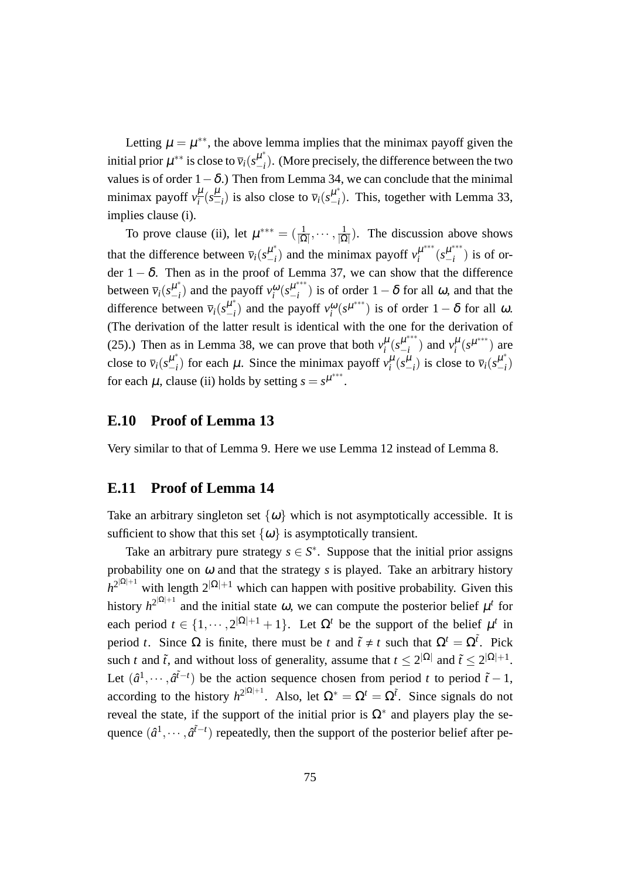Letting $\mu = \mu^{**}$, the above lemma implies that the minimax payoff given the initial prior $\mu^{**}$ is close to $\overline{v}_i(s_{-i}^{\mu^*})$. (More precisely, the difference between the two values is of order $1-\delta$.) Then from Lemma 34, we can conclude that the minimal minimax payoff $v_i^{\underline{\mu}}(s_{-i}^{\underline{\mu}})$ is also close to $\overline{v}_i(s_{-i}^{\mu^*})$. This, together with Lemma 33, implies clause (i).

To prove clause (ii), let $\mu^{***} = (\frac{1}{|\Omega|}, \cdots, \frac{1}{|\Omega|})$. The discussion above shows that the difference between $\overline{v}_i(s_{-i}^{\mu^*})$ and the minimax payoff $v_i^{\mu^{***}}(s_{-i}^{\mu^{***}})$ is of order $1-\delta$. Then as in the proof of Lemma 37, we can show that the difference between $\overline{v}_i(s_{-i}^{\mu^*})$ and the payoff $v_i^{\omega}(s_{-i}^{\mu^{***}})$ is of order $1-\delta$ for all $\omega$, and that the difference between $\overline{v}_i(s_{-i}^{\mu^*})$ and the payoff $v_i^{\omega}(s^{\mu^{***}})$ is of order $1-\delta$ for all $\omega$. (The derivation of the latter result is identical with the one for the derivation of (25).) Then as in Lemma 38, we can prove that both $v_i^{\mu}(s_{-i}^{\mu^{***}})$ and $v_i^{\mu}(s^{\mu^{***}})$ are close to $\overline{v}_i(s_{-i}^{\mu^*})$ for each $\mu$. Since the minimax payoff $v_i^{\mu}(s_{-i}^{\mu})$ is close to $\overline{v}_i(s_{-i}^{\mu^*})$ for each $\mu$, clause (ii) holds by setting $s = s^{\mu^{***}}$.

## E.10 Proof of Lemma 13

Very similar to that of Lemma 9. Here we use Lemma 12 instead of Lemma 8.

## E.11 Proof of Lemma 14

Take an arbitrary singleton set $\{\omega\}$ which is not asymptotically accessible. It is sufficient to show that this set $\{\omega\}$ is asymptotically transient.

Take an arbitrary pure strategy $s \in S^*$. Suppose that the initial prior assigns probability one on $\omega$ and that the strategy $s$ is played. Take an arbitrary history $h^{2^{|\Omega|+1}}$ with length $2^{|\Omega|+1}$ which can happen with positive probability. Given this history $h^{2^{|\Omega|+1}}$ and the initial state $\omega$, we can compute the posterior belief $\mu^t$ for each period $t \in \{1, \cdots, 2^{|\Omega|+1}+1\}$. Let $\Omega^t$ be the support of the belief $\mu^t$ in period $t$. Since $\Omega$ is finite, there must be $t$ and $\tilde{t} \neq t$ such that $\Omega^t = \Omega^{\tilde{t}}$. Pick such $t$ and $\tilde{t}$, and without loss of generality, assume that $t \leq 2^{|\Omega|}$ and $\tilde{t} \leq 2^{|\Omega|+1}$. Let $(\hat{a}^1, \cdots, \hat{a}^{\tilde{t}-t})$ be the action sequence chosen from period $t$ to period $\tilde{t}-1$, according to the history $h^{2^{|\Omega|+1}}$. Also, let $\Omega^* = \Omega^t = \Omega^{\tilde{t}}$. Since signals do not reveal the state, if the support of the initial prior is $\Omega^*$ and players play the sequence $(\hat{a}^1, \cdots, \hat{a}^{\tilde{t}-t})$ repeatedly, then the support of the posterior belief after pe-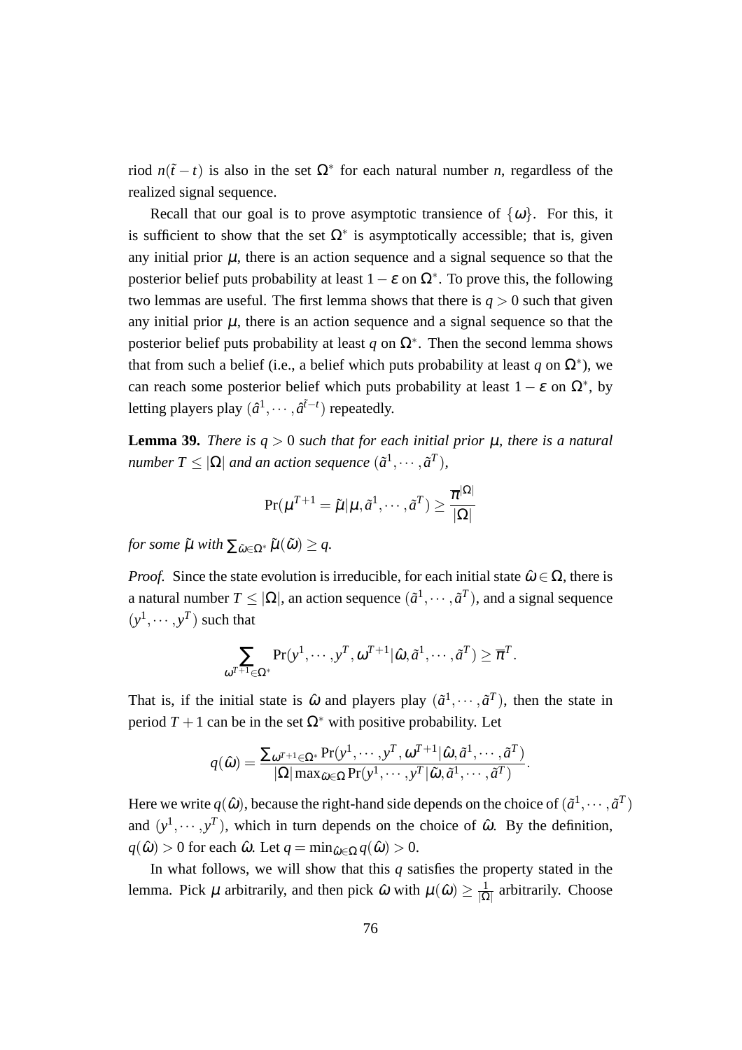riod $n(\tilde{t}-t)$ is also in the set $\Omega^*$ for each natural number $n$, regardless of the realized signal sequence.

Recall that our goal is to prove asymptotic transience of $\{\omega\}$. For this, it is sufficient to show that the set $\Omega^*$ is asymptotically accessible; that is, given any initial prior $\mu$, there is an action sequence and a signal sequence so that the posterior belief puts probability at least $1-\varepsilon$ on $\Omega^*$. To prove this, the following two lemmas are useful. The first lemma shows that there is $q>0$ such that given any initial prior $\mu$, there is an action sequence and a signal sequence so that the posterior belief puts probability at least $q$ on $\Omega^*$. Then the second lemma shows that from such a belief (i.e., a belief which puts probability at least $q$ on $\Omega^*$), we can reach some posterior belief which puts probability at least $1-\varepsilon$ on $\Omega^*$, by letting players play $(\hat{a}^1,\cdots,\hat{a}^{\tilde{t}-t})$ repeatedly.

**Lemma 39.** *There is $q>0$ such that for each initial prior $\mu$, there is a natural number $T\leq|\Omega|$ and an action sequence $(\tilde{a}^1,\cdots,\tilde{a}^T)$,*

$$\Pr(\mu^{T+1}=\tilde{\mu}|\mu,\tilde{a}^1,\cdots,\tilde{a}^T)\geq\frac{\overline{\pi}^{|\Omega|}}{|\Omega|}$$

*for some $\tilde{\mu}$ with $\sum_{\tilde{\omega}\in\Omega^*}\tilde{\mu}(\tilde{\omega})\geq q$.*

*Proof.* Since the state evolution is irreducible, for each initial state $\hat{\omega}\in\Omega$, there is a natural number $T\leq|\Omega|$, an action sequence $(\tilde{a}^1,\cdots,\tilde{a}^T)$, and a signal sequence $(y^1,\cdots,y^T)$ such that

$$\sum_{\omega^{T+1}\in\Omega^*}\Pr(y^1,\cdots,y^T,\omega^{T+1}|\hat{\omega},\tilde{a}^1,\cdots,\tilde{a}^T)\geq\overline{\pi}^T.$$

That is, if the initial state is $\hat{\omega}$ and players play $(\tilde{a}^1,\cdots,\tilde{a}^T)$, then the state in period $T+1$ can be in the set $\Omega^*$ with positive probability. Let

$$q(\hat{\omega})=\frac{\sum_{\omega^{T+1}\in\Omega^*}\Pr(y^1,\cdots,y^T,\omega^{T+1}|\hat{\omega},\tilde{a}^1,\cdots,\tilde{a}^T)}{|\Omega|\max_{\tilde{\omega}\in\Omega}\Pr(y^1,\cdots,y^T|\tilde{\omega},\tilde{a}^1,\cdots,\tilde{a}^T)}.$$

Here we write $q(\hat{\omega})$, because the right-hand side depends on the choice of $(\tilde{a}^1,\cdots,\tilde{a}^T)$ and $(y^1,\cdots,y^T)$, which in turn depends on the choice of $\hat{\omega}$. By the definition, $q(\hat{\omega})>0$ for each $\hat{\omega}$. Let $q=\min_{\hat{\omega}\in\Omega}q(\hat{\omega})>0$.

In what follows, we will show that this $q$ satisfies the property stated in the lemma. Pick $\mu$ arbitrarily, and then pick $\hat{\omega}$ with $\mu(\hat{\omega})\geq\frac{1}{|\Omega|}$ arbitrarily. Choose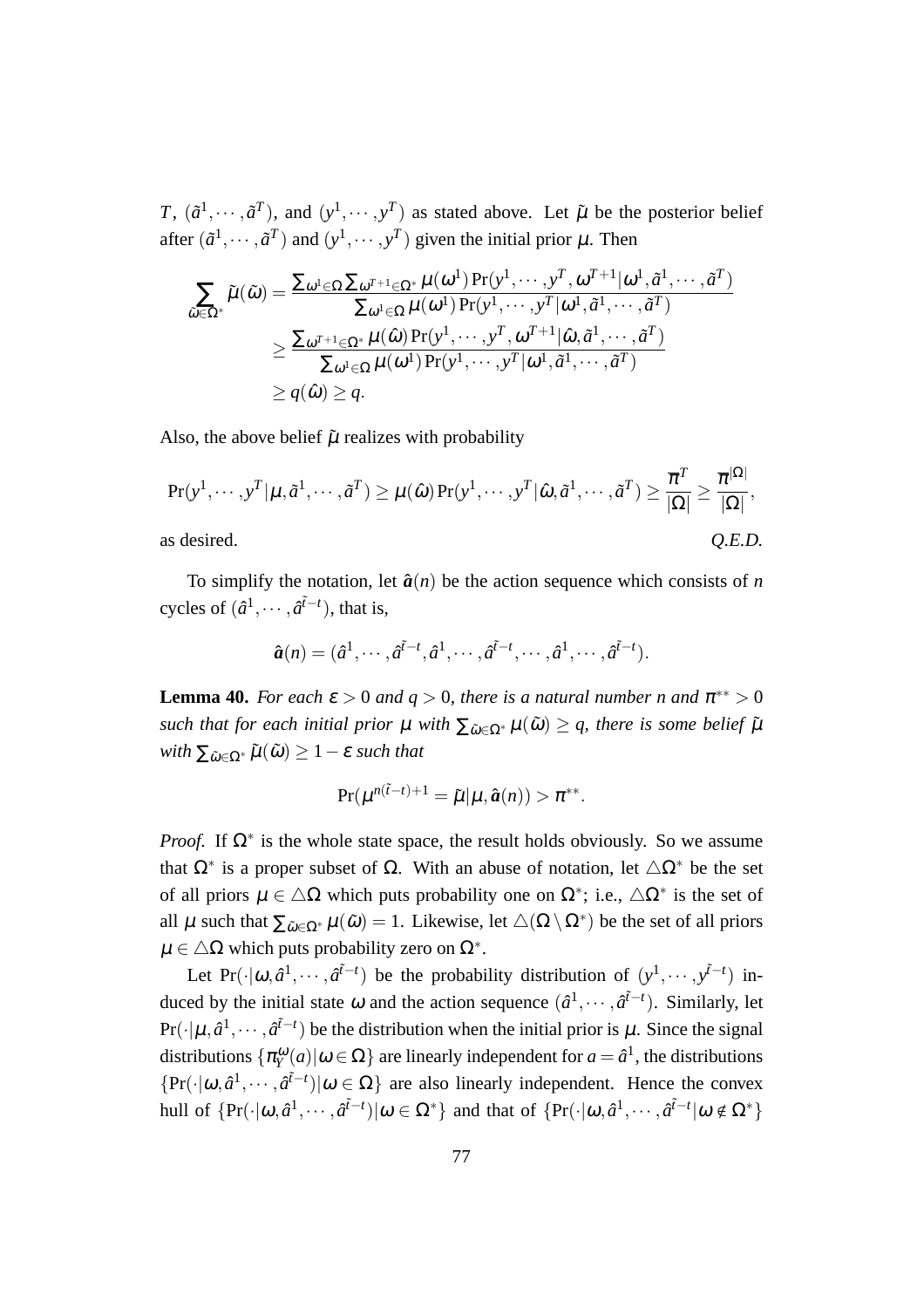$T$, $(\tilde{a}^1,\cdots,\tilde{a}^T)$, and $(y^1,\cdots,y^T)$ as stated above. Let $\tilde{\mu}$ be the posterior belief after $(\tilde{a}^1,\cdots,\tilde{a}^T)$ and $(y^1,\cdots,y^T)$ given the initial prior $\mu$. Then

$$
\begin{aligned}
\sum_{\tilde{\omega}\in\Omega^*}\tilde{\mu}(\tilde{\omega}) &= \frac{\sum_{\omega^1\in\Omega}\sum_{\omega^{T+1}\in\Omega^*}\mu(\omega^1)\Pr(y^1,\cdots,y^T,\omega^{T+1}|\omega^1,\tilde{a}^1,\cdots,\tilde{a}^T)}{\sum_{\omega^1\in\Omega}\mu(\omega^1)\Pr(y^1,\cdots,y^T|\omega^1,\tilde{a}^1,\cdots,\tilde{a}^T)} \\
&\geq \frac{\sum_{\omega^{T+1}\in\Omega^*}\mu(\hat{\omega})\Pr(y^1,\cdots,y^T,\omega^{T+1}|\hat{\omega},\tilde{a}^1,\cdots,\tilde{a}^T)}{\sum_{\omega^1\in\Omega}\mu(\omega^1)\Pr(y^1,\cdots,y^T|\omega^1,\tilde{a}^1,\cdots,\tilde{a}^T)} \\
&\geq q(\hat{\omega}) \geq q.
\end{aligned}
$$

Also, the above belief $\tilde{\mu}$ realizes with probability

$$
\Pr(y^1,\cdots,y^T|\mu,\tilde{a}^1,\cdots,\tilde{a}^T) \geq \mu(\hat{\omega})\Pr(y^1,\cdots,y^T|\hat{\omega},\tilde{a}^1,\cdots,\tilde{a}^T) \geq \frac{\overline{\pi}^T}{|\Omega|} \geq \frac{\overline{\pi}^{|\Omega|}}{|\Omega|},
$$

as desired. *Q.E.D.*

To simplify the notation, let $\hat{\boldsymbol{a}}(n)$ be the action sequence which consists of $n$ cycles of $(\hat{a}^1,\cdots,\hat{a}^{\tilde{t}-t})$, that is,

$$
\hat{\boldsymbol{a}}(n) = (\hat{a}^1,\cdots,\hat{a}^{\tilde{t}-t},\hat{a}^1,\cdots,\hat{a}^{\tilde{t}-t},\cdots,\hat{a}^1,\cdots,\hat{a}^{\tilde{t}-t}).
$$

**Lemma 40.** *For each $\varepsilon > 0$ and $q > 0$, there is a natural number $n$ and $\pi^{**} > 0$ such that for each initial prior $\mu$ with $\sum_{\tilde{\omega}\in\Omega^*}\mu(\tilde{\omega}) \geq q$, there is some belief $\tilde{\mu}$ with $\sum_{\tilde{\omega}\in\Omega^*}\tilde{\mu}(\tilde{\omega}) \geq 1-\varepsilon$ such that*

$$
\Pr(\mu^{n(\tilde{t}-t)+1} = \tilde{\mu}|\mu,\hat{\boldsymbol{a}}(n)) > \pi^{**}.
$$

*Proof.* If $\Omega^*$ is the whole state space, the result holds obviously. So we assume that $\Omega^*$ is a proper subset of $\Omega$. With an abuse of notation, let $\triangle\Omega^*$ be the set of all priors $\mu \in \triangle\Omega$ which puts probability one on $\Omega^*$; i.e., $\triangle\Omega^*$ is the set of all $\mu$ such that $\sum_{\tilde{\omega}\in\Omega^*}\mu(\tilde{\omega}) = 1$. Likewise, let $\triangle(\Omega\setminus\Omega^*)$ be the set of all priors $\mu \in \triangle\Omega$ which puts probability zero on $\Omega^*$.

Let $\Pr(\cdot|\omega,\hat{a}^1,\cdots,\hat{a}^{\tilde{t}-t})$ be the probability distribution of $(y^1,\cdots,y^{\tilde{t}-t})$ induced by the initial state $\omega$ and the action sequence $(\hat{a}^1,\cdots,\hat{a}^{\tilde{t}-t})$. Similarly, let $\Pr(\cdot|\mu,\hat{a}^1,\cdots,\hat{a}^{\tilde{t}-t})$ be the distribution when the initial prior is $\mu$. Since the signal distributions $\{\pi_Y^{\omega}(a)|\omega\in\Omega\}$ are linearly independent for $a = \hat{a}^1$, the distributions $\{\Pr(\cdot|\omega,\hat{a}^1,\cdots,\hat{a}^{\tilde{t}-t})|\omega\in\Omega\}$ are also linearly independent. Hence the convex hull of $\{\Pr(\cdot|\omega,\hat{a}^1,\cdots,\hat{a}^{\tilde{t}-t})|\omega\in\Omega^*\}$ and that of $\{\Pr(\cdot|\omega,\hat{a}^1,\cdots,\hat{a}^{\tilde{t}-t}|\omega\notin\Omega^*\}$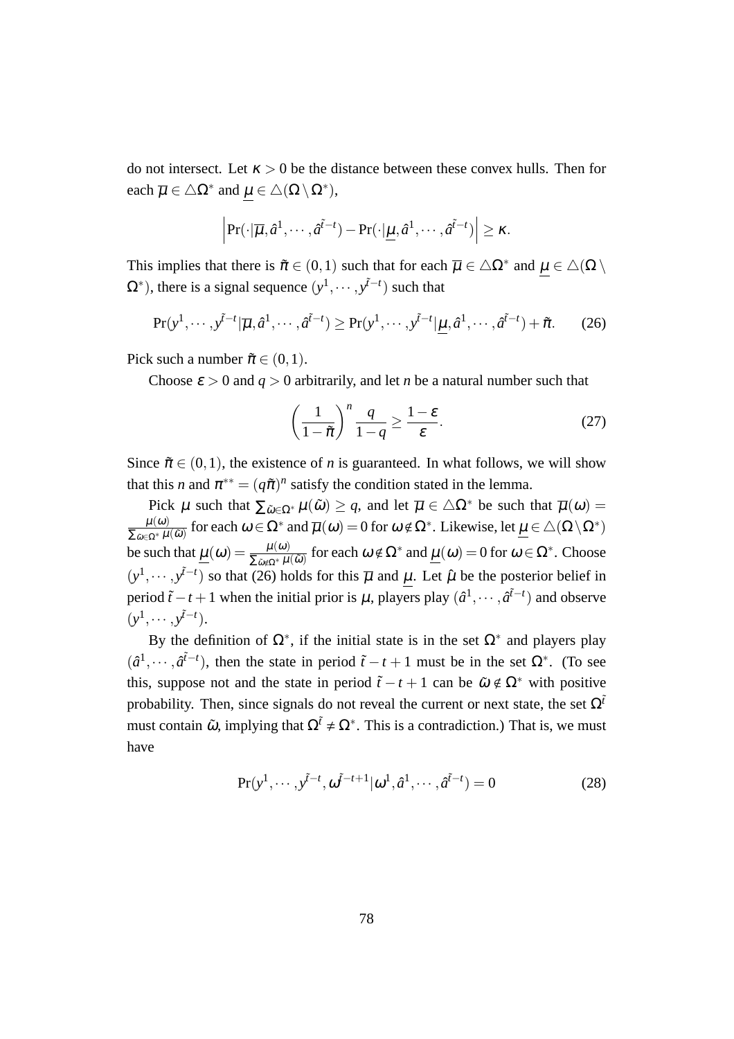do not intersect. Let $\kappa > 0$ be the distance between these convex hulls. Then for each $\overline{\mu} \in \triangle\Omega^*$ and $\underline{\mu} \in \triangle(\Omega \setminus \Omega^*)$,

$$\left| \Pr(\cdot|\overline{\mu}, \hat{a}^1, \cdots, \hat{a}^{\tilde{t}-t}) - \Pr(\cdot|\underline{\mu}, \hat{a}^1, \cdots, \hat{a}^{\tilde{t}-t}) \right| \geq \kappa.$$

This implies that there is $\tilde{\pi} \in (0,1)$ such that for each $\overline{\mu} \in \triangle\Omega^*$ and $\underline{\mu} \in \triangle(\Omega \setminus \Omega^*)$, there is a signal sequence $(y^1, \cdots, y^{\tilde{t}-t})$ such that

$$\Pr(y^1, \cdots, y^{\tilde{t}-t}|\overline{\mu}, \hat{a}^1, \cdots, \hat{a}^{\tilde{t}-t}) \geq \Pr(y^1, \cdots, y^{\tilde{t}-t}|\underline{\mu}, \hat{a}^1, \cdots, \hat{a}^{\tilde{t}-t}) + \tilde{\pi}. \tag{26}$$

Pick such a number $\tilde{\pi} \in (0,1)$.

Choose $\varepsilon > 0$ and $q > 0$ arbitrarily, and let $n$ be a natural number such that

$$\left(\frac{1}{1-\tilde{\pi}}\right)^n \frac{q}{1-q} \geq \frac{1-\varepsilon}{\varepsilon}. \tag{27}$$

Since $\tilde{\pi} \in (0,1)$, the existence of $n$ is guaranteed. In what follows, we will show that this $n$ and $\pi^{**} = (q\tilde{\pi})^n$ satisfy the condition stated in the lemma.

Pick $\mu$ such that $\sum_{\tilde{\omega} \in \Omega^*} \mu(\tilde{\omega}) \geq q$, and let $\overline{\mu} \in \triangle\Omega^*$ be such that $\overline{\mu}(\omega) = \frac{\mu(\omega)}{\sum_{\tilde{\omega} \in \Omega^*} \mu(\tilde{\omega})}$ for each $\omega \in \Omega^*$ and $\overline{\mu}(\omega) = 0$ for $\omega \notin \Omega^*$. Likewise, let $\underline{\mu} \in \triangle(\Omega \setminus \Omega^*)$ be such that $\underline{\mu}(\omega) = \frac{\mu(\omega)}{\sum_{\tilde{\omega} \notin \Omega^*} \mu(\tilde{\omega})}$ for each $\omega \notin \Omega^*$ and $\underline{\mu}(\omega) = 0$ for $\omega \in \Omega^*$. Choose $(y^1, \cdots, y^{\tilde{t}-t})$ so that (26) holds for this $\overline{\mu}$ and $\underline{\mu}$. Let $\hat{\mu}$ be the posterior belief in period $\tilde{t} - t + 1$ when the initial prior is $\mu$, players play $(\hat{a}^1, \cdots, \hat{a}^{\tilde{t}-t})$ and observe $(y^1, \cdots, y^{\tilde{t}-t})$.

By the definition of $\Omega^*$, if the initial state is in the set $\Omega^*$ and players play $(\hat{a}^1, \cdots, \hat{a}^{\tilde{t}-t})$, then the state in period $\tilde{t} - t + 1$ must be in the set $\Omega^*$. (To see this, suppose not and the state in period $\tilde{t} - t + 1$ can be $\tilde{\omega} \notin \Omega^*$ with positive probability. Then, since signals do not reveal the current or next state, the set $\Omega^{\tilde{t}}$ must contain $\tilde{\omega}$, implying that $\Omega^{\tilde{t}} \neq \Omega^*$. This is a contradiction.) That is, we must have

$$\Pr(y^1, \cdots, y^{\tilde{t}-t}, \omega^{\tilde{t}-t+1}|\omega^1, \hat{a}^1, \cdots, \hat{a}^{\tilde{t}-t}) = 0 \tag{28}$$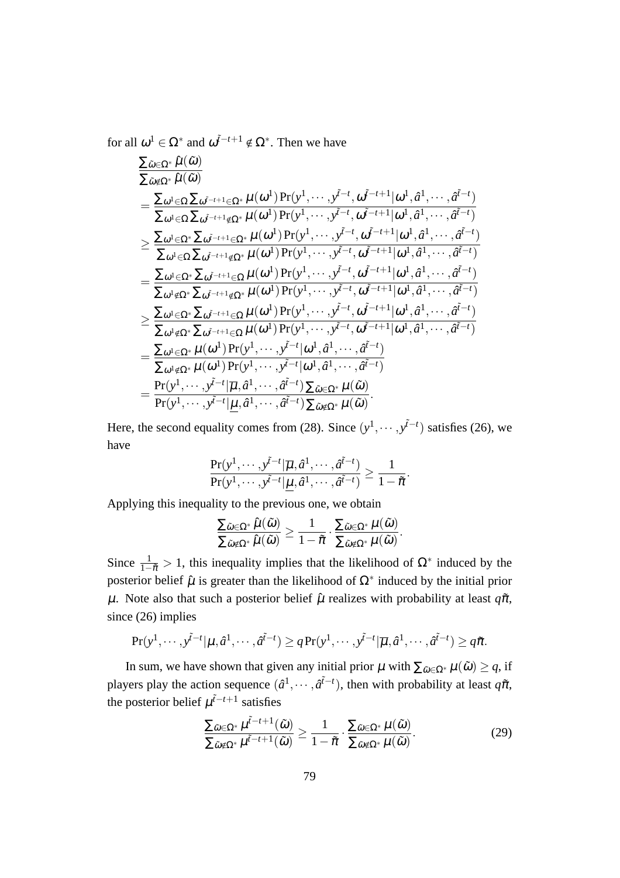for all $\omega^1 \in \Omega^*$ and $\omega^{\tilde{t}-t+1} \notin \Omega^*$. Then we have

$$
\begin{aligned}
&\frac{\sum_{\tilde{\omega}\in\Omega^*}\hat{\mu}(\tilde{\omega})}{\sum_{\tilde{\omega}\notin\Omega^*}\hat{\mu}(\tilde{\omega})} \\
&= \frac{\sum_{\omega^1\in\Omega}\sum_{\omega^{\tilde{t}-t+1}\in\Omega^*}\mu(\omega^1)\Pr(y^1,\cdots,y^{\tilde{t}-t},\omega^{\tilde{t}-t+1}|\omega^1,\hat{a}^1,\cdots,\hat{a}^{\tilde{t}-t})}{\sum_{\omega^1\in\Omega}\sum_{\omega^{\tilde{t}-t+1}\notin\Omega^*}\mu(\omega^1)\Pr(y^1,\cdots,y^{\tilde{t}-t},\omega^{\tilde{t}-t+1}|\omega^1,\hat{a}^1,\cdots,\hat{a}^{\tilde{t}-t})} \\
&\geq \frac{\sum_{\omega^1\in\Omega^*}\sum_{\omega^{\tilde{t}-t+1}\in\Omega^*}\mu(\omega^1)\Pr(y^1,\cdots,y^{\tilde{t}-t},\omega^{\tilde{t}-t+1}|\omega^1,\hat{a}^1,\cdots,\hat{a}^{\tilde{t}-t})}{\sum_{\omega^1\in\Omega}\sum_{\omega^{\tilde{t}-t+1}\notin\Omega^*}\mu(\omega^1)\Pr(y^1,\cdots,y^{\tilde{t}-t},\omega^{\tilde{t}-t+1}|\omega^1,\hat{a}^1,\cdots,\hat{a}^{\tilde{t}-t})} \\
&= \frac{\sum_{\omega^1\in\Omega^*}\sum_{\omega^{\tilde{t}-t+1}\in\Omega}\mu(\omega^1)\Pr(y^1,\cdots,y^{\tilde{t}-t},\omega^{\tilde{t}-t+1}|\omega^1,\hat{a}^1,\cdots,\hat{a}^{\tilde{t}-t})}{\sum_{\omega^1\notin\Omega^*}\sum_{\omega^{\tilde{t}-t+1}\notin\Omega^*}\mu(\omega^1)\Pr(y^1,\cdots,y^{\tilde{t}-t},\omega^{\tilde{t}-t+1}|\omega^1,\hat{a}^1,\cdots,\hat{a}^{\tilde{t}-t})} \\
&\geq \frac{\sum_{\omega^1\in\Omega^*}\sum_{\omega^{\tilde{t}-t+1}\in\Omega}\mu(\omega^1)\Pr(y^1,\cdots,y^{\tilde{t}-t},\omega^{\tilde{t}-t+1}|\omega^1,\hat{a}^1,\cdots,\hat{a}^{\tilde{t}-t})}{\sum_{\omega^1\notin\Omega^*}\sum_{\omega^{\tilde{t}-t+1}\in\Omega}\mu(\omega^1)\Pr(y^1,\cdots,y^{\tilde{t}-t},\omega^{\tilde{t}-t+1}|\omega^1,\hat{a}^1,\cdots,\hat{a}^{\tilde{t}-t})} \\
&= \frac{\sum_{\omega^1\in\Omega^*}\mu(\omega^1)\Pr(y^1,\cdots,y^{\tilde{t}-t}|\omega^1,\hat{a}^1,\cdots,\hat{a}^{\tilde{t}-t})}{\sum_{\omega^1\notin\Omega^*}\mu(\omega^1)\Pr(y^1,\cdots,y^{\tilde{t}-t}|\omega^1,\hat{a}^1,\cdots,\hat{a}^{\tilde{t}-t})} \\
&= \frac{\Pr(y^1,\cdots,y^{\tilde{t}-t}|\overline{\mu},\hat{a}^1,\cdots,\hat{a}^{\tilde{t}-t})\sum_{\tilde{\omega}\in\Omega^*}\mu(\tilde{\omega})}{\Pr(y^1,\cdots,y^{\tilde{t}-t}|\underline{\mu},\hat{a}^1,\cdots,\hat{a}^{\tilde{t}-t})\sum_{\tilde{\omega}\notin\Omega^*}\mu(\tilde{\omega})}.
\end{aligned}
$$

Here, the second equality comes from (28). Since $(y^1,\cdots,y^{\tilde{t}-t})$ satisfies (26), we have

$$
\frac{\Pr(y^1,\cdots,y^{\tilde{t}-t}|\overline{\mu},\hat{a}^1,\cdots,\hat{a}^{\tilde{t}-t})}{\Pr(y^1,\cdots,y^{\tilde{t}-t}|\underline{\mu},\hat{a}^1,\cdots,\hat{a}^{\tilde{t}-t})} \geq \frac{1}{1-\tilde{\pi}}.
$$

Applying this inequality to the previous one, we obtain

$$
\frac{\sum_{\tilde{\omega}\in\Omega^*}\hat{\mu}(\tilde{\omega})}{\sum_{\tilde{\omega}\notin\Omega^*}\hat{\mu}(\tilde{\omega})} \geq \frac{1}{1-\tilde{\pi}}\cdot\frac{\sum_{\tilde{\omega}\in\Omega^*}\mu(\tilde{\omega})}{\sum_{\tilde{\omega}\notin\Omega^*}\mu(\tilde{\omega})}.
$$

Since $\frac{1}{1-\tilde{\pi}} > 1$, this inequality implies that the likelihood of $\Omega^*$ induced by the posterior belief $\hat{\mu}$ is greater than the likelihood of $\Omega^*$ induced by the initial prior $\mu$. Note also that such a posterior belief $\hat{\mu}$ realizes with probability at least $q\tilde{\pi}$, since (26) implies

$$
\Pr(y^1,\cdots,y^{\tilde{t}-t}|\mu,\hat{a}^1,\cdots,\hat{a}^{\tilde{t}-t}) \geq q\Pr(y^1,\cdots,y^{\tilde{t}-t}|\overline{\mu},\hat{a}^1,\cdots,\hat{a}^{\tilde{t}-t}) \geq q\tilde{\pi}.
$$

In sum, we have shown that given any initial prior $\mu$ with $\sum_{\tilde{\omega}\in\Omega^*}\mu(\tilde{\omega}) \geq q$, if players play the action sequence $(\hat{a}^1,\cdots,\hat{a}^{\tilde{t}-t})$, then with probability at least $q\tilde{\pi}$, the posterior belief $\mu^{\tilde{t}-t+1}$ satisfies

$$
\frac{\sum_{\tilde{\omega}\in\Omega^*}\mu^{\tilde{t}-t+1}(\tilde{\omega})}{\sum_{\tilde{\omega}\notin\Omega^*}\mu^{\tilde{t}-t+1}(\tilde{\omega})} \geq \frac{1}{1-\tilde{\pi}}\cdot\frac{\sum_{\tilde{\omega}\in\Omega^*}\mu(\tilde{\omega})}{\sum_{\tilde{\omega}\notin\Omega^*}\mu(\tilde{\omega})}. \tag{29}
$$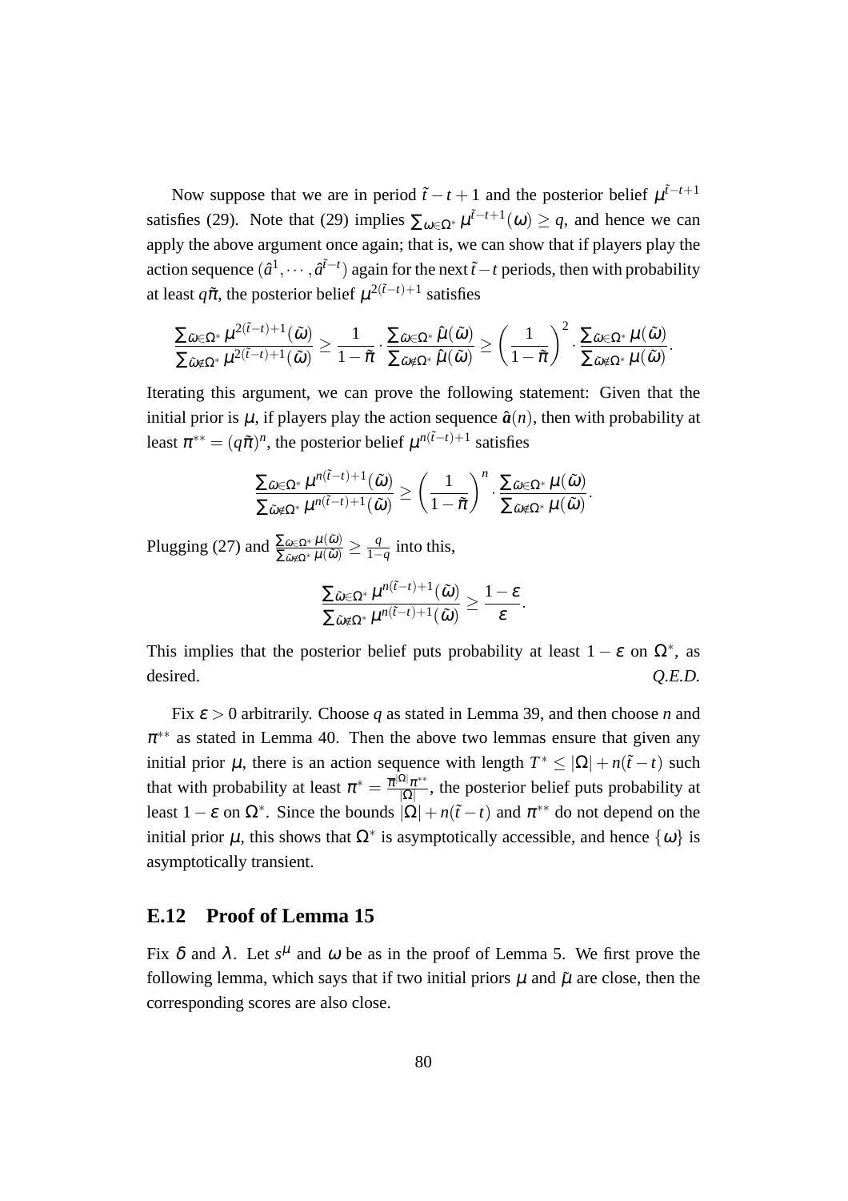Now suppose that we are in period $\tilde{t}-t+1$ and the posterior belief $\mu^{\tilde{t}-t+1}$ satisfies (29). Note that (29) implies $\sum_{\omega \in \Omega^*} \mu^{\tilde{t}-t+1}(\omega) \geq q$, and hence we can apply the above argument once again; that is, we can show that if players play the action sequence $(\hat{a}^1, \cdots, \hat{a}^{\tilde{t}-t})$ again for the next $\tilde{t}-t$ periods, then with probability at least $q\tilde{\pi}$, the posterior belief $\mu^{2(\tilde{t}-t)+1}$ satisfies

$$\frac{\sum_{\tilde{\omega} \in \Omega^*} \mu^{2(\tilde{t}-t)+1}(\tilde{\omega})}{\sum_{\tilde{\omega} \notin \Omega^*} \mu^{2(\tilde{t}-t)+1}(\tilde{\omega})} \geq \frac{1}{1-\tilde{\pi}} \cdot \frac{\sum_{\tilde{\omega} \in \Omega^*} \hat{\mu}(\tilde{\omega})}{\sum_{\tilde{\omega} \notin \Omega^*} \hat{\mu}(\tilde{\omega})} \geq \left(\frac{1}{1-\tilde{\pi}}\right)^2 \cdot \frac{\sum_{\tilde{\omega} \in \Omega^*} \mu(\tilde{\omega})}{\sum_{\tilde{\omega} \notin \Omega^*} \mu(\tilde{\omega})}.$$

Iterating this argument, we can prove the following statement: Given that the initial prior is $\mu$, if players play the action sequence $\hat{\boldsymbol{a}}(n)$, then with probability at least $\pi^{**} = (q\tilde{\pi})^n$, the posterior belief $\mu^{n(\tilde{t}-t)+1}$ satisfies

$$\frac{\sum_{\tilde{\omega} \in \Omega^*} \mu^{n(\tilde{t}-t)+1}(\tilde{\omega})}{\sum_{\tilde{\omega} \notin \Omega^*} \mu^{n(\tilde{t}-t)+1}(\tilde{\omega})} \geq \left(\frac{1}{1-\tilde{\pi}}\right)^n \cdot \frac{\sum_{\tilde{\omega} \in \Omega^*} \mu(\tilde{\omega})}{\sum_{\tilde{\omega} \notin \Omega^*} \mu(\tilde{\omega})}.$$

Plugging (27) and $\frac{\sum_{\tilde{\omega} \in \Omega^*} \mu(\tilde{\omega})}{\sum_{\tilde{\omega} \notin \Omega^*} \mu(\tilde{\omega})} \geq \frac{q}{1-q}$ into this,

$$\frac{\sum_{\tilde{\omega} \in \Omega^*} \mu^{n(\tilde{t}-t)+1}(\tilde{\omega})}{\sum_{\tilde{\omega} \notin \Omega^*} \mu^{n(\tilde{t}-t)+1}(\tilde{\omega})} \geq \frac{1-\varepsilon}{\varepsilon}.$$

This implies that the posterior belief puts probability at least $1-\varepsilon$ on $\Omega^*$, as desired. *Q.E.D.*

Fix $\varepsilon > 0$ arbitrarily. Choose $q$ as stated in Lemma 39, and then choose $n$ and $\pi^{**}$ as stated in Lemma 40. Then the above two lemmas ensure that given any initial prior $\mu$, there is an action sequence with length $T^* \leq |\Omega| + n(\tilde{t}-t)$ such that with probability at least $\pi^* = \frac{\overline{\pi}^{|\Omega|}\pi^{**}}{|\Omega|}$, the posterior belief puts probability at least $1-\varepsilon$ on $\Omega^*$. Since the bounds $|\Omega| + n(\tilde{t}-t)$ and $\pi^{**}$ do not depend on the initial prior $\mu$, this shows that $\Omega^*$ is asymptotically accessible, and hence $\{\omega\}$ is asymptotically transient.

## E.12 Proof of Lemma 15

Fix $\delta$ and $\lambda$. Let $s^{\mu}$ and $\omega$ be as in the proof of Lemma 5. We first prove the following lemma, which says that if two initial priors $\mu$ and $\tilde{\mu}$ are close, then the corresponding scores are also close.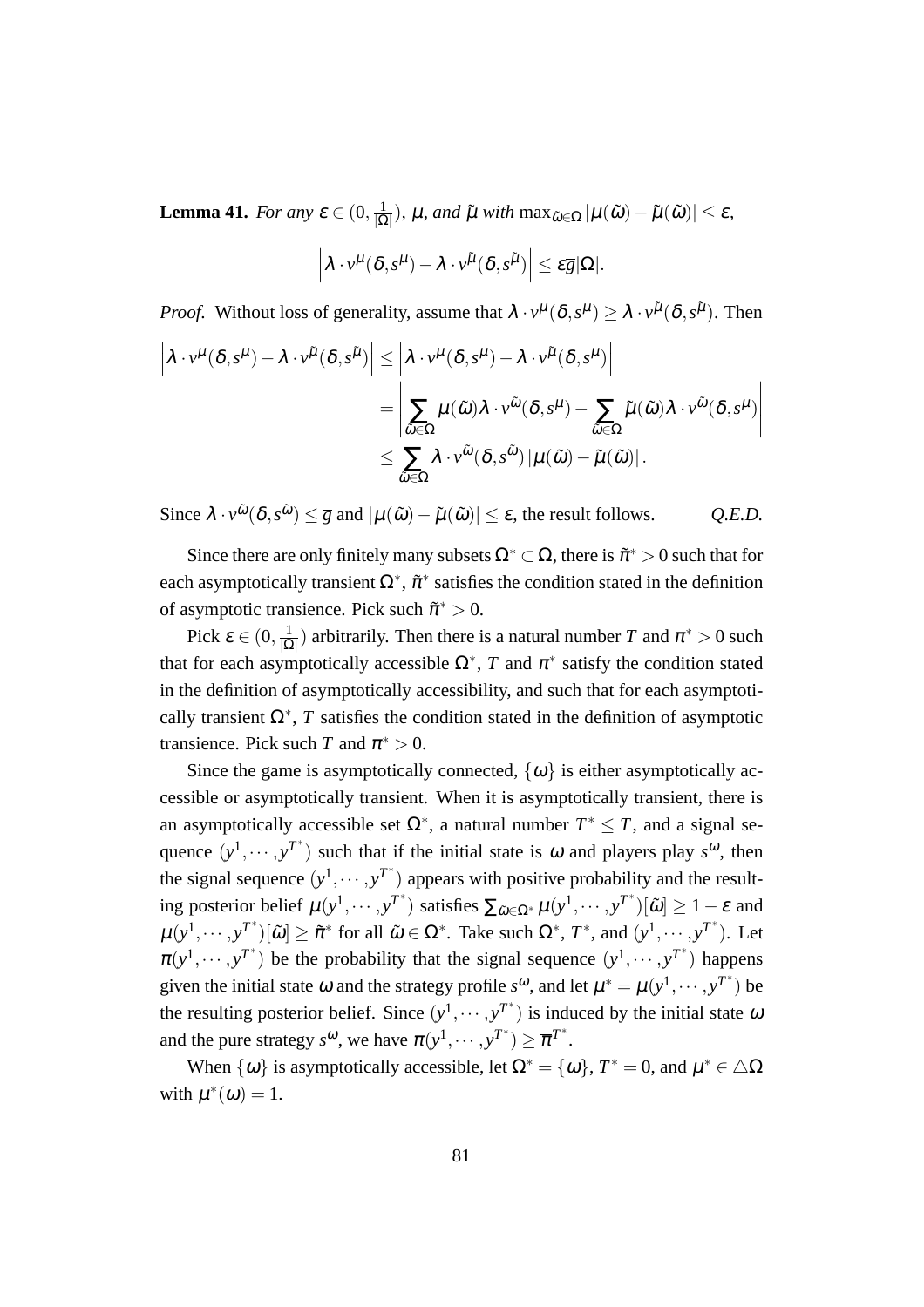**Lemma 41.** *For any* $\varepsilon \in (0, \frac{1}{|\Omega|})$*,* $\mu$*, and* $\tilde{\mu}$ *with* $\max_{\tilde{\omega}\in\Omega} |\mu(\tilde{\omega}) - \tilde{\mu}(\tilde{\omega})| \leq \varepsilon$*,*

$$\left| \lambda \cdot v^{\mu}(\delta, s^{\mu}) - \lambda \cdot v^{\tilde{\mu}}(\delta, s^{\tilde{\mu}}) \right| \leq \varepsilon \overline{g} |\Omega|.$$

*Proof.* Without loss of generality, assume that $\lambda \cdot v^{\mu}(\delta, s^{\mu}) \geq \lambda \cdot v^{\tilde{\mu}}(\delta, s^{\tilde{\mu}})$. Then

$$\begin{aligned}
\left| \lambda \cdot v^{\mu}(\delta, s^{\mu}) - \lambda \cdot v^{\tilde{\mu}}(\delta, s^{\tilde{\mu}}) \right| &\leq \left| \lambda \cdot v^{\mu}(\delta, s^{\mu}) - \lambda \cdot v^{\tilde{\mu}}(\delta, s^{\mu}) \right| \\
&= \left| \sum_{\tilde{\omega}\in\Omega} \mu(\tilde{\omega}) \lambda \cdot v^{\tilde{\omega}}(\delta, s^{\mu}) - \sum_{\tilde{\omega}\in\Omega} \tilde{\mu}(\tilde{\omega}) \lambda \cdot v^{\tilde{\omega}}(\delta, s^{\mu}) \right| \\
&\leq \sum_{\tilde{\omega}\in\Omega} \lambda \cdot v^{\tilde{\omega}}(\delta, s^{\tilde{\omega}}) \left| \mu(\tilde{\omega}) - \tilde{\mu}(\tilde{\omega}) \right|.
\end{aligned}$$

Since $\lambda \cdot v^{\tilde{\omega}}(\delta, s^{\tilde{\omega}}) \leq \overline{g}$ and $|\mu(\tilde{\omega}) - \tilde{\mu}(\tilde{\omega})| \leq \varepsilon$, the result follows. *Q.E.D.*

Since there are only finitely many subsets $\Omega^* \subset \Omega$, there is $\tilde{\pi}^* > 0$ such that for each asymptotically transient $\Omega^*$, $\tilde{\pi}^*$ satisfies the condition stated in the definition of asymptotic transience. Pick such $\tilde{\pi}^* > 0$.

Pick $\varepsilon \in (0, \frac{1}{|\Omega|})$ arbitrarily. Then there is a natural number $T$ and $\pi^* > 0$ such that for each asymptotically accessible $\Omega^*$, $T$ and $\pi^*$ satisfy the condition stated in the definition of asymptotically accessibility, and such that for each asymptotically transient $\Omega^*$, $T$ satisfies the condition stated in the definition of asymptotic transience. Pick such $T$ and $\pi^* > 0$.

Since the game is asymptotically connected, $\{\omega\}$ is either asymptotically accessible or asymptotically transient. When it is asymptotically transient, there is an asymptotically accessible set $\Omega^*$, a natural number $T^* \leq T$, and a signal sequence $(y^1, \cdots, y^{T^*})$ such that if the initial state is $\omega$ and players play $s^{\omega}$, then the signal sequence $(y^1, \cdots, y^{T^*})$ appears with positive probability and the resulting posterior belief $\mu(y^1, \cdots, y^{T^*})$ satisfies $\sum_{\tilde{\omega}\in\Omega^*} \mu(y^1, \cdots, y^{T^*})[\tilde{\omega}] \geq 1 - \varepsilon$ and $\mu(y^1, \cdots, y^{T^*})[\tilde{\omega}] \geq \tilde{\pi}^*$ for all $\tilde{\omega} \in \Omega^*$. Take such $\Omega^*$, $T^*$, and $(y^1, \cdots, y^{T^*})$. Let $\pi(y^1, \cdots, y^{T^*})$ be the probability that the signal sequence $(y^1, \cdots, y^{T^*})$ happens given the initial state $\omega$ and the strategy profile $s^{\omega}$, and let $\mu^* = \mu(y^1, \cdots, y^{T^*})$ be the resulting posterior belief. Since $(y^1, \cdots, y^{T^*})$ is induced by the initial state $\omega$ and the pure strategy $s^{\omega}$, we have $\pi(y^1, \cdots, y^{T^*}) \geq \overline{\pi}^{T^*}$.

When $\{\omega\}$ is asymptotically accessible, let $\Omega^* = \{\omega\}$, $T^* = 0$, and $\mu^* \in \triangle\Omega$ with $\mu^*(\omega) = 1$.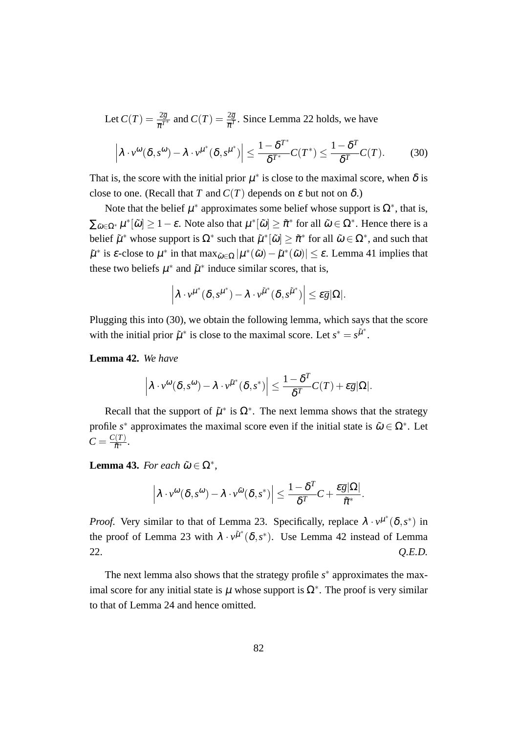Let $C(T) = \frac{2\overline{g}}{\overline{\pi}^{T^*}}$ and $C(T) = \frac{2\overline{g}}{\overline{\pi}^{T}}$. Since Lemma 22 holds, we have

$$\left|\lambda \cdot v^{\omega}(\delta, s^{\omega}) - \lambda \cdot v^{\mu^*}(\delta, s^{\mu^*})\right| \leq \frac{1-\delta^{T^*}}{\delta^{T^*}} C(T^*) \leq \frac{1-\delta^{T}}{\delta^{T}} C(T). \tag{30}$$

That is, the score with the initial prior $\mu^*$ is close to the maximal score, when $\delta$ is close to one. (Recall that $T$ and $C(T)$ depends on $\varepsilon$ but not on $\delta$.)

Note that the belief $\mu^*$ approximates some belief whose support is $\Omega^*$, that is, $\sum_{\tilde{\omega} \in \Omega^*} \mu^*[\tilde{\omega}] \geq 1 - \varepsilon$. Note also that $\mu^*[\tilde{\omega}] \geq \tilde{\pi}^*$ for all $\tilde{\omega} \in \Omega^*$. Hence there is a belief $\tilde{\mu}^*$ whose support is $\Omega^*$ such that $\tilde{\mu}^*[\tilde{\omega}] \geq \tilde{\pi}^*$ for all $\tilde{\omega} \in \Omega^*$, and such that $\tilde{\mu}^*$ is $\varepsilon$-close to $\mu^*$ in that $\max_{\tilde{\omega} \in \Omega} |\mu^*(\tilde{\omega}) - \tilde{\mu}^*(\tilde{\omega})| \leq \varepsilon$. Lemma 41 implies that these two beliefs $\mu^*$ and $\tilde{\mu}^*$ induce similar scores, that is,

$$\left|\lambda \cdot v^{\mu^*}(\delta, s^{\mu^*}) - \lambda \cdot v^{\tilde{\mu}^*}(\delta, s^{\tilde{\mu}^*})\right| \leq \varepsilon \overline{g} |\Omega|.$$

Plugging this into (30), we obtain the following lemma, which says that the score with the initial prior $\tilde{\mu}^*$ is close to the maximal score. Let $s^* = s^{\tilde{\mu}^*}$.

**Lemma 42.** *We have*

$$\left|\lambda \cdot v^{\omega}(\delta, s^{\omega}) - \lambda \cdot v^{\tilde{\mu}^*}(\delta, s^*)\right| \leq \frac{1-\delta^{T}}{\delta^{T}} C(T) + \varepsilon \overline{g} |\Omega|.$$

Recall that the support of $\tilde{\mu}^*$ is $\Omega^*$. The next lemma shows that the strategy profile $s^*$ approximates the maximal score even if the initial state is $\tilde{\omega} \in \Omega^*$. Let $C = \frac{C(T)}{\tilde{\pi}^*}$.

**Lemma 43.** *For each $\tilde{\omega} \in \Omega^*$,*

$$\left|\lambda \cdot v^{\omega}(\delta, s^{\omega}) - \lambda \cdot v^{\tilde{\omega}}(\delta, s^*)\right| \leq \frac{1-\delta^{T}}{\delta^{T}} C + \frac{\varepsilon \overline{g} |\Omega|}{\tilde{\pi}^*}.$$

*Proof.* Very similar to that of Lemma 23. Specifically, replace $\lambda \cdot v^{\mu^*}(\delta, s^*)$ in the proof of Lemma 23 with $\lambda \cdot v^{\tilde{\mu}^*}(\delta, s^*)$. Use Lemma 42 instead of Lemma 22. *Q.E.D.*

The next lemma also shows that the strategy profile $s^*$ approximates the maximal score for any initial state is $\mu$ whose support is $\Omega^*$. The proof is very similar to that of Lemma 24 and hence omitted.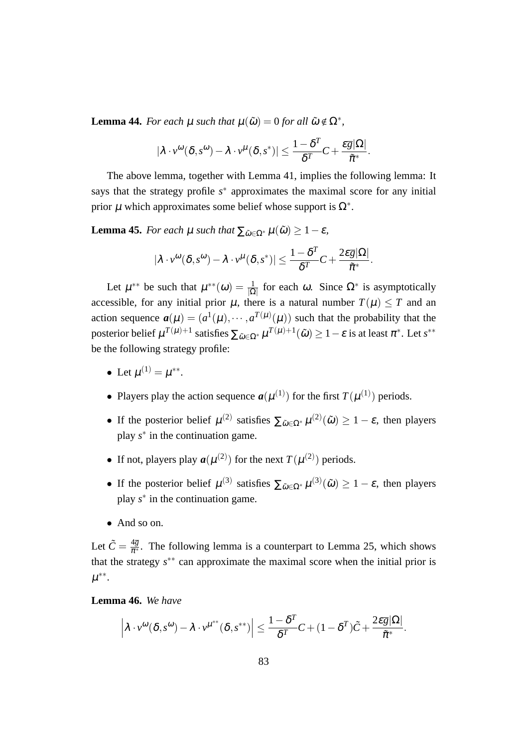**Lemma 44.** *For each $\mu$ such that $\mu(\tilde{\omega}) = 0$ for all $\tilde{\omega} \notin \Omega^*$,*

$$|\lambda \cdot v^{\omega}(\delta, s^{\omega}) - \lambda \cdot v^{\mu}(\delta, s^*)| \leq \frac{1-\delta^T}{\delta^T} C + \frac{\varepsilon \overline{g} |\Omega|}{\tilde{\pi}^*}.$$

The above lemma, together with Lemma 41, implies the following lemma: It says that the strategy profile $s^*$ approximates the maximal score for any initial prior $\mu$ which approximates some belief whose support is $\Omega^*$.

**Lemma 45.** *For each $\mu$ such that $\sum_{\tilde{\omega} \in \Omega^*} \mu(\tilde{\omega}) \geq 1 - \varepsilon$,*

$$|\lambda \cdot v^{\omega}(\delta, s^{\omega}) - \lambda \cdot v^{\mu}(\delta, s^*)| \leq \frac{1-\delta^T}{\delta^T} C + \frac{2\varepsilon \overline{g} |\Omega|}{\tilde{\pi}^*}.$$

Let $\mu^{**}$ be such that $\mu^{**}(\omega) = \frac{1}{|\Omega|}$ for each $\omega$. Since $\Omega^*$ is asymptotically accessible, for any initial prior $\mu$, there is a natural number $T(\mu) \leq T$ and an action sequence $\boldsymbol{a}(\mu) = (a^1(\mu), \cdots, a^{T(\mu)}(\mu))$ such that the probability that the posterior belief $\mu^{T(\mu)+1}$ satisfies $\sum_{\tilde{\omega} \in \Omega^*} \mu^{T(\mu)+1}(\tilde{\omega}) \geq 1 - \varepsilon$ is at least $\pi^*$. Let $s^{**}$ be the following strategy profile:

- Let $\mu^{(1)} = \mu^{**}$.
- Players play the action sequence $\boldsymbol{a}(\mu^{(1)})$ for the first $T(\mu^{(1)})$ periods.
- If the posterior belief $\mu^{(2)}$ satisfies $\sum_{\tilde{\omega} \in \Omega^*} \mu^{(2)}(\tilde{\omega}) \geq 1 - \varepsilon$, then players play $s^*$ in the continuation game.
- If not, players play $\boldsymbol{a}(\mu^{(2)})$ for the next $T(\mu^{(2)})$ periods.
- If the posterior belief $\mu^{(3)}$ satisfies $\sum_{\tilde{\omega} \in \Omega^*} \mu^{(3)}(\tilde{\omega}) \geq 1 - \varepsilon$, then players play $s^*$ in the continuation game.
- And so on.

Let $\tilde{C} = \frac{4\overline{g}}{\pi^*}$. The following lemma is a counterpart to Lemma 25, which shows that the strategy $s^{**}$ can approximate the maximal score when the initial prior is $\mu^{**}$.

**Lemma 46.** *We have*

$$\left| \lambda \cdot v^{\omega}(\delta, s^{\omega}) - \lambda \cdot v^{\mu^{**}}(\delta, s^{**}) \right| \leq \frac{1-\delta^T}{\delta^T} C + (1-\delta^T)\tilde{C} + \frac{2\varepsilon \overline{g} |\Omega|}{\tilde{\pi}^*}.$$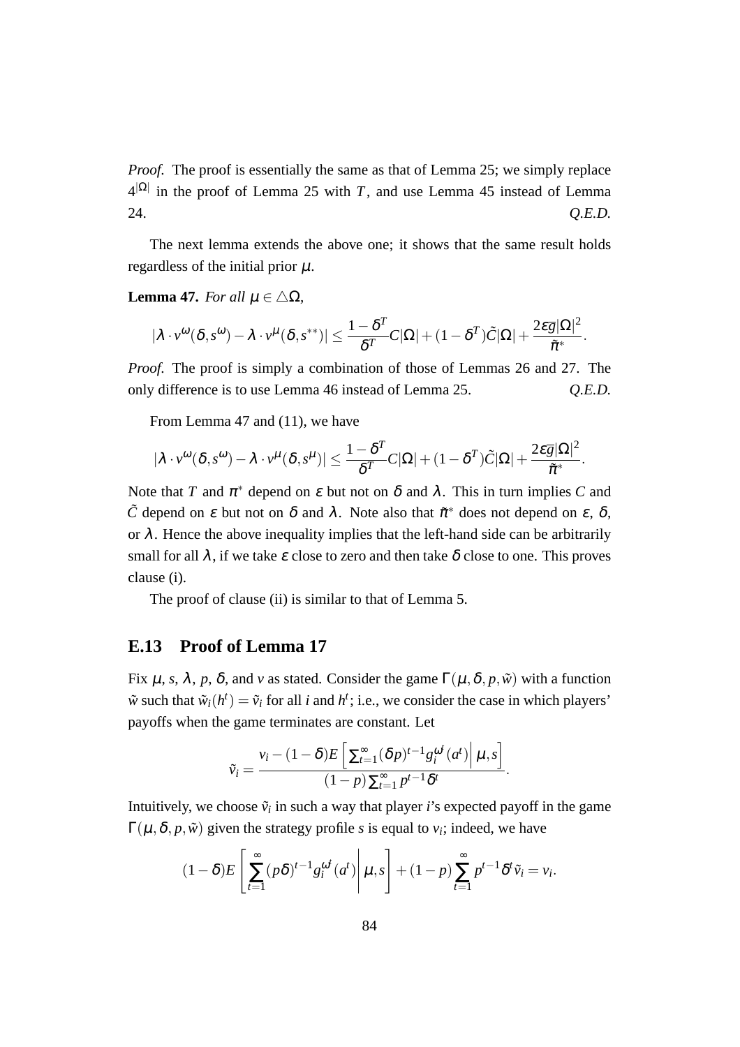*Proof.* The proof is essentially the same as that of Lemma 25; we simply replace $4^{|\Omega|}$ in the proof of Lemma 25 with $T$, and use Lemma 45 instead of Lemma 24. *Q.E.D.*

The next lemma extends the above one; it shows that the same result holds regardless of the initial prior $\mu$.

**Lemma 47.** *For all $\mu \in \triangle\Omega$,*

$$|\lambda \cdot v^{\omega}(\delta, s^{\omega}) - \lambda \cdot v^{\mu}(\delta, s^{**})| \leq \frac{1-\delta^T}{\delta^T} C|\Omega| + (1-\delta^T)\tilde{C}|\Omega| + \frac{2\varepsilon\overline{g}|\Omega|^2}{\tilde{\pi}^*}.$$

*Proof.* The proof is simply a combination of those of Lemmas 26 and 27. The only difference is to use Lemma 46 instead of Lemma 25. *Q.E.D.*

From Lemma 47 and (11), we have

$$|\lambda \cdot v^{\omega}(\delta, s^{\omega}) - \lambda \cdot v^{\mu}(\delta, s^{\mu})| \leq \frac{1-\delta^T}{\delta^T} C|\Omega| + (1-\delta^T)\tilde{C}|\Omega| + \frac{2\varepsilon\overline{g}|\Omega|^2}{\tilde{\pi}^*}.$$

Note that $T$ and $\pi^*$ depend on $\varepsilon$ but not on $\delta$ and $\lambda$. This in turn implies $C$ and $\tilde{C}$ depend on $\varepsilon$ but not on $\delta$ and $\lambda$. Note also that $\tilde{\pi}^*$ does not depend on $\varepsilon$, $\delta$, or $\lambda$. Hence the above inequality implies that the left-hand side can be arbitrarily small for all $\lambda$, if we take $\varepsilon$ close to zero and then take $\delta$ close to one. This proves clause (i).

The proof of clause (ii) is similar to that of Lemma 5.

## E.13 Proof of Lemma 17

Fix $\mu$, $s$, $\lambda$, $p$, $\delta$, and $v$ as stated. Consider the game $\Gamma(\mu, \delta, p, \tilde{w})$ with a function $\tilde{w}$ such that $\tilde{w}_i(h^t) = \tilde{v}_i$ for all $i$ and $h^t$; i.e., we consider the case in which players' payoffs when the game terminates are constant. Let

$$\tilde{v}_i = \frac{v_i - (1-\delta)E\left[\sum_{t=1}^{\infty}(\delta p)^{t-1} g_i^{\omega^t}(a^t) \middle| \mu, s\right]}{(1-p)\sum_{t=1}^{\infty} p^{t-1}\delta^t}.$$

Intuitively, we choose $\tilde{v}_i$ in such a way that player $i$'s expected payoff in the game $\Gamma(\mu, \delta, p, \tilde{w})$ given the strategy profile $s$ is equal to $v_i$; indeed, we have

$$(1-\delta)E\left[\sum_{t=1}^{\infty}(p\delta)^{t-1} g_i^{\omega^t}(a^t) \middle| \mu, s\right] + (1-p)\sum_{t=1}^{\infty} p^{t-1}\delta^t \tilde{v}_i = v_i.$$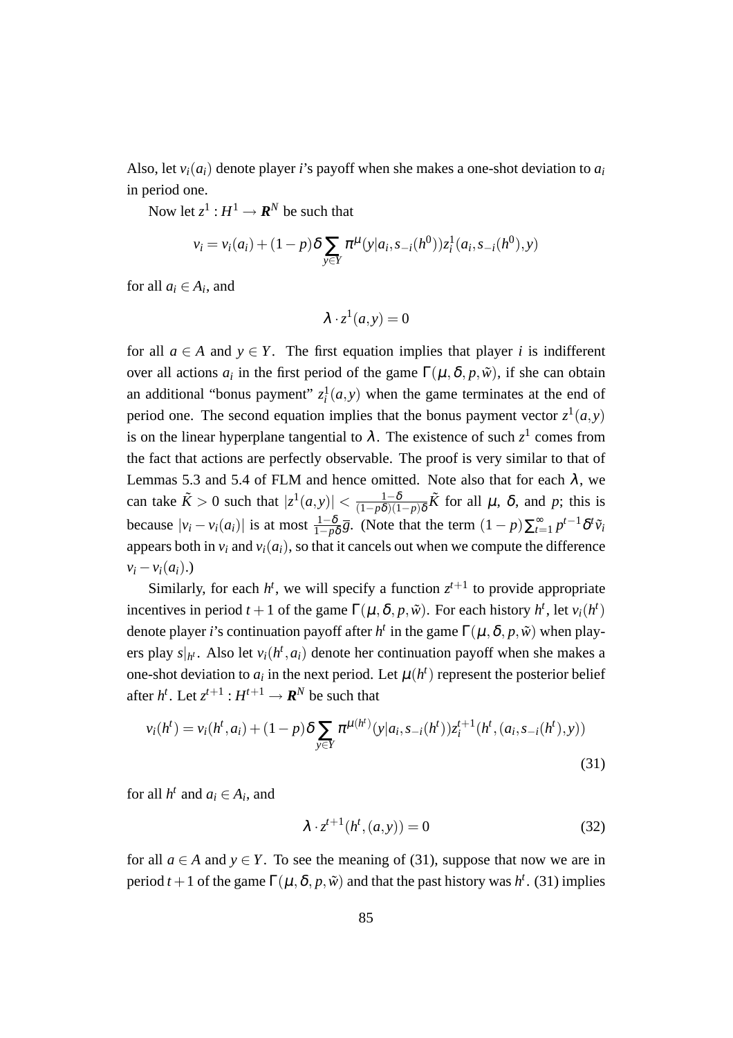Also, let $v_i(a_i)$ denote player $i$'s payoff when she makes a one-shot deviation to $a_i$ in period one.

Now let $z^1 : H^1 \to \boldsymbol{R}^N$ be such that

$$v_i = v_i(a_i) + (1-p)\delta \sum_{y \in Y} \pi^{\mu}(y|a_i, s_{-i}(h^0)) z_i^1(a_i, s_{-i}(h^0), y)$$

for all $a_i \in A_i$, and

$$\lambda \cdot z^1(a,y) = 0$$

for all $a \in A$ and $y \in Y$. The first equation implies that player $i$ is indifferent over all actions $a_i$ in the first period of the game $\Gamma(\mu, \delta, p, \tilde{w})$, if she can obtain an additional "bonus payment" $z_i^1(a,y)$ when the game terminates at the end of period one. The second equation implies that the bonus payment vector $z^1(a,y)$ is on the linear hyperplane tangential to $\lambda$. The existence of such $z^1$ comes from the fact that actions are perfectly observable. The proof is very similar to that of Lemmas 5.3 and 5.4 of FLM and hence omitted. Note also that for each $\lambda$, we can take $\tilde{K} > 0$ such that $|z^1(a,y)| < \frac{1-\delta}{(1-p\delta)(1-p)\delta}\tilde{K}$ for all $\mu$, $\delta$, and $p$; this is because $|v_i - v_i(a_i)|$ is at most $\frac{1-\delta}{1-p\delta}\overline{g}$. (Note that the term $(1-p)\sum_{t=1}^{\infty} p^{t-1}\delta^t \tilde{v}_i$ appears both in $v_i$ and $v_i(a_i)$, so that it cancels out when we compute the difference $v_i - v_i(a_i)$.)

Similarly, for each $h^t$, we will specify a function $z^{t+1}$ to provide appropriate incentives in period $t+1$ of the game $\Gamma(\mu, \delta, p, \tilde{w})$. For each history $h^t$, let $v_i(h^t)$ denote player $i$'s continuation payoff after $h^t$ in the game $\Gamma(\mu, \delta, p, \tilde{w})$ when players play $s|_{h^t}$. Also let $v_i(h^t, a_i)$ denote her continuation payoff when she makes a one-shot deviation to $a_i$ in the next period. Let $\mu(h^t)$ represent the posterior belief after $h^t$. Let $z^{t+1} : H^{t+1} \to \boldsymbol{R}^N$ be such that

$$v_i(h^t) = v_i(h^t, a_i) + (1-p)\delta \sum_{y \in Y} \pi^{\mu(h^t)}(y|a_i, s_{-i}(h^t)) z_i^{t+1}(h^t, (a_i, s_{-i}(h^t), y)) \tag{31}$$

for all $h^t$ and $a_i \in A_i$, and

$$\lambda \cdot z^{t+1}(h^t, (a,y)) = 0 \tag{32}$$

for all $a \in A$ and $y \in Y$. To see the meaning of (31), suppose that now we are in period $t+1$ of the game $\Gamma(\mu, \delta, p, \tilde{w})$ and that the past history was $h^t$. (31) implies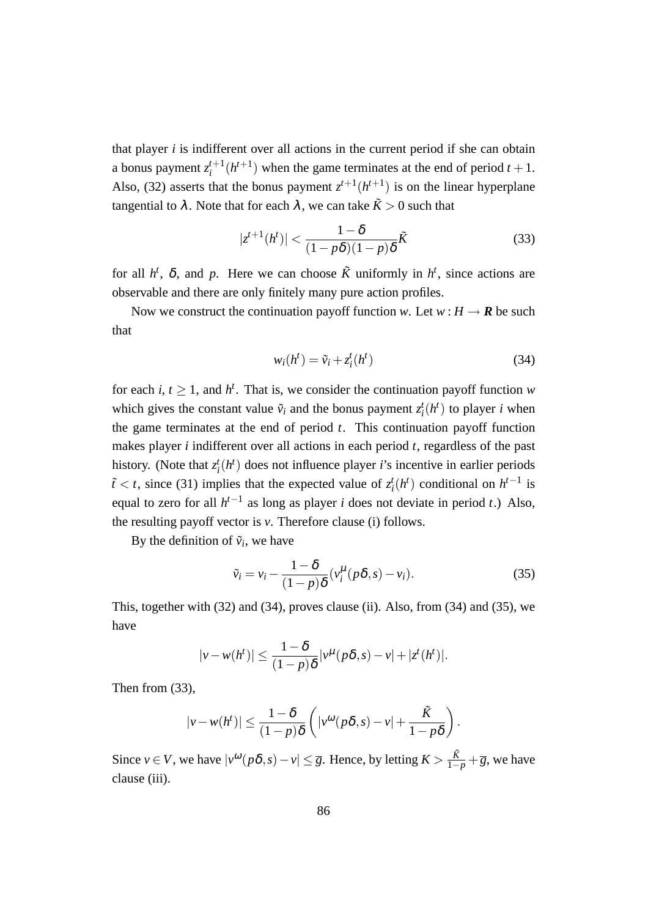that player $i$ is indifferent over all actions in the current period if she can obtain a bonus payment $z_i^{t+1}(h^{t+1})$ when the game terminates at the end of period $t+1$. Also, (32) asserts that the bonus payment $z^{t+1}(h^{t+1})$ is on the linear hyperplane tangential to $\lambda$. Note that for each $\lambda$, we can take $\tilde{K} > 0$ such that

$$|z^{t+1}(h^t)| < \frac{1-\delta}{(1-p\delta)(1-p)\delta}\tilde{K} \tag{33}$$

for all $h^t$, $\delta$, and $p$. Here we can choose $\tilde{K}$ uniformly in $h^t$, since actions are observable and there are only finitely many pure action profiles.

Now we construct the continuation payoff function $w$. Let $w : H \to \boldsymbol{R}$ be such that

$$w_i(h^t) = \tilde{v}_i + z_i^t(h^t) \tag{34}$$

for each $i$, $t \geq 1$, and $h^t$. That is, we consider the continuation payoff function $w$ which gives the constant value $\tilde{v}_i$ and the bonus payment $z_i^t(h^t)$ to player $i$ when the game terminates at the end of period $t$. This continuation payoff function makes player $i$ indifferent over all actions in each period $t$, regardless of the past history. (Note that $z_i^t(h^t)$ does not influence player $i$'s incentive in earlier periods $\tilde{t} < t$, since (31) implies that the expected value of $z_i^t(h^t)$ conditional on $h^{t-1}$ is equal to zero for all $h^{t-1}$ as long as player $i$ does not deviate in period $t$.) Also, the resulting payoff vector is $v$. Therefore clause (i) follows.

By the definition of $\tilde{v}_i$, we have

$$\tilde{v}_i = v_i - \frac{1-\delta}{(1-p)\delta}(v_i^{\mu}(p\delta, s) - v_i). \tag{35}$$

This, together with (32) and (34), proves clause (ii). Also, from (34) and (35), we have

$$|v - w(h^t)| \leq \frac{1-\delta}{(1-p)\delta}|v^{\mu}(p\delta, s) - v| + |z^t(h^t)|.$$

Then from (33),

$$|v - w(h^t)| \leq \frac{1-\delta}{(1-p)\delta}\left(|v^{\omega}(p\delta, s) - v| + \frac{\tilde{K}}{1-p\delta}\right).$$

Since $v \in V$, we have $|v^{\omega}(p\delta, s) - v| \leq \overline{g}$. Hence, by letting $K > \frac{\tilde{K}}{1-p} + \overline{g}$, we have clause (iii).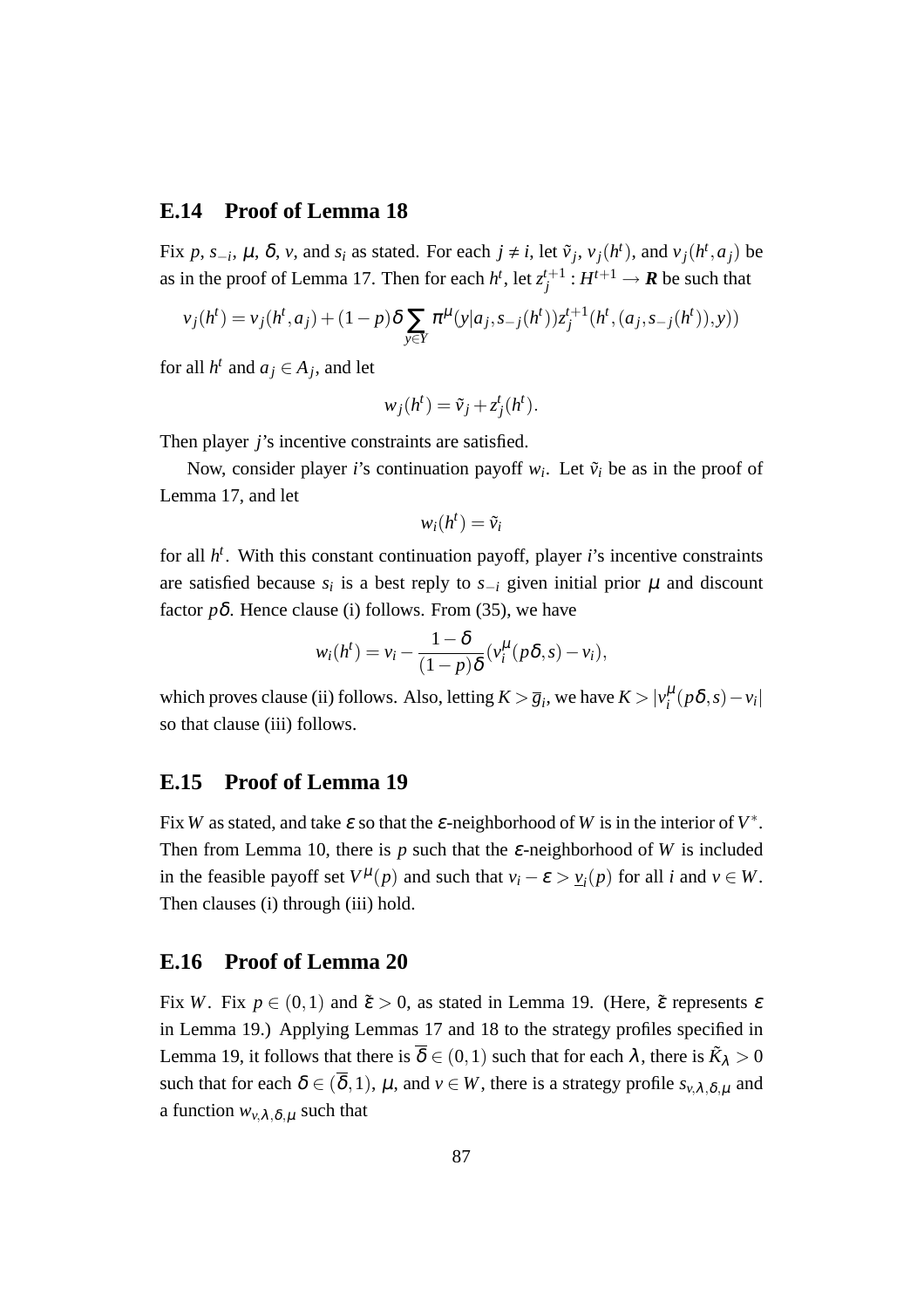## E.14 Proof of Lemma 18

Fix $p$, $s_{-i}$, $\mu$, $\delta$, $v$, and $s_i$ as stated. For each $j \neq i$, let $\tilde{v}_j$, $v_j(h^t)$, and $v_j(h^t, a_j)$ be as in the proof of Lemma 17. Then for each $h^t$, let $z_j^{t+1} : H^{t+1} \to \boldsymbol{R}$ be such that

$$v_j(h^t) = v_j(h^t, a_j) + (1-p)\delta \sum_{y \in Y} \pi^\mu(y|a_j, s_{-j}(h^t)) z_j^{t+1}(h^t, (a_j, s_{-j}(h^t)), y))$$

for all $h^t$ and $a_j \in A_j$, and let

$$w_j(h^t) = \tilde{v}_j + z_j^t(h^t).$$

Then player $j$'s incentive constraints are satisfied.

Now, consider player $i$'s continuation payoff $w_i$. Let $\tilde{v}_i$ be as in the proof of Lemma 17, and let

$$w_i(h^t) = \tilde{v}_i$$

for all $h^t$. With this constant continuation payoff, player $i$'s incentive constraints are satisfied because $s_i$ is a best reply to $s_{-i}$ given initial prior $\mu$ and discount factor $p\delta$. Hence clause (i) follows. From (35), we have

$$w_i(h^t) = v_i - \frac{1-\delta}{(1-p)\delta}(v_i^\mu(p\delta, s) - v_i),$$

which proves clause (ii) follows. Also, letting $K > \overline{g}_i$, we have $K > |v_i^\mu(p\delta, s) - v_i|$ so that clause (iii) follows.

## E.15 Proof of Lemma 19

Fix $W$ as stated, and take $\varepsilon$ so that the $\varepsilon$-neighborhood of $W$ is in the interior of $V^*$. Then from Lemma 10, there is $p$ such that the $\varepsilon$-neighborhood of $W$ is included in the feasible payoff set $V^\mu(p)$ and such that $v_i - \varepsilon > \underline{v}_i(p)$ for all $i$ and $v \in W$. Then clauses (i) through (iii) hold.

## E.16 Proof of Lemma 20

Fix $W$. Fix $p \in (0,1)$ and $\tilde{\varepsilon} > 0$, as stated in Lemma 19. (Here, $\tilde{\varepsilon}$ represents $\varepsilon$ in Lemma 19.) Applying Lemmas 17 and 18 to the strategy profiles specified in Lemma 19, it follows that there is $\overline{\delta} \in (0,1)$ such that for each $\lambda$, there is $\tilde{K}_\lambda > 0$ such that for each $\delta \in (\overline{\delta}, 1)$, $\mu$, and $v \in W$, there is a strategy profile $s_{v,\lambda,\delta,\mu}$ and a function $w_{v,\lambda,\delta,\mu}$ such that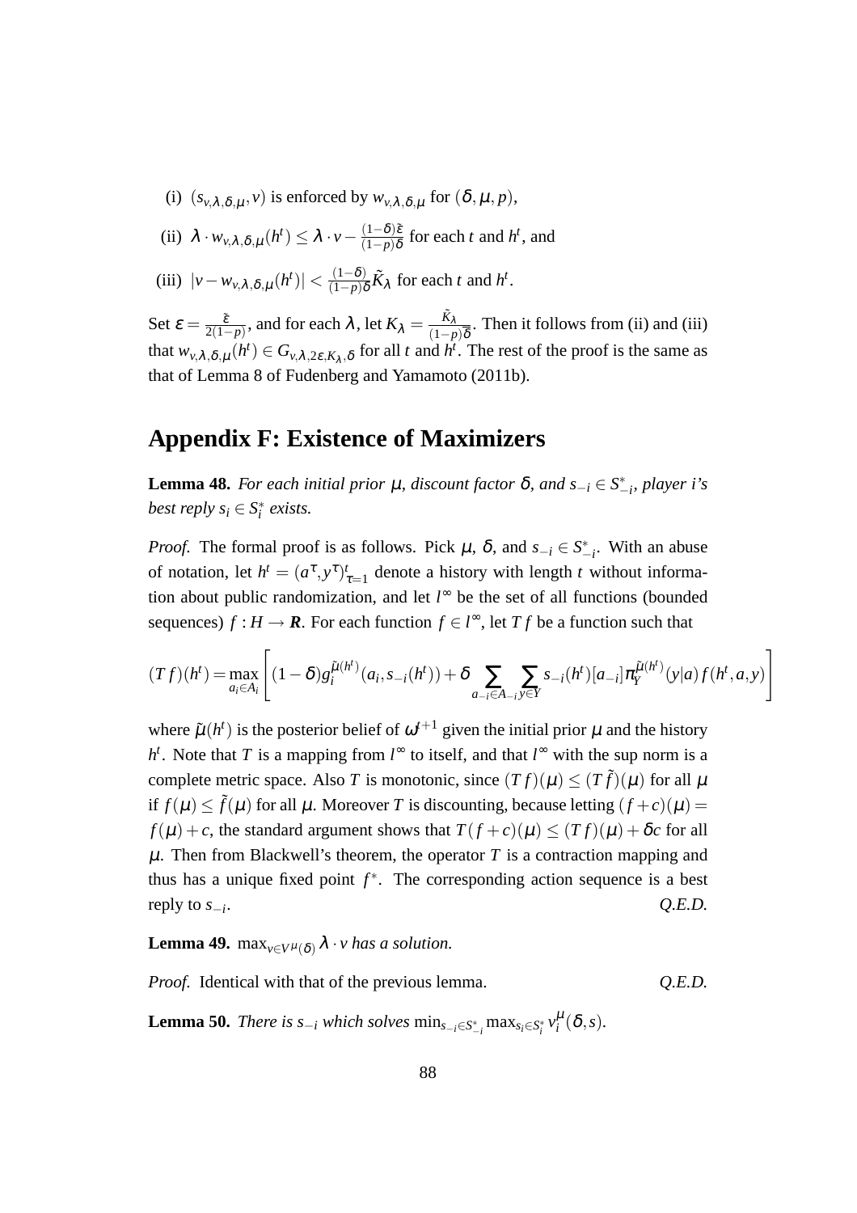(i) $(s_{v,\lambda,\delta,\mu}, v)$ is enforced by $w_{v,\lambda,\delta,\mu}$ for $(\delta, \mu, p)$,

(ii) $\lambda \cdot w_{v,\lambda,\delta,\mu}(h^t) \leq \lambda \cdot v - \frac{(1-\delta)\tilde{\varepsilon}}{(1-p)\delta}$ for each $t$ and $h^t$, and

(iii) $|v - w_{v,\lambda,\delta,\mu}(h^t)| < \frac{(1-\delta)}{(1-p)\delta}\tilde{K}_\lambda$ for each $t$ and $h^t$.

Set $\varepsilon = \frac{\tilde{\varepsilon}}{2(1-p)}$, and for each $\lambda$, let $K_\lambda = \frac{\tilde{K}_\lambda}{(1-p)\overline{\delta}}$. Then it follows from (ii) and (iii) that $w_{v,\lambda,\delta,\mu}(h^t) \in G_{v,\lambda,2\varepsilon,K_\lambda,\delta}$ for all $t$ and $h^t$. The rest of the proof is the same as that of Lemma 8 of Fudenberg and Yamamoto (2011b).

# Appendix F: Existence of Maximizers

**Lemma 48.** *For each initial prior $\mu$, discount factor $\delta$, and $s_{-i} \in S_{-i}^*$, player i's best reply $s_i \in S_i^*$ exists.*

*Proof.* The formal proof is as follows. Pick $\mu$, $\delta$, and $s_{-i} \in S_{-i}^*$. With an abuse of notation, let $h^t = (a^\tau, y^\tau)_{\tau=1}^t$ denote a history with length $t$ without information about public randomization, and let $l^\infty$ be the set of all functions (bounded sequences) $f : H \to \boldsymbol{R}$. For each function $f \in l^\infty$, let $Tf$ be a function such that

$$(Tf)(h^t) = \max_{a_i \in A_i} \left[ (1-\delta) g_i^{\tilde{\mu}(h^t)}(a_i, s_{-i}(h^t)) + \delta \sum_{a_{-i} \in A_{-i}} \sum_{y \in Y} s_{-i}(h^t)[a_{-i}] \pi_Y^{\tilde{\mu}(h^t)}(y|a) f(h^t, a, y) \right]$$

where $\tilde{\mu}(h^t)$ is the posterior belief of $\omega^{t+1}$ given the initial prior $\mu$ and the history $h^t$. Note that $T$ is a mapping from $l^\infty$ to itself, and that $l^\infty$ with the sup norm is a complete metric space. Also $T$ is monotonic, since $(Tf)(\mu) \leq (T\tilde{f})(\mu)$ for all $\mu$ if $f(\mu) \leq \tilde{f}(\mu)$ for all $\mu$. Moreover $T$ is discounting, because letting $(f+c)(\mu) = f(\mu) + c$, the standard argument shows that $T(f+c)(\mu) \leq (Tf)(\mu) + \delta c$ for all $\mu$. Then from Blackwell's theorem, the operator $T$ is a contraction mapping and thus has a unique fixed point $f^*$. The corresponding action sequence is a best reply to $s_{-i}$. *Q.E.D.*

**Lemma 49.** $\max_{v \in V^\mu(\delta)} \lambda \cdot v$ *has a solution.*

*Proof.* Identical with that of the previous lemma. *Q.E.D.*

**Lemma 50.** *There is $s_{-i}$ which solves* $\min_{s_{-i} \in S_{-i}^*} \max_{s_i \in S_i^*} v_i^\mu(\delta, s)$.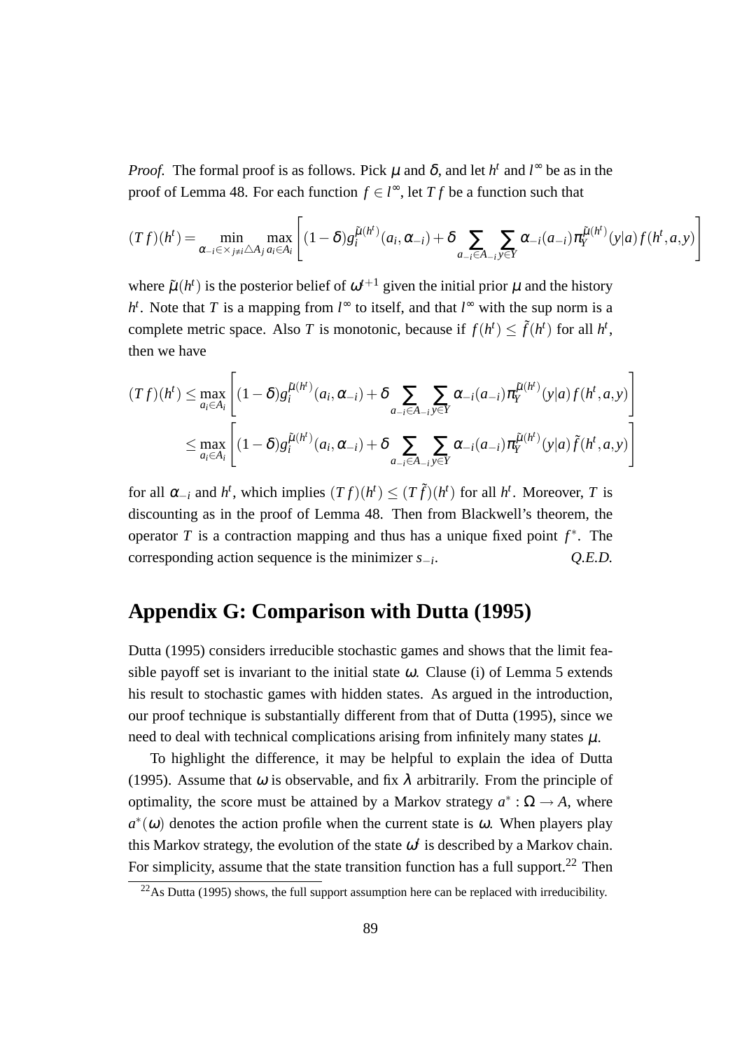*Proof.* The formal proof is as follows. Pick $\mu$ and $\delta$, and let $h^t$ and $l^\infty$ be as in the proof of Lemma 48. For each function $f \in l^\infty$, let $Tf$ be a function such that

$$(Tf)(h^t) = \min_{\alpha_{-i} \in \times_{j \neq i} \triangle A_j} \max_{a_i \in A_i} \left[ (1-\delta) g_i^{\tilde{\mu}(h^t)}(a_i, \alpha_{-i}) + \delta \sum_{a_{-i} \in A_{-i}} \sum_{y \in Y} \alpha_{-i}(a_{-i}) \pi_Y^{\tilde{\mu}(h^t)}(y|a) f(h^t, a, y) \right]$$

where $\tilde{\mu}(h^t)$ is the posterior belief of $\omega^{t+1}$ given the initial prior $\mu$ and the history $h^t$. Note that $T$ is a mapping from $l^\infty$ to itself, and that $l^\infty$ with the sup norm is a complete metric space. Also $T$ is monotonic, because if $f(h^t) \leq \tilde{f}(h^t)$ for all $h^t$, then we have

$$\begin{aligned}(Tf)(h^t) &\leq \max_{a_i \in A_i} \left[ (1-\delta) g_i^{\tilde{\mu}(h^t)}(a_i, \alpha_{-i}) + \delta \sum_{a_{-i} \in A_{-i}} \sum_{y \in Y} \alpha_{-i}(a_{-i}) \pi_Y^{\tilde{\mu}(h^t)}(y|a) f(h^t, a, y) \right] \\ &\leq \max_{a_i \in A_i} \left[ (1-\delta) g_i^{\tilde{\mu}(h^t)}(a_i, \alpha_{-i}) + \delta \sum_{a_{-i} \in A_{-i}} \sum_{y \in Y} \alpha_{-i}(a_{-i}) \pi_Y^{\tilde{\mu}(h^t)}(y|a) \tilde{f}(h^t, a, y) \right]\end{aligned}$$

for all $\alpha_{-i}$ and $h^t$, which implies $(Tf)(h^t) \leq (T\tilde{f})(h^t)$ for all $h^t$. Moreover, $T$ is discounting as in the proof of Lemma 48. Then from Blackwell's theorem, the operator $T$ is a contraction mapping and thus has a unique fixed point $f^*$. The corresponding action sequence is the minimizer $s_{-i}$. *Q.E.D.*

## Appendix G: Comparison with Dutta (1995)

Dutta (1995) considers irreducible stochastic games and shows that the limit feasible payoff set is invariant to the initial state $\omega$. Clause (i) of Lemma 5 extends his result to stochastic games with hidden states. As argued in the introduction, our proof technique is substantially different from that of Dutta (1995), since we need to deal with technical complications arising from infinitely many states $\mu$.

To highlight the difference, it may be helpful to explain the idea of Dutta (1995). Assume that $\omega$ is observable, and fix $\lambda$ arbitrarily. From the principle of optimality, the score must be attained by a Markov strategy $a^* : \Omega \rightarrow A$, where $a^*(\omega)$ denotes the action profile when the current state is $\omega$. When players play this Markov strategy, the evolution of the state $\omega^t$ is described by a Markov chain. For simplicity, assume that the state transition function has a full support.[22] Then

[22] As Dutta (1995) shows, the full support assumption here can be replaced with irreducibility.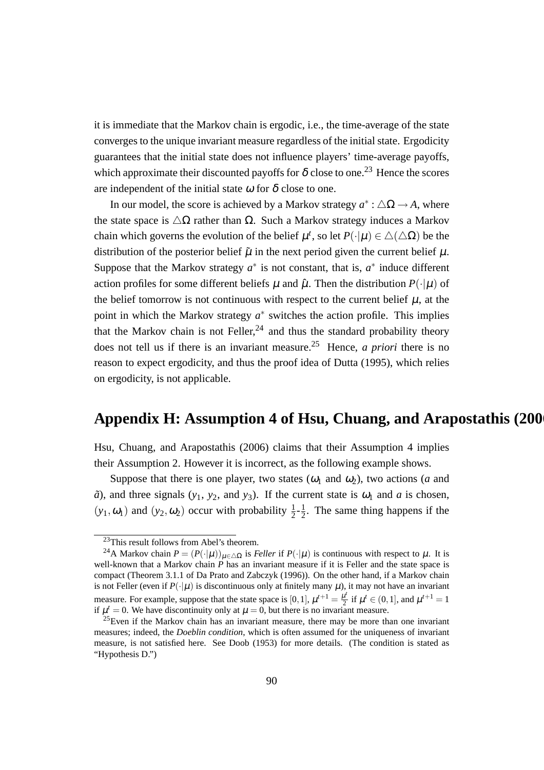it is immediate that the Markov chain is ergodic, i.e., the time-average of the state converges to the unique invariant measure regardless of the initial state. Ergodicity guarantees that the initial state does not influence players' time-average payoffs, which approximate their discounted payoffs for $\delta$ close to one.[23] Hence the scores are independent of the initial state $\omega$ for $\delta$ close to one.

In our model, the score is achieved by a Markov strategy $a^* : \triangle\Omega \to A$, where the state space is $\triangle\Omega$ rather than $\Omega$. Such a Markov strategy induces a Markov chain which governs the evolution of the belief $\mu^t$, so let $P(\cdot|\mu) \in \triangle(\triangle\Omega)$ be the distribution of the posterior belief $\tilde{\mu}$ in the next period given the current belief $\mu$. Suppose that the Markov strategy $a^*$ is not constant, that is, $a^*$ induce different action profiles for some different beliefs $\mu$ and $\hat{\mu}$. Then the distribution $P(\cdot|\mu)$ of the belief tomorrow is not continuous with respect to the current belief $\mu$, at the point in which the Markov strategy $a^*$ switches the action profile. This implies that the Markov chain is not Feller,[24] and thus the standard probability theory does not tell us if there is an invariant measure.[25] Hence, *a priori* there is no reason to expect ergodicity, and thus the proof idea of Dutta (1995), which relies on ergodicity, is not applicable.

# Appendix H: Assumption 4 of Hsu, Chuang, and Arapostathis (2006)

Hsu, Chuang, and Arapostathis (2006) claims that their Assumption 4 implies their Assumption 2. However it is incorrect, as the following example shows.

Suppose that there is one player, two states ($\omega_1$ and $\omega_2$), two actions ($a$ and $\tilde{a}$), and three signals ($y_1$, $y_2$, and $y_3$). If the current state is $\omega_1$ and $a$ is chosen, $(y_1, \omega_1)$ and $(y_2, \omega_2)$ occur with probability $\frac{1}{2}$-$\frac{1}{2}$. The same thing happens if the

---

[23] This result follows from Abel's theorem.

[24] A Markov chain $P = (P(\cdot|\mu))_{\mu\in\triangle\Omega}$ is *Feller* if $P(\cdot|\mu)$ is continuous with respect to $\mu$. It is well-known that a Markov chain $P$ has an invariant measure if it is Feller and the state space is compact (Theorem 3.1.1 of Da Prato and Zabczyk (1996)). On the other hand, if a Markov chain is not Feller (even if $P(\cdot|\mu)$ is discontinuous only at finitely many $\mu$), it may not have an invariant measure. For example, suppose that the state space is $[0,1]$, $\mu^{t+1} = \frac{\mu^t}{2}$ if $\mu^t \in (0,1]$, and $\mu^{t+1} = 1$ if $\mu^t = 0$. We have discontinuity only at $\mu = 0$, but there is no invariant measure.

[25] Even if the Markov chain has an invariant measure, there may be more than one invariant measures; indeed, the *Doeblin condition*, which is often assumed for the uniqueness of invariant measure, is not satisfied here. See Doob (1953) for more details. (The condition is stated as "Hypothesis D.")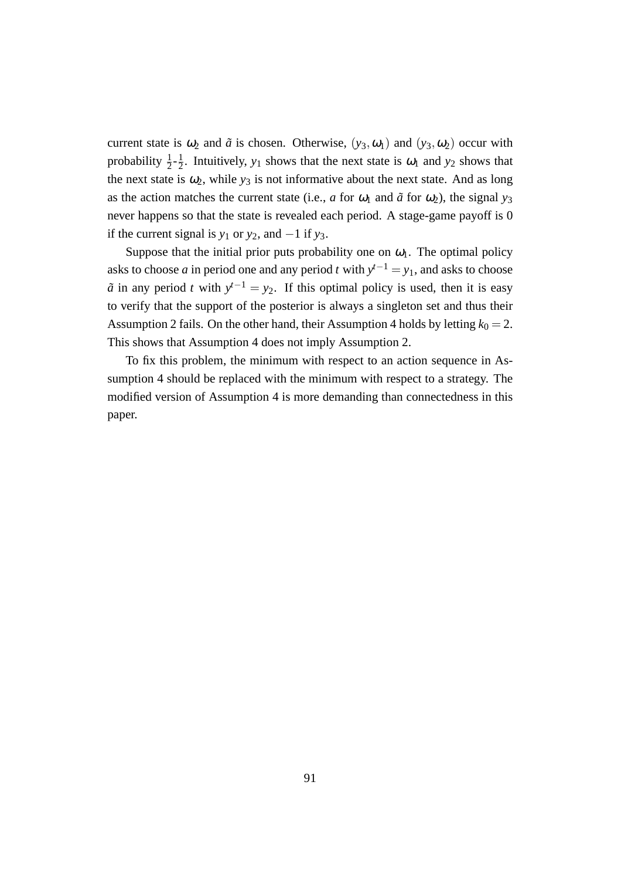current state is $\omega_2$ and $\tilde{a}$ is chosen. Otherwise, $(y_3, \omega_1)$ and $(y_3, \omega_2)$ occur with probability $\frac{1}{2}$-$\frac{1}{2}$. Intuitively, $y_1$ shows that the next state is $\omega_1$ and $y_2$ shows that the next state is $\omega_2$, while $y_3$ is not informative about the next state. And as long as the action matches the current state (i.e., $a$ for $\omega_1$ and $\tilde{a}$ for $\omega_2$), the signal $y_3$ never happens so that the state is revealed each period. A stage-game payoff is 0 if the current signal is $y_1$ or $y_2$, and $-1$ if $y_3$.

Suppose that the initial prior puts probability one on $\omega_1$. The optimal policy asks to choose $a$ in period one and any period $t$ with $y^{t-1} = y_1$, and asks to choose $\tilde{a}$ in any period $t$ with $y^{t-1} = y_2$. If this optimal policy is used, then it is easy to verify that the support of the posterior is always a singleton set and thus their Assumption 2 fails. On the other hand, their Assumption 4 holds by letting $k_0 = 2$. This shows that Assumption 4 does not imply Assumption 2.

To fix this problem, the minimum with respect to an action sequence in Assumption 4 should be replaced with the minimum with respect to a strategy. The modified version of Assumption 4 is more demanding than connectedness in this paper.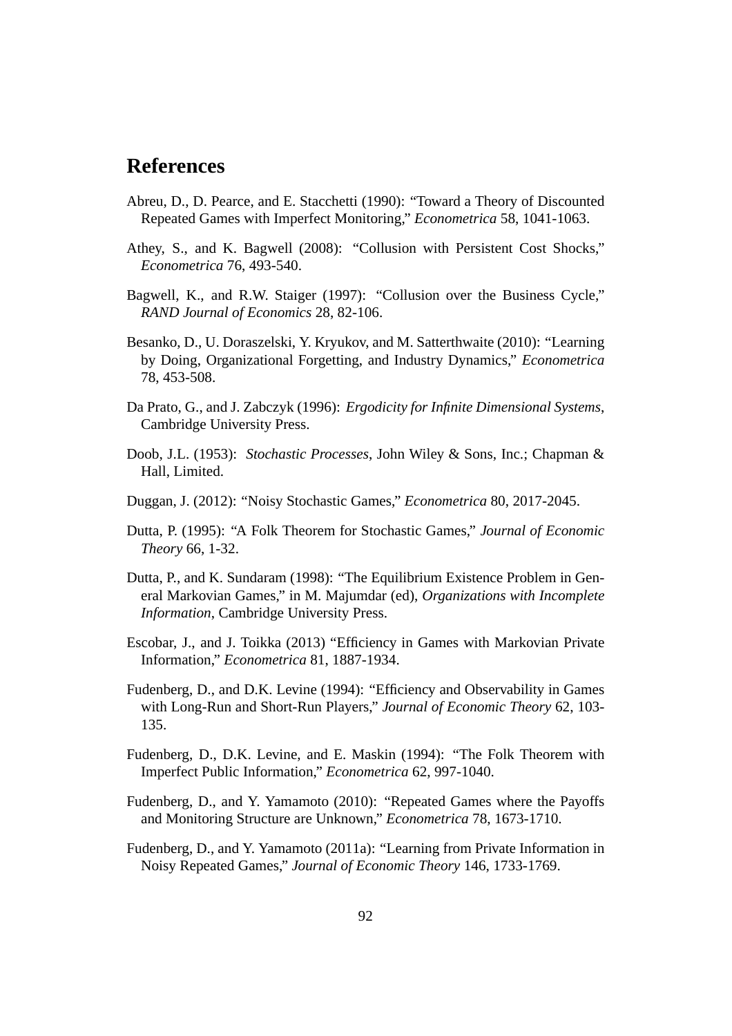# References

Abreu, D., D. Pearce, and E. Stacchetti (1990): "Toward a Theory of Discounted Repeated Games with Imperfect Monitoring," *Econometrica* 58, 1041-1063.

Athey, S., and K. Bagwell (2008): "Collusion with Persistent Cost Shocks," *Econometrica* 76, 493-540.

Bagwell, K., and R.W. Staiger (1997): "Collusion over the Business Cycle," *RAND Journal of Economics* 28, 82-106.

Besanko, D., U. Doraszelski, Y. Kryukov, and M. Satterthwaite (2010): "Learning by Doing, Organizational Forgetting, and Industry Dynamics," *Econometrica* 78, 453-508.

Da Prato, G., and J. Zabczyk (1996): *Ergodicity for Infinite Dimensional Systems*, Cambridge University Press.

Doob, J.L. (1953): *Stochastic Processes*, John Wiley & Sons, Inc.; Chapman & Hall, Limited.

Duggan, J. (2012): "Noisy Stochastic Games," *Econometrica* 80, 2017-2045.

Dutta, P. (1995): "A Folk Theorem for Stochastic Games," *Journal of Economic Theory* 66, 1-32.

Dutta, P., and K. Sundaram (1998): "The Equilibrium Existence Problem in General Markovian Games," in M. Majumdar (ed), *Organizations with Incomplete Information*, Cambridge University Press.

Escobar, J., and J. Toikka (2013) "Efficiency in Games with Markovian Private Information," *Econometrica* 81, 1887-1934.

Fudenberg, D., and D.K. Levine (1994): "Efficiency and Observability in Games with Long-Run and Short-Run Players," *Journal of Economic Theory* 62, 103-135.

Fudenberg, D., D.K. Levine, and E. Maskin (1994): "The Folk Theorem with Imperfect Public Information," *Econometrica* 62, 997-1040.

Fudenberg, D., and Y. Yamamoto (2010): "Repeated Games where the Payoffs and Monitoring Structure are Unknown," *Econometrica* 78, 1673-1710.

Fudenberg, D., and Y. Yamamoto (2011a): "Learning from Private Information in Noisy Repeated Games," *Journal of Economic Theory* 146, 1733-1769.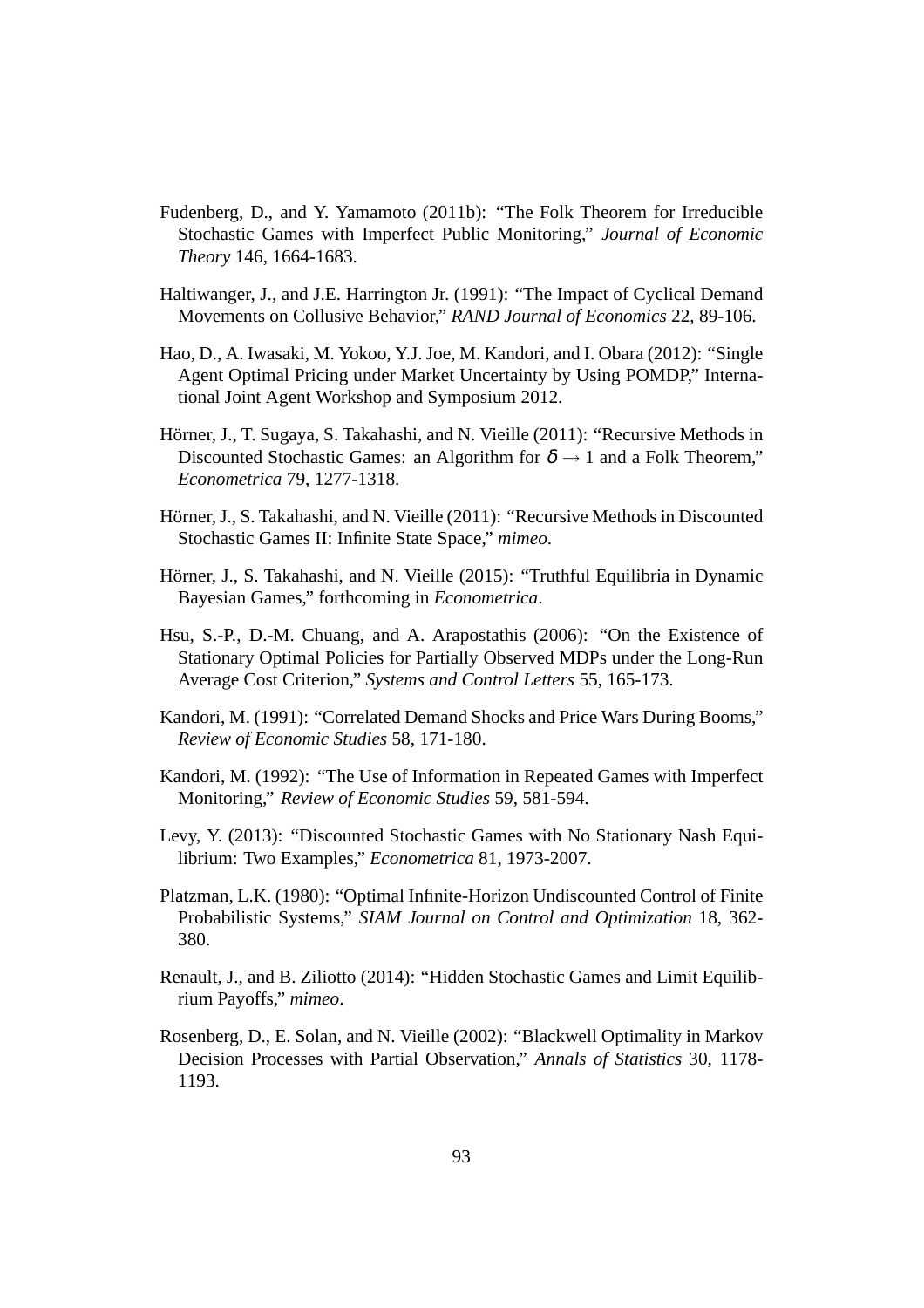Fudenberg, D., and Y. Yamamoto (2011b): "The Folk Theorem for Irreducible Stochastic Games with Imperfect Public Monitoring," *Journal of Economic Theory* 146, 1664-1683.

Haltiwanger, J., and J.E. Harrington Jr. (1991): "The Impact of Cyclical Demand Movements on Collusive Behavior," *RAND Journal of Economics* 22, 89-106.

Hao, D., A. Iwasaki, M. Yokoo, Y.J. Joe, M. Kandori, and I. Obara (2012): "Single Agent Optimal Pricing under Market Uncertainty by Using POMDP," International Joint Agent Workshop and Symposium 2012.

Hörner, J., T. Sugaya, S. Takahashi, and N. Vieille (2011): "Recursive Methods in Discounted Stochastic Games: an Algorithm for $\delta \to 1$ and a Folk Theorem," *Econometrica* 79, 1277-1318.

Hörner, J., S. Takahashi, and N. Vieille (2011): "Recursive Methods in Discounted Stochastic Games II: Infinite State Space," *mimeo*.

Hörner, J., S. Takahashi, and N. Vieille (2015): "Truthful Equilibria in Dynamic Bayesian Games," forthcoming in *Econometrica*.

Hsu, S.-P., D.-M. Chuang, and A. Arapostathis (2006): "On the Existence of Stationary Optimal Policies for Partially Observed MDPs under the Long-Run Average Cost Criterion," *Systems and Control Letters* 55, 165-173.

Kandori, M. (1991): "Correlated Demand Shocks and Price Wars During Booms," *Review of Economic Studies* 58, 171-180.

Kandori, M. (1992): "The Use of Information in Repeated Games with Imperfect Monitoring," *Review of Economic Studies* 59, 581-594.

Levy, Y. (2013): "Discounted Stochastic Games with No Stationary Nash Equilibrium: Two Examples," *Econometrica* 81, 1973-2007.

Platzman, L.K. (1980): "Optimal Infinite-Horizon Undiscounted Control of Finite Probabilistic Systems," *SIAM Journal on Control and Optimization* 18, 362-380.

Renault, J., and B. Ziliotto (2014): "Hidden Stochastic Games and Limit Equilibrium Payoffs," *mimeo*.

Rosenberg, D., E. Solan, and N. Vieille (2002): "Blackwell Optimality in Markov Decision Processes with Partial Observation," *Annals of Statistics* 30, 1178-1193.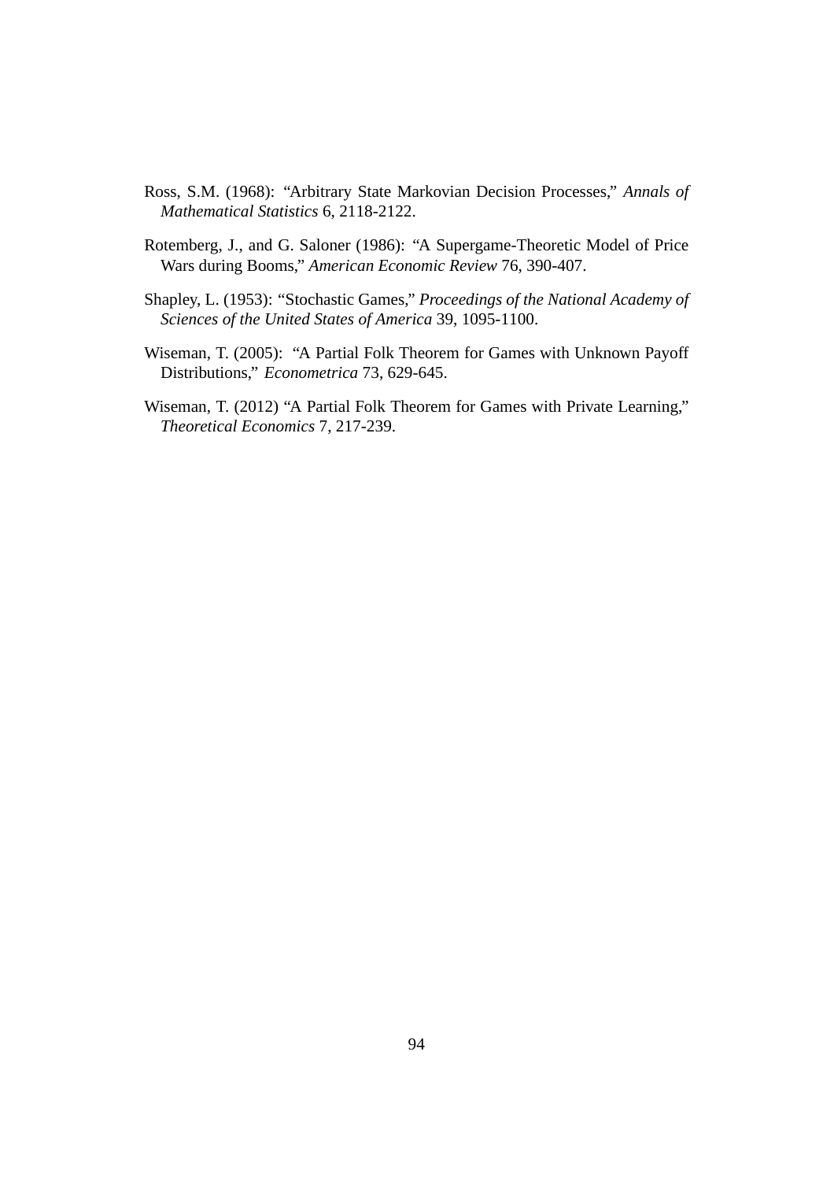Ross, S.M. (1968): "Arbitrary State Markovian Decision Processes," *Annals of Mathematical Statistics* 6, 2118-2122.

Rotemberg, J., and G. Saloner (1986): "A Supergame-Theoretic Model of Price Wars during Booms," *American Economic Review* 76, 390-407.

Shapley, L. (1953): "Stochastic Games," *Proceedings of the National Academy of Sciences of the United States of America* 39, 1095-1100.

Wiseman, T. (2005): "A Partial Folk Theorem for Games with Unknown Payoff Distributions," *Econometrica* 73, 629-645.

Wiseman, T. (2012) "A Partial Folk Theorem for Games with Private Learning," *Theoretical Economics* 7, 217-239.